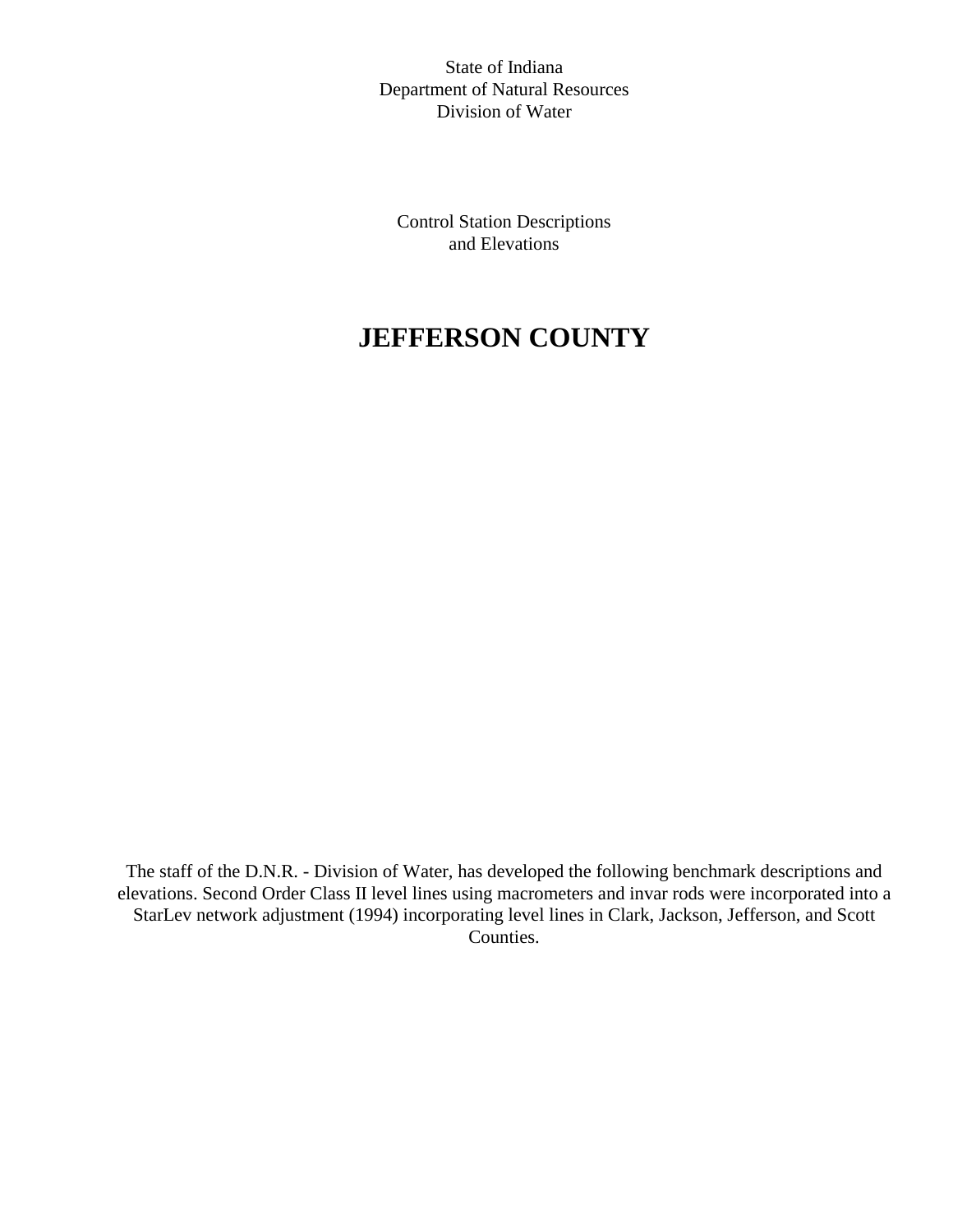State of Indiana
Department of Natural Resources
Division of Water

Control Station Descriptions
and Elevations

# JEFFERSON COUNTY

The staff of the D.N.R. - Division of Water, has developed the following benchmark descriptions and elevations. Second Order Class II level lines using macrometers and invar rods were incorporated into a StarLev network adjustment (1994) incorporating level lines in Clark, Jackson, Jefferson, and Scott Counties.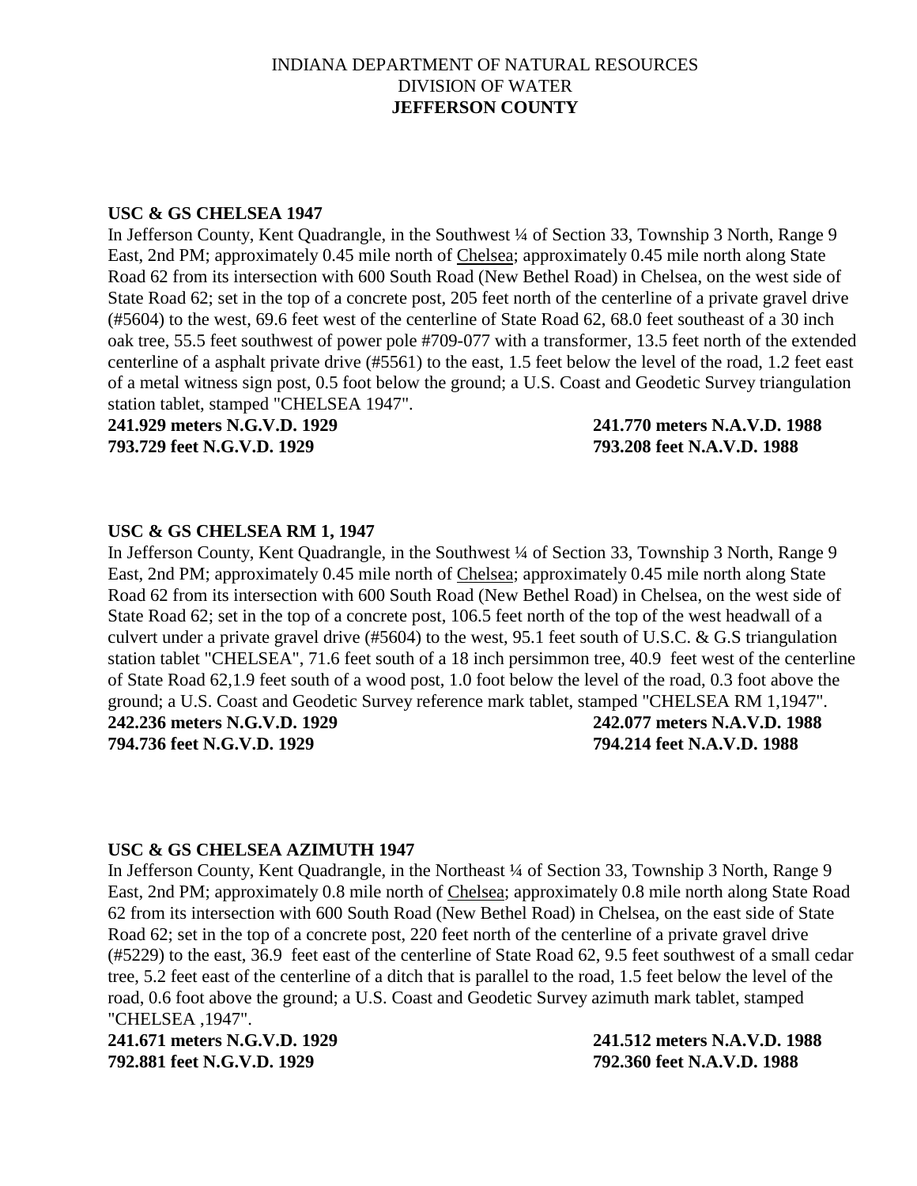INDIANA DEPARTMENT OF NATURAL RESOURCES
DIVISION OF WATER
**JEFFERSON COUNTY**

**USC & GS CHELSEA 1947**

In Jefferson County, Kent Quadrangle, in the Southwest ¼ of Section 33, Township 3 North, Range 9 East, 2nd PM; approximately 0.45 mile north of Chelsea; approximately 0.45 mile north along State Road 62 from its intersection with 600 South Road (New Bethel Road) in Chelsea, on the west side of State Road 62; set in the top of a concrete post, 205 feet north of the centerline of a private gravel drive (#5604) to the west, 69.6 feet west of the centerline of State Road 62, 68.0 feet southeast of a 30 inch oak tree, 55.5 feet southwest of power pole #709-077 with a transformer, 13.5 feet north of the extended centerline of a asphalt private drive (#5561) to the east, 1.5 feet below the level of the road, 1.2 feet east of a metal witness sign post, 0.5 foot below the ground; a U.S. Coast and Geodetic Survey triangulation station tablet, stamped "CHELSEA 1947".

**241.929 meters N.G.V.D. 1929** **241.770 meters N.A.V.D. 1988**
**793.729 feet N.G.V.D. 1929** **793.208 feet N.A.V.D. 1988**

**USC & GS CHELSEA RM 1, 1947**

In Jefferson County, Kent Quadrangle, in the Southwest ¼ of Section 33, Township 3 North, Range 9 East, 2nd PM; approximately 0.45 mile north of Chelsea; approximately 0.45 mile north along State Road 62 from its intersection with 600 South Road (New Bethel Road) in Chelsea, on the west side of State Road 62; set in the top of a concrete post, 106.5 feet north of the top of the west headwall of a culvert under a private gravel drive (#5604) to the west, 95.1 feet south of U.S.C. & G.S triangulation station tablet "CHELSEA", 71.6 feet south of a 18 inch persimmon tree, 40.9 feet west of the centerline of State Road 62,1.9 feet south of a wood post, 1.0 foot below the level of the road, 0.3 foot above the ground; a U.S. Coast and Geodetic Survey reference mark tablet, stamped "CHELSEA RM 1,1947".

**242.236 meters N.G.V.D. 1929** **242.077 meters N.A.V.D. 1988**
**794.736 feet N.G.V.D. 1929** **794.214 feet N.A.V.D. 1988**

**USC & GS CHELSEA AZIMUTH 1947**

In Jefferson County, Kent Quadrangle, in the Northeast ¼ of Section 33, Township 3 North, Range 9 East, 2nd PM; approximately 0.8 mile north of Chelsea; approximately 0.8 mile north along State Road 62 from its intersection with 600 South Road (New Bethel Road) in Chelsea, on the east side of State Road 62; set in the top of a concrete post, 220 feet north of the centerline of a private gravel drive (#5229) to the east, 36.9 feet east of the centerline of State Road 62, 9.5 feet southwest of a small cedar tree, 5.2 feet east of the centerline of a ditch that is parallel to the road, 1.5 feet below the level of the road, 0.6 foot above the ground; a U.S. Coast and Geodetic Survey azimuth mark tablet, stamped "CHELSEA ,1947".

**241.671 meters N.G.V.D. 1929** **241.512 meters N.A.V.D. 1988**
**792.881 feet N.G.V.D. 1929** **792.360 feet N.A.V.D. 1988**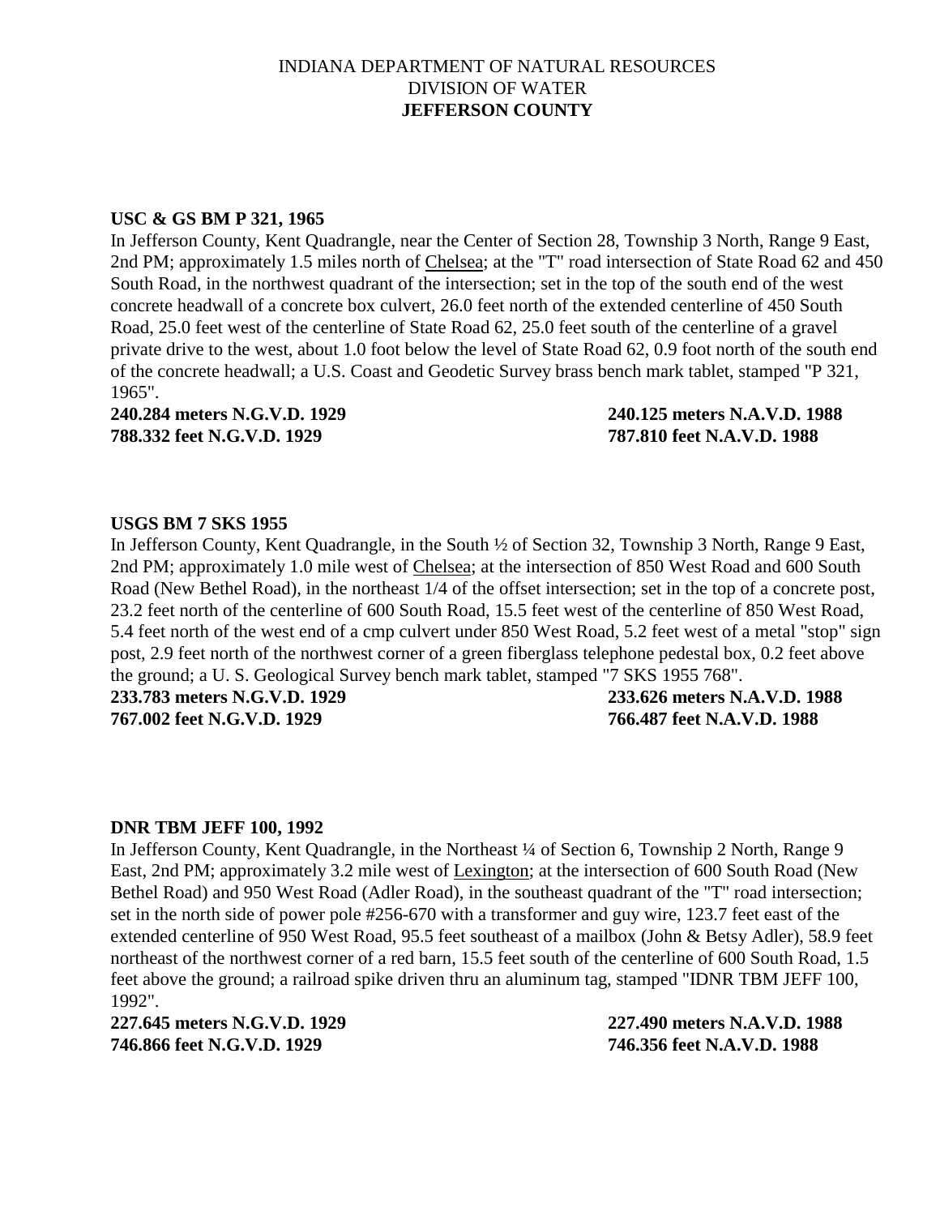INDIANA DEPARTMENT OF NATURAL RESOURCES
DIVISION OF WATER
**JEFFERSON COUNTY**

**USC & GS BM P 321, 1965**

In Jefferson County, Kent Quadrangle, near the Center of Section 28, Township 3 North, Range 9 East, 2nd PM; approximately 1.5 miles north of Chelsea; at the "T" road intersection of State Road 62 and 450 South Road, in the northwest quadrant of the intersection; set in the top of the south end of the west concrete headwall of a concrete box culvert, 26.0 feet north of the extended centerline of 450 South Road, 25.0 feet west of the centerline of State Road 62, 25.0 feet south of the centerline of a gravel private drive to the west, about 1.0 foot below the level of State Road 62, 0.9 foot north of the south end of the concrete headwall; a U.S. Coast and Geodetic Survey brass bench mark tablet, stamped "P 321, 1965".

**240.284 meters N.G.V.D. 1929** **240.125 meters N.A.V.D. 1988**
**788.332 feet N.G.V.D. 1929** **787.810 feet N.A.V.D. 1988**

**USGS BM 7 SKS 1955**

In Jefferson County, Kent Quadrangle, in the South ½ of Section 32, Township 3 North, Range 9 East, 2nd PM; approximately 1.0 mile west of Chelsea; at the intersection of 850 West Road and 600 South Road (New Bethel Road), in the northeast 1/4 of the offset intersection; set in the top of a concrete post, 23.2 feet north of the centerline of 600 South Road, 15.5 feet west of the centerline of 850 West Road, 5.4 feet north of the west end of a cmp culvert under 850 West Road, 5.2 feet west of a metal "stop" sign post, 2.9 feet north of the northwest corner of a green fiberglass telephone pedestal box, 0.2 feet above the ground; a U. S. Geological Survey bench mark tablet, stamped "7 SKS 1955 768".

**233.783 meters N.G.V.D. 1929** **233.626 meters N.A.V.D. 1988**
**767.002 feet N.G.V.D. 1929** **766.487 feet N.A.V.D. 1988**

**DNR TBM JEFF 100, 1992**

In Jefferson County, Kent Quadrangle, in the Northeast ¼ of Section 6, Township 2 North, Range 9 East, 2nd PM; approximately 3.2 mile west of Lexington; at the intersection of 600 South Road (New Bethel Road) and 950 West Road (Adler Road), in the southeast quadrant of the "T" road intersection; set in the north side of power pole #256-670 with a transformer and guy wire, 123.7 feet east of the extended centerline of 950 West Road, 95.5 feet southeast of a mailbox (John & Betsy Adler), 58.9 feet northeast of the northwest corner of a red barn, 15.5 feet south of the centerline of 600 South Road, 1.5 feet above the ground; a railroad spike driven thru an aluminum tag, stamped "IDNR TBM JEFF 100, 1992".

**227.645 meters N.G.V.D. 1929** **227.490 meters N.A.V.D. 1988**
**746.866 feet N.G.V.D. 1929** **746.356 feet N.A.V.D. 1988**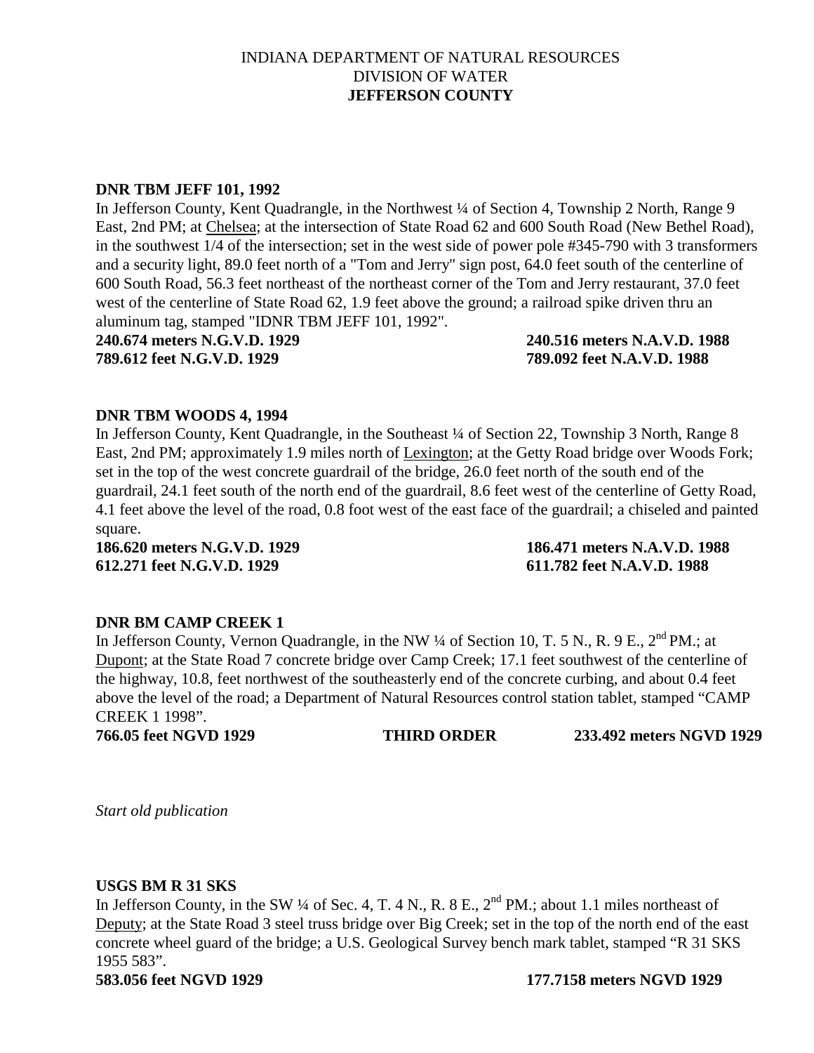INDIANA DEPARTMENT OF NATURAL RESOURCES
DIVISION OF WATER
**JEFFERSON COUNTY**

**DNR TBM JEFF 101, 1992**

In Jefferson County, Kent Quadrangle, in the Northwest ¼ of Section 4, Township 2 North, Range 9 East, 2nd PM; at Chelsea; at the intersection of State Road 62 and 600 South Road (New Bethel Road), in the southwest 1/4 of the intersection; set in the west side of power pole #345-790 with 3 transformers and a security light, 89.0 feet north of a "Tom and Jerry" sign post, 64.0 feet south of the centerline of 600 South Road, 56.3 feet northeast of the northeast corner of the Tom and Jerry restaurant, 37.0 feet west of the centerline of State Road 62, 1.9 feet above the ground; a railroad spike driven thru an aluminum tag, stamped "IDNR TBM JEFF 101, 1992".

**240.674 meters N.G.V.D. 1929** **240.516 meters N.A.V.D. 1988**
**789.612 feet N.G.V.D. 1929** **789.092 feet N.A.V.D. 1988**

**DNR TBM WOODS 4, 1994**

In Jefferson County, Kent Quadrangle, in the Southeast ¼ of Section 22, Township 3 North, Range 8 East, 2nd PM; approximately 1.9 miles north of Lexington; at the Getty Road bridge over Woods Fork; set in the top of the west concrete guardrail of the bridge, 26.0 feet north of the south end of the guardrail, 24.1 feet south of the north end of the guardrail, 8.6 feet west of the centerline of Getty Road, 4.1 feet above the level of the road, 0.8 foot west of the east face of the guardrail; a chiseled and painted square.

**186.620 meters N.G.V.D. 1929** **186.471 meters N.A.V.D. 1988**
**612.271 feet N.G.V.D. 1929** **611.782 feet N.A.V.D. 1988**

**DNR BM CAMP CREEK 1**

In Jefferson County, Vernon Quadrangle, in the NW ¼ of Section 10, T. 5 N., R. 9 E., 2nd PM.; at Dupont; at the State Road 7 concrete bridge over Camp Creek; 17.1 feet southwest of the centerline of the highway, 10.8, feet northwest of the southeasterly end of the concrete curbing, and about 0.4 feet above the level of the road; a Department of Natural Resources control station tablet, stamped "CAMP CREEK 1 1998".

**766.05 feet NGVD 1929** **THIRD ORDER** **233.492 meters NGVD 1929**

*Start old publication*

**USGS BM R 31 SKS**

In Jefferson County, in the SW ¼ of Sec. 4, T. 4 N., R. 8 E., 2nd PM.; about 1.1 miles northeast of Deputy; at the State Road 3 steel truss bridge over Big Creek; set in the top of the north end of the east concrete wheel guard of the bridge; a U.S. Geological Survey bench mark tablet, stamped "R 31 SKS 1955 583".

**583.056 feet NGVD 1929** **177.7158 meters NGVD 1929**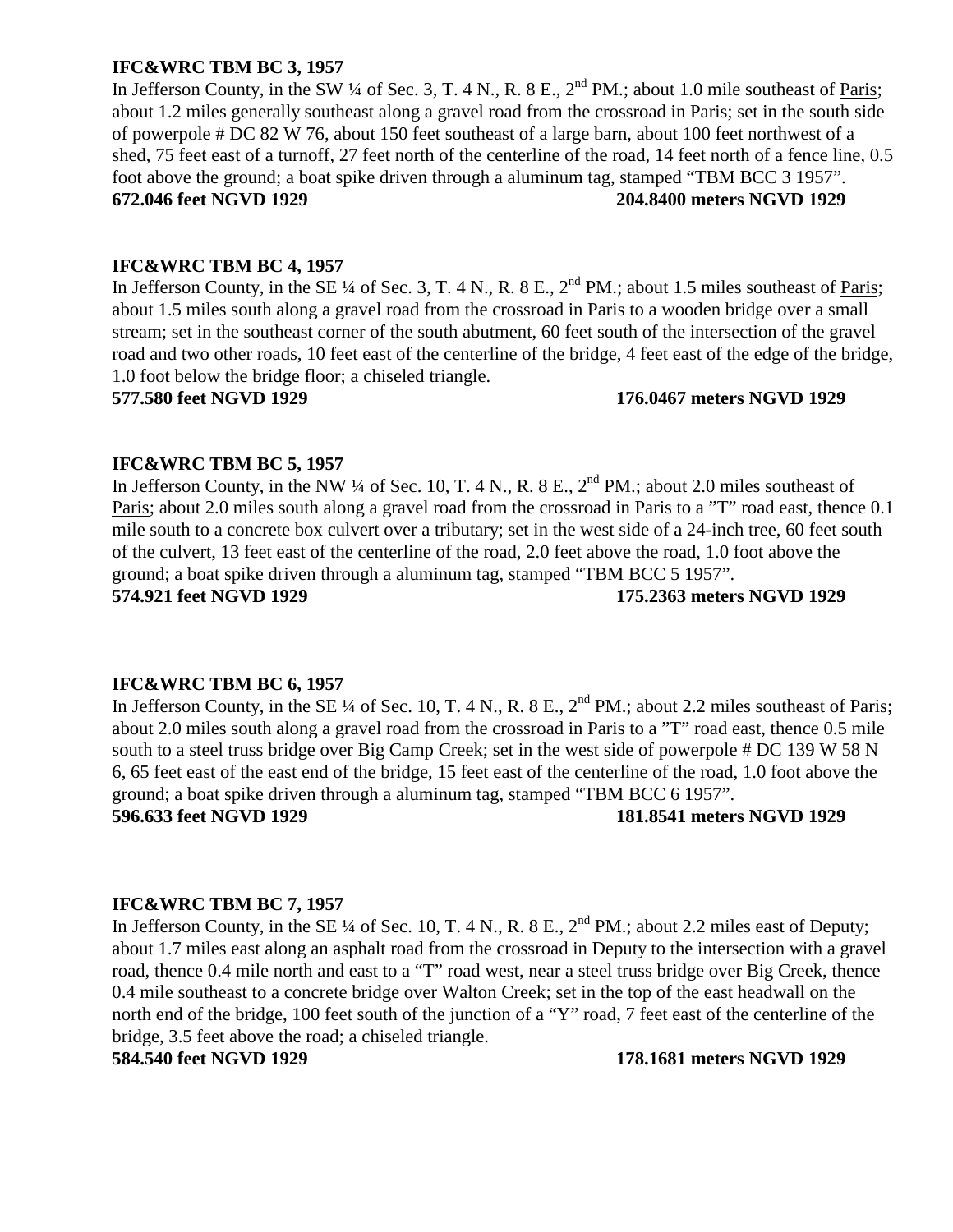**IFC&WRC TBM BC 3, 1957**

In Jefferson County, in the SW ¼ of Sec. 3, T. 4 N., R. 8 E., 2nd PM.; about 1.0 mile southeast of Paris; about 1.2 miles generally southeast along a gravel road from the crossroad in Paris; set in the south side of powerpole # DC 82 W 76, about 150 feet southeast of a large barn, about 100 feet northwest of a shed, 75 feet east of a turnoff, 27 feet north of the centerline of the road, 14 feet north of a fence line, 0.5 foot above the ground; a boat spike driven through a aluminum tag, stamped "TBM BCC 3 1957".

**672.046 feet NGVD 1929 204.8400 meters NGVD 1929**

**IFC&WRC TBM BC 4, 1957**

In Jefferson County, in the SE ¼ of Sec. 3, T. 4 N., R. 8 E., 2nd PM.; about 1.5 miles southeast of Paris; about 1.5 miles south along a gravel road from the crossroad in Paris to a wooden bridge over a small stream; set in the southeast corner of the south abutment, 60 feet south of the intersection of the gravel road and two other roads, 10 feet east of the centerline of the bridge, 4 feet east of the edge of the bridge, 1.0 foot below the bridge floor; a chiseled triangle.

**577.580 feet NGVD 1929 176.0467 meters NGVD 1929**

**IFC&WRC TBM BC 5, 1957**

In Jefferson County, in the NW ¼ of Sec. 10, T. 4 N., R. 8 E., 2nd PM.; about 2.0 miles southeast of Paris; about 2.0 miles south along a gravel road from the crossroad in Paris to a "T" road east, thence 0.1 mile south to a concrete box culvert over a tributary; set in the west side of a 24-inch tree, 60 feet south of the culvert, 13 feet east of the centerline of the road, 2.0 feet above the road, 1.0 foot above the ground; a boat spike driven through a aluminum tag, stamped "TBM BCC 5 1957".

**574.921 feet NGVD 1929 175.2363 meters NGVD 1929**

**IFC&WRC TBM BC 6, 1957**

In Jefferson County, in the SE ¼ of Sec. 10, T. 4 N., R. 8 E., 2nd PM.; about 2.2 miles southeast of Paris; about 2.0 miles south along a gravel road from the crossroad in Paris to a "T" road east, thence 0.5 mile south to a steel truss bridge over Big Camp Creek; set in the west side of powerpole # DC 139 W 58 N 6, 65 feet east of the east end of the bridge, 15 feet east of the centerline of the road, 1.0 foot above the ground; a boat spike driven through a aluminum tag, stamped "TBM BCC 6 1957".

**596.633 feet NGVD 1929 181.8541 meters NGVD 1929**

**IFC&WRC TBM BC 7, 1957**

In Jefferson County, in the SE ¼ of Sec. 10, T. 4 N., R. 8 E., 2nd PM.; about 2.2 miles east of Deputy; about 1.7 miles east along an asphalt road from the crossroad in Deputy to the intersection with a gravel road, thence 0.4 mile north and east to a "T" road west, near a steel truss bridge over Big Creek, thence 0.4 mile southeast to a concrete bridge over Walton Creek; set in the top of the east headwall on the north end of the bridge, 100 feet south of the junction of a "Y" road, 7 feet east of the centerline of the bridge, 3.5 feet above the road; a chiseled triangle.

**584.540 feet NGVD 1929 178.1681 meters NGVD 1929**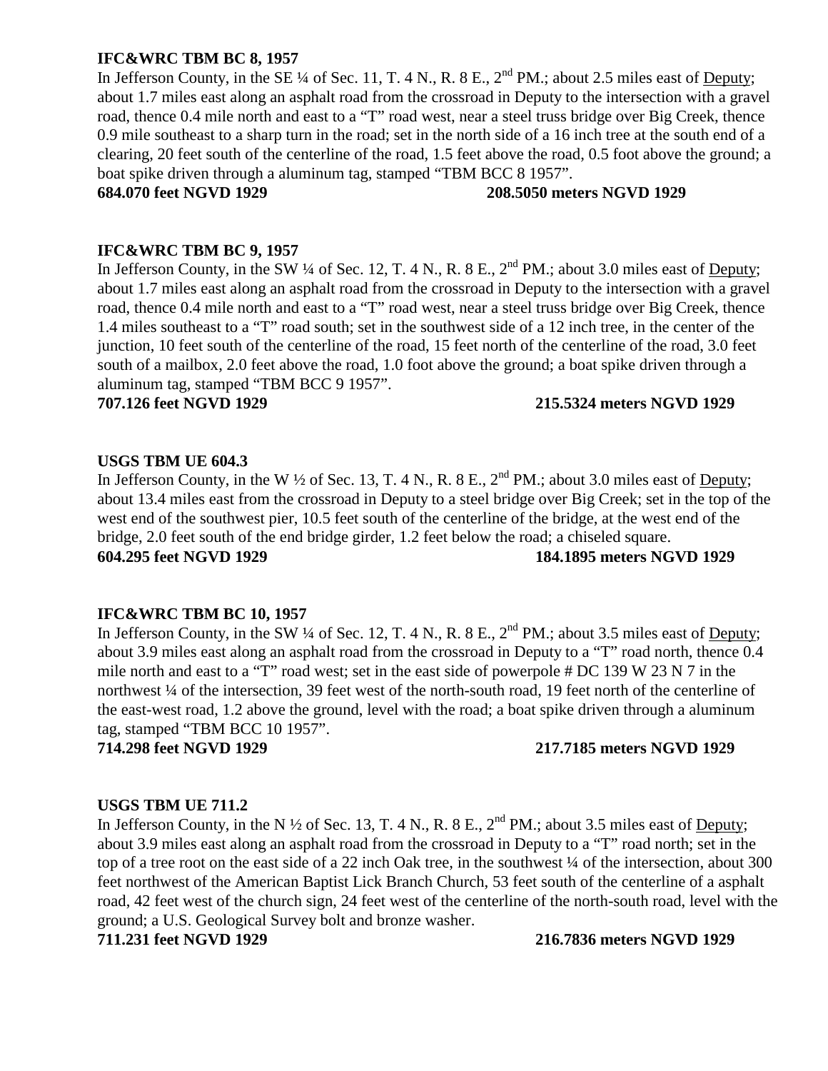**IFC&WRC TBM BC 8, 1957**

In Jefferson County, in the SE ¼ of Sec. 11, T. 4 N., R. 8 E., 2nd PM.; about 2.5 miles east of Deputy; about 1.7 miles east along an asphalt road from the crossroad in Deputy to the intersection with a gravel road, thence 0.4 mile north and east to a "T" road west, near a steel truss bridge over Big Creek, thence 0.9 mile southeast to a sharp turn in the road; set in the north side of a 16 inch tree at the south end of a clearing, 20 feet south of the centerline of the road, 1.5 feet above the road, 0.5 foot above the ground; a boat spike driven through a aluminum tag, stamped "TBM BCC 8 1957".

**684.070 feet NGVD 1929 208.5050 meters NGVD 1929**

**IFC&WRC TBM BC 9, 1957**

In Jefferson County, in the SW ¼ of Sec. 12, T. 4 N., R. 8 E., 2nd PM.; about 3.0 miles east of Deputy; about 1.7 miles east along an asphalt road from the crossroad in Deputy to the intersection with a gravel road, thence 0.4 mile north and east to a "T" road west, near a steel truss bridge over Big Creek, thence 1.4 miles southeast to a "T" road south; set in the southwest side of a 12 inch tree, in the center of the junction, 10 feet south of the centerline of the road, 15 feet north of the centerline of the road, 3.0 feet south of a mailbox, 2.0 feet above the road, 1.0 foot above the ground; a boat spike driven through a aluminum tag, stamped "TBM BCC 9 1957".

**707.126 feet NGVD 1929 215.5324 meters NGVD 1929**

**USGS TBM UE 604.3**

In Jefferson County, in the W ½ of Sec. 13, T. 4 N., R. 8 E., 2nd PM.; about 3.0 miles east of Deputy; about 13.4 miles east from the crossroad in Deputy to a steel bridge over Big Creek; set in the top of the west end of the southwest pier, 10.5 feet south of the centerline of the bridge, at the west end of the bridge, 2.0 feet south of the end bridge girder, 1.2 feet below the road; a chiseled square.

**604.295 feet NGVD 1929 184.1895 meters NGVD 1929**

**IFC&WRC TBM BC 10, 1957**

In Jefferson County, in the SW ¼ of Sec. 12, T. 4 N., R. 8 E., 2nd PM.; about 3.5 miles east of Deputy; about 3.9 miles east along an asphalt road from the crossroad in Deputy to a "T" road north, thence 0.4 mile north and east to a "T" road west; set in the east side of powerpole # DC 139 W 23 N 7 in the northwest ¼ of the intersection, 39 feet west of the north-south road, 19 feet north of the centerline of the east-west road, 1.2 above the ground, level with the road; a boat spike driven through a aluminum tag, stamped "TBM BCC 10 1957".

**714.298 feet NGVD 1929 217.7185 meters NGVD 1929**

**USGS TBM UE 711.2**

In Jefferson County, in the N ½ of Sec. 13, T. 4 N., R. 8 E., 2nd PM.; about 3.5 miles east of Deputy; about 3.9 miles east along an asphalt road from the crossroad in Deputy to a "T" road north; set in the top of a tree root on the east side of a 22 inch Oak tree, in the southwest ¼ of the intersection, about 300 feet northwest of the American Baptist Lick Branch Church, 53 feet south of the centerline of a asphalt road, 42 feet west of the church sign, 24 feet west of the centerline of the north-south road, level with the ground; a U.S. Geological Survey bolt and bronze washer.

**711.231 feet NGVD 1929 216.7836 meters NGVD 1929**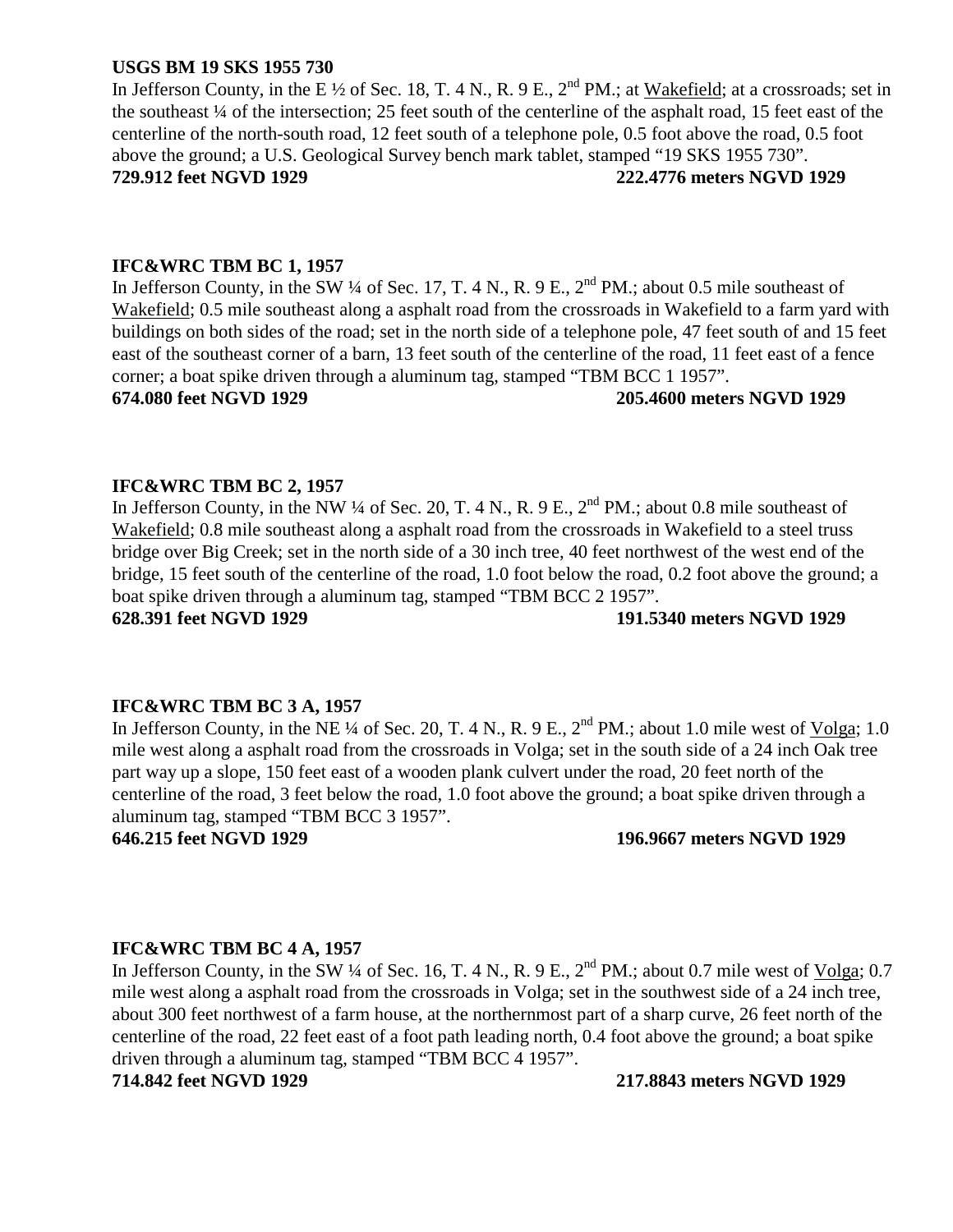**USGS BM 19 SKS 1955 730**

In Jefferson County, in the E ½ of Sec. 18, T. 4 N., R. 9 E., 2nd PM.; at Wakefield; at a crossroads; set in the southeast ¼ of the intersection; 25 feet south of the centerline of the asphalt road, 15 feet east of the centerline of the north-south road, 12 feet south of a telephone pole, 0.5 foot above the road, 0.5 foot above the ground; a U.S. Geological Survey bench mark tablet, stamped "19 SKS 1955 730".

**729.912 feet NGVD 1929** **222.4776 meters NGVD 1929**

**IFC&WRC TBM BC 1, 1957**

In Jefferson County, in the SW ¼ of Sec. 17, T. 4 N., R. 9 E., 2nd PM.; about 0.5 mile southeast of Wakefield; 0.5 mile southeast along a asphalt road from the crossroads in Wakefield to a farm yard with buildings on both sides of the road; set in the north side of a telephone pole, 47 feet south of and 15 feet east of the southeast corner of a barn, 13 feet south of the centerline of the road, 11 feet east of a fence corner; a boat spike driven through a aluminum tag, stamped "TBM BCC 1 1957".

**674.080 feet NGVD 1929** **205.4600 meters NGVD 1929**

**IFC&WRC TBM BC 2, 1957**

In Jefferson County, in the NW ¼ of Sec. 20, T. 4 N., R. 9 E., 2nd PM.; about 0.8 mile southeast of Wakefield; 0.8 mile southeast along a asphalt road from the crossroads in Wakefield to a steel truss bridge over Big Creek; set in the north side of a 30 inch tree, 40 feet northwest of the west end of the bridge, 15 feet south of the centerline of the road, 1.0 foot below the road, 0.2 foot above the ground; a boat spike driven through a aluminum tag, stamped "TBM BCC 2 1957".

**628.391 feet NGVD 1929** **191.5340 meters NGVD 1929**

**IFC&WRC TBM BC 3 A, 1957**

In Jefferson County, in the NE ¼ of Sec. 20, T. 4 N., R. 9 E., 2nd PM.; about 1.0 mile west of Volga; 1.0 mile west along a asphalt road from the crossroads in Volga; set in the south side of a 24 inch Oak tree part way up a slope, 150 feet east of a wooden plank culvert under the road, 20 feet north of the centerline of the road, 3 feet below the road, 1.0 foot above the ground; a boat spike driven through a aluminum tag, stamped "TBM BCC 3 1957".

**646.215 feet NGVD 1929** **196.9667 meters NGVD 1929**

**IFC&WRC TBM BC 4 A, 1957**

In Jefferson County, in the SW ¼ of Sec. 16, T. 4 N., R. 9 E., 2nd PM.; about 0.7 mile west of Volga; 0.7 mile west along a asphalt road from the crossroads in Volga; set in the southwest side of a 24 inch tree, about 300 feet northwest of a farm house, at the northernmost part of a sharp curve, 26 feet north of the centerline of the road, 22 feet east of a foot path leading north, 0.4 foot above the ground; a boat spike driven through a aluminum tag, stamped "TBM BCC 4 1957".

**714.842 feet NGVD 1929** **217.8843 meters NGVD 1929**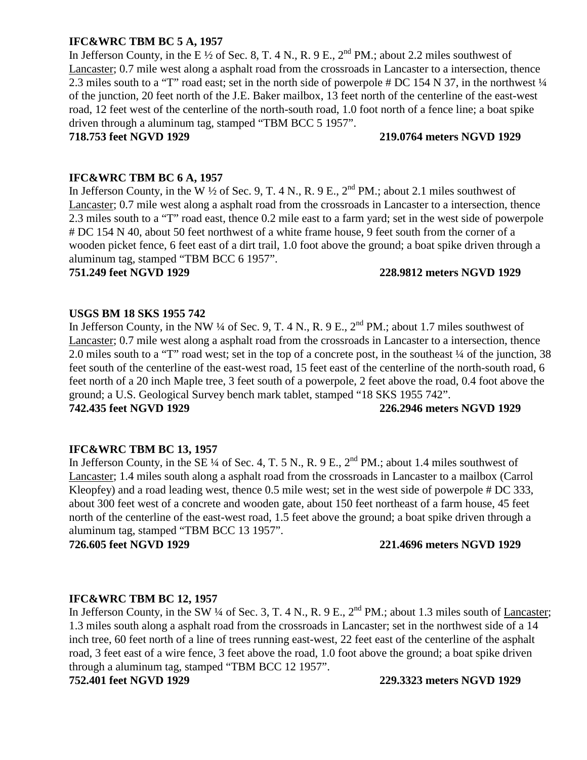**IFC&WRC TBM BC 5 A, 1957**

In Jefferson County, in the E ½ of Sec. 8, T. 4 N., R. 9 E., 2nd PM.; about 2.2 miles southwest of Lancaster; 0.7 mile west along a asphalt road from the crossroads in Lancaster to a intersection, thence 2.3 miles south to a "T" road east; set in the north side of powerpole # DC 154 N 37, in the northwest ¼ of the junction, 20 feet north of the J.E. Baker mailbox, 13 feet north of the centerline of the east-west road, 12 feet west of the centerline of the north-south road, 1.0 foot north of a fence line; a boat spike driven through a aluminum tag, stamped "TBM BCC 5 1957".

**718.753 feet NGVD 1929** **219.0764 meters NGVD 1929**

**IFC&WRC TBM BC 6 A, 1957**

In Jefferson County, in the W ½ of Sec. 9, T. 4 N., R. 9 E., 2nd PM.; about 2.1 miles southwest of Lancaster; 0.7 mile west along a asphalt road from the crossroads in Lancaster to a intersection, thence 2.3 miles south to a "T" road east, thence 0.2 mile east to a farm yard; set in the west side of powerpole # DC 154 N 40, about 50 feet northwest of a white frame house, 9 feet south from the corner of a wooden picket fence, 6 feet east of a dirt trail, 1.0 foot above the ground; a boat spike driven through a aluminum tag, stamped "TBM BCC 6 1957".

**751.249 feet NGVD 1929** **228.9812 meters NGVD 1929**

**USGS BM 18 SKS 1955 742**

In Jefferson County, in the NW ¼ of Sec. 9, T. 4 N., R. 9 E., 2nd PM.; about 1.7 miles southwest of Lancaster; 0.7 mile west along a asphalt road from the crossroads in Lancaster to a intersection, thence 2.0 miles south to a "T" road west; set in the top of a concrete post, in the southeast ¼ of the junction, 38 feet south of the centerline of the east-west road, 15 feet east of the centerline of the north-south road, 6 feet north of a 20 inch Maple tree, 3 feet south of a powerpole, 2 feet above the road, 0.4 foot above the ground; a U.S. Geological Survey bench mark tablet, stamped "18 SKS 1955 742".

**742.435 feet NGVD 1929** **226.2946 meters NGVD 1929**

**IFC&WRC TBM BC 13, 1957**

In Jefferson County, in the SE ¼ of Sec. 4, T. 5 N., R. 9 E., 2nd PM.; about 1.4 miles southwest of Lancaster; 1.4 miles south along a asphalt road from the crossroads in Lancaster to a mailbox (Carrol Kleopfey) and a road leading west, thence 0.5 mile west; set in the west side of powerpole # DC 333, about 300 feet west of a concrete and wooden gate, about 150 feet northeast of a farm house, 45 feet north of the centerline of the east-west road, 1.5 feet above the ground; a boat spike driven through a aluminum tag, stamped "TBM BCC 13 1957".

**726.605 feet NGVD 1929** **221.4696 meters NGVD 1929**

**IFC&WRC TBM BC 12, 1957**

In Jefferson County, in the SW ¼ of Sec. 3, T. 4 N., R. 9 E., 2nd PM.; about 1.3 miles south of Lancaster; 1.3 miles south along a asphalt road from the crossroads in Lancaster; set in the northwest side of a 14 inch tree, 60 feet north of a line of trees running east-west, 22 feet east of the centerline of the asphalt road, 3 feet east of a wire fence, 3 feet above the road, 1.0 foot above the ground; a boat spike driven through a aluminum tag, stamped "TBM BCC 12 1957".

**752.401 feet NGVD 1929** **229.3323 meters NGVD 1929**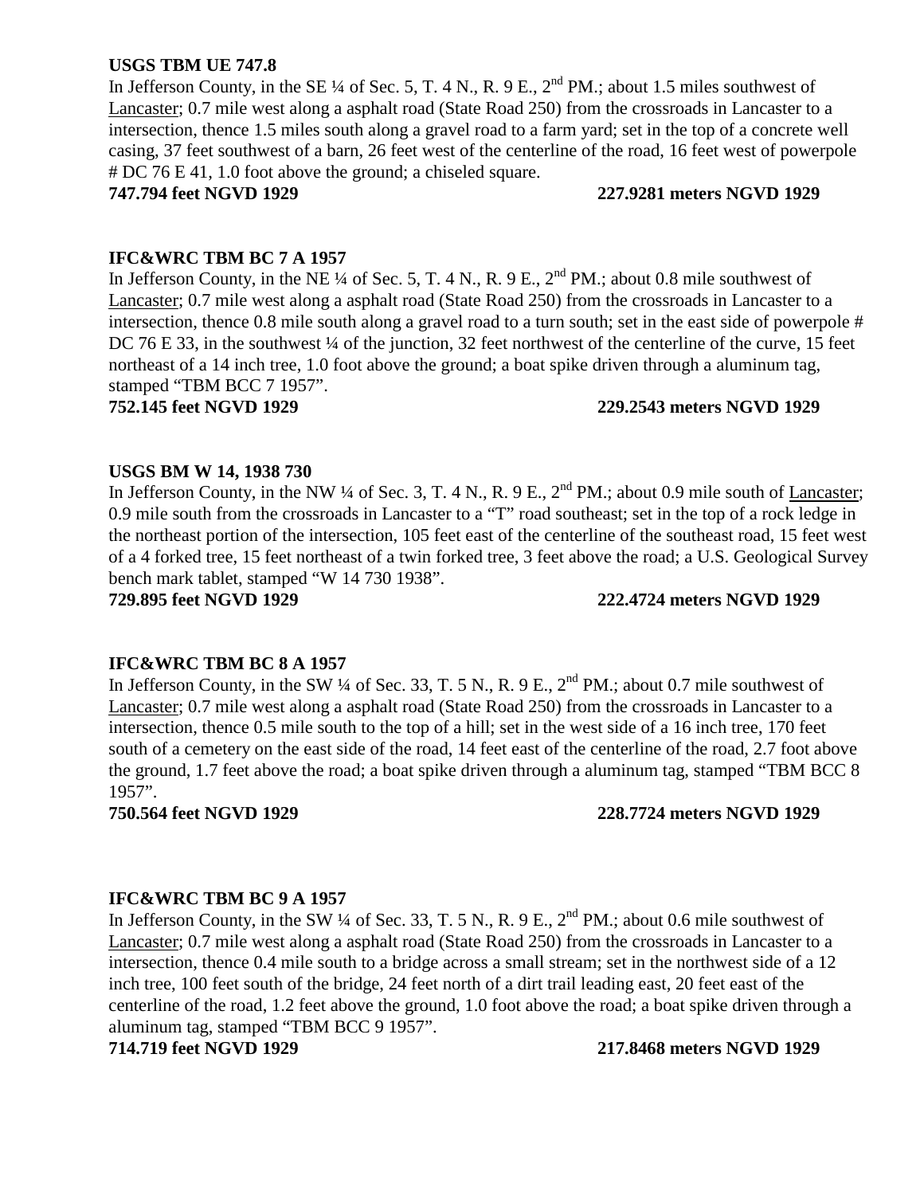**USGS TBM UE 747.8**

In Jefferson County, in the SE ¼ of Sec. 5, T. 4 N., R. 9 E., 2nd PM.; about 1.5 miles southwest of Lancaster; 0.7 mile west along a asphalt road (State Road 250) from the crossroads in Lancaster to a intersection, thence 1.5 miles south along a gravel road to a farm yard; set in the top of a concrete well casing, 37 feet southwest of a barn, 26 feet west of the centerline of the road, 16 feet west of powerpole # DC 76 E 41, 1.0 foot above the ground; a chiseled square.

**747.794 feet NGVD 1929 227.9281 meters NGVD 1929**

**IFC&WRC TBM BC 7 A 1957**

In Jefferson County, in the NE ¼ of Sec. 5, T. 4 N., R. 9 E., 2nd PM.; about 0.8 mile southwest of Lancaster; 0.7 mile west along a asphalt road (State Road 250) from the crossroads in Lancaster to a intersection, thence 0.8 mile south along a gravel road to a turn south; set in the east side of powerpole # DC 76 E 33, in the southwest ¼ of the junction, 32 feet northwest of the centerline of the curve, 15 feet northeast of a 14 inch tree, 1.0 foot above the ground; a boat spike driven through a aluminum tag, stamped "TBM BCC 7 1957".

**752.145 feet NGVD 1929 229.2543 meters NGVD 1929**

**USGS BM W 14, 1938 730**

In Jefferson County, in the NW ¼ of Sec. 3, T. 4 N., R. 9 E., 2nd PM.; about 0.9 mile south of Lancaster; 0.9 mile south from the crossroads in Lancaster to a "T" road southeast; set in the top of a rock ledge in the northeast portion of the intersection, 105 feet east of the centerline of the southeast road, 15 feet west of a 4 forked tree, 15 feet northeast of a twin forked tree, 3 feet above the road; a U.S. Geological Survey bench mark tablet, stamped "W 14 730 1938".

**729.895 feet NGVD 1929 222.4724 meters NGVD 1929**

**IFC&WRC TBM BC 8 A 1957**

In Jefferson County, in the SW ¼ of Sec. 33, T. 5 N., R. 9 E., 2nd PM.; about 0.7 mile southwest of Lancaster; 0.7 mile west along a asphalt road (State Road 250) from the crossroads in Lancaster to a intersection, thence 0.5 mile south to the top of a hill; set in the west side of a 16 inch tree, 170 feet south of a cemetery on the east side of the road, 14 feet east of the centerline of the road, 2.7 foot above the ground, 1.7 feet above the road; a boat spike driven through a aluminum tag, stamped "TBM BCC 8 1957".

**750.564 feet NGVD 1929 228.7724 meters NGVD 1929**

**IFC&WRC TBM BC 9 A 1957**

In Jefferson County, in the SW ¼ of Sec. 33, T. 5 N., R. 9 E., 2nd PM.; about 0.6 mile southwest of Lancaster; 0.7 mile west along a asphalt road (State Road 250) from the crossroads in Lancaster to a intersection, thence 0.4 mile south to a bridge across a small stream; set in the northwest side of a 12 inch tree, 100 feet south of the bridge, 24 feet north of a dirt trail leading east, 20 feet east of the centerline of the road, 1.2 feet above the ground, 1.0 foot above the road; a boat spike driven through a aluminum tag, stamped "TBM BCC 9 1957".

**714.719 feet NGVD 1929 217.8468 meters NGVD 1929**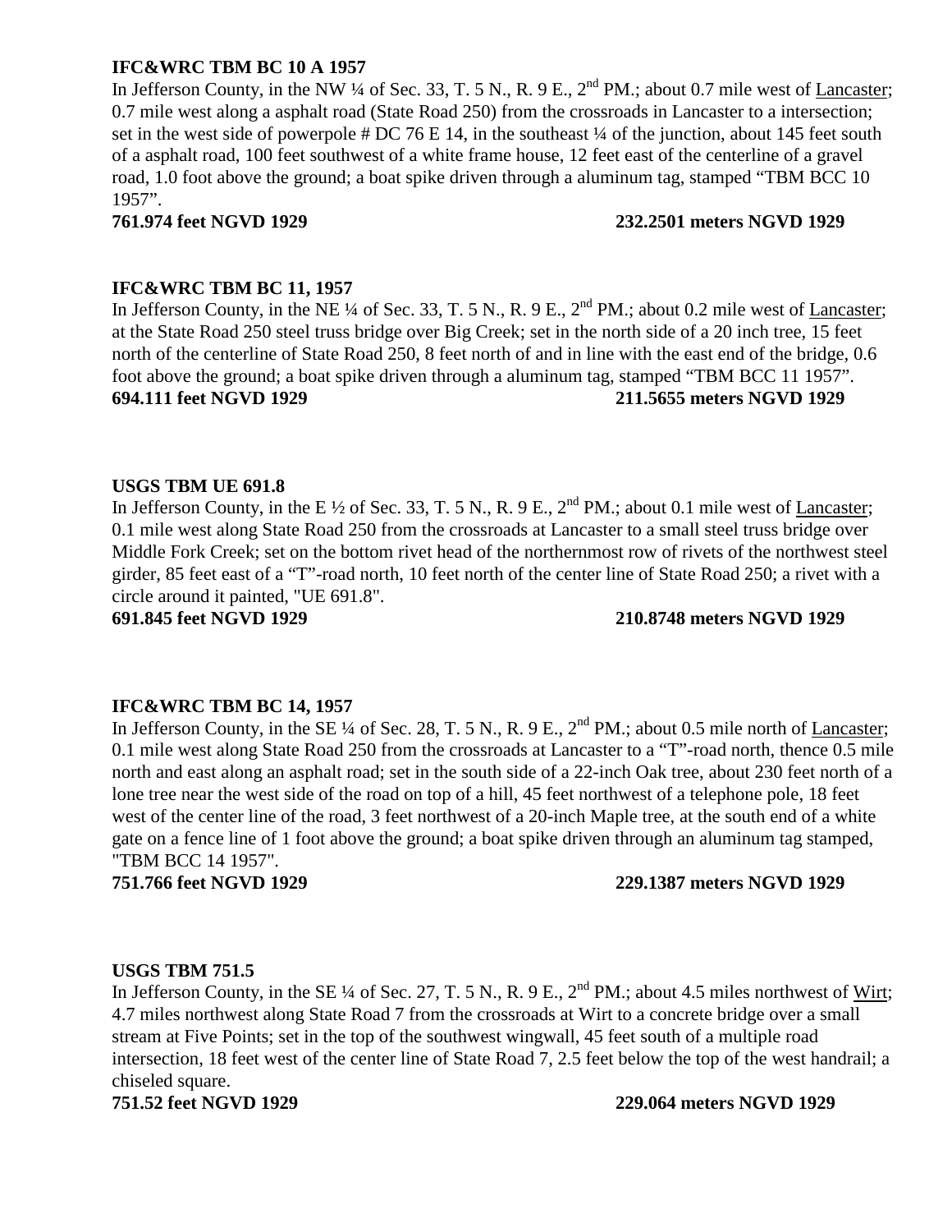**IFC&WRC TBM BC 10 A 1957**

In Jefferson County, in the NW ¼ of Sec. 33, T. 5 N., R. 9 E., 2nd PM.; about 0.7 mile west of Lancaster; 0.7 mile west along a asphalt road (State Road 250) from the crossroads in Lancaster to a intersection; set in the west side of powerpole # DC 76 E 14, in the southeast ¼ of the junction, about 145 feet south of a asphalt road, 100 feet southwest of a white frame house, 12 feet east of the centerline of a gravel road, 1.0 foot above the ground; a boat spike driven through a aluminum tag, stamped "TBM BCC 10 1957".

**761.974 feet NGVD 1929 232.2501 meters NGVD 1929**

**IFC&WRC TBM BC 11, 1957**

In Jefferson County, in the NE ¼ of Sec. 33, T. 5 N., R. 9 E., 2nd PM.; about 0.2 mile west of Lancaster; at the State Road 250 steel truss bridge over Big Creek; set in the north side of a 20 inch tree, 15 feet north of the centerline of State Road 250, 8 feet north of and in line with the east end of the bridge, 0.6 foot above the ground; a boat spike driven through a aluminum tag, stamped "TBM BCC 11 1957".

**694.111 feet NGVD 1929 211.5655 meters NGVD 1929**

**USGS TBM UE 691.8**

In Jefferson County, in the E ½ of Sec. 33, T. 5 N., R. 9 E., 2nd PM.; about 0.1 mile west of Lancaster; 0.1 mile west along State Road 250 from the crossroads at Lancaster to a small steel truss bridge over Middle Fork Creek; set on the bottom rivet head of the northernmost row of rivets of the northwest steel girder, 85 feet east of a "T"-road north, 10 feet north of the center line of State Road 250; a rivet with a circle around it painted, "UE 691.8".

**691.845 feet NGVD 1929 210.8748 meters NGVD 1929**

**IFC&WRC TBM BC 14, 1957**

In Jefferson County, in the SE ¼ of Sec. 28, T. 5 N., R. 9 E., 2nd PM.; about 0.5 mile north of Lancaster; 0.1 mile west along State Road 250 from the crossroads at Lancaster to a "T"-road north, thence 0.5 mile north and east along an asphalt road; set in the south side of a 22-inch Oak tree, about 230 feet north of a lone tree near the west side of the road on top of a hill, 45 feet northwest of a telephone pole, 18 feet west of the center line of the road, 3 feet northwest of a 20-inch Maple tree, at the south end of a white gate on a fence line of 1 foot above the ground; a boat spike driven through an aluminum tag stamped, "TBM BCC 14 1957".

**751.766 feet NGVD 1929 229.1387 meters NGVD 1929**

**USGS TBM 751.5**

In Jefferson County, in the SE ¼ of Sec. 27, T. 5 N., R. 9 E., 2nd PM.; about 4.5 miles northwest of Wirt; 4.7 miles northwest along State Road 7 from the crossroads at Wirt to a concrete bridge over a small stream at Five Points; set in the top of the southwest wingwall, 45 feet south of a multiple road intersection, 18 feet west of the center line of State Road 7, 2.5 feet below the top of the west handrail; a chiseled square.

**751.52 feet NGVD 1929 229.064 meters NGVD 1929**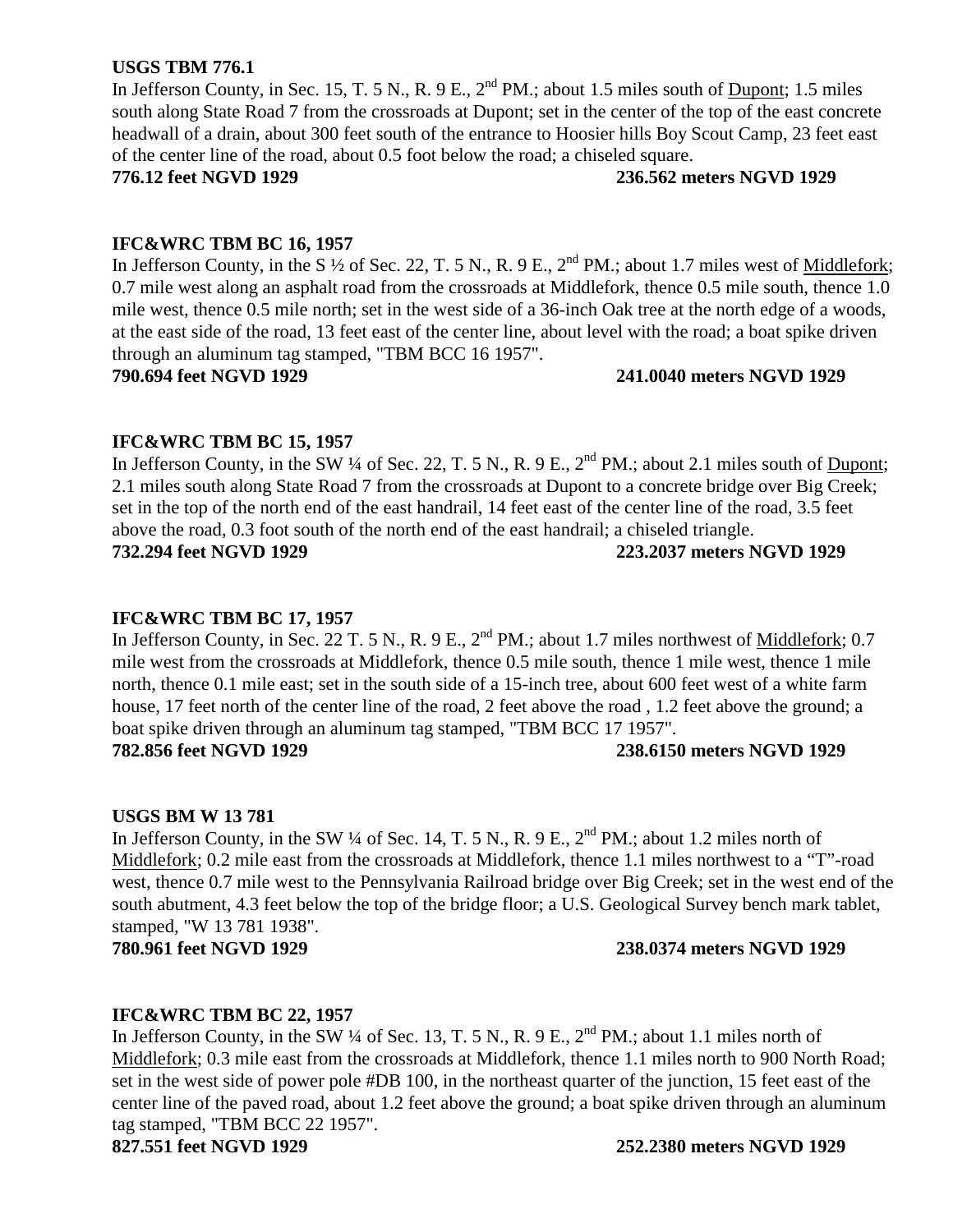**USGS TBM 776.1**

In Jefferson County, in Sec. 15, T. 5 N., R. 9 E., 2nd PM.; about 1.5 miles south of Dupont; 1.5 miles south along State Road 7 from the crossroads at Dupont; set in the center of the top of the east concrete headwall of a drain, about 300 feet south of the entrance to Hoosier hills Boy Scout Camp, 23 feet east of the center line of the road, about 0.5 foot below the road; a chiseled square.

**776.12 feet NGVD 1929** **236.562 meters NGVD 1929**

**IFC&WRC TBM BC 16, 1957**

In Jefferson County, in the S ½ of Sec. 22, T. 5 N., R. 9 E., 2nd PM.; about 1.7 miles west of Middlefork; 0.7 mile west along an asphalt road from the crossroads at Middlefork, thence 0.5 mile south, thence 1.0 mile west, thence 0.5 mile north; set in the west side of a 36-inch Oak tree at the north edge of a woods, at the east side of the road, 13 feet east of the center line, about level with the road; a boat spike driven through an aluminum tag stamped, "TBM BCC 16 1957".

**790.694 feet NGVD 1929** **241.0040 meters NGVD 1929**

**IFC&WRC TBM BC 15, 1957**

In Jefferson County, in the SW ¼ of Sec. 22, T. 5 N., R. 9 E., 2nd PM.; about 2.1 miles south of Dupont; 2.1 miles south along State Road 7 from the crossroads at Dupont to a concrete bridge over Big Creek; set in the top of the north end of the east handrail, 14 feet east of the center line of the road, 3.5 feet above the road, 0.3 foot south of the north end of the east handrail; a chiseled triangle.

**732.294 feet NGVD 1929** **223.2037 meters NGVD 1929**

**IFC&WRC TBM BC 17, 1957**

In Jefferson County, in Sec. 22 T. 5 N., R. 9 E., 2nd PM.; about 1.7 miles northwest of Middlefork; 0.7 mile west from the crossroads at Middlefork, thence 0.5 mile south, thence 1 mile west, thence 1 mile north, thence 0.1 mile east; set in the south side of a 15-inch tree, about 600 feet west of a white farm house, 17 feet north of the center line of the road, 2 feet above the road , 1.2 feet above the ground; a boat spike driven through an aluminum tag stamped, "TBM BCC 17 1957".

**782.856 feet NGVD 1929** **238.6150 meters NGVD 1929**

**USGS BM W 13 781**

In Jefferson County, in the SW ¼ of Sec. 14, T. 5 N., R. 9 E., 2nd PM.; about 1.2 miles north of Middlefork; 0.2 mile east from the crossroads at Middlefork, thence 1.1 miles northwest to a "T"-road west, thence 0.7 mile west to the Pennsylvania Railroad bridge over Big Creek; set in the west end of the south abutment, 4.3 feet below the top of the bridge floor; a U.S. Geological Survey bench mark tablet, stamped, "W 13 781 1938".

**780.961 feet NGVD 1929** **238.0374 meters NGVD 1929**

**IFC&WRC TBM BC 22, 1957**

In Jefferson County, in the SW ¼ of Sec. 13, T. 5 N., R. 9 E., 2nd PM.; about 1.1 miles north of Middlefork; 0.3 mile east from the crossroads at Middlefork, thence 1.1 miles north to 900 North Road; set in the west side of power pole #DB 100, in the northeast quarter of the junction, 15 feet east of the center line of the paved road, about 1.2 feet above the ground; a boat spike driven through an aluminum tag stamped, "TBM BCC 22 1957".

**827.551 feet NGVD 1929** **252.2380 meters NGVD 1929**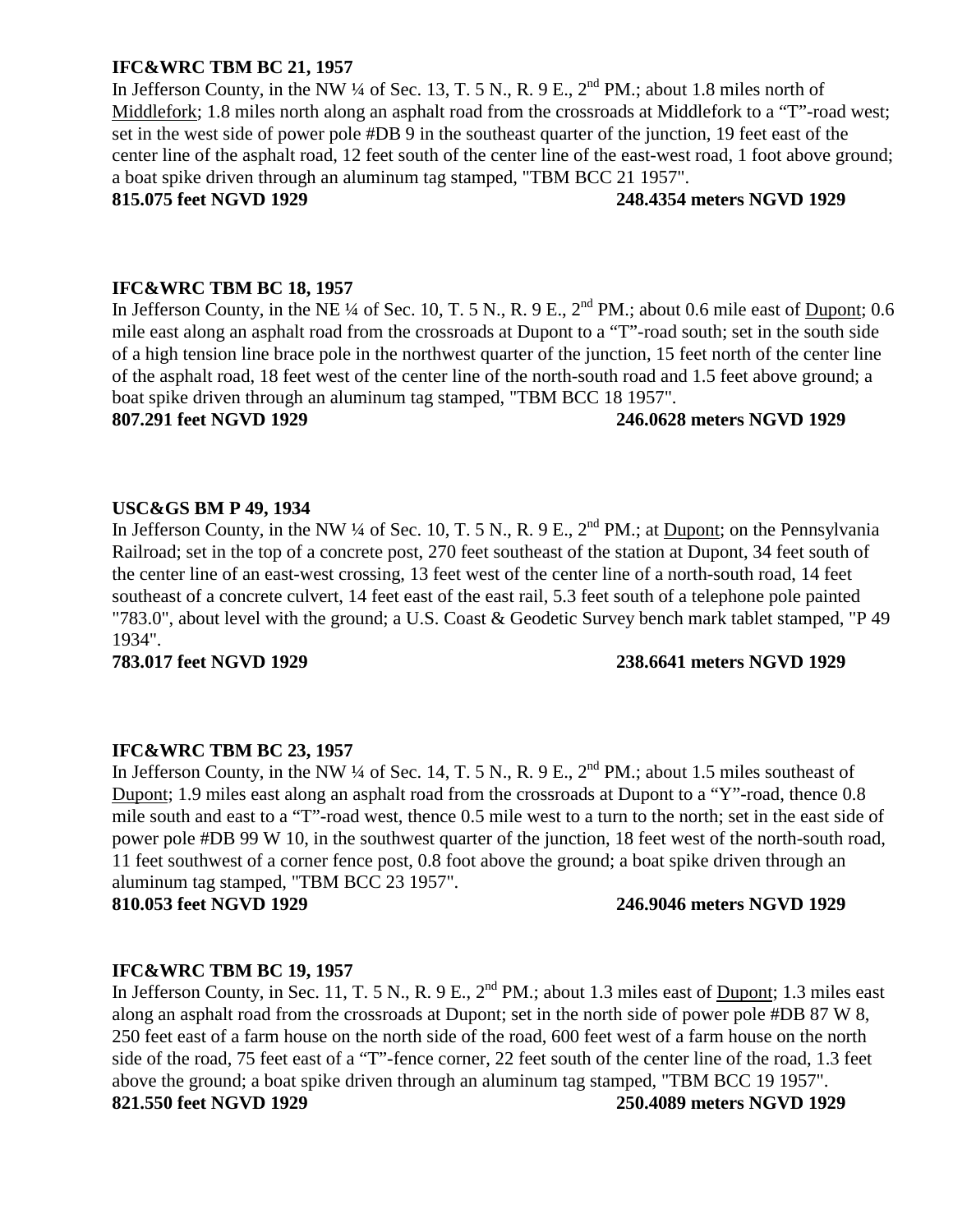**IFC&WRC TBM BC 21, 1957**

In Jefferson County, in the NW ¼ of Sec. 13, T. 5 N., R. 9 E., 2nd PM.; about 1.8 miles north of Middlefork; 1.8 miles north along an asphalt road from the crossroads at Middlefork to a "T"-road west; set in the west side of power pole #DB 9 in the southeast quarter of the junction, 19 feet east of the center line of the asphalt road, 12 feet south of the center line of the east-west road, 1 foot above ground; a boat spike driven through an aluminum tag stamped, "TBM BCC 21 1957".

**815.075 feet NGVD 1929** **248.4354 meters NGVD 1929**

**IFC&WRC TBM BC 18, 1957**

In Jefferson County, in the NE ¼ of Sec. 10, T. 5 N., R. 9 E., 2nd PM.; about 0.6 mile east of Dupont; 0.6 mile east along an asphalt road from the crossroads at Dupont to a "T"-road south; set in the south side of a high tension line brace pole in the northwest quarter of the junction, 15 feet north of the center line of the asphalt road, 18 feet west of the center line of the north-south road and 1.5 feet above ground; a boat spike driven through an aluminum tag stamped, "TBM BCC 18 1957".

**807.291 feet NGVD 1929** **246.0628 meters NGVD 1929**

**USC&GS BM P 49, 1934**

In Jefferson County, in the NW ¼ of Sec. 10, T. 5 N., R. 9 E., 2nd PM.; at Dupont; on the Pennsylvania Railroad; set in the top of a concrete post, 270 feet southeast of the station at Dupont, 34 feet south of the center line of an east-west crossing, 13 feet west of the center line of a north-south road, 14 feet southeast of a concrete culvert, 14 feet east of the east rail, 5.3 feet south of a telephone pole painted "783.0", about level with the ground; a U.S. Coast & Geodetic Survey bench mark tablet stamped, "P 49 1934".

**783.017 feet NGVD 1929** **238.6641 meters NGVD 1929**

**IFC&WRC TBM BC 23, 1957**

In Jefferson County, in the NW ¼ of Sec. 14, T. 5 N., R. 9 E., 2nd PM.; about 1.5 miles southeast of Dupont; 1.9 miles east along an asphalt road from the crossroads at Dupont to a "Y"-road, thence 0.8 mile south and east to a "T"-road west, thence 0.5 mile west to a turn to the north; set in the east side of power pole #DB 99 W 10, in the southwest quarter of the junction, 18 feet west of the north-south road, 11 feet southwest of a corner fence post, 0.8 foot above the ground; a boat spike driven through an aluminum tag stamped, "TBM BCC 23 1957".

**810.053 feet NGVD 1929** **246.9046 meters NGVD 1929**

**IFC&WRC TBM BC 19, 1957**

In Jefferson County, in Sec. 11, T. 5 N., R. 9 E., 2nd PM.; about 1.3 miles east of Dupont; 1.3 miles east along an asphalt road from the crossroads at Dupont; set in the north side of power pole #DB 87 W 8, 250 feet east of a farm house on the north side of the road, 600 feet west of a farm house on the north side of the road, 75 feet east of a "T"-fence corner, 22 feet south of the center line of the road, 1.3 feet above the ground; a boat spike driven through an aluminum tag stamped, "TBM BCC 19 1957".

**821.550 feet NGVD 1929** **250.4089 meters NGVD 1929**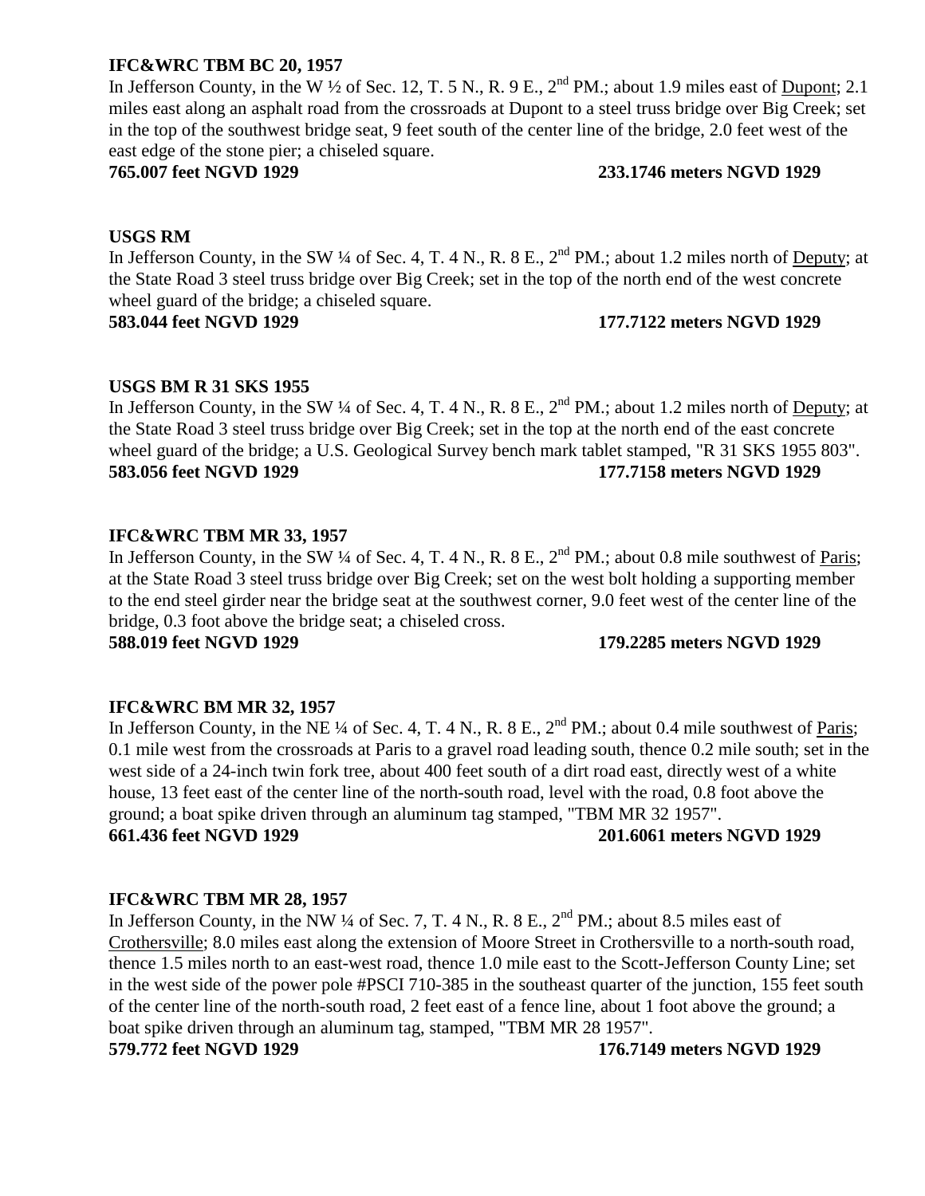**IFC&WRC TBM BC 20, 1957**

In Jefferson County, in the W ½ of Sec. 12, T. 5 N., R. 9 E., 2nd PM.; about 1.9 miles east of Dupont; 2.1 miles east along an asphalt road from the crossroads at Dupont to a steel truss bridge over Big Creek; set in the top of the southwest bridge seat, 9 feet south of the center line of the bridge, 2.0 feet west of the east edge of the stone pier; a chiseled square.

**765.007 feet NGVD 1929 233.1746 meters NGVD 1929**

**USGS RM**

In Jefferson County, in the SW ¼ of Sec. 4, T. 4 N., R. 8 E., 2nd PM.; about 1.2 miles north of Deputy; at the State Road 3 steel truss bridge over Big Creek; set in the top of the north end of the west concrete wheel guard of the bridge; a chiseled square.

**583.044 feet NGVD 1929 177.7122 meters NGVD 1929**

**USGS BM R 31 SKS 1955**

In Jefferson County, in the SW ¼ of Sec. 4, T. 4 N., R. 8 E., 2nd PM.; about 1.2 miles north of Deputy; at the State Road 3 steel truss bridge over Big Creek; set in the top at the north end of the east concrete wheel guard of the bridge; a U.S. Geological Survey bench mark tablet stamped, "R 31 SKS 1955 803".

**583.056 feet NGVD 1929 177.7158 meters NGVD 1929**

**IFC&WRC TBM MR 33, 1957**

In Jefferson County, in the SW ¼ of Sec. 4, T. 4 N., R. 8 E., 2nd PM.; about 0.8 mile southwest of Paris; at the State Road 3 steel truss bridge over Big Creek; set on the west bolt holding a supporting member to the end steel girder near the bridge seat at the southwest corner, 9.0 feet west of the center line of the bridge, 0.3 foot above the bridge seat; a chiseled cross.

**588.019 feet NGVD 1929 179.2285 meters NGVD 1929**

**IFC&WRC BM MR 32, 1957**

In Jefferson County, in the NE ¼ of Sec. 4, T. 4 N., R. 8 E., 2nd PM.; about 0.4 mile southwest of Paris; 0.1 mile west from the crossroads at Paris to a gravel road leading south, thence 0.2 mile south; set in the west side of a 24-inch twin fork tree, about 400 feet south of a dirt road east, directly west of a white house, 13 feet east of the center line of the north-south road, level with the road, 0.8 foot above the ground; a boat spike driven through an aluminum tag stamped, "TBM MR 32 1957".

**661.436 feet NGVD 1929 201.6061 meters NGVD 1929**

**IFC&WRC TBM MR 28, 1957**

In Jefferson County, in the NW ¼ of Sec. 7, T. 4 N., R. 8 E., 2nd PM.; about 8.5 miles east of Crothersville; 8.0 miles east along the extension of Moore Street in Crothersville to a north-south road, thence 1.5 miles north to an east-west road, thence 1.0 mile east to the Scott-Jefferson County Line; set in the west side of the power pole #PSCI 710-385 in the southeast quarter of the junction, 155 feet south of the center line of the north-south road, 2 feet east of a fence line, about 1 foot above the ground; a boat spike driven through an aluminum tag, stamped, "TBM MR 28 1957".

**579.772 feet NGVD 1929 176.7149 meters NGVD 1929**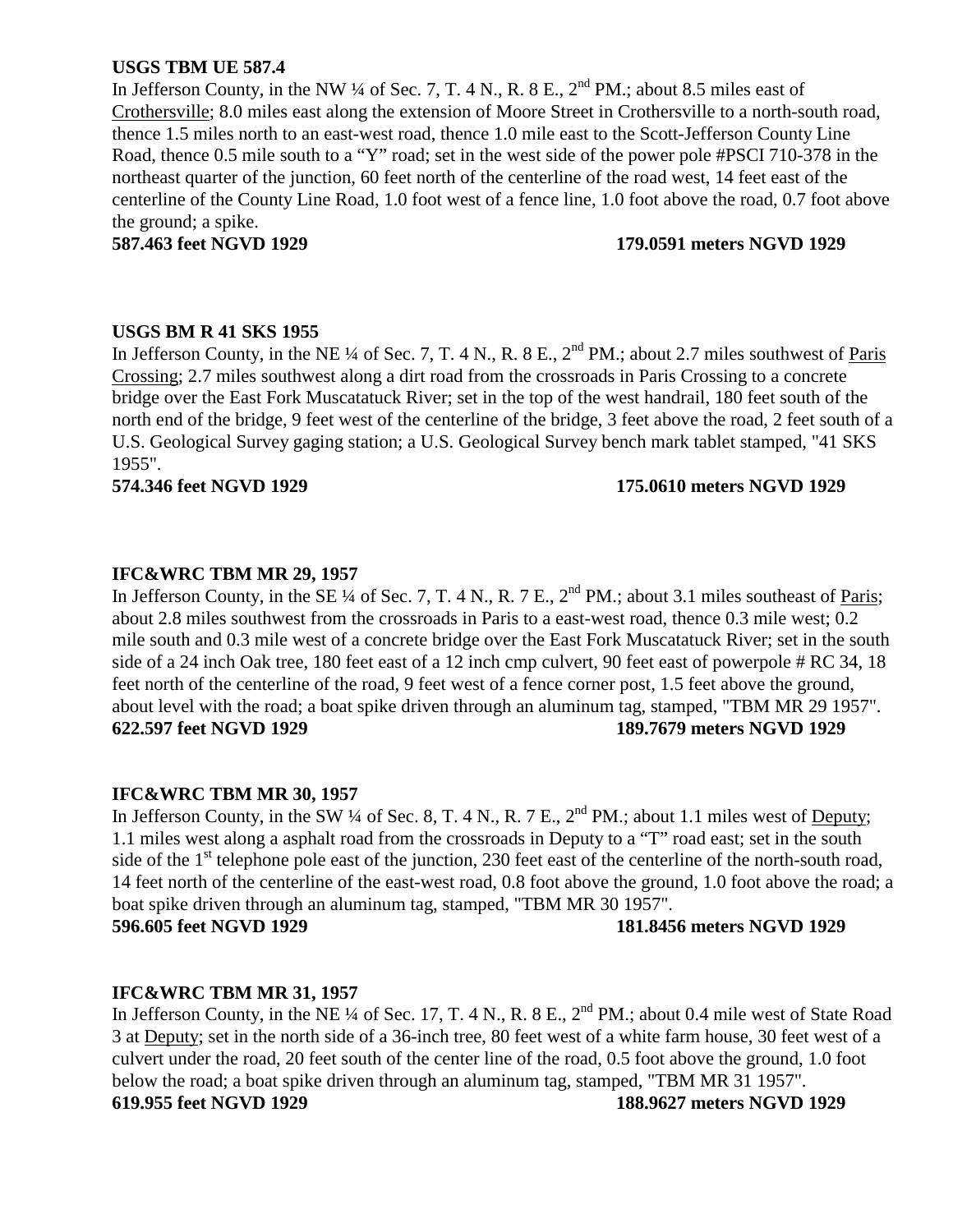**USGS TBM UE 587.4**

In Jefferson County, in the NW ¼ of Sec. 7, T. 4 N., R. 8 E., 2nd PM.; about 8.5 miles east of Crothersville; 8.0 miles east along the extension of Moore Street in Crothersville to a north-south road, thence 1.5 miles north to an east-west road, thence 1.0 mile east to the Scott-Jefferson County Line Road, thence 0.5 mile south to a “Y” road; set in the west side of the power pole #PSCI 710-378 in the northeast quarter of the junction, 60 feet north of the centerline of the road west, 14 feet east of the centerline of the County Line Road, 1.0 foot west of a fence line, 1.0 foot above the road, 0.7 foot above the ground; a spike.

**587.463 feet NGVD 1929 179.0591 meters NGVD 1929**

**USGS BM R 41 SKS 1955**

In Jefferson County, in the NE ¼ of Sec. 7, T. 4 N., R. 8 E., 2nd PM.; about 2.7 miles southwest of Paris Crossing; 2.7 miles southwest along a dirt road from the crossroads in Paris Crossing to a concrete bridge over the East Fork Muscatatuck River; set in the top of the west handrail, 180 feet south of the north end of the bridge, 9 feet west of the centerline of the bridge, 3 feet above the road, 2 feet south of a U.S. Geological Survey gaging station; a U.S. Geological Survey bench mark tablet stamped, "41 SKS 1955".

**574.346 feet NGVD 1929 175.0610 meters NGVD 1929**

**IFC&WRC TBM MR 29, 1957**

In Jefferson County, in the SE ¼ of Sec. 7, T. 4 N., R. 7 E., 2nd PM.; about 3.1 miles southeast of Paris; about 2.8 miles southwest from the crossroads in Paris to a east-west road, thence 0.3 mile west; 0.2 mile south and 0.3 mile west of a concrete bridge over the East Fork Muscatatuck River; set in the south side of a 24 inch Oak tree, 180 feet east of a 12 inch cmp culvert, 90 feet east of powerpole # RC 34, 18 feet north of the centerline of the road, 9 feet west of a fence corner post, 1.5 feet above the ground, about level with the road; a boat spike driven through an aluminum tag, stamped, "TBM MR 29 1957".

**622.597 feet NGVD 1929 189.7679 meters NGVD 1929**

**IFC&WRC TBM MR 30, 1957**

In Jefferson County, in the SW ¼ of Sec. 8, T. 4 N., R. 7 E., 2nd PM.; about 1.1 miles west of Deputy; 1.1 miles west along a asphalt road from the crossroads in Deputy to a “T” road east; set in the south side of the 1st telephone pole east of the junction, 230 feet east of the centerline of the north-south road, 14 feet north of the centerline of the east-west road, 0.8 foot above the ground, 1.0 foot above the road; a boat spike driven through an aluminum tag, stamped, "TBM MR 30 1957".

**596.605 feet NGVD 1929 181.8456 meters NGVD 1929**

**IFC&WRC TBM MR 31, 1957**

In Jefferson County, in the NE ¼ of Sec. 17, T. 4 N., R. 8 E., 2nd PM.; about 0.4 mile west of State Road 3 at Deputy; set in the north side of a 36-inch tree, 80 feet west of a white farm house, 30 feet west of a culvert under the road, 20 feet south of the center line of the road, 0.5 foot above the ground, 1.0 foot below the road; a boat spike driven through an aluminum tag, stamped, "TBM MR 31 1957".

**619.955 feet NGVD 1929 188.9627 meters NGVD 1929**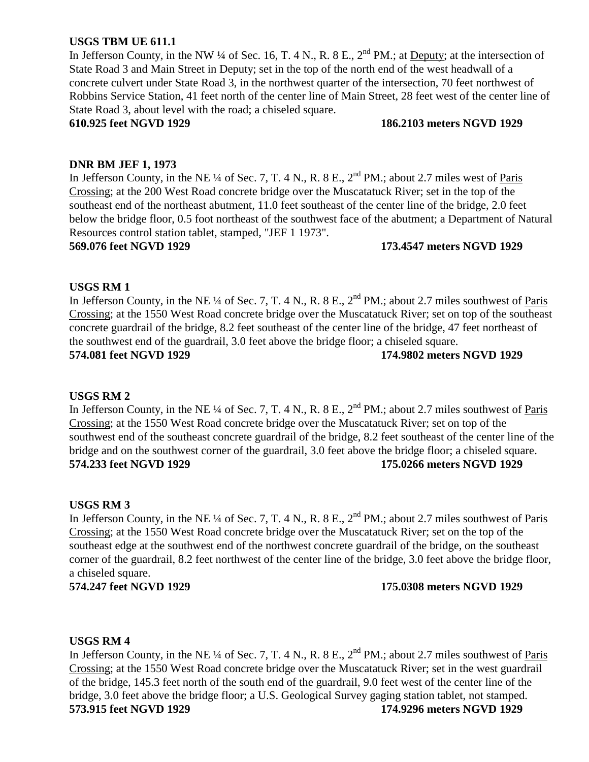**USGS TBM UE 611.1**

In Jefferson County, in the NW ¼ of Sec. 16, T. 4 N., R. 8 E., 2nd PM.; at Deputy; at the intersection of State Road 3 and Main Street in Deputy; set in the top of the north end of the west headwall of a concrete culvert under State Road 3, in the northwest quarter of the intersection, 70 feet northwest of Robbins Service Station, 41 feet north of the center line of Main Street, 28 feet west of the center line of State Road 3, about level with the road; a chiseled square.

**610.925 feet NGVD 1929** **186.2103 meters NGVD 1929**

**DNR BM JEF 1, 1973**

In Jefferson County, in the NE ¼ of Sec. 7, T. 4 N., R. 8 E., 2nd PM.; about 2.7 miles west of Paris Crossing; at the 200 West Road concrete bridge over the Muscatatuck River; set in the top of the southeast end of the northeast abutment, 11.0 feet southeast of the center line of the bridge, 2.0 feet below the bridge floor, 0.5 foot northeast of the southwest face of the abutment; a Department of Natural Resources control station tablet, stamped, "JEF 1 1973".

**569.076 feet NGVD 1929** **173.4547 meters NGVD 1929**

**USGS RM 1**

In Jefferson County, in the NE ¼ of Sec. 7, T. 4 N., R. 8 E., 2nd PM.; about 2.7 miles southwest of Paris Crossing; at the 1550 West Road concrete bridge over the Muscatatuck River; set on top of the southeast concrete guardrail of the bridge, 8.2 feet southeast of the center line of the bridge, 47 feet northeast of the southwest end of the guardrail, 3.0 feet above the bridge floor; a chiseled square.

**574.081 feet NGVD 1929** **174.9802 meters NGVD 1929**

**USGS RM 2**

In Jefferson County, in the NE ¼ of Sec. 7, T. 4 N., R. 8 E., 2nd PM.; about 2.7 miles southwest of Paris Crossing; at the 1550 West Road concrete bridge over the Muscatatuck River; set on top of the southwest end of the southeast concrete guardrail of the bridge, 8.2 feet southeast of the center line of the bridge and on the southwest corner of the guardrail, 3.0 feet above the bridge floor; a chiseled square.

**574.233 feet NGVD 1929** **175.0266 meters NGVD 1929**

**USGS RM 3**

In Jefferson County, in the NE ¼ of Sec. 7, T. 4 N., R. 8 E., 2nd PM.; about 2.7 miles southwest of Paris Crossing; at the 1550 West Road concrete bridge over the Muscatatuck River; set on the top of the southeast edge at the southwest end of the northwest concrete guardrail of the bridge, on the southeast corner of the guardrail, 8.2 feet northwest of the center line of the bridge, 3.0 feet above the bridge floor, a chiseled square.

**574.247 feet NGVD 1929** **175.0308 meters NGVD 1929**

**USGS RM 4**

In Jefferson County, in the NE ¼ of Sec. 7, T. 4 N., R. 8 E., 2nd PM.; about 2.7 miles southwest of Paris Crossing; at the 1550 West Road concrete bridge over the Muscatatuck River; set in the west guardrail of the bridge, 145.3 feet north of the south end of the guardrail, 9.0 feet west of the center line of the bridge, 3.0 feet above the bridge floor; a U.S. Geological Survey gaging station tablet, not stamped.

**573.915 feet NGVD 1929** **174.9296 meters NGVD 1929**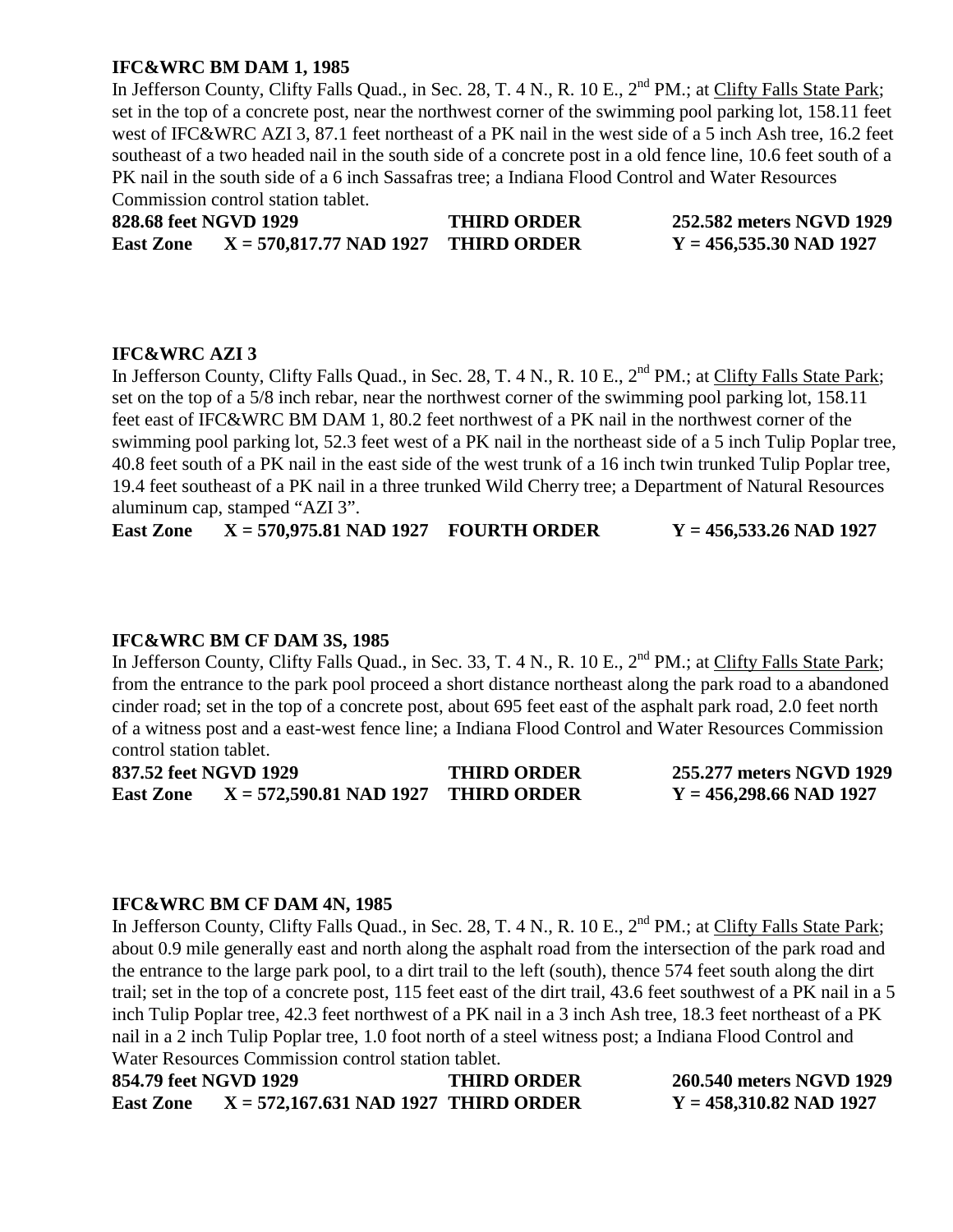**IFC&WRC BM DAM 1, 1985**

In Jefferson County, Clifty Falls Quad., in Sec. 28, T. 4 N., R. 10 E., 2nd PM.; at Clifty Falls State Park; set in the top of a concrete post, near the northwest corner of the swimming pool parking lot, 158.11 feet west of IFC&WRC AZI 3, 87.1 feet northeast of a PK nail in the west side of a 5 inch Ash tree, 16.2 feet southeast of a two headed nail in the south side of a concrete post in a old fence line, 10.6 feet south of a PK nail in the south side of a 6 inch Sassafras tree; a Indiana Flood Control and Water Resources Commission control station tablet.

**828.68 feet NGVD 1929 THIRD ORDER 252.582 meters NGVD 1929**
**East Zone X = 570,817.77 NAD 1927 THIRD ORDER Y = 456,535.30 NAD 1927**

**IFC&WRC AZI 3**

In Jefferson County, Clifty Falls Quad., in Sec. 28, T. 4 N., R. 10 E., 2nd PM.; at Clifty Falls State Park; set on the top of a 5/8 inch rebar, near the northwest corner of the swimming pool parking lot, 158.11 feet east of IFC&WRC BM DAM 1, 80.2 feet northwest of a PK nail in the northwest corner of the swimming pool parking lot, 52.3 feet west of a PK nail in the northeast side of a 5 inch Tulip Poplar tree, 40.8 feet south of a PK nail in the east side of the west trunk of a 16 inch twin trunked Tulip Poplar tree, 19.4 feet southeast of a PK nail in a three trunked Wild Cherry tree; a Department of Natural Resources aluminum cap, stamped “AZI 3”.

**East Zone X = 570,975.81 NAD 1927 FOURTH ORDER Y = 456,533.26 NAD 1927**

**IFC&WRC BM CF DAM 3S, 1985**

In Jefferson County, Clifty Falls Quad., in Sec. 33, T. 4 N., R. 10 E., 2nd PM.; at Clifty Falls State Park; from the entrance to the park pool proceed a short distance northeast along the park road to a abandoned cinder road; set in the top of a concrete post, about 695 feet east of the asphalt park road, 2.0 feet north of a witness post and a east-west fence line; a Indiana Flood Control and Water Resources Commission control station tablet.

**837.52 feet NGVD 1929 THIRD ORDER 255.277 meters NGVD 1929**
**East Zone X = 572,590.81 NAD 1927 THIRD ORDER Y = 456,298.66 NAD 1927**

**IFC&WRC BM CF DAM 4N, 1985**

In Jefferson County, Clifty Falls Quad., in Sec. 28, T. 4 N., R. 10 E., 2nd PM.; at Clifty Falls State Park; about 0.9 mile generally east and north along the asphalt road from the intersection of the park road and the entrance to the large park pool, to a dirt trail to the left (south), thence 574 feet south along the dirt trail; set in the top of a concrete post, 115 feet east of the dirt trail, 43.6 feet southwest of a PK nail in a 5 inch Tulip Poplar tree, 42.3 feet northwest of a PK nail in a 3 inch Ash tree, 18.3 feet northeast of a PK nail in a 2 inch Tulip Poplar tree, 1.0 foot north of a steel witness post; a Indiana Flood Control and Water Resources Commission control station tablet.

**854.79 feet NGVD 1929 THIRD ORDER 260.540 meters NGVD 1929**
**East Zone X = 572,167.631 NAD 1927 THIRD ORDER Y = 458,310.82 NAD 1927**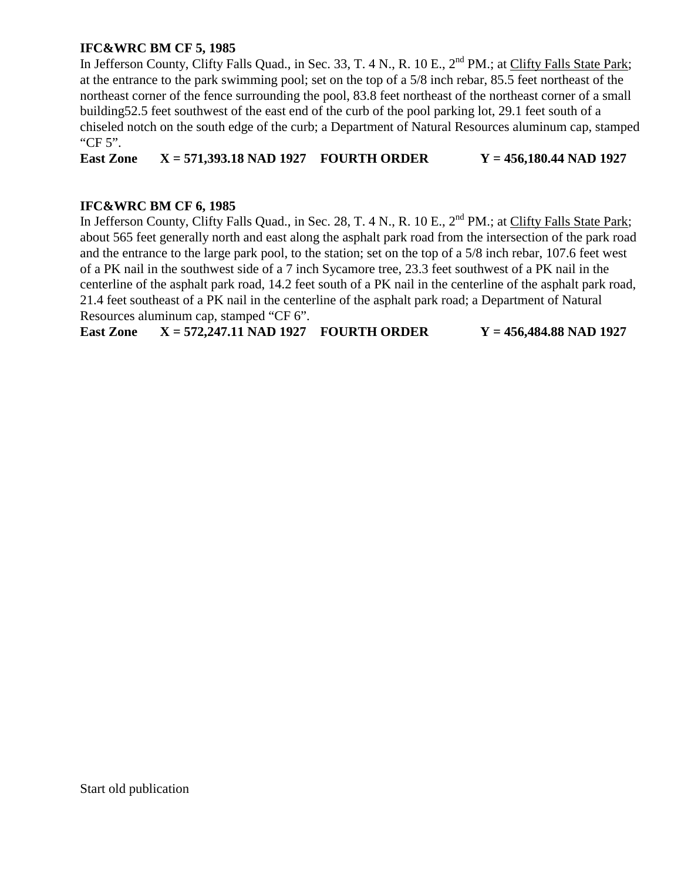**IFC&WRC BM CF 5, 1985**

In Jefferson County, Clifty Falls Quad., in Sec. 33, T. 4 N., R. 10 E., 2nd PM.; at Clifty Falls State Park; at the entrance to the park swimming pool; set on the top of a 5/8 inch rebar, 85.5 feet northeast of the northeast corner of the fence surrounding the pool, 83.8 feet northeast of the northeast corner of a small building52.5 feet southwest of the east end of the curb of the pool parking lot, 29.1 feet south of a chiseled notch on the south edge of the curb; a Department of Natural Resources aluminum cap, stamped "CF 5".

**East Zone X = 571,393.18 NAD 1927 FOURTH ORDER Y = 456,180.44 NAD 1927**

**IFC&WRC BM CF 6, 1985**

In Jefferson County, Clifty Falls Quad., in Sec. 28, T. 4 N., R. 10 E., 2nd PM.; at Clifty Falls State Park; about 565 feet generally north and east along the asphalt park road from the intersection of the park road and the entrance to the large park pool, to the station; set on the top of a 5/8 inch rebar, 107.6 feet west of a PK nail in the southwest side of a 7 inch Sycamore tree, 23.3 feet southwest of a PK nail in the centerline of the asphalt park road, 14.2 feet south of a PK nail in the centerline of the asphalt park road, 21.4 feet southeast of a PK nail in the centerline of the asphalt park road; a Department of Natural Resources aluminum cap, stamped "CF 6".

**East Zone X = 572,247.11 NAD 1927 FOURTH ORDER Y = 456,484.88 NAD 1927**

Start old publication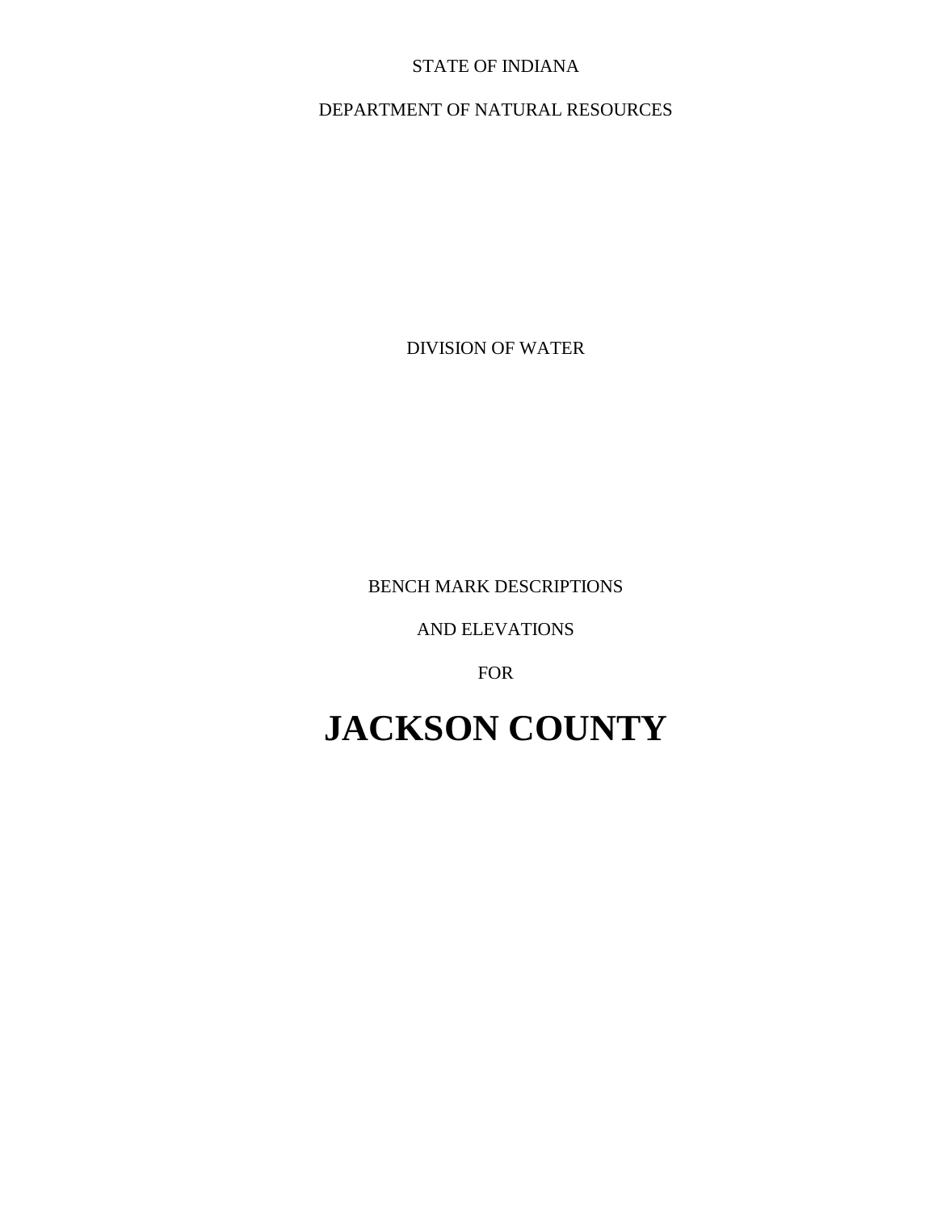STATE OF INDIANA

DEPARTMENT OF NATURAL RESOURCES

DIVISION OF WATER

BENCH MARK DESCRIPTIONS

AND ELEVATIONS

FOR

# JACKSON COUNTY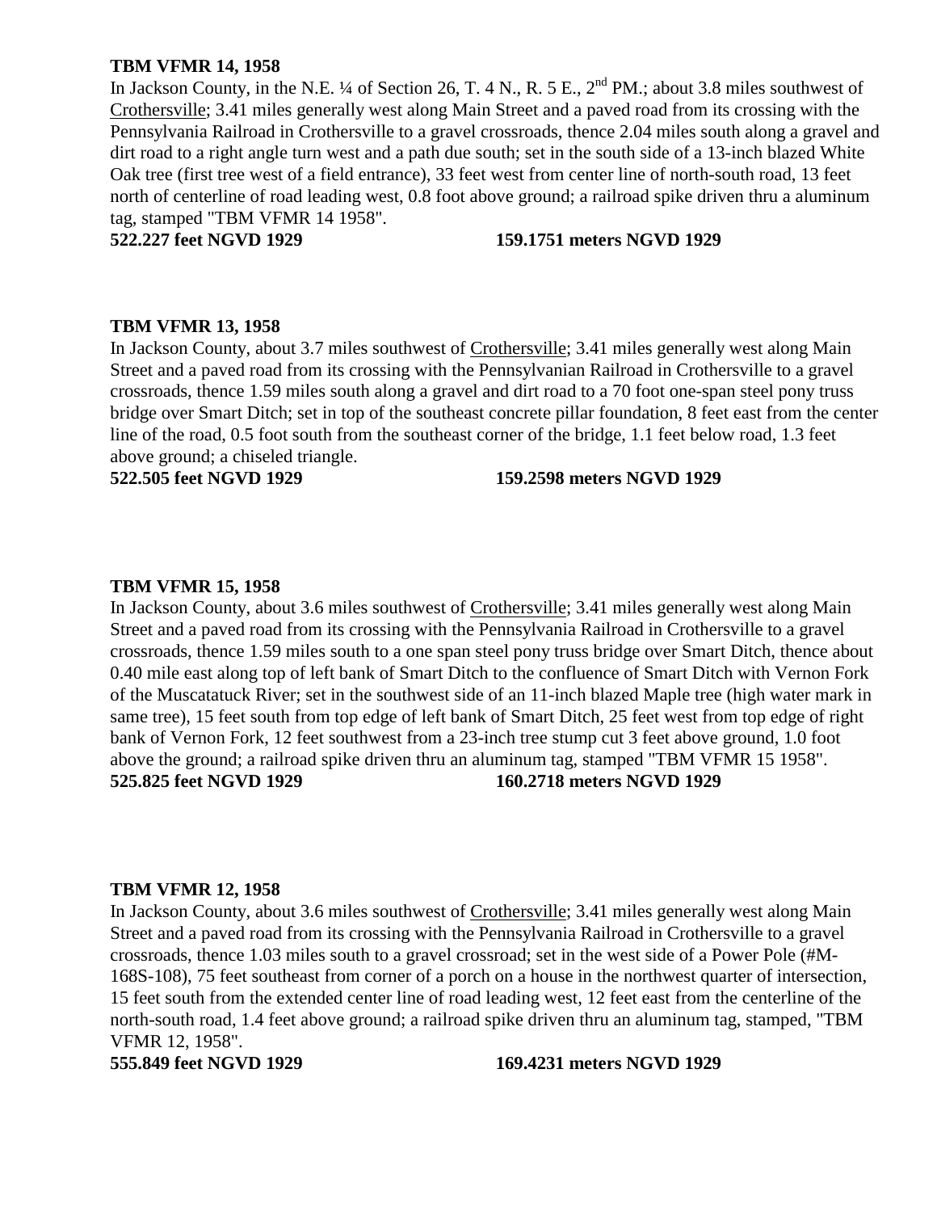**TBM VFMR 14, 1958**

In Jackson County, in the N.E. ¼ of Section 26, T. 4 N., R. 5 E., 2nd PM.; about 3.8 miles southwest of Crothersville; 3.41 miles generally west along Main Street and a paved road from its crossing with the Pennsylvania Railroad in Crothersville to a gravel crossroads, thence 2.04 miles south along a gravel and dirt road to a right angle turn west and a path due south; set in the south side of a 13-inch blazed White Oak tree (first tree west of a field entrance), 33 feet west from center line of north-south road, 13 feet north of centerline of road leading west, 0.8 foot above ground; a railroad spike driven thru a aluminum tag, stamped "TBM VFMR 14 1958".

**522.227 feet NGVD 1929** **159.1751 meters NGVD 1929**

**TBM VFMR 13, 1958**

In Jackson County, about 3.7 miles southwest of Crothersville; 3.41 miles generally west along Main Street and a paved road from its crossing with the Pennsylvanian Railroad in Crothersville to a gravel crossroads, thence 1.59 miles south along a gravel and dirt road to a 70 foot one-span steel pony truss bridge over Smart Ditch; set in top of the southeast concrete pillar foundation, 8 feet east from the center line of the road, 0.5 foot south from the southeast corner of the bridge, 1.1 feet below road, 1.3 feet above ground; a chiseled triangle.

**522.505 feet NGVD 1929** **159.2598 meters NGVD 1929**

**TBM VFMR 15, 1958**

In Jackson County, about 3.6 miles southwest of Crothersville; 3.41 miles generally west along Main Street and a paved road from its crossing with the Pennsylvania Railroad in Crothersville to a gravel crossroads, thence 1.59 miles south to a one span steel pony truss bridge over Smart Ditch, thence about 0.40 mile east along top of left bank of Smart Ditch to the confluence of Smart Ditch with Vernon Fork of the Muscatatuck River; set in the southwest side of an 11-inch blazed Maple tree (high water mark in same tree), 15 feet south from top edge of left bank of Smart Ditch, 25 feet west from top edge of right bank of Vernon Fork, 12 feet southwest from a 23-inch tree stump cut 3 feet above ground, 1.0 foot above the ground; a railroad spike driven thru an aluminum tag, stamped "TBM VFMR 15 1958".

**525.825 feet NGVD 1929** **160.2718 meters NGVD 1929**

**TBM VFMR 12, 1958**

In Jackson County, about 3.6 miles southwest of Crothersville; 3.41 miles generally west along Main Street and a paved road from its crossing with the Pennsylvania Railroad in Crothersville to a gravel crossroads, thence 1.03 miles south to a gravel crossroad; set in the west side of a Power Pole (#M-168S-108), 75 feet southeast from corner of a porch on a house in the northwest quarter of intersection, 15 feet south from the extended center line of road leading west, 12 feet east from the centerline of the north-south road, 1.4 feet above ground; a railroad spike driven thru an aluminum tag, stamped, "TBM VFMR 12, 1958".

**555.849 feet NGVD 1929** **169.4231 meters NGVD 1929**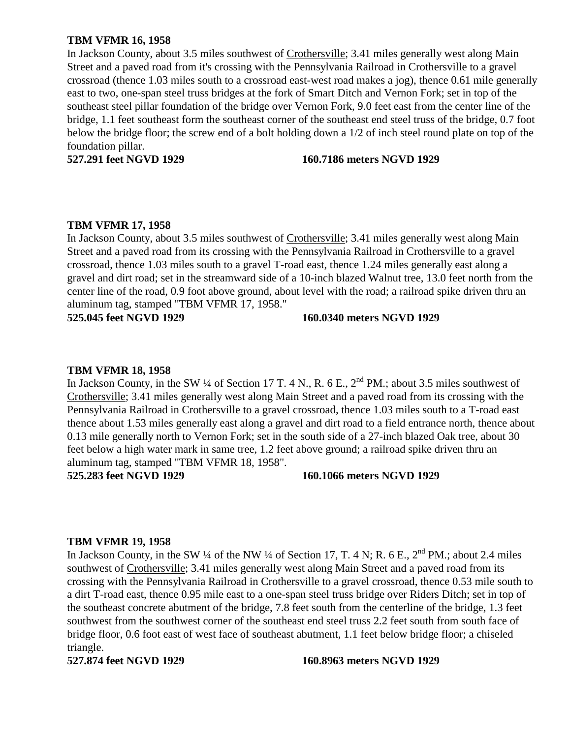**TBM VFMR 16, 1958**
In Jackson County, about 3.5 miles southwest of Crothersville; 3.41 miles generally west along Main Street and a paved road from it's crossing with the Pennsylvania Railroad in Crothersville to a gravel crossroad (thence 1.03 miles south to a crossroad east-west road makes a jog), thence 0.61 mile generally east to two, one-span steel truss bridges at the fork of Smart Ditch and Vernon Fork; set in top of the southeast steel pillar foundation of the bridge over Vernon Fork, 9.0 feet east from the center line of the bridge, 1.1 feet southeast form the southeast corner of the southeast end steel truss of the bridge, 0.7 foot below the bridge floor; the screw end of a bolt holding down a 1/2 of inch steel round plate on top of the foundation pillar.
**527.291 feet NGVD 1929** **160.7186 meters NGVD 1929**

**TBM VFMR 17, 1958**
In Jackson County, about 3.5 miles southwest of Crothersville; 3.41 miles generally west along Main Street and a paved road from its crossing with the Pennsylvania Railroad in Crothersville to a gravel crossroad, thence 1.03 miles south to a gravel T-road east, thence 1.24 miles generally east along a gravel and dirt road; set in the streamward side of a 10-inch blazed Walnut tree, 13.0 feet north from the center line of the road, 0.9 foot above ground, about level with the road; a railroad spike driven thru an aluminum tag, stamped "TBM VFMR 17, 1958."
**525.045 feet NGVD 1929** **160.0340 meters NGVD 1929**

**TBM VFMR 18, 1958**
In Jackson County, in the SW ¼ of Section 17 T. 4 N., R. 6 E., 2nd PM.; about 3.5 miles southwest of Crothersville; 3.41 miles generally west along Main Street and a paved road from its crossing with the Pennsylvania Railroad in Crothersville to a gravel crossroad, thence 1.03 miles south to a T-road east thence about 1.53 miles generally east along a gravel and dirt road to a field entrance north, thence about 0.13 mile generally north to Vernon Fork; set in the south side of a 27-inch blazed Oak tree, about 30 feet below a high water mark in same tree, 1.2 feet above ground; a railroad spike driven thru an aluminum tag, stamped "TBM VFMR 18, 1958".
**525.283 feet NGVD 1929** **160.1066 meters NGVD 1929**

**TBM VFMR 19, 1958**
In Jackson County, in the SW ¼ of the NW ¼ of Section 17, T. 4 N; R. 6 E., 2nd PM.; about 2.4 miles southwest of Crothersville; 3.41 miles generally west along Main Street and a paved road from its crossing with the Pennsylvania Railroad in Crothersville to a gravel crossroad, thence 0.53 mile south to a dirt T-road east, thence 0.95 mile east to a one-span steel truss bridge over Riders Ditch; set in top of the southeast concrete abutment of the bridge, 7.8 feet south from the centerline of the bridge, 1.3 feet southwest from the southwest corner of the southeast end steel truss 2.2 feet south from south face of bridge floor, 0.6 foot east of west face of southeast abutment, 1.1 feet below bridge floor; a chiseled triangle.
**527.874 feet NGVD 1929** **160.8963 meters NGVD 1929**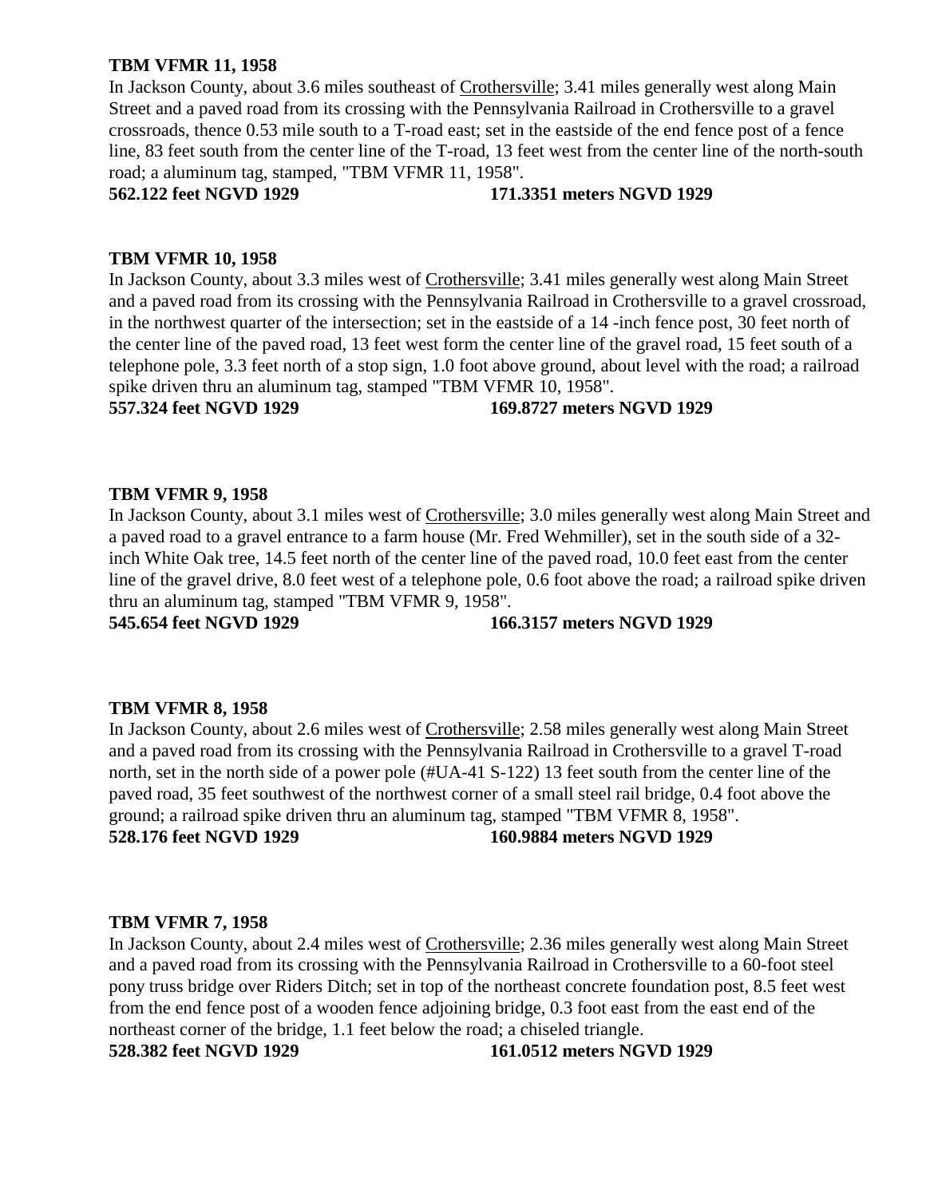**TBM VFMR 11, 1958**

In Jackson County, about 3.6 miles southeast of Crothersville; 3.41 miles generally west along Main Street and a paved road from its crossing with the Pennsylvania Railroad in Crothersville to a gravel crossroads, thence 0.53 mile south to a T-road east; set in the eastside of the end fence post of a fence line, 83 feet south from the center line of the T-road, 13 feet west from the center line of the north-south road; a aluminum tag, stamped, "TBM VFMR 11, 1958".

**562.122 feet NGVD 1929 171.3351 meters NGVD 1929**

**TBM VFMR 10, 1958**

In Jackson County, about 3.3 miles west of Crothersville; 3.41 miles generally west along Main Street and a paved road from its crossing with the Pennsylvania Railroad in Crothersville to a gravel crossroad, in the northwest quarter of the intersection; set in the eastside of a 14 -inch fence post, 30 feet north of the center line of the paved road, 13 feet west form the center line of the gravel road, 15 feet south of a telephone pole, 3.3 feet north of a stop sign, 1.0 foot above ground, about level with the road; a railroad spike driven thru an aluminum tag, stamped "TBM VFMR 10, 1958".

**557.324 feet NGVD 1929 169.8727 meters NGVD 1929**

**TBM VFMR 9, 1958**

In Jackson County, about 3.1 miles west of Crothersville; 3.0 miles generally west along Main Street and a paved road to a gravel entrance to a farm house (Mr. Fred Wehmiller), set in the south side of a 32-inch White Oak tree, 14.5 feet north of the center line of the paved road, 10.0 feet east from the center line of the gravel drive, 8.0 feet west of a telephone pole, 0.6 foot above the road; a railroad spike driven thru an aluminum tag, stamped "TBM VFMR 9, 1958".

**545.654 feet NGVD 1929 166.3157 meters NGVD 1929**

**TBM VFMR 8, 1958**

In Jackson County, about 2.6 miles west of Crothersville; 2.58 miles generally west along Main Street and a paved road from its crossing with the Pennsylvania Railroad in Crothersville to a gravel T-road north, set in the north side of a power pole (#UA-41 S-122) 13 feet south from the center line of the paved road, 35 feet southwest of the northwest corner of a small steel rail bridge, 0.4 foot above the ground; a railroad spike driven thru an aluminum tag, stamped "TBM VFMR 8, 1958".

**528.176 feet NGVD 1929 160.9884 meters NGVD 1929**

**TBM VFMR 7, 1958**

In Jackson County, about 2.4 miles west of Crothersville; 2.36 miles generally west along Main Street and a paved road from its crossing with the Pennsylvania Railroad in Crothersville to a 60-foot steel pony truss bridge over Riders Ditch; set in top of the northeast concrete foundation post, 8.5 feet west from the end fence post of a wooden fence adjoining bridge, 0.3 foot east from the east end of the northeast corner of the bridge, 1.1 feet below the road; a chiseled triangle.

**528.382 feet NGVD 1929 161.0512 meters NGVD 1929**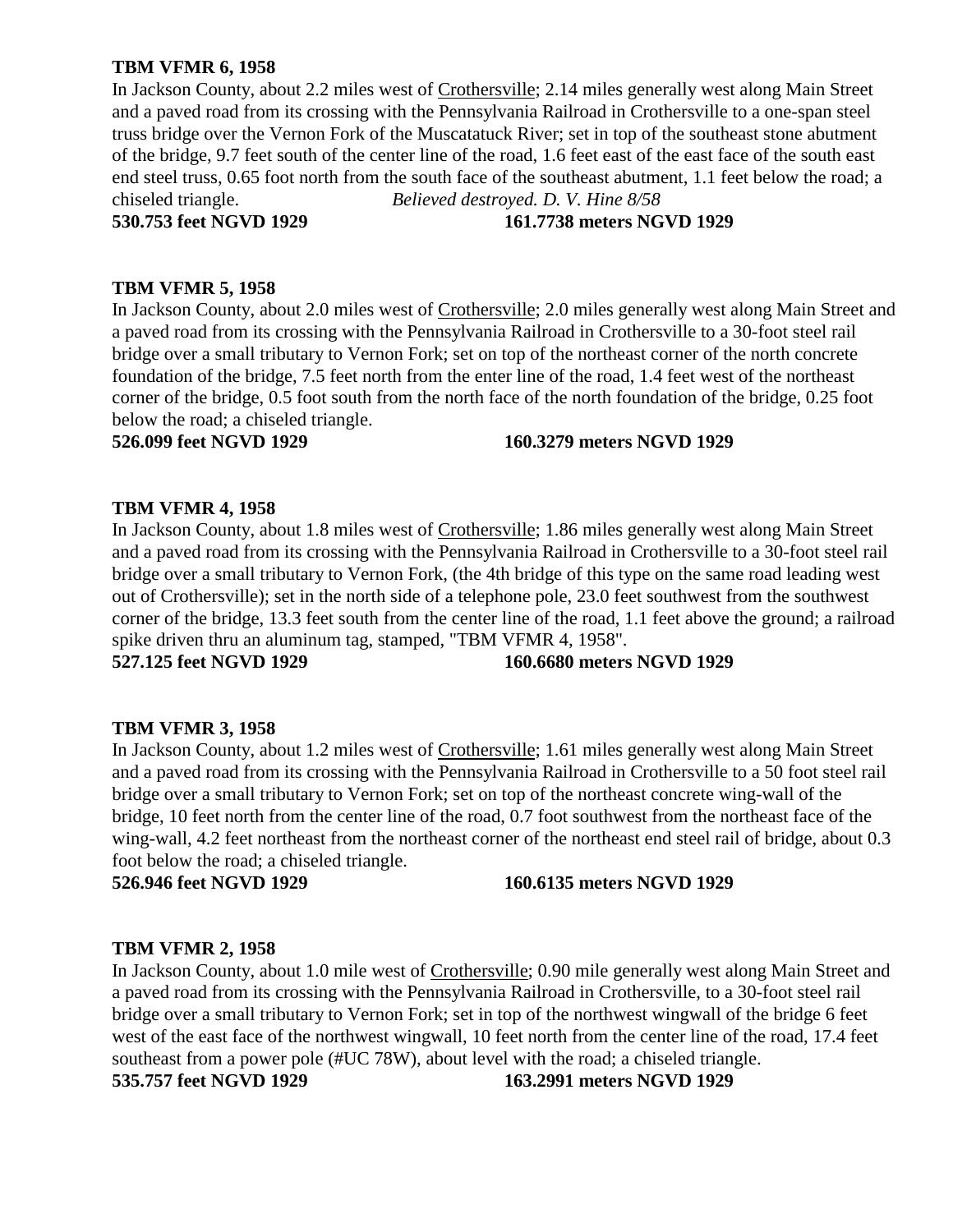**TBM VFMR 6, 1958**

In Jackson County, about 2.2 miles west of Crothersville; 2.14 miles generally west along Main Street and a paved road from its crossing with the Pennsylvania Railroad in Crothersville to a one-span steel truss bridge over the Vernon Fork of the Muscatatuck River; set in top of the southeast stone abutment of the bridge, 9.7 feet south of the center line of the road, 1.6 feet east of the east face of the south east end steel truss, 0.65 foot north from the south face of the southeast abutment, 1.1 feet below the road; a chiseled triangle. *Believed destroyed. D. V. Hine 8/58*

**530.753 feet NGVD 1929** **161.7738 meters NGVD 1929**

**TBM VFMR 5, 1958**

In Jackson County, about 2.0 miles west of Crothersville; 2.0 miles generally west along Main Street and a paved road from its crossing with the Pennsylvania Railroad in Crothersville to a 30-foot steel rail bridge over a small tributary to Vernon Fork; set on top of the northeast corner of the north concrete foundation of the bridge, 7.5 feet north from the enter line of the road, 1.4 feet west of the northeast corner of the bridge, 0.5 foot south from the north face of the north foundation of the bridge, 0.25 foot below the road; a chiseled triangle.

**526.099 feet NGVD 1929** **160.3279 meters NGVD 1929**

**TBM VFMR 4, 1958**

In Jackson County, about 1.8 miles west of Crothersville; 1.86 miles generally west along Main Street and a paved road from its crossing with the Pennsylvania Railroad in Crothersville to a 30-foot steel rail bridge over a small tributary to Vernon Fork, (the 4th bridge of this type on the same road leading west out of Crothersville); set in the north side of a telephone pole, 23.0 feet southwest from the southwest corner of the bridge, 13.3 feet south from the center line of the road, 1.1 feet above the ground; a railroad spike driven thru an aluminum tag, stamped, "TBM VFMR 4, 1958".

**527.125 feet NGVD 1929** **160.6680 meters NGVD 1929**

**TBM VFMR 3, 1958**

In Jackson County, about 1.2 miles west of Crothersville; 1.61 miles generally west along Main Street and a paved road from its crossing with the Pennsylvania Railroad in Crothersville to a 50 foot steel rail bridge over a small tributary to Vernon Fork; set on top of the northeast concrete wing-wall of the bridge, 10 feet north from the center line of the road, 0.7 foot southwest from the northeast face of the wing-wall, 4.2 feet northeast from the northeast corner of the northeast end steel rail of bridge, about 0.3 foot below the road; a chiseled triangle.

**526.946 feet NGVD 1929** **160.6135 meters NGVD 1929**

**TBM VFMR 2, 1958**

In Jackson County, about 1.0 mile west of Crothersville; 0.90 mile generally west along Main Street and a paved road from its crossing with the Pennsylvania Railroad in Crothersville, to a 30-foot steel rail bridge over a small tributary to Vernon Fork; set in top of the northwest wingwall of the bridge 6 feet west of the east face of the northwest wingwall, 10 feet north from the center line of the road, 17.4 feet southeast from a power pole (#UC 78W), about level with the road; a chiseled triangle.

**535.757 feet NGVD 1929** **163.2991 meters NGVD 1929**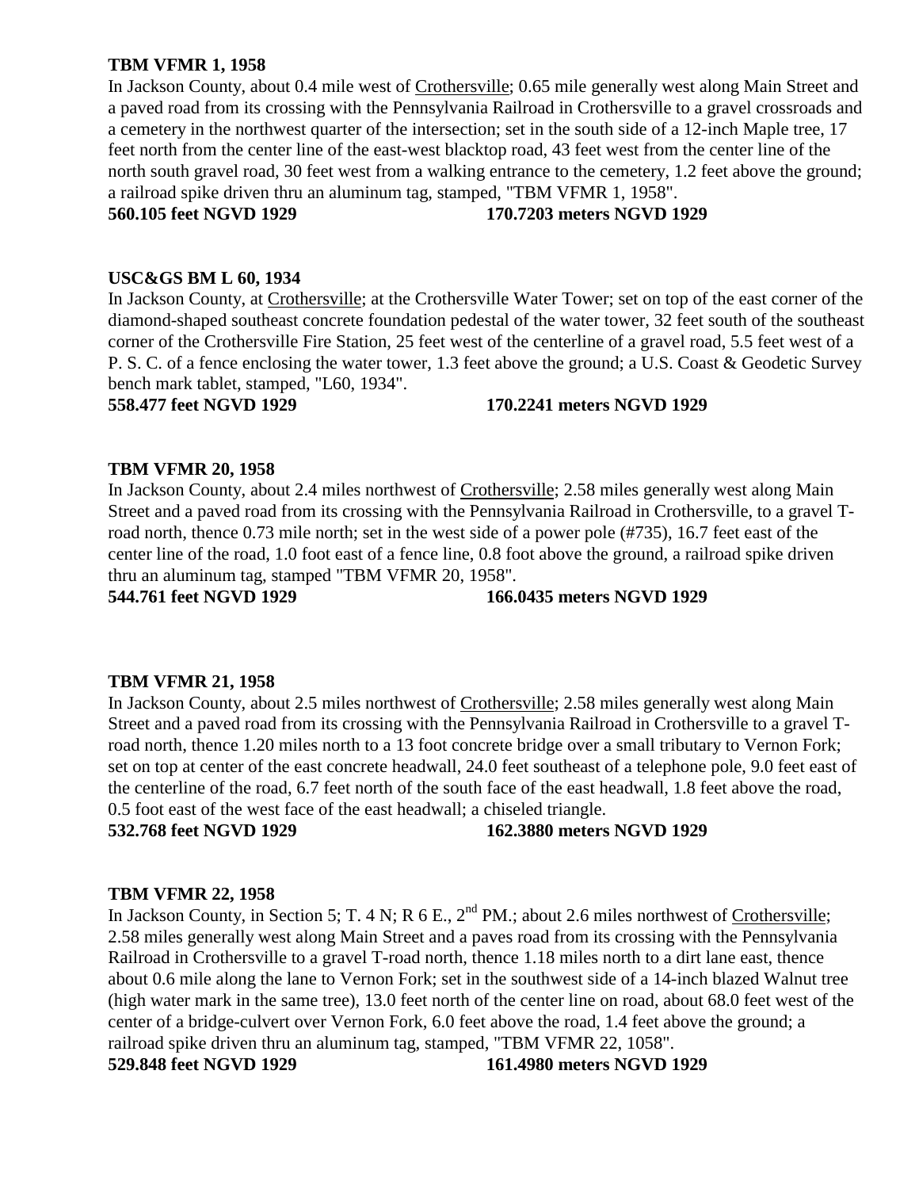**TBM VFMR 1, 1958**

In Jackson County, about 0.4 mile west of Crothersville; 0.65 mile generally west along Main Street and a paved road from its crossing with the Pennsylvania Railroad in Crothersville to a gravel crossroads and a cemetery in the northwest quarter of the intersection; set in the south side of a 12-inch Maple tree, 17 feet north from the center line of the east-west blacktop road, 43 feet west from the center line of the north south gravel road, 30 feet west from a walking entrance to the cemetery, 1.2 feet above the ground; a railroad spike driven thru an aluminum tag, stamped, "TBM VFMR 1, 1958".

**560.105 feet NGVD 1929** **170.7203 meters NGVD 1929**

**USC&GS BM L 60, 1934**

In Jackson County, at Crothersville; at the Crothersville Water Tower; set on top of the east corner of the diamond-shaped southeast concrete foundation pedestal of the water tower, 32 feet south of the southeast corner of the Crothersville Fire Station, 25 feet west of the centerline of a gravel road, 5.5 feet west of a P. S. C. of a fence enclosing the water tower, 1.3 feet above the ground; a U.S. Coast & Geodetic Survey bench mark tablet, stamped, "L60, 1934".

**558.477 feet NGVD 1929** **170.2241 meters NGVD 1929**

**TBM VFMR 20, 1958**

In Jackson County, about 2.4 miles northwest of Crothersville; 2.58 miles generally west along Main Street and a paved road from its crossing with the Pennsylvania Railroad in Crothersville, to a gravel T-road north, thence 0.73 mile north; set in the west side of a power pole (#735), 16.7 feet east of the center line of the road, 1.0 foot east of a fence line, 0.8 foot above the ground, a railroad spike driven thru an aluminum tag, stamped "TBM VFMR 20, 1958".

**544.761 feet NGVD 1929** **166.0435 meters NGVD 1929**

**TBM VFMR 21, 1958**

In Jackson County, about 2.5 miles northwest of Crothersville; 2.58 miles generally west along Main Street and a paved road from its crossing with the Pennsylvania Railroad in Crothersville to a gravel T-road north, thence 1.20 miles north to a 13 foot concrete bridge over a small tributary to Vernon Fork; set on top at center of the east concrete headwall, 24.0 feet southeast of a telephone pole, 9.0 feet east of the centerline of the road, 6.7 feet north of the south face of the east headwall, 1.8 feet above the road, 0.5 foot east of the west face of the east headwall; a chiseled triangle.

**532.768 feet NGVD 1929** **162.3880 meters NGVD 1929**

**TBM VFMR 22, 1958**

In Jackson County, in Section 5; T. 4 N; R 6 E., 2nd PM.; about 2.6 miles northwest of Crothersville; 2.58 miles generally west along Main Street and a paves road from its crossing with the Pennsylvania Railroad in Crothersville to a gravel T-road north, thence 1.18 miles north to a dirt lane east, thence about 0.6 mile along the lane to Vernon Fork; set in the southwest side of a 14-inch blazed Walnut tree (high water mark in the same tree), 13.0 feet north of the center line on road, about 68.0 feet west of the center of a bridge-culvert over Vernon Fork, 6.0 feet above the road, 1.4 feet above the ground; a railroad spike driven thru an aluminum tag, stamped, "TBM VFMR 22, 1058".

**529.848 feet NGVD 1929** **161.4980 meters NGVD 1929**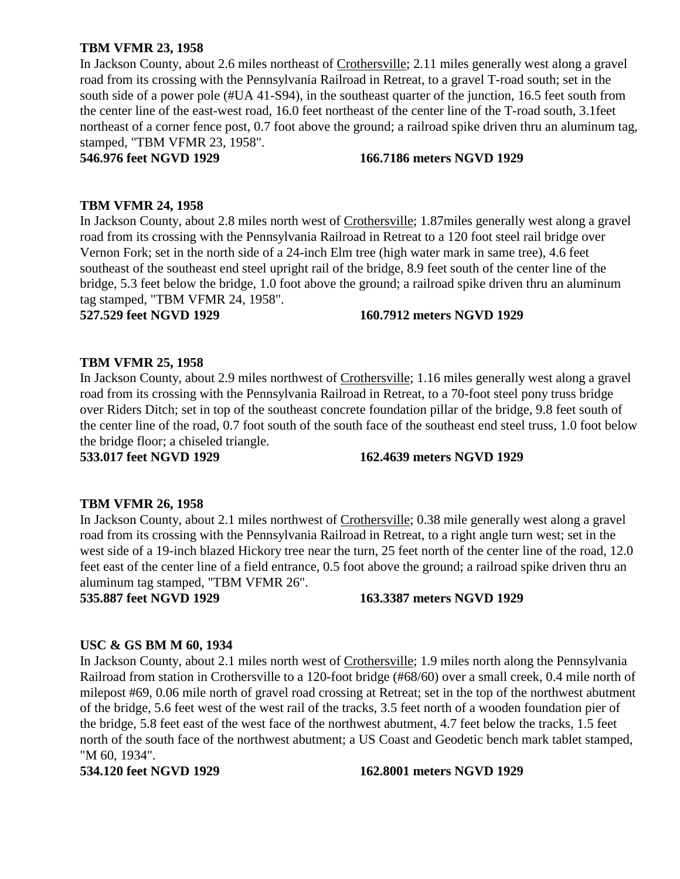**TBM VFMR 23, 1958**

In Jackson County, about 2.6 miles northeast of Crothersville; 2.11 miles generally west along a gravel road from its crossing with the Pennsylvania Railroad in Retreat, to a gravel T-road south; set in the south side of a power pole (#UA 41-S94), in the southeast quarter of the junction, 16.5 feet south from the center line of the east-west road, 16.0 feet northeast of the center line of the T-road south, 3.1feet northeast of a corner fence post, 0.7 foot above the ground; a railroad spike driven thru an aluminum tag, stamped, "TBM VFMR 23, 1958".

**546.976 feet NGVD 1929** **166.7186 meters NGVD 1929**

**TBM VFMR 24, 1958**

In Jackson County, about 2.8 miles north west of Crothersville; 1.87miles generally west along a gravel road from its crossing with the Pennsylvania Railroad in Retreat to a 120 foot steel rail bridge over Vernon Fork; set in the north side of a 24-inch Elm tree (high water mark in same tree), 4.6 feet southeast of the southeast end steel upright rail of the bridge, 8.9 feet south of the center line of the bridge, 5.3 feet below the bridge, 1.0 foot above the ground; a railroad spike driven thru an aluminum tag stamped, "TBM VFMR 24, 1958".

**527.529 feet NGVD 1929** **160.7912 meters NGVD 1929**

**TBM VFMR 25, 1958**

In Jackson County, about 2.9 miles northwest of Crothersville; 1.16 miles generally west along a gravel road from its crossing with the Pennsylvania Railroad in Retreat, to a 70-foot steel pony truss bridge over Riders Ditch; set in top of the southeast concrete foundation pillar of the bridge, 9.8 feet south of the center line of the road, 0.7 foot south of the south face of the southeast end steel truss, 1.0 foot below the bridge floor; a chiseled triangle.

**533.017 feet NGVD 1929** **162.4639 meters NGVD 1929**

**TBM VFMR 26, 1958**

In Jackson County, about 2.1 miles northwest of Crothersville; 0.38 mile generally west along a gravel road from its crossing with the Pennsylvania Railroad in Retreat, to a right angle turn west; set in the west side of a 19-inch blazed Hickory tree near the turn, 25 feet north of the center line of the road, 12.0 feet east of the center line of a field entrance, 0.5 foot above the ground; a railroad spike driven thru an aluminum tag stamped, "TBM VFMR 26".

**535.887 feet NGVD 1929** **163.3387 meters NGVD 1929**

**USC & GS BM M 60, 1934**

In Jackson County, about 2.1 miles north west of Crothersville; 1.9 miles north along the Pennsylvania Railroad from station in Crothersville to a 120-foot bridge (#68/60) over a small creek, 0.4 mile north of milepost #69, 0.06 mile north of gravel road crossing at Retreat; set in the top of the northwest abutment of the bridge, 5.6 feet west of the west rail of the tracks, 3.5 feet north of a wooden foundation pier of the bridge, 5.8 feet east of the west face of the northwest abutment, 4.7 feet below the tracks, 1.5 feet north of the south face of the northwest abutment; a US Coast and Geodetic bench mark tablet stamped, "M 60, 1934".

**534.120 feet NGVD 1929** **162.8001 meters NGVD 1929**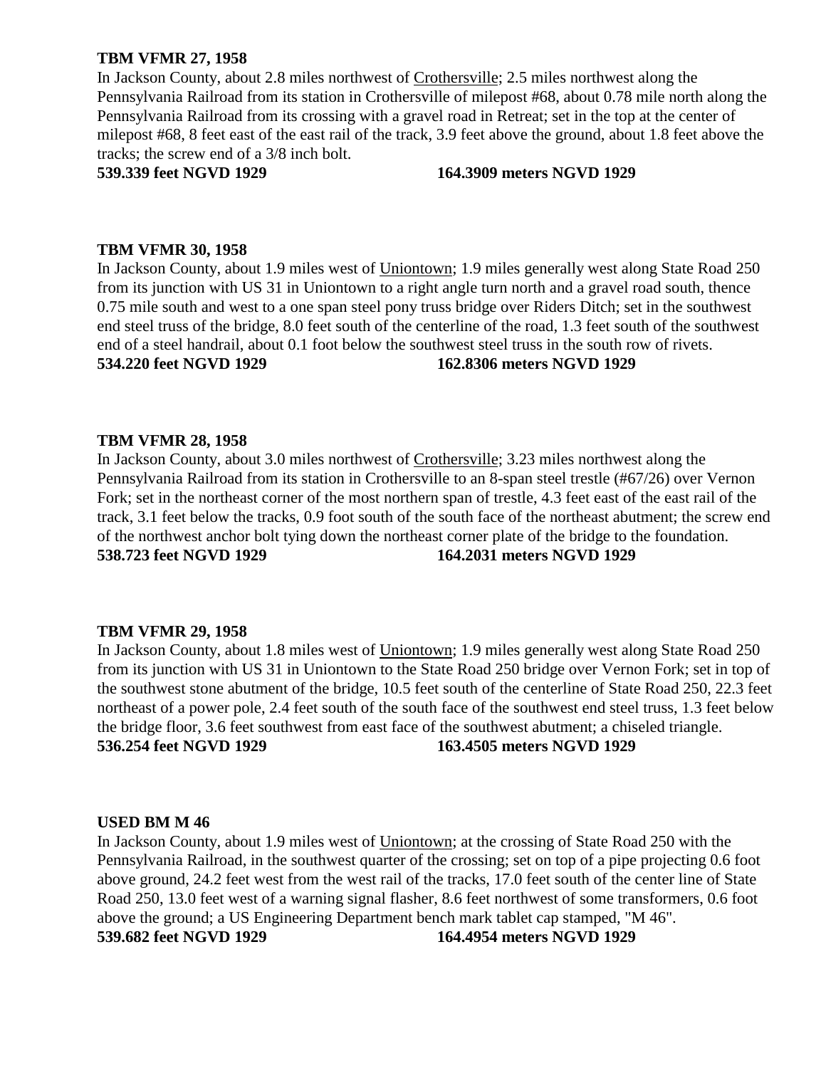**TBM VFMR 27, 1958**

In Jackson County, about 2.8 miles northwest of Crothersville; 2.5 miles northwest along the Pennsylvania Railroad from its station in Crothersville of milepost #68, about 0.78 mile north along the Pennsylvania Railroad from its crossing with a gravel road in Retreat; set in the top at the center of milepost #68, 8 feet east of the east rail of the track, 3.9 feet above the ground, about 1.8 feet above the tracks; the screw end of a 3/8 inch bolt.

**539.339 feet NGVD 1929** **164.3909 meters NGVD 1929**

**TBM VFMR 30, 1958**

In Jackson County, about 1.9 miles west of Uniontown; 1.9 miles generally west along State Road 250 from its junction with US 31 in Uniontown to a right angle turn north and a gravel road south, thence 0.75 mile south and west to a one span steel pony truss bridge over Riders Ditch; set in the southwest end steel truss of the bridge, 8.0 feet south of the centerline of the road, 1.3 feet south of the southwest end of a steel handrail, about 0.1 foot below the southwest steel truss in the south row of rivets.

**534.220 feet NGVD 1929** **162.8306 meters NGVD 1929**

**TBM VFMR 28, 1958**

In Jackson County, about 3.0 miles northwest of Crothersville; 3.23 miles northwest along the Pennsylvania Railroad from its station in Crothersville to an 8-span steel trestle (#67/26) over Vernon Fork; set in the northeast corner of the most northern span of trestle, 4.3 feet east of the east rail of the track, 3.1 feet below the tracks, 0.9 foot south of the south face of the northeast abutment; the screw end of the northwest anchor bolt tying down the northeast corner plate of the bridge to the foundation.

**538.723 feet NGVD 1929** **164.2031 meters NGVD 1929**

**TBM VFMR 29, 1958**

In Jackson County, about 1.8 miles west of Uniontown; 1.9 miles generally west along State Road 250 from its junction with US 31 in Uniontown to the State Road 250 bridge over Vernon Fork; set in top of the southwest stone abutment of the bridge, 10.5 feet south of the centerline of State Road 250, 22.3 feet northeast of a power pole, 2.4 feet south of the south face of the southwest end steel truss, 1.3 feet below the bridge floor, 3.6 feet southwest from east face of the southwest abutment; a chiseled triangle.

**536.254 feet NGVD 1929** **163.4505 meters NGVD 1929**

**USED BM M 46**

In Jackson County, about 1.9 miles west of Uniontown; at the crossing of State Road 250 with the Pennsylvania Railroad, in the southwest quarter of the crossing; set on top of a pipe projecting 0.6 foot above ground, 24.2 feet west from the west rail of the tracks, 17.0 feet south of the center line of State Road 250, 13.0 feet west of a warning signal flasher, 8.6 feet northwest of some transformers, 0.6 foot above the ground; a US Engineering Department bench mark tablet cap stamped, "M 46".

**539.682 feet NGVD 1929** **164.4954 meters NGVD 1929**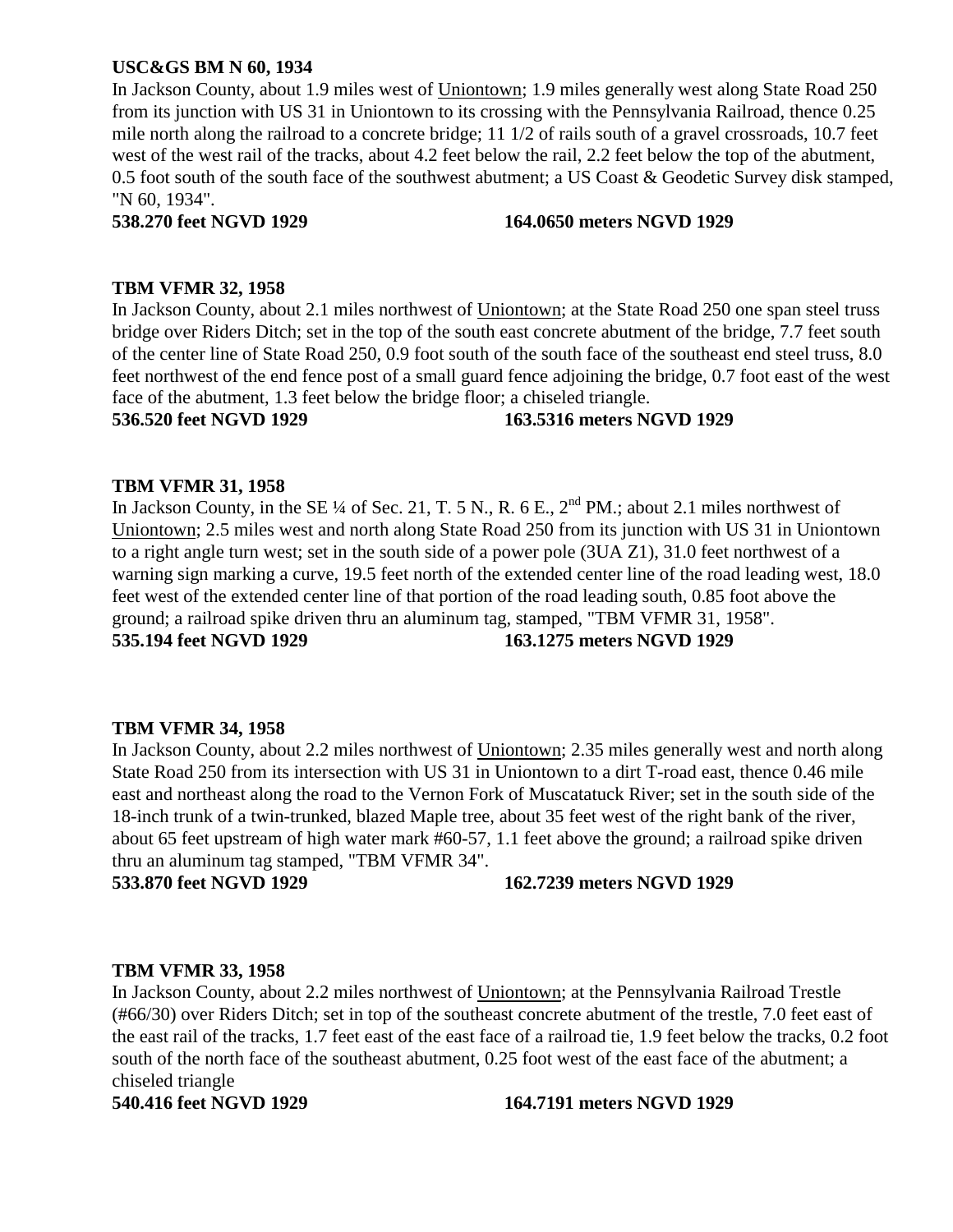**USC&GS BM N 60, 1934**

In Jackson County, about 1.9 miles west of Uniontown; 1.9 miles generally west along State Road 250 from its junction with US 31 in Uniontown to its crossing with the Pennsylvania Railroad, thence 0.25 mile north along the railroad to a concrete bridge; 11 1/2 of rails south of a gravel crossroads, 10.7 feet west of the west rail of the tracks, about 4.2 feet below the rail, 2.2 feet below the top of the abutment, 0.5 foot south of the south face of the southwest abutment; a US Coast & Geodetic Survey disk stamped, "N 60, 1934".

**538.270 feet NGVD 1929** **164.0650 meters NGVD 1929**

**TBM VFMR 32, 1958**

In Jackson County, about 2.1 miles northwest of Uniontown; at the State Road 250 one span steel truss bridge over Riders Ditch; set in the top of the south east concrete abutment of the bridge, 7.7 feet south of the center line of State Road 250, 0.9 foot south of the south face of the southeast end steel truss, 8.0 feet northwest of the end fence post of a small guard fence adjoining the bridge, 0.7 foot east of the west face of the abutment, 1.3 feet below the bridge floor; a chiseled triangle.

**536.520 feet NGVD 1929** **163.5316 meters NGVD 1929**

**TBM VFMR 31, 1958**

In Jackson County, in the SE ¼ of Sec. 21, T. 5 N., R. 6 E., 2nd PM.; about 2.1 miles northwest of Uniontown; 2.5 miles west and north along State Road 250 from its junction with US 31 in Uniontown to a right angle turn west; set in the south side of a power pole (3UA Z1), 31.0 feet northwest of a warning sign marking a curve, 19.5 feet north of the extended center line of the road leading west, 18.0 feet west of the extended center line of that portion of the road leading south, 0.85 foot above the ground; a railroad spike driven thru an aluminum tag, stamped, "TBM VFMR 31, 1958".

**535.194 feet NGVD 1929** **163.1275 meters NGVD 1929**

**TBM VFMR 34, 1958**

In Jackson County, about 2.2 miles northwest of Uniontown; 2.35 miles generally west and north along State Road 250 from its intersection with US 31 in Uniontown to a dirt T-road east, thence 0.46 mile east and northeast along the road to the Vernon Fork of Muscatatuck River; set in the south side of the 18-inch trunk of a twin-trunked, blazed Maple tree, about 35 feet west of the right bank of the river, about 65 feet upstream of high water mark #60-57, 1.1 feet above the ground; a railroad spike driven thru an aluminum tag stamped, "TBM VFMR 34".

**533.870 feet NGVD 1929** **162.7239 meters NGVD 1929**

**TBM VFMR 33, 1958**

In Jackson County, about 2.2 miles northwest of Uniontown; at the Pennsylvania Railroad Trestle (#66/30) over Riders Ditch; set in top of the southeast concrete abutment of the trestle, 7.0 feet east of the east rail of the tracks, 1.7 feet east of the east face of a railroad tie, 1.9 feet below the tracks, 0.2 foot south of the north face of the southeast abutment, 0.25 foot west of the east face of the abutment; a chiseled triangle

**540.416 feet NGVD 1929** **164.7191 meters NGVD 1929**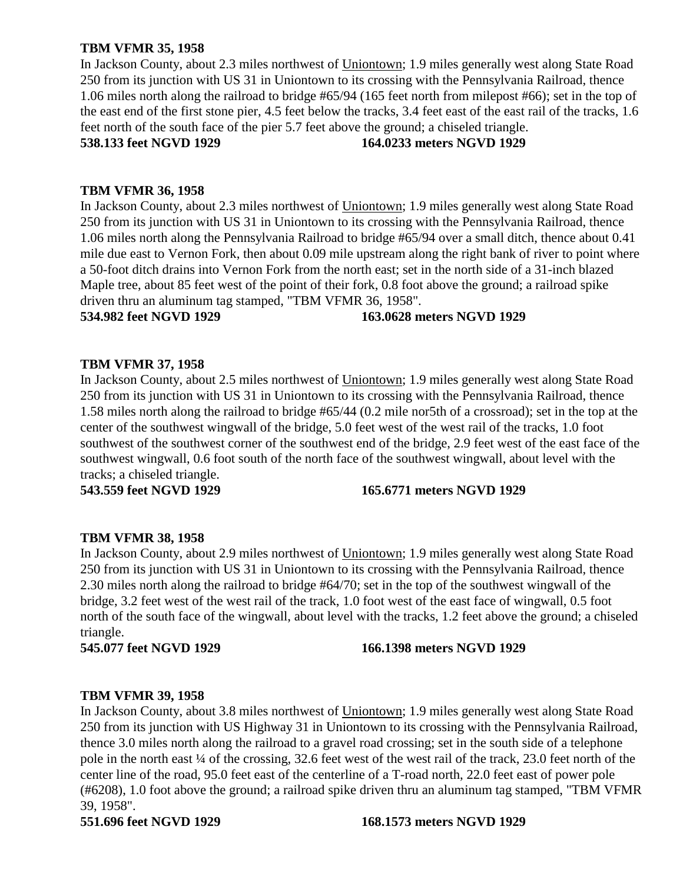**TBM VFMR 35, 1958**

In Jackson County, about 2.3 miles northwest of Uniontown; 1.9 miles generally west along State Road 250 from its junction with US 31 in Uniontown to its crossing with the Pennsylvania Railroad, thence 1.06 miles north along the railroad to bridge #65/94 (165 feet north from milepost #66); set in the top of the east end of the first stone pier, 4.5 feet below the tracks, 3.4 feet east of the east rail of the tracks, 1.6 feet north of the south face of the pier 5.7 feet above the ground; a chiseled triangle.

**538.133 feet NGVD 1929 164.0233 meters NGVD 1929**

**TBM VFMR 36, 1958**

In Jackson County, about 2.3 miles northwest of Uniontown; 1.9 miles generally west along State Road 250 from its junction with US 31 in Uniontown to its crossing with the Pennsylvania Railroad, thence 1.06 miles north along the Pennsylvania Railroad to bridge #65/94 over a small ditch, thence about 0.41 mile due east to Vernon Fork, then about 0.09 mile upstream along the right bank of river to point where a 50-foot ditch drains into Vernon Fork from the north east; set in the north side of a 31-inch blazed Maple tree, about 85 feet west of the point of their fork, 0.8 foot above the ground; a railroad spike driven thru an aluminum tag stamped, "TBM VFMR 36, 1958".

**534.982 feet NGVD 1929 163.0628 meters NGVD 1929**

**TBM VFMR 37, 1958**

In Jackson County, about 2.5 miles northwest of Uniontown; 1.9 miles generally west along State Road 250 from its junction with US 31 in Uniontown to its crossing with the Pennsylvania Railroad, thence 1.58 miles north along the railroad to bridge #65/44 (0.2 mile nor5th of a crossroad); set in the top at the center of the southwest wingwall of the bridge, 5.0 feet west of the west rail of the tracks, 1.0 foot southwest of the southwest corner of the southwest end of the bridge, 2.9 feet west of the east face of the southwest wingwall, 0.6 foot south of the north face of the southwest wingwall, about level with the tracks; a chiseled triangle.

**543.559 feet NGVD 1929 165.6771 meters NGVD 1929**

**TBM VFMR 38, 1958**

In Jackson County, about 2.9 miles northwest of Uniontown; 1.9 miles generally west along State Road 250 from its junction with US 31 in Uniontown to its crossing with the Pennsylvania Railroad, thence 2.30 miles north along the railroad to bridge #64/70; set in the top of the southwest wingwall of the bridge, 3.2 feet west of the west rail of the track, 1.0 foot west of the east face of wingwall, 0.5 foot north of the south face of the wingwall, about level with the tracks, 1.2 feet above the ground; a chiseled triangle.

**545.077 feet NGVD 1929 166.1398 meters NGVD 1929**

**TBM VFMR 39, 1958**

In Jackson County, about 3.8 miles northwest of Uniontown; 1.9 miles generally west along State Road 250 from its junction with US Highway 31 in Uniontown to its crossing with the Pennsylvania Railroad, thence 3.0 miles north along the railroad to a gravel road crossing; set in the south side of a telephone pole in the north east ¼ of the crossing, 32.6 feet west of the west rail of the track, 23.0 feet north of the center line of the road, 95.0 feet east of the centerline of a T-road north, 22.0 feet east of power pole (#6208), 1.0 foot above the ground; a railroad spike driven thru an aluminum tag stamped, "TBM VFMR 39, 1958".

**551.696 feet NGVD 1929 168.1573 meters NGVD 1929**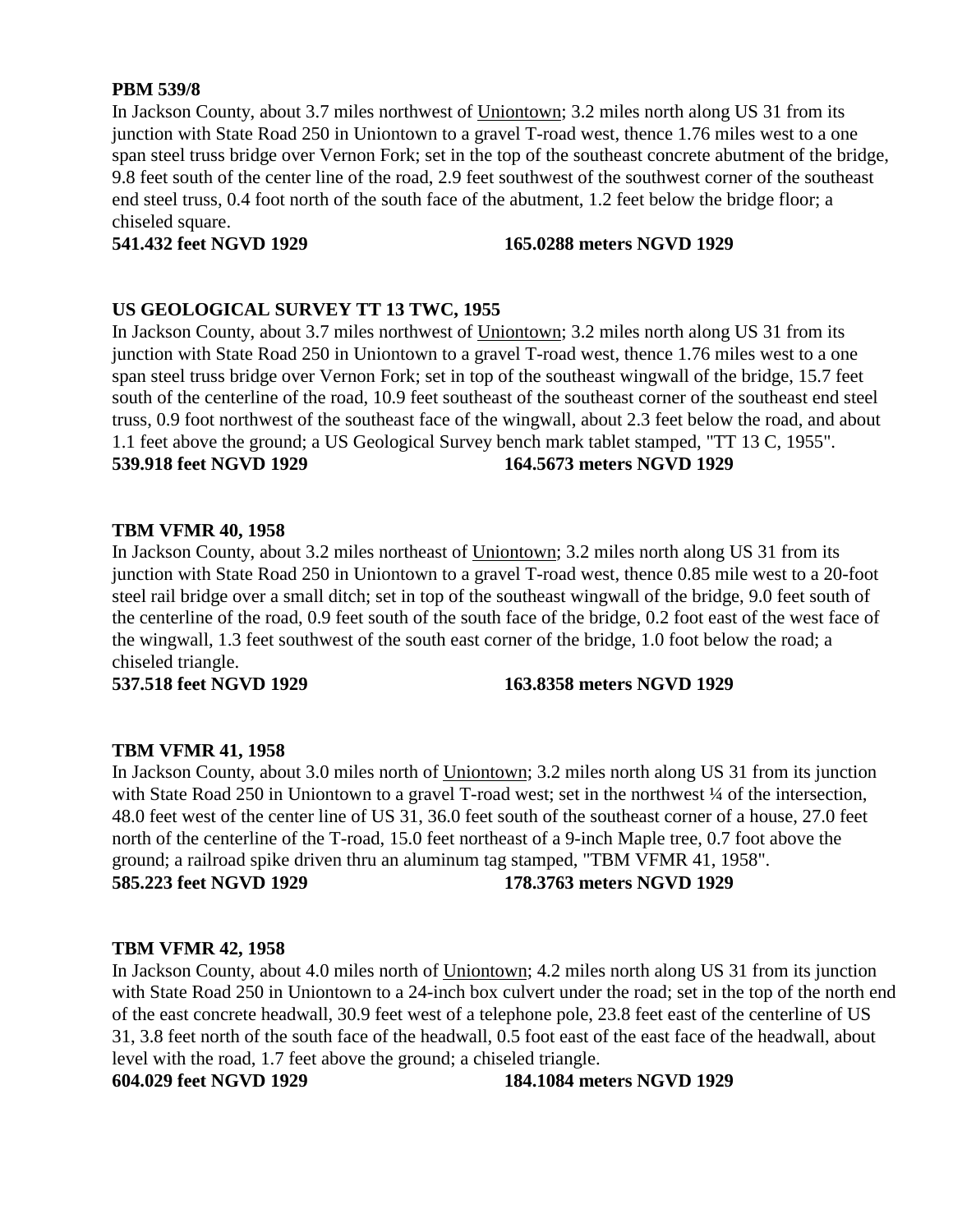**PBM 539/8**

In Jackson County, about 3.7 miles northwest of Uniontown; 3.2 miles north along US 31 from its junction with State Road 250 in Uniontown to a gravel T-road west, thence 1.76 miles west to a one span steel truss bridge over Vernon Fork; set in the top of the southeast concrete abutment of the bridge, 9.8 feet south of the center line of the road, 2.9 feet southwest of the southwest corner of the southeast end steel truss, 0.4 foot north of the south face of the abutment, 1.2 feet below the bridge floor; a chiseled square.

**541.432 feet NGVD 1929** **165.0288 meters NGVD 1929**

**US GEOLOGICAL SURVEY TT 13 TWC, 1955**

In Jackson County, about 3.7 miles northwest of Uniontown; 3.2 miles north along US 31 from its junction with State Road 250 in Uniontown to a gravel T-road west, thence 1.76 miles west to a one span steel truss bridge over Vernon Fork; set in top of the southeast wingwall of the bridge, 15.7 feet south of the centerline of the road, 10.9 feet southeast of the southeast corner of the southeast end steel truss, 0.9 foot northwest of the southeast face of the wingwall, about 2.3 feet below the road, and about 1.1 feet above the ground; a US Geological Survey bench mark tablet stamped, "TT 13 C, 1955".

**539.918 feet NGVD 1929** **164.5673 meters NGVD 1929**

**TBM VFMR 40, 1958**

In Jackson County, about 3.2 miles northeast of Uniontown; 3.2 miles north along US 31 from its junction with State Road 250 in Uniontown to a gravel T-road west, thence 0.85 mile west to a 20-foot steel rail bridge over a small ditch; set in top of the southeast wingwall of the bridge, 9.0 feet south of the centerline of the road, 0.9 feet south of the south face of the bridge, 0.2 foot east of the west face of the wingwall, 1.3 feet southwest of the south east corner of the bridge, 1.0 foot below the road; a chiseled triangle.

**537.518 feet NGVD 1929** **163.8358 meters NGVD 1929**

**TBM VFMR 41, 1958**

In Jackson County, about 3.0 miles north of Uniontown; 3.2 miles north along US 31 from its junction with State Road 250 in Uniontown to a gravel T-road west; set in the northwest ¼ of the intersection, 48.0 feet west of the center line of US 31, 36.0 feet south of the southeast corner of a house, 27.0 feet north of the centerline of the T-road, 15.0 feet northeast of a 9-inch Maple tree, 0.7 foot above the ground; a railroad spike driven thru an aluminum tag stamped, "TBM VFMR 41, 1958".

**585.223 feet NGVD 1929** **178.3763 meters NGVD 1929**

**TBM VFMR 42, 1958**

In Jackson County, about 4.0 miles north of Uniontown; 4.2 miles north along US 31 from its junction with State Road 250 in Uniontown to a 24-inch box culvert under the road; set in the top of the north end of the east concrete headwall, 30.9 feet west of a telephone pole, 23.8 feet east of the centerline of US 31, 3.8 feet north of the south face of the headwall, 0.5 foot east of the east face of the headwall, about level with the road, 1.7 feet above the ground; a chiseled triangle.

**604.029 feet NGVD 1929** **184.1084 meters NGVD 1929**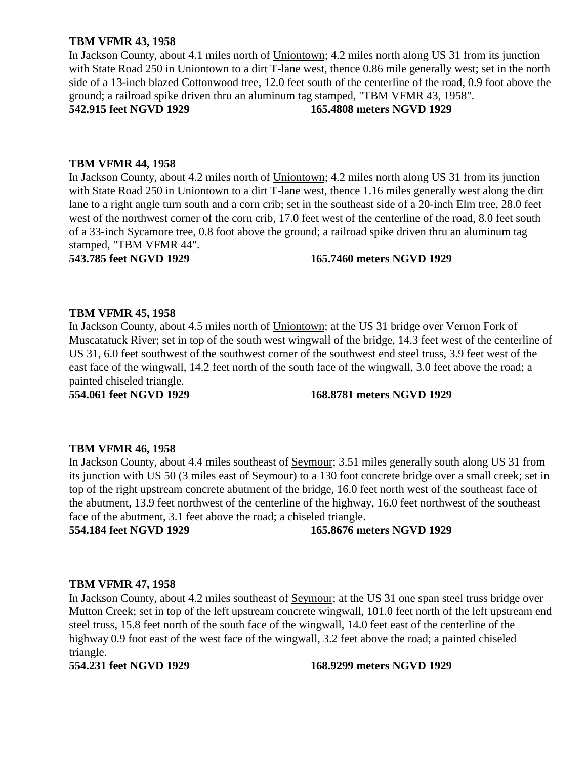**TBM VFMR 43, 1958**

In Jackson County, about 4.1 miles north of Uniontown; 4.2 miles north along US 31 from its junction with State Road 250 in Uniontown to a dirt T-lane west, thence 0.86 mile generally west; set in the north side of a 13-inch blazed Cottonwood tree, 12.0 feet south of the centerline of the road, 0.9 foot above the ground; a railroad spike driven thru an aluminum tag stamped, "TBM VFMR 43, 1958".

**542.915 feet NGVD 1929** **165.4808 meters NGVD 1929**

**TBM VFMR 44, 1958**

In Jackson County, about 4.2 miles north of Uniontown; 4.2 miles north along US 31 from its junction with State Road 250 in Uniontown to a dirt T-lane west, thence 1.16 miles generally west along the dirt lane to a right angle turn south and a corn crib; set in the southeast side of a 20-inch Elm tree, 28.0 feet west of the northwest corner of the corn crib, 17.0 feet west of the centerline of the road, 8.0 feet south of a 33-inch Sycamore tree, 0.8 foot above the ground; a railroad spike driven thru an aluminum tag stamped, "TBM VFMR 44".

**543.785 feet NGVD 1929** **165.7460 meters NGVD 1929**

**TBM VFMR 45, 1958**

In Jackson County, about 4.5 miles north of Uniontown; at the US 31 bridge over Vernon Fork of Muscatatuck River; set in top of the south west wingwall of the bridge, 14.3 feet west of the centerline of US 31, 6.0 feet southwest of the southwest corner of the southwest end steel truss, 3.9 feet west of the east face of the wingwall, 14.2 feet north of the south face of the wingwall, 3.0 feet above the road; a painted chiseled triangle.

**554.061 feet NGVD 1929** **168.8781 meters NGVD 1929**

**TBM VFMR 46, 1958**

In Jackson County, about 4.4 miles southeast of Seymour; 3.51 miles generally south along US 31 from its junction with US 50 (3 miles east of Seymour) to a 130 foot concrete bridge over a small creek; set in top of the right upstream concrete abutment of the bridge, 16.0 feet north west of the southeast face of the abutment, 13.9 feet northwest of the centerline of the highway, 16.0 feet northwest of the southeast face of the abutment, 3.1 feet above the road; a chiseled triangle.

**554.184 feet NGVD 1929** **165.8676 meters NGVD 1929**

**TBM VFMR 47, 1958**

In Jackson County, about 4.2 miles southeast of Seymour; at the US 31 one span steel truss bridge over Mutton Creek; set in top of the left upstream concrete wingwall, 101.0 feet north of the left upstream end steel truss, 15.8 feet north of the south face of the wingwall, 14.0 feet east of the centerline of the highway 0.9 foot east of the west face of the wingwall, 3.2 feet above the road; a painted chiseled triangle.

**554.231 feet NGVD 1929** **168.9299 meters NGVD 1929**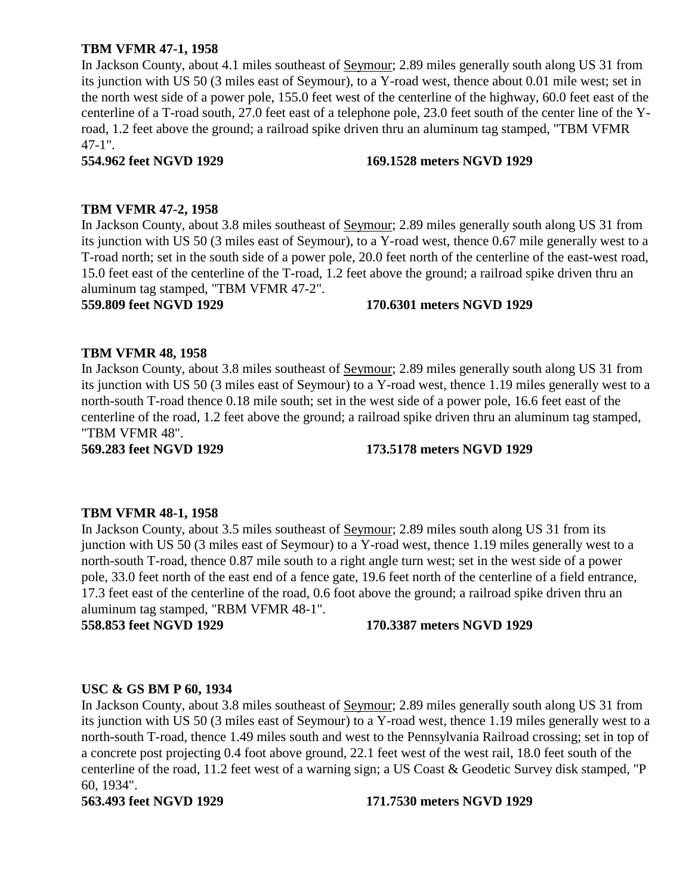**TBM VFMR 47-1, 1958**

In Jackson County, about 4.1 miles southeast of Seymour; 2.89 miles generally south along US 31 from its junction with US 50 (3 miles east of Seymour), to a Y-road west, thence about 0.01 mile west; set in the north west side of a power pole, 155.0 feet west of the centerline of the highway, 60.0 feet east of the centerline of a T-road south, 27.0 feet east of a telephone pole, 23.0 feet south of the center line of the Y-road, 1.2 feet above the ground; a railroad spike driven thru an aluminum tag stamped, "TBM VFMR 47-1".

**554.962 feet NGVD 1929 169.1528 meters NGVD 1929**

**TBM VFMR 47-2, 1958**

In Jackson County, about 3.8 miles southeast of Seymour; 2.89 miles generally south along US 31 from its junction with US 50 (3 miles east of Seymour), to a Y-road west, thence 0.67 mile generally west to a T-road north; set in the south side of a power pole, 20.0 feet north of the centerline of the east-west road, 15.0 feet east of the centerline of the T-road, 1.2 feet above the ground; a railroad spike driven thru an aluminum tag stamped, "TBM VFMR 47-2".

**559.809 feet NGVD 1929 170.6301 meters NGVD 1929**

**TBM VFMR 48, 1958**

In Jackson County, about 3.8 miles southeast of Seymour; 2.89 miles generally south along US 31 from its junction with US 50 (3 miles east of Seymour) to a Y-road west, thence 1.19 miles generally west to a north-south T-road thence 0.18 mile south; set in the west side of a power pole, 16.6 feet east of the centerline of the road, 1.2 feet above the ground; a railroad spike driven thru an aluminum tag stamped, "TBM VFMR 48".

**569.283 feet NGVD 1929 173.5178 meters NGVD 1929**

**TBM VFMR 48-1, 1958**

In Jackson County, about 3.5 miles southeast of Seymour; 2.89 miles south along US 31 from its junction with US 50 (3 miles east of Seymour) to a Y-road west, thence 1.19 miles generally west to a north-south T-road, thence 0.87 mile south to a right angle turn west; set in the west side of a power pole, 33.0 feet north of the east end of a fence gate, 19.6 feet north of the centerline of a field entrance, 17.3 feet east of the centerline of the road, 0.6 foot above the ground; a railroad spike driven thru an aluminum tag stamped, "RBM VFMR 48-1".

**558.853 feet NGVD 1929 170.3387 meters NGVD 1929**

**USC & GS BM P 60, 1934**

In Jackson County, about 3.8 miles southeast of Seymour; 2.89 miles generally south along US 31 from its junction with US 50 (3 miles east of Seymour) to a Y-road west, thence 1.19 miles generally west to a north-south T-road, thence 1.49 miles south and west to the Pennsylvania Railroad crossing; set in top of a concrete post projecting 0.4 foot above ground, 22.1 feet west of the west rail, 18.0 feet south of the centerline of the road, 11.2 feet west of a warning sign; a US Coast & Geodetic Survey disk stamped, "P 60, 1934".

**563.493 feet NGVD 1929 171.7530 meters NGVD 1929**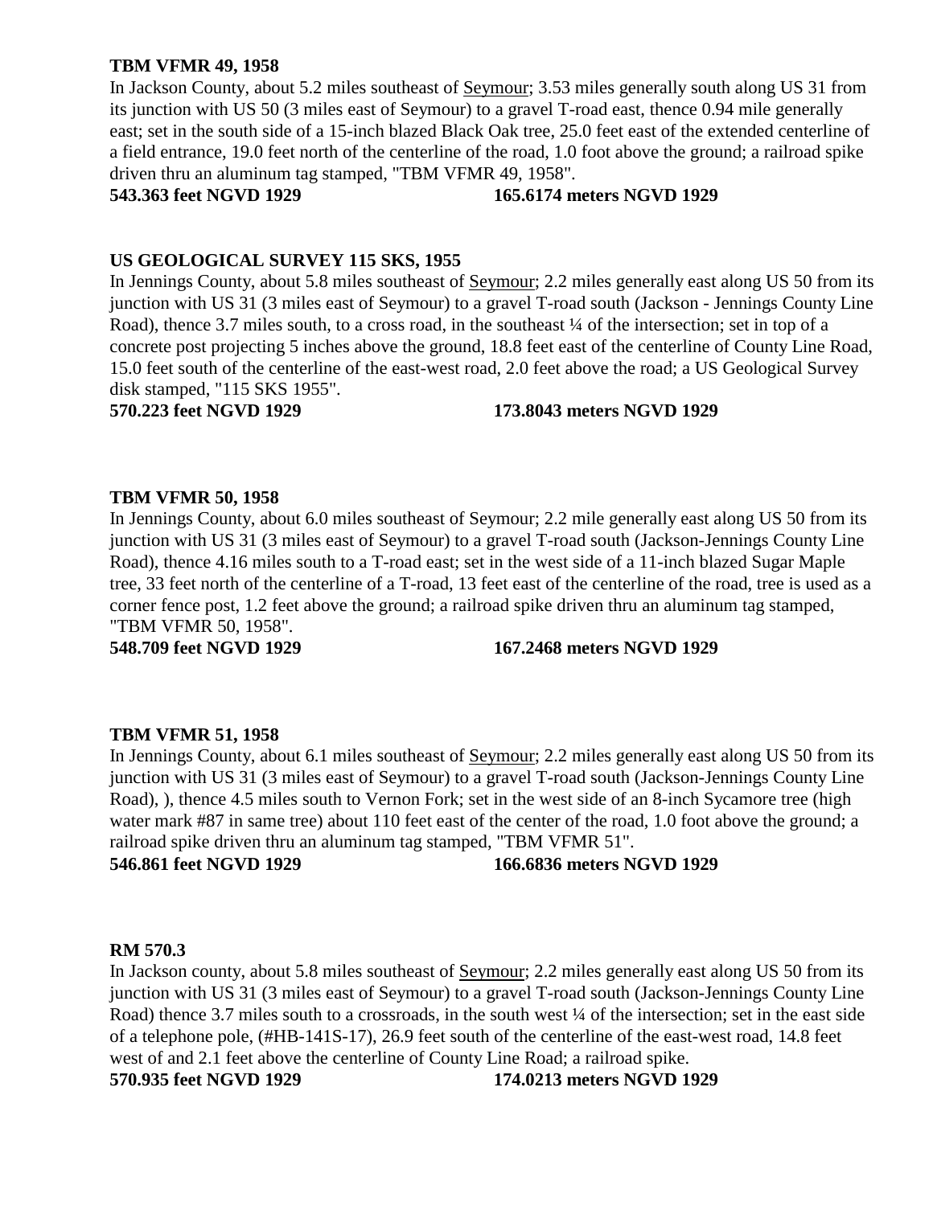**TBM VFMR 49, 1958**

In Jackson County, about 5.2 miles southeast of Seymour; 3.53 miles generally south along US 31 from its junction with US 50 (3 miles east of Seymour) to a gravel T-road east, thence 0.94 mile generally east; set in the south side of a 15-inch blazed Black Oak tree, 25.0 feet east of the extended centerline of a field entrance, 19.0 feet north of the centerline of the road, 1.0 foot above the ground; a railroad spike driven thru an aluminum tag stamped, "TBM VFMR 49, 1958".

**543.363 feet NGVD 1929 165.6174 meters NGVD 1929**

**US GEOLOGICAL SURVEY 115 SKS, 1955**

In Jennings County, about 5.8 miles southeast of Seymour; 2.2 miles generally east along US 50 from its junction with US 31 (3 miles east of Seymour) to a gravel T-road south (Jackson - Jennings County Line Road), thence 3.7 miles south, to a cross road, in the southeast ¼ of the intersection; set in top of a concrete post projecting 5 inches above the ground, 18.8 feet east of the centerline of County Line Road, 15.0 feet south of the centerline of the east-west road, 2.0 feet above the road; a US Geological Survey disk stamped, "115 SKS 1955".

**570.223 feet NGVD 1929 173.8043 meters NGVD 1929**

**TBM VFMR 50, 1958**

In Jennings County, about 6.0 miles southeast of Seymour; 2.2 mile generally east along US 50 from its junction with US 31 (3 miles east of Seymour) to a gravel T-road south (Jackson-Jennings County Line Road), thence 4.16 miles south to a T-road east; set in the west side of a 11-inch blazed Sugar Maple tree, 33 feet north of the centerline of a T-road, 13 feet east of the centerline of the road, tree is used as a corner fence post, 1.2 feet above the ground; a railroad spike driven thru an aluminum tag stamped, "TBM VFMR 50, 1958".

**548.709 feet NGVD 1929 167.2468 meters NGVD 1929**

**TBM VFMR 51, 1958**

In Jennings County, about 6.1 miles southeast of Seymour; 2.2 miles generally east along US 50 from its junction with US 31 (3 miles east of Seymour) to a gravel T-road south (Jackson-Jennings County Line Road), ), thence 4.5 miles south to Vernon Fork; set in the west side of an 8-inch Sycamore tree (high water mark #87 in same tree) about 110 feet east of the center of the road, 1.0 foot above the ground; a railroad spike driven thru an aluminum tag stamped, "TBM VFMR 51".

**546.861 feet NGVD 1929 166.6836 meters NGVD 1929**

**RM 570.3**

In Jackson county, about 5.8 miles southeast of Seymour; 2.2 miles generally east along US 50 from its junction with US 31 (3 miles east of Seymour) to a gravel T-road south (Jackson-Jennings County Line Road) thence 3.7 miles south to a crossroads, in the south west ¼ of the intersection; set in the east side of a telephone pole, (#HB-141S-17), 26.9 feet south of the centerline of the east-west road, 14.8 feet west of and 2.1 feet above the centerline of County Line Road; a railroad spike.

**570.935 feet NGVD 1929 174.0213 meters NGVD 1929**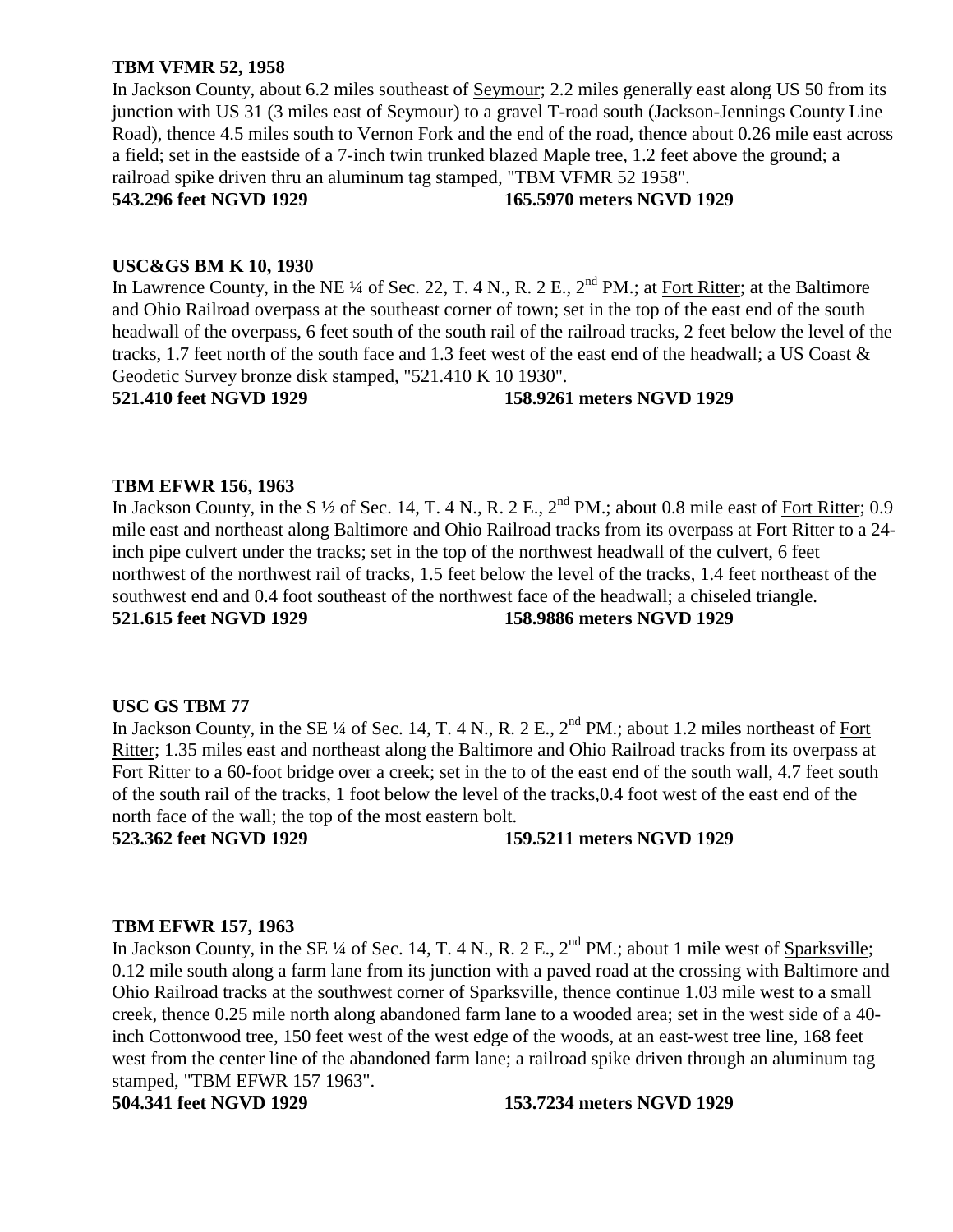**TBM VFMR 52, 1958**

In Jackson County, about 6.2 miles southeast of Seymour; 2.2 miles generally east along US 50 from its junction with US 31 (3 miles east of Seymour) to a gravel T-road south (Jackson-Jennings County Line Road), thence 4.5 miles south to Vernon Fork and the end of the road, thence about 0.26 mile east across a field; set in the eastside of a 7-inch twin trunked blazed Maple tree, 1.2 feet above the ground; a railroad spike driven thru an aluminum tag stamped, "TBM VFMR 52 1958".

**543.296 feet NGVD 1929** **165.5970 meters NGVD 1929**

**USC&GS BM K 10, 1930**

In Lawrence County, in the NE ¼ of Sec. 22, T. 4 N., R. 2 E., 2nd PM.; at Fort Ritter; at the Baltimore and Ohio Railroad overpass at the southeast corner of town; set in the top of the east end of the south headwall of the overpass, 6 feet south of the south rail of the railroad tracks, 2 feet below the level of the tracks, 1.7 feet north of the south face and 1.3 feet west of the east end of the headwall; a US Coast & Geodetic Survey bronze disk stamped, "521.410 K 10 1930".

**521.410 feet NGVD 1929** **158.9261 meters NGVD 1929**

**TBM EFWR 156, 1963**

In Jackson County, in the S ½ of Sec. 14, T. 4 N., R. 2 E., 2nd PM.; about 0.8 mile east of Fort Ritter; 0.9 mile east and northeast along Baltimore and Ohio Railroad tracks from its overpass at Fort Ritter to a 24-inch pipe culvert under the tracks; set in the top of the northwest headwall of the culvert, 6 feet northwest of the northwest rail of tracks, 1.5 feet below the level of the tracks, 1.4 feet northeast of the southwest end and 0.4 foot southeast of the northwest face of the headwall; a chiseled triangle.

**521.615 feet NGVD 1929** **158.9886 meters NGVD 1929**

**USC GS TBM 77**

In Jackson County, in the SE ¼ of Sec. 14, T. 4 N., R. 2 E., 2nd PM.; about 1.2 miles northeast of Fort Ritter; 1.35 miles east and northeast along the Baltimore and Ohio Railroad tracks from its overpass at Fort Ritter to a 60-foot bridge over a creek; set in the to of the east end of the south wall, 4.7 feet south of the south rail of the tracks, 1 foot below the level of the tracks,0.4 foot west of the east end of the north face of the wall; the top of the most eastern bolt.

**523.362 feet NGVD 1929** **159.5211 meters NGVD 1929**

**TBM EFWR 157, 1963**

In Jackson County, in the SE ¼ of Sec. 14, T. 4 N., R. 2 E., 2nd PM.; about 1 mile west of Sparksville; 0.12 mile south along a farm lane from its junction with a paved road at the crossing with Baltimore and Ohio Railroad tracks at the southwest corner of Sparksville, thence continue 1.03 mile west to a small creek, thence 0.25 mile north along abandoned farm lane to a wooded area; set in the west side of a 40-inch Cottonwood tree, 150 feet west of the west edge of the woods, at an east-west tree line, 168 feet west from the center line of the abandoned farm lane; a railroad spike driven through an aluminum tag stamped, "TBM EFWR 157 1963".

**504.341 feet NGVD 1929** **153.7234 meters NGVD 1929**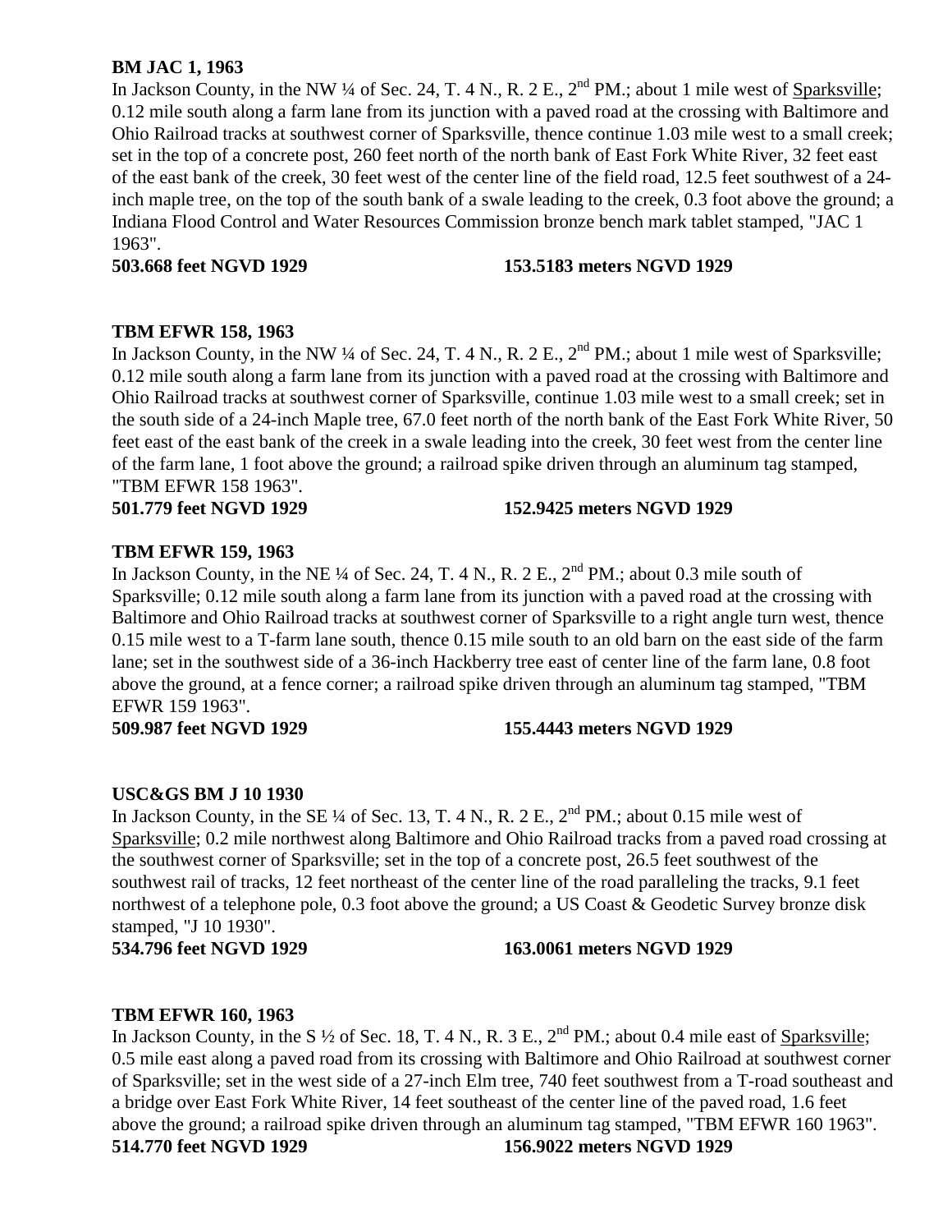**BM JAC 1, 1963**

In Jackson County, in the NW ¼ of Sec. 24, T. 4 N., R. 2 E., 2nd PM.; about 1 mile west of Sparksville; 0.12 mile south along a farm lane from its junction with a paved road at the crossing with Baltimore and Ohio Railroad tracks at southwest corner of Sparksville, thence continue 1.03 mile west to a small creek; set in the top of a concrete post, 260 feet north of the north bank of East Fork White River, 32 feet east of the east bank of the creek, 30 feet west of the center line of the field road, 12.5 feet southwest of a 24-inch maple tree, on the top of the south bank of a swale leading to the creek, 0.3 foot above the ground; a Indiana Flood Control and Water Resources Commission bronze bench mark tablet stamped, "JAC 1 1963".

**503.668 feet NGVD 1929** **153.5183 meters NGVD 1929**

**TBM EFWR 158, 1963**

In Jackson County, in the NW ¼ of Sec. 24, T. 4 N., R. 2 E., 2nd PM.; about 1 mile west of Sparksville; 0.12 mile south along a farm lane from its junction with a paved road at the crossing with Baltimore and Ohio Railroad tracks at southwest corner of Sparksville, continue 1.03 mile west to a small creek; set in the south side of a 24-inch Maple tree, 67.0 feet north of the north bank of the East Fork White River, 50 feet east of the east bank of the creek in a swale leading into the creek, 30 feet west from the center line of the farm lane, 1 foot above the ground; a railroad spike driven through an aluminum tag stamped, "TBM EFWR 158 1963".

**501.779 feet NGVD 1929** **152.9425 meters NGVD 1929**

**TBM EFWR 159, 1963**

In Jackson County, in the NE ¼ of Sec. 24, T. 4 N., R. 2 E., 2nd PM.; about 0.3 mile south of Sparksville; 0.12 mile south along a farm lane from its junction with a paved road at the crossing with Baltimore and Ohio Railroad tracks at southwest corner of Sparksville to a right angle turn west, thence 0.15 mile west to a T-farm lane south, thence 0.15 mile south to an old barn on the east side of the farm lane; set in the southwest side of a 36-inch Hackberry tree east of center line of the farm lane, 0.8 foot above the ground, at a fence corner; a railroad spike driven through an aluminum tag stamped, "TBM EFWR 159 1963".

**509.987 feet NGVD 1929** **155.4443 meters NGVD 1929**

**USC&GS BM J 10 1930**

In Jackson County, in the SE ¼ of Sec. 13, T. 4 N., R. 2 E., 2nd PM.; about 0.15 mile west of Sparksville; 0.2 mile northwest along Baltimore and Ohio Railroad tracks from a paved road crossing at the southwest corner of Sparksville; set in the top of a concrete post, 26.5 feet southwest of the southwest rail of tracks, 12 feet northeast of the center line of the road paralleling the tracks, 9.1 feet northwest of a telephone pole, 0.3 foot above the ground; a US Coast & Geodetic Survey bronze disk stamped, "J 10 1930".

**534.796 feet NGVD 1929** **163.0061 meters NGVD 1929**

**TBM EFWR 160, 1963**

In Jackson County, in the S ½ of Sec. 18, T. 4 N., R. 3 E., 2nd PM.; about 0.4 mile east of Sparksville; 0.5 mile east along a paved road from its crossing with Baltimore and Ohio Railroad at southwest corner of Sparksville; set in the west side of a 27-inch Elm tree, 740 feet southwest from a T-road southeast and a bridge over East Fork White River, 14 feet southeast of the center line of the paved road, 1.6 feet above the ground; a railroad spike driven through an aluminum tag stamped, "TBM EFWR 160 1963".

**514.770 feet NGVD 1929** **156.9022 meters NGVD 1929**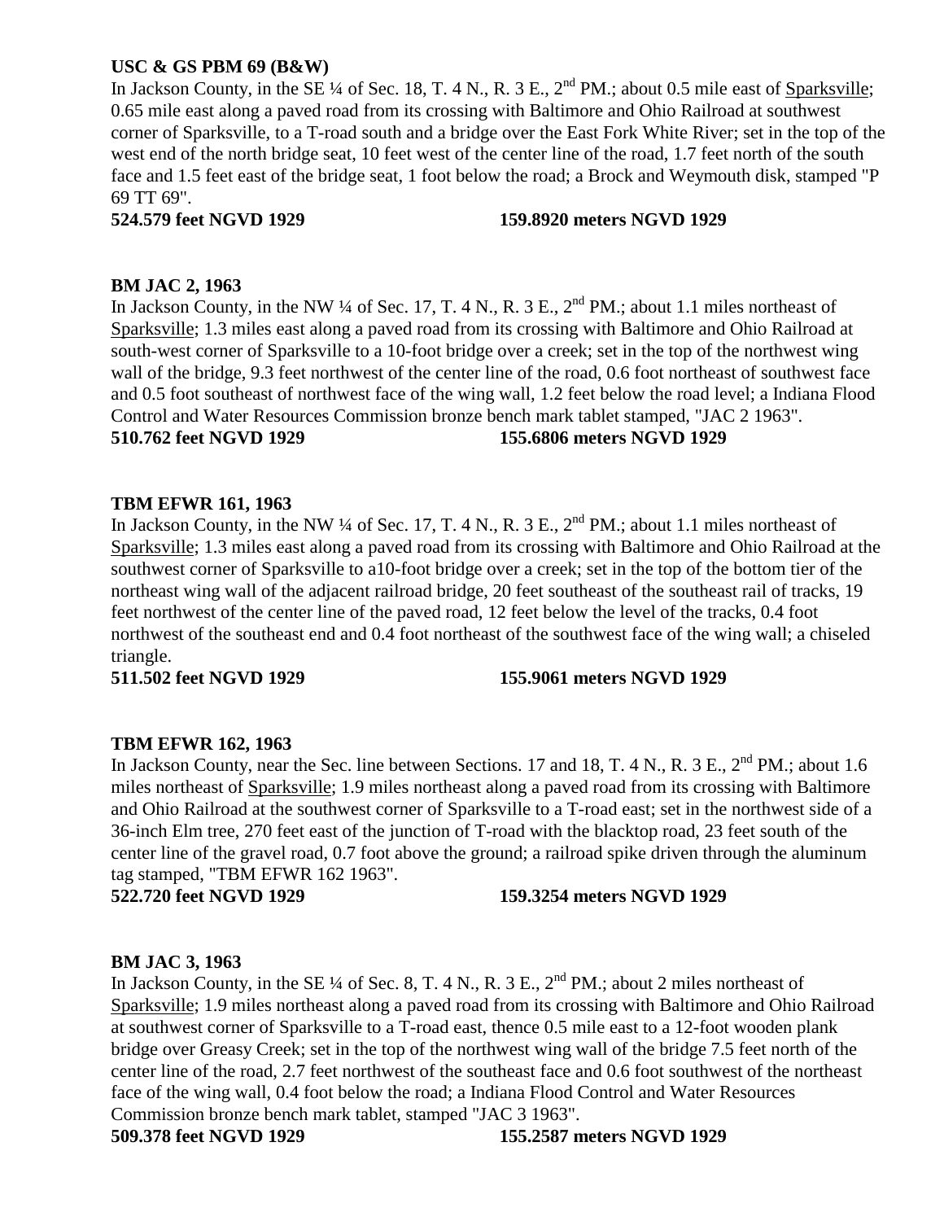**USC & GS PBM 69 (B&W)**
In Jackson County, in the SE ¼ of Sec. 18, T. 4 N., R. 3 E., 2nd PM.; about 0.5 mile east of Sparksville; 0.65 mile east along a paved road from its crossing with Baltimore and Ohio Railroad at southwest corner of Sparksville, to a T-road south and a bridge over the East Fork White River; set in the top of the west end of the north bridge seat, 10 feet west of the center line of the road, 1.7 feet north of the south face and 1.5 feet east of the bridge seat, 1 foot below the road; a Brock and Weymouth disk, stamped "P 69 TT 69".
**524.579 feet NGVD 1929 159.8920 meters NGVD 1929**

**BM JAC 2, 1963**
In Jackson County, in the NW ¼ of Sec. 17, T. 4 N., R. 3 E., 2nd PM.; about 1.1 miles northeast of Sparksville; 1.3 miles east along a paved road from its crossing with Baltimore and Ohio Railroad at south-west corner of Sparksville to a 10-foot bridge over a creek; set in the top of the northwest wing wall of the bridge, 9.3 feet northwest of the center line of the road, 0.6 foot northeast of southwest face and 0.5 foot southeast of northwest face of the wing wall, 1.2 feet below the road level; a Indiana Flood Control and Water Resources Commission bronze bench mark tablet stamped, "JAC 2 1963".
**510.762 feet NGVD 1929 155.6806 meters NGVD 1929**

**TBM EFWR 161, 1963**
In Jackson County, in the NW ¼ of Sec. 17, T. 4 N., R. 3 E., 2nd PM.; about 1.1 miles northeast of Sparksville; 1.3 miles east along a paved road from its crossing with Baltimore and Ohio Railroad at the southwest corner of Sparksville to a10-foot bridge over a creek; set in the top of the bottom tier of the northeast wing wall of the adjacent railroad bridge, 20 feet southeast of the southeast rail of tracks, 19 feet northwest of the center line of the paved road, 12 feet below the level of the tracks, 0.4 foot northwest of the southeast end and 0.4 foot northeast of the southwest face of the wing wall; a chiseled triangle.
**511.502 feet NGVD 1929 155.9061 meters NGVD 1929**

**TBM EFWR 162, 1963**
In Jackson County, near the Sec. line between Sections. 17 and 18, T. 4 N., R. 3 E., 2nd PM.; about 1.6 miles northeast of Sparksville; 1.9 miles northeast along a paved road from its crossing with Baltimore and Ohio Railroad at the southwest corner of Sparksville to a T-road east; set in the northwest side of a 36-inch Elm tree, 270 feet east of the junction of T-road with the blacktop road, 23 feet south of the center line of the gravel road, 0.7 foot above the ground; a railroad spike driven through the aluminum tag stamped, "TBM EFWR 162 1963".
**522.720 feet NGVD 1929 159.3254 meters NGVD 1929**

**BM JAC 3, 1963**
In Jackson County, in the SE ¼ of Sec. 8, T. 4 N., R. 3 E., 2nd PM.; about 2 miles northeast of Sparksville; 1.9 miles northeast along a paved road from its crossing with Baltimore and Ohio Railroad at southwest corner of Sparksville to a T-road east, thence 0.5 mile east to a 12-foot wooden plank bridge over Greasy Creek; set in the top of the northwest wing wall of the bridge 7.5 feet north of the center line of the road, 2.7 feet northwest of the southeast face and 0.6 foot southwest of the northeast face of the wing wall, 0.4 foot below the road; a Indiana Flood Control and Water Resources Commission bronze bench mark tablet, stamped "JAC 3 1963".
**509.378 feet NGVD 1929 155.2587 meters NGVD 1929**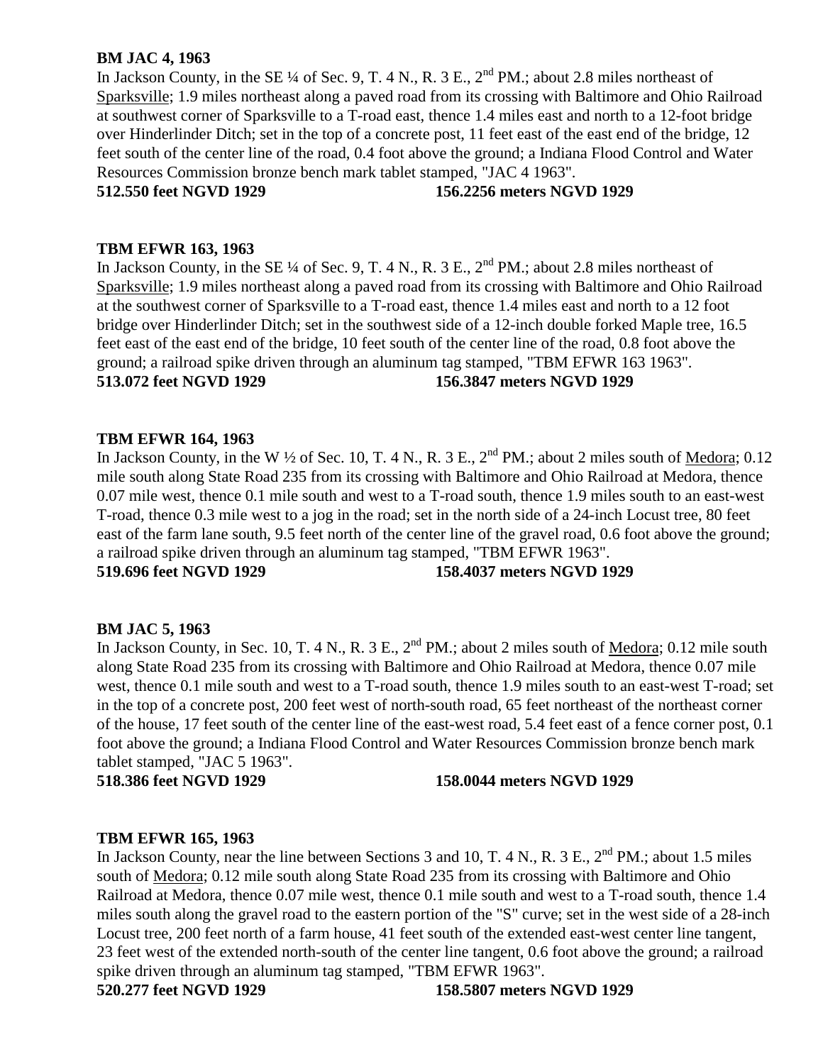**BM JAC 4, 1963**

In Jackson County, in the SE ¼ of Sec. 9, T. 4 N., R. 3 E., 2nd PM.; about 2.8 miles northeast of Sparksville; 1.9 miles northeast along a paved road from its crossing with Baltimore and Ohio Railroad at southwest corner of Sparksville to a T-road east, thence 1.4 miles east and north to a 12-foot bridge over Hinderlinder Ditch; set in the top of a concrete post, 11 feet east of the east end of the bridge, 12 feet south of the center line of the road, 0.4 foot above the ground; a Indiana Flood Control and Water Resources Commission bronze bench mark tablet stamped, "JAC 4 1963".

**512.550 feet NGVD 1929 156.2256 meters NGVD 1929**

**TBM EFWR 163, 1963**

In Jackson County, in the SE ¼ of Sec. 9, T. 4 N., R. 3 E., 2nd PM.; about 2.8 miles northeast of Sparksville; 1.9 miles northeast along a paved road from its crossing with Baltimore and Ohio Railroad at the southwest corner of Sparksville to a T-road east, thence 1.4 miles east and north to a 12 foot bridge over Hinderlinder Ditch; set in the southwest side of a 12-inch double forked Maple tree, 16.5 feet east of the east end of the bridge, 10 feet south of the center line of the road, 0.8 foot above the ground; a railroad spike driven through an aluminum tag stamped, "TBM EFWR 163 1963".

**513.072 feet NGVD 1929 156.3847 meters NGVD 1929**

**TBM EFWR 164, 1963**

In Jackson County, in the W ½ of Sec. 10, T. 4 N., R. 3 E., 2nd PM.; about 2 miles south of Medora; 0.12 mile south along State Road 235 from its crossing with Baltimore and Ohio Railroad at Medora, thence 0.07 mile west, thence 0.1 mile south and west to a T-road south, thence 1.9 miles south to an east-west T-road, thence 0.3 mile west to a jog in the road; set in the north side of a 24-inch Locust tree, 80 feet east of the farm lane south, 9.5 feet north of the center line of the gravel road, 0.6 foot above the ground; a railroad spike driven through an aluminum tag stamped, "TBM EFWR 1963".

**519.696 feet NGVD 1929 158.4037 meters NGVD 1929**

**BM JAC 5, 1963**

In Jackson County, in Sec. 10, T. 4 N., R. 3 E., 2nd PM.; about 2 miles south of Medora; 0.12 mile south along State Road 235 from its crossing with Baltimore and Ohio Railroad at Medora, thence 0.07 mile west, thence 0.1 mile south and west to a T-road south, thence 1.9 miles south to an east-west T-road; set in the top of a concrete post, 200 feet west of north-south road, 65 feet northeast of the northeast corner of the house, 17 feet south of the center line of the east-west road, 5.4 feet east of a fence corner post, 0.1 foot above the ground; a Indiana Flood Control and Water Resources Commission bronze bench mark tablet stamped, "JAC 5 1963".

**518.386 feet NGVD 1929 158.0044 meters NGVD 1929**

**TBM EFWR 165, 1963**

In Jackson County, near the line between Sections 3 and 10, T. 4 N., R. 3 E., 2nd PM.; about 1.5 miles south of Medora; 0.12 mile south along State Road 235 from its crossing with Baltimore and Ohio Railroad at Medora, thence 0.07 mile west, thence 0.1 mile south and west to a T-road south, thence 1.4 miles south along the gravel road to the eastern portion of the "S" curve; set in the west side of a 28-inch Locust tree, 200 feet north of a farm house, 41 feet south of the extended east-west center line tangent, 23 feet west of the extended north-south of the center line tangent, 0.6 foot above the ground; a railroad spike driven through an aluminum tag stamped, "TBM EFWR 1963".

**520.277 feet NGVD 1929 158.5807 meters NGVD 1929**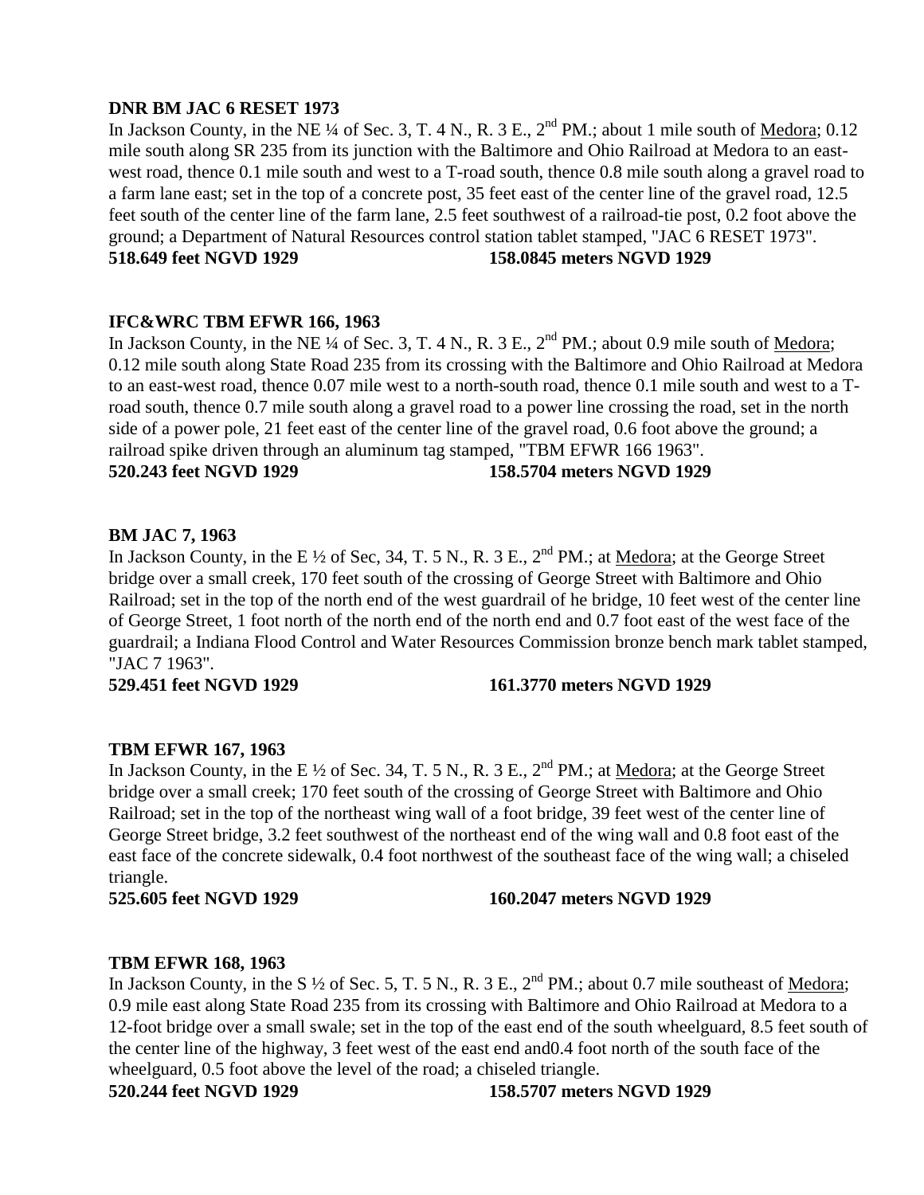**DNR BM JAC 6 RESET 1973**

In Jackson County, in the NE ¼ of Sec. 3, T. 4 N., R. 3 E., 2nd PM.; about 1 mile south of Medora; 0.12 mile south along SR 235 from its junction with the Baltimore and Ohio Railroad at Medora to an east-west road, thence 0.1 mile south and west to a T-road south, thence 0.8 mile south along a gravel road to a farm lane east; set in the top of a concrete post, 35 feet east of the center line of the gravel road, 12.5 feet south of the center line of the farm lane, 2.5 feet southwest of a railroad-tie post, 0.2 foot above the ground; a Department of Natural Resources control station tablet stamped, "JAC 6 RESET 1973".

**518.649 feet NGVD 1929 158.0845 meters NGVD 1929**

**IFC&WRC TBM EFWR 166, 1963**

In Jackson County, in the NE ¼ of Sec. 3, T. 4 N., R. 3 E., 2nd PM.; about 0.9 mile south of Medora; 0.12 mile south along State Road 235 from its crossing with the Baltimore and Ohio Railroad at Medora to an east-west road, thence 0.07 mile west to a north-south road, thence 0.1 mile south and west to a T-road south, thence 0.7 mile south along a gravel road to a power line crossing the road, set in the north side of a power pole, 21 feet east of the center line of the gravel road, 0.6 foot above the ground; a railroad spike driven through an aluminum tag stamped, "TBM EFWR 166 1963".

**520.243 feet NGVD 1929 158.5704 meters NGVD 1929**

**BM JAC 7, 1963**

In Jackson County, in the E ½ of Sec, 34, T. 5 N., R. 3 E., 2nd PM.; at Medora; at the George Street bridge over a small creek, 170 feet south of the crossing of George Street with Baltimore and Ohio Railroad; set in the top of the north end of the west guardrail of he bridge, 10 feet west of the center line of George Street, 1 foot north of the north end of the north end and 0.7 foot east of the west face of the guardrail; a Indiana Flood Control and Water Resources Commission bronze bench mark tablet stamped, "JAC 7 1963".

**529.451 feet NGVD 1929 161.3770 meters NGVD 1929**

**TBM EFWR 167, 1963**

In Jackson County, in the E ½ of Sec. 34, T. 5 N., R. 3 E., 2nd PM.; at Medora; at the George Street bridge over a small creek; 170 feet south of the crossing of George Street with Baltimore and Ohio Railroad; set in the top of the northeast wing wall of a foot bridge, 39 feet west of the center line of George Street bridge, 3.2 feet southwest of the northeast end of the wing wall and 0.8 foot east of the east face of the concrete sidewalk, 0.4 foot northwest of the southeast face of the wing wall; a chiseled triangle.

**525.605 feet NGVD 1929 160.2047 meters NGVD 1929**

**TBM EFWR 168, 1963**

In Jackson County, in the S ½ of Sec. 5, T. 5 N., R. 3 E., 2nd PM.; about 0.7 mile southeast of Medora; 0.9 mile east along State Road 235 from its crossing with Baltimore and Ohio Railroad at Medora to a 12-foot bridge over a small swale; set in the top of the east end of the south wheelguard, 8.5 feet south of the center line of the highway, 3 feet west of the east end and0.4 foot north of the south face of the wheelguard, 0.5 foot above the level of the road; a chiseled triangle.

**520.244 feet NGVD 1929 158.5707 meters NGVD 1929**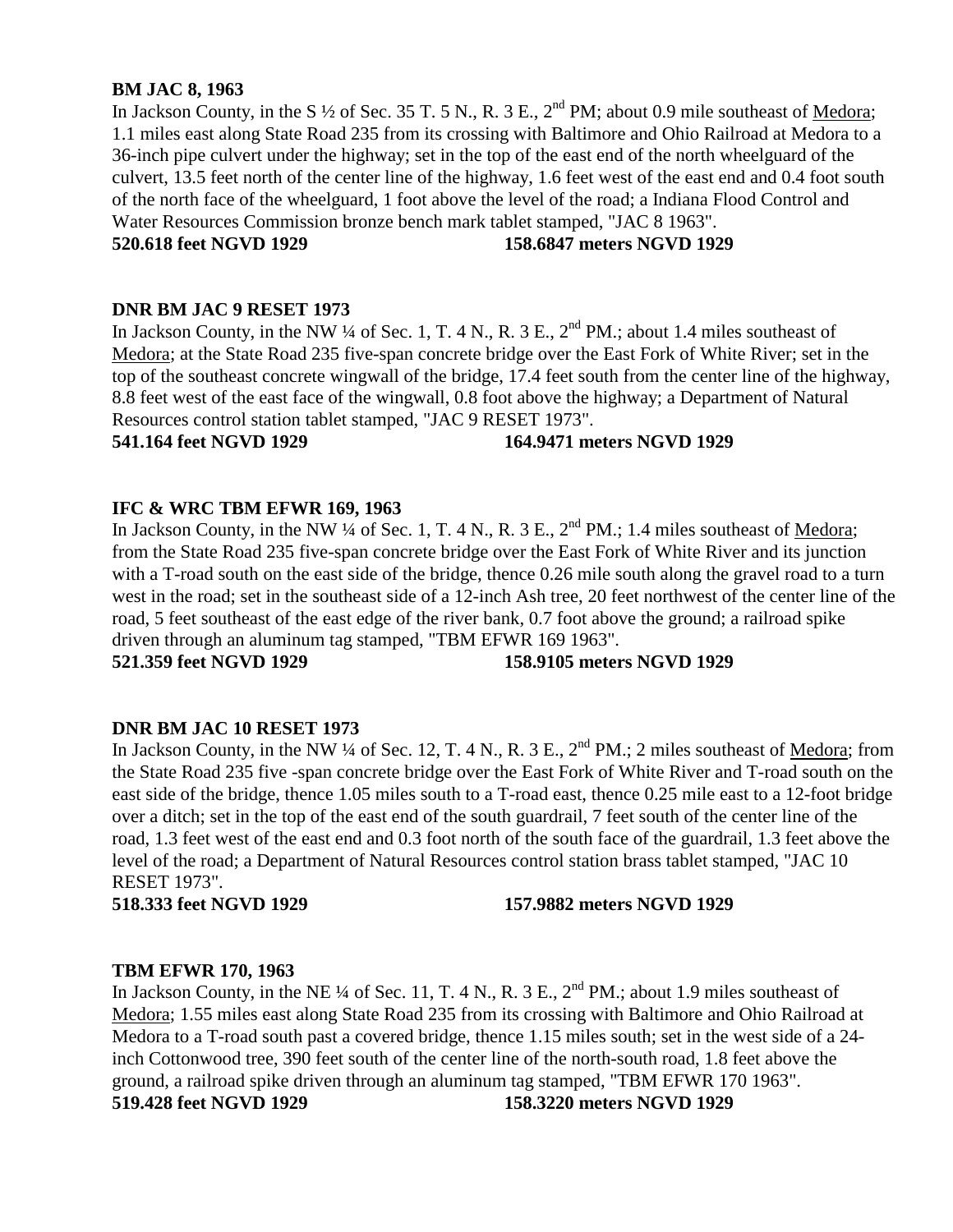**BM JAC 8, 1963**

In Jackson County, in the S ½ of Sec. 35 T. 5 N., R. 3 E., 2nd PM; about 0.9 mile southeast of Medora; 1.1 miles east along State Road 235 from its crossing with Baltimore and Ohio Railroad at Medora to a 36-inch pipe culvert under the highway; set in the top of the east end of the north wheelguard of the culvert, 13.5 feet north of the center line of the highway, 1.6 feet west of the east end and 0.4 foot south of the north face of the wheelguard, 1 foot above the level of the road; a Indiana Flood Control and Water Resources Commission bronze bench mark tablet stamped, "JAC 8 1963".

**520.618 feet NGVD 1929 158.6847 meters NGVD 1929**

**DNR BM JAC 9 RESET 1973**

In Jackson County, in the NW ¼ of Sec. 1, T. 4 N., R. 3 E., 2nd PM.; about 1.4 miles southeast of Medora; at the State Road 235 five-span concrete bridge over the East Fork of White River; set in the top of the southeast concrete wingwall of the bridge, 17.4 feet south from the center line of the highway, 8.8 feet west of the east face of the wingwall, 0.8 foot above the highway; a Department of Natural Resources control station tablet stamped, "JAC 9 RESET 1973".

**541.164 feet NGVD 1929 164.9471 meters NGVD 1929**

**IFC & WRC TBM EFWR 169, 1963**

In Jackson County, in the NW ¼ of Sec. 1, T. 4 N., R. 3 E., 2nd PM.; 1.4 miles southeast of Medora; from the State Road 235 five-span concrete bridge over the East Fork of White River and its junction with a T-road south on the east side of the bridge, thence 0.26 mile south along the gravel road to a turn west in the road; set in the southeast side of a 12-inch Ash tree, 20 feet northwest of the center line of the road, 5 feet southeast of the east edge of the river bank, 0.7 foot above the ground; a railroad spike driven through an aluminum tag stamped, "TBM EFWR 169 1963".

**521.359 feet NGVD 1929 158.9105 meters NGVD 1929**

**DNR BM JAC 10 RESET 1973**

In Jackson County, in the NW ¼ of Sec. 12, T. 4 N., R. 3 E., 2nd PM.; 2 miles southeast of Medora; from the State Road 235 five -span concrete bridge over the East Fork of White River and T-road south on the east side of the bridge, thence 1.05 miles south to a T-road east, thence 0.25 mile east to a 12-foot bridge over a ditch; set in the top of the east end of the south guardrail, 7 feet south of the center line of the road, 1.3 feet west of the east end and 0.3 foot north of the south face of the guardrail, 1.3 feet above the level of the road; a Department of Natural Resources control station brass tablet stamped, "JAC 10 RESET 1973".

**518.333 feet NGVD 1929 157.9882 meters NGVD 1929**

**TBM EFWR 170, 1963**

In Jackson County, in the NE ¼ of Sec. 11, T. 4 N., R. 3 E., 2nd PM.; about 1.9 miles southeast of Medora; 1.55 miles east along State Road 235 from its crossing with Baltimore and Ohio Railroad at Medora to a T-road south past a covered bridge, thence 1.15 miles south; set in the west side of a 24-inch Cottonwood tree, 390 feet south of the center line of the north-south road, 1.8 feet above the ground, a railroad spike driven through an aluminum tag stamped, "TBM EFWR 170 1963".

**519.428 feet NGVD 1929 158.3220 meters NGVD 1929**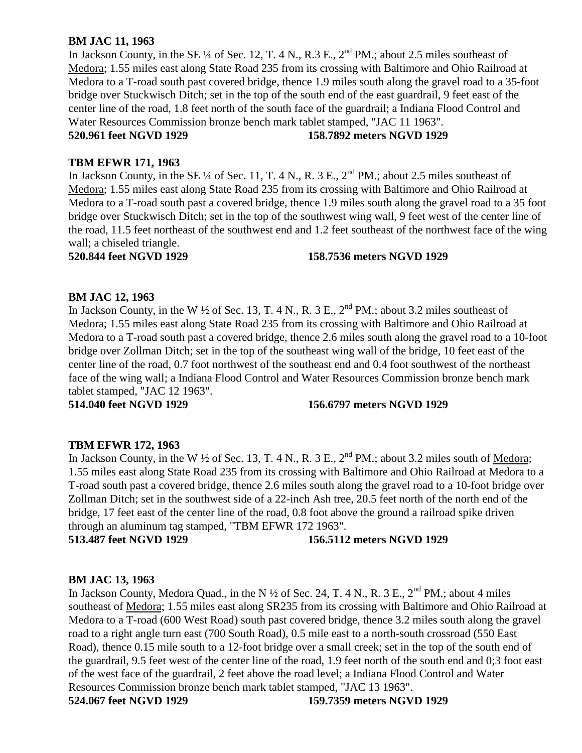**BM JAC 11, 1963**

In Jackson County, in the SE ¼ of Sec. 12, T. 4 N., R.3 E., 2nd PM.; about 2.5 miles southeast of Medora; 1.55 miles east along State Road 235 from its crossing with Baltimore and Ohio Railroad at Medora to a T-road south past covered bridge, thence 1.9 miles south along the gravel road to a 35-foot bridge over Stuckwisch Ditch; set in the top of the south end of the east guardrail, 9 feet east of the center line of the road, 1.8 feet north of the south face of the guardrail; a Indiana Flood Control and Water Resources Commission bronze bench mark tablet stamped, "JAC 11 1963".

**520.961 feet NGVD 1929 158.7892 meters NGVD 1929**

**TBM EFWR 171, 1963**

In Jackson County, in the SE ¼ of Sec. 11, T. 4 N., R. 3 E., 2nd PM.; about 2.5 miles southeast of Medora; 1.55 miles east along State Road 235 from its crossing with Baltimore and Ohio Railroad at Medora to a T-road south past a covered bridge, thence 1.9 miles south along the gravel road to a 35 foot bridge over Stuckwisch Ditch; set in the top of the southwest wing wall, 9 feet west of the center line of the road, 11.5 feet northeast of the southwest end and 1.2 feet southeast of the northwest face of the wing wall; a chiseled triangle.

**520.844 feet NGVD 1929 158.7536 meters NGVD 1929**

**BM JAC 12, 1963**

In Jackson County, in the W ½ of Sec. 13, T. 4 N., R. 3 E., 2nd PM.; about 3.2 miles southeast of Medora; 1.55 miles east along State Road 235 from its crossing with Baltimore and Ohio Railroad at Medora to a T-road south past a covered bridge, thence 2.6 miles south along the gravel road to a 10-foot bridge over Zollman Ditch; set in the top of the southeast wing wall of the bridge, 10 feet east of the center line of the road, 0.7 foot northwest of the southeast end and 0.4 foot southwest of the northeast face of the wing wall; a Indiana Flood Control and Water Resources Commission bronze bench mark tablet stamped, "JAC 12 1963".

**514.040 feet NGVD 1929 156.6797 meters NGVD 1929**

**TBM EFWR 172, 1963**

In Jackson County, in the W ½ of Sec. 13, T. 4 N., R. 3 E., 2nd PM.; about 3.2 miles south of Medora; 1.55 miles east along State Road 235 from its crossing with Baltimore and Ohio Railroad at Medora to a T-road south past a covered bridge, thence 2.6 miles south along the gravel road to a 10-foot bridge over Zollman Ditch; set in the southwest side of a 22-inch Ash tree, 20.5 feet north of the north end of the bridge, 17 feet east of the center line of the road, 0.8 foot above the ground a railroad spike driven through an aluminum tag stamped, "TBM EFWR 172 1963".

**513.487 feet NGVD 1929 156.5112 meters NGVD 1929**

**BM JAC 13, 1963**

In Jackson County, Medora Quad., in the N ½ of Sec. 24, T. 4 N., R. 3 E., 2nd PM.; about 4 miles southeast of Medora; 1.55 miles east along SR235 from its crossing with Baltimore and Ohio Railroad at Medora to a T-road (600 West Road) south past covered bridge, thence 3.2 miles south along the gravel road to a right angle turn east (700 South Road), 0.5 mile east to a north-south crossroad (550 East Road), thence 0.15 mile south to a 12-foot bridge over a small creek; set in the top of the south end of the guardrail, 9.5 feet west of the center line of the road, 1.9 feet north of the south end and 0;3 foot east of the west face of the guardrail, 2 feet above the road level; a Indiana Flood Control and Water Resources Commission bronze bench mark tablet stamped, "JAC 13 1963".

**524.067 feet NGVD 1929 159.7359 meters NGVD 1929**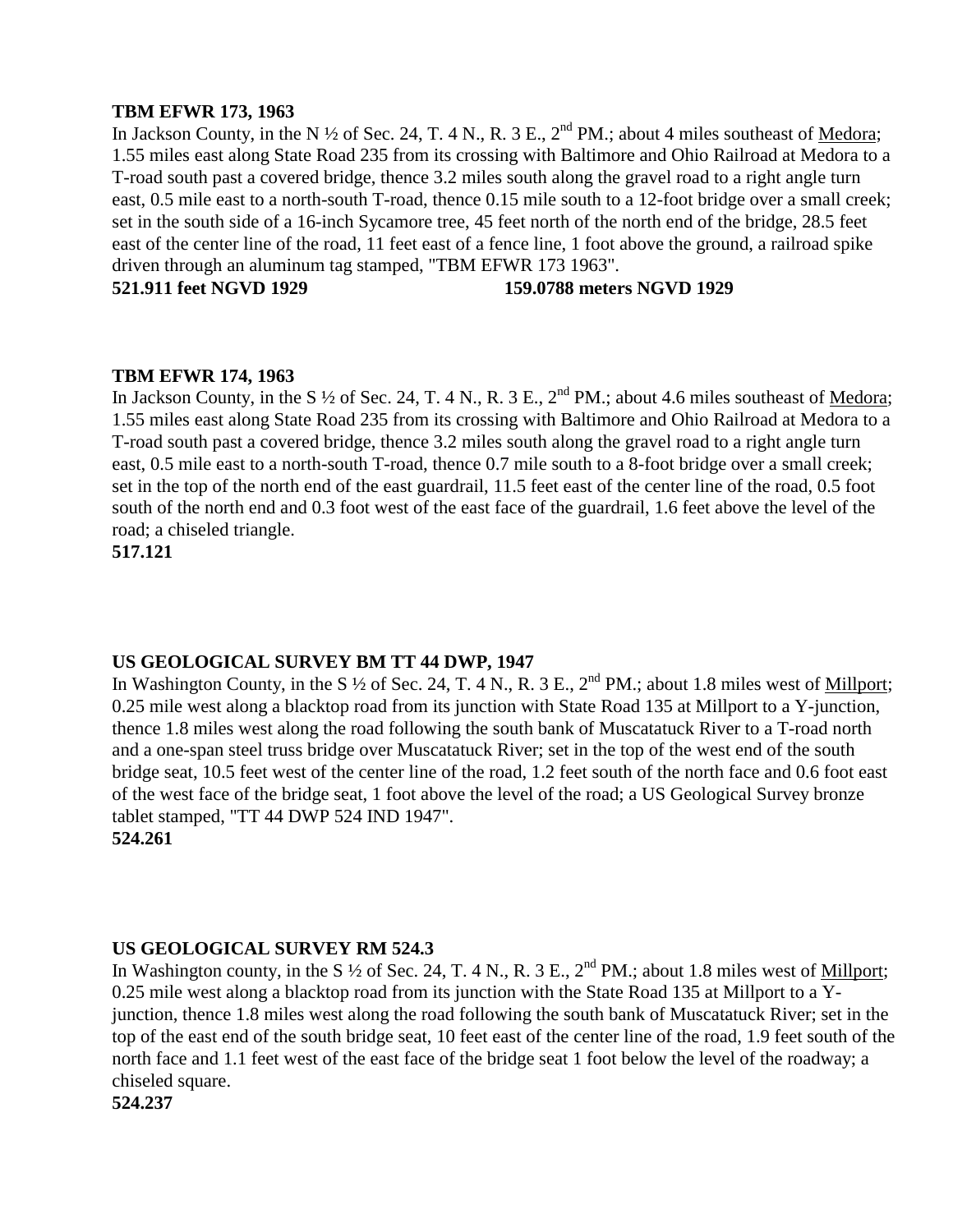**TBM EFWR 173, 1963**

In Jackson County, in the N ½ of Sec. 24, T. 4 N., R. 3 E., 2nd PM.; about 4 miles southeast of Medora; 1.55 miles east along State Road 235 from its crossing with Baltimore and Ohio Railroad at Medora to a T-road south past a covered bridge, thence 3.2 miles south along the gravel road to a right angle turn east, 0.5 mile east to a north-south T-road, thence 0.15 mile south to a 12-foot bridge over a small creek; set in the south side of a 16-inch Sycamore tree, 45 feet north of the north end of the bridge, 28.5 feet east of the center line of the road, 11 feet east of a fence line, 1 foot above the ground, a railroad spike driven through an aluminum tag stamped, "TBM EFWR 173 1963".

**521.911 feet NGVD 1929** **159.0788 meters NGVD 1929**

**TBM EFWR 174, 1963**

In Jackson County, in the S ½ of Sec. 24, T. 4 N., R. 3 E., 2nd PM.; about 4.6 miles southeast of Medora; 1.55 miles east along State Road 235 from its crossing with Baltimore and Ohio Railroad at Medora to a T-road south past a covered bridge, thence 3.2 miles south along the gravel road to a right angle turn east, 0.5 mile east to a north-south T-road, thence 0.7 mile south to a 8-foot bridge over a small creek; set in the top of the north end of the east guardrail, 11.5 feet east of the center line of the road, 0.5 foot south of the north end and 0.3 foot west of the east face of the guardrail, 1.6 feet above the level of the road; a chiseled triangle.

**517.121**

**US GEOLOGICAL SURVEY BM TT 44 DWP, 1947**

In Washington County, in the S ½ of Sec. 24, T. 4 N., R. 3 E., 2nd PM.; about 1.8 miles west of Millport; 0.25 mile west along a blacktop road from its junction with State Road 135 at Millport to a Y-junction, thence 1.8 miles west along the road following the south bank of Muscatatuck River to a T-road north and a one-span steel truss bridge over Muscatatuck River; set in the top of the west end of the south bridge seat, 10.5 feet west of the center line of the road, 1.2 feet south of the north face and 0.6 foot east of the west face of the bridge seat, 1 foot above the level of the road; a US Geological Survey bronze tablet stamped, "TT 44 DWP 524 IND 1947".

**524.261**

**US GEOLOGICAL SURVEY RM 524.3**

In Washington county, in the S ½ of Sec. 24, T. 4 N., R. 3 E., 2nd PM.; about 1.8 miles west of Millport; 0.25 mile west along a blacktop road from its junction with the State Road 135 at Millport to a Y-junction, thence 1.8 miles west along the road following the south bank of Muscatatuck River; set in the top of the east end of the south bridge seat, 10 feet east of the center line of the road, 1.9 feet south of the north face and 1.1 feet west of the east face of the bridge seat 1 foot below the level of the roadway; a chiseled square.

**524.237**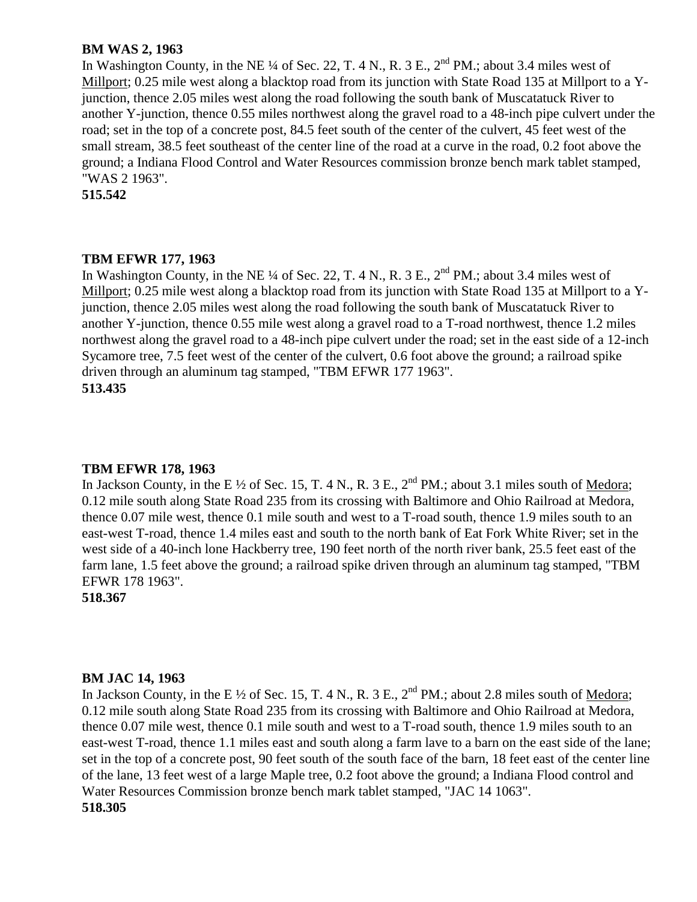**BM WAS 2, 1963**
In Washington County, in the NE ¼ of Sec. 22, T. 4 N., R. 3 E., 2nd PM.; about 3.4 miles west of Millport; 0.25 mile west along a blacktop road from its junction with State Road 135 at Millport to a Y-junction, thence 2.05 miles west along the road following the south bank of Muscatatuck River to another Y-junction, thence 0.55 miles northwest along the gravel road to a 48-inch pipe culvert under the road; set in the top of a concrete post, 84.5 feet south of the center of the culvert, 45 feet west of the small stream, 38.5 feet southeast of the center line of the road at a curve in the road, 0.2 foot above the ground; a Indiana Flood Control and Water Resources commission bronze bench mark tablet stamped, "WAS 2 1963".
**515.542**

**TBM EFWR 177, 1963**
In Washington County, in the NE ¼ of Sec. 22, T. 4 N., R. 3 E., 2nd PM.; about 3.4 miles west of Millport; 0.25 mile west along a blacktop road from its junction with State Road 135 at Millport to a Y-junction, thence 2.05 miles west along the road following the south bank of Muscatatuck River to another Y-junction, thence 0.55 mile west along a gravel road to a T-road northwest, thence 1.2 miles northwest along the gravel road to a 48-inch pipe culvert under the road; set in the east side of a 12-inch Sycamore tree, 7.5 feet west of the center of the culvert, 0.6 foot above the ground; a railroad spike driven through an aluminum tag stamped, "TBM EFWR 177 1963".
**513.435**

**TBM EFWR 178, 1963**
In Jackson County, in the E ½ of Sec. 15, T. 4 N., R. 3 E., 2nd PM.; about 3.1 miles south of Medora; 0.12 mile south along State Road 235 from its crossing with Baltimore and Ohio Railroad at Medora, thence 0.07 mile west, thence 0.1 mile south and west to a T-road south, thence 1.9 miles south to an east-west T-road, thence 1.4 miles east and south to the north bank of Eat Fork White River; set in the west side of a 40-inch lone Hackberry tree, 190 feet north of the north river bank, 25.5 feet east of the farm lane, 1.5 feet above the ground; a railroad spike driven through an aluminum tag stamped, "TBM EFWR 178 1963".
**518.367**

**BM JAC 14, 1963**
In Jackson County, in the E ½ of Sec. 15, T. 4 N., R. 3 E., 2nd PM.; about 2.8 miles south of Medora; 0.12 mile south along State Road 235 from its crossing with Baltimore and Ohio Railroad at Medora, thence 0.07 mile west, thence 0.1 mile south and west to a T-road south, thence 1.9 miles south to an east-west T-road, thence 1.1 miles east and south along a farm lave to a barn on the east side of the lane; set in the top of a concrete post, 90 feet south of the south face of the barn, 18 feet east of the center line of the lane, 13 feet west of a large Maple tree, 0.2 foot above the ground; a Indiana Flood control and Water Resources Commission bronze bench mark tablet stamped, "JAC 14 1063".
**518.305**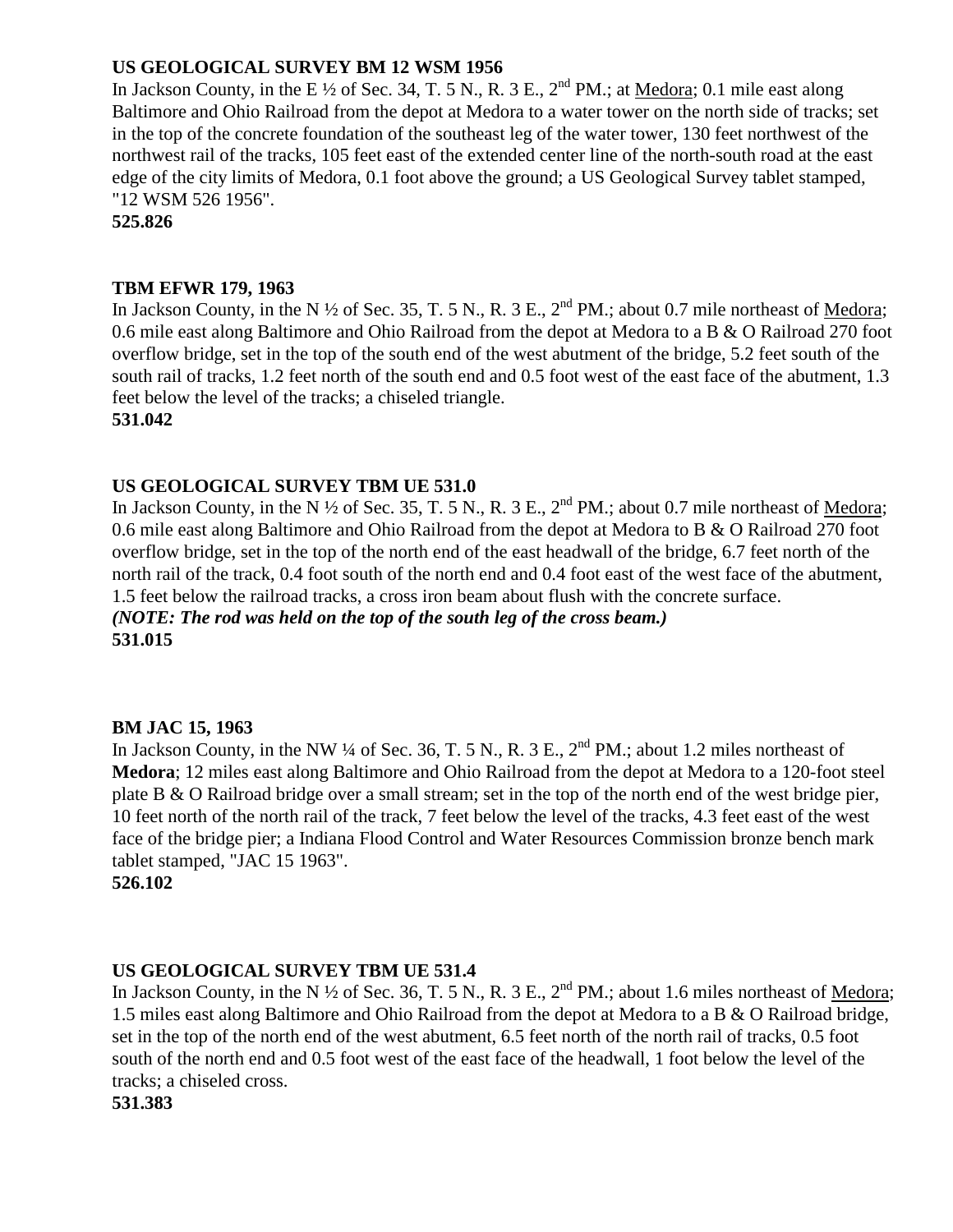**US GEOLOGICAL SURVEY BM 12 WSM 1956**

In Jackson County, in the E ½ of Sec. 34, T. 5 N., R. 3 E., 2nd PM.; at Medora; 0.1 mile east along Baltimore and Ohio Railroad from the depot at Medora to a water tower on the north side of tracks; set in the top of the concrete foundation of the southeast leg of the water tower, 130 feet northwest of the northwest rail of the tracks, 105 feet east of the extended center line of the north-south road at the east edge of the city limits of Medora, 0.1 foot above the ground; a US Geological Survey tablet stamped, "12 WSM 526 1956".

**525.826**

**TBM EFWR 179, 1963**

In Jackson County, in the N ½ of Sec. 35, T. 5 N., R. 3 E., 2nd PM.; about 0.7 mile northeast of Medora; 0.6 mile east along Baltimore and Ohio Railroad from the depot at Medora to a B & O Railroad 270 foot overflow bridge, set in the top of the south end of the west abutment of the bridge, 5.2 feet south of the south rail of tracks, 1.2 feet north of the south end and 0.5 foot west of the east face of the abutment, 1.3 feet below the level of the tracks; a chiseled triangle.

**531.042**

**US GEOLOGICAL SURVEY TBM UE 531.0**

In Jackson County, in the N ½ of Sec. 35, T. 5 N., R. 3 E., 2nd PM.; about 0.7 mile northeast of Medora; 0.6 mile east along Baltimore and Ohio Railroad from the depot at Medora to B & O Railroad 270 foot overflow bridge, set in the top of the north end of the east headwall of the bridge, 6.7 feet north of the north rail of the track, 0.4 foot south of the north end and 0.4 foot east of the west face of the abutment, 1.5 feet below the railroad tracks, a cross iron beam about flush with the concrete surface.

***(NOTE: The rod was held on the top of the south leg of the cross beam.)***

**531.015**

**BM JAC 15, 1963**

In Jackson County, in the NW ¼ of Sec. 36, T. 5 N., R. 3 E., 2nd PM.; about 1.2 miles northeast of **Medora**; 12 miles east along Baltimore and Ohio Railroad from the depot at Medora to a 120-foot steel plate B & O Railroad bridge over a small stream; set in the top of the north end of the west bridge pier, 10 feet north of the north rail of the track, 7 feet below the level of the tracks, 4.3 feet east of the west face of the bridge pier; a Indiana Flood Control and Water Resources Commission bronze bench mark tablet stamped, "JAC 15 1963".

**526.102**

**US GEOLOGICAL SURVEY TBM UE 531.4**

In Jackson County, in the N ½ of Sec. 36, T. 5 N., R. 3 E., 2nd PM.; about 1.6 miles northeast of Medora; 1.5 miles east along Baltimore and Ohio Railroad from the depot at Medora to a B & O Railroad bridge, set in the top of the north end of the west abutment, 6.5 feet north of the north rail of tracks, 0.5 foot south of the north end and 0.5 foot west of the east face of the headwall, 1 foot below the level of the tracks; a chiseled cross.

**531.383**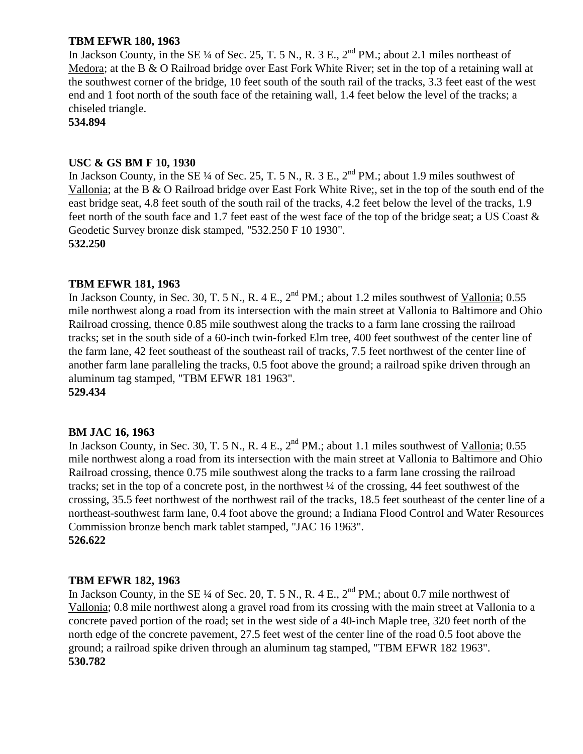**TBM EFWR 180, 1963**
In Jackson County, in the SE ¼ of Sec. 25, T. 5 N., R. 3 E., 2nd PM.; about 2.1 miles northeast of Medora; at the B & O Railroad bridge over East Fork White River; set in the top of a retaining wall at the southwest corner of the bridge, 10 feet south of the south rail of the tracks, 3.3 feet east of the west end and 1 foot north of the south face of the retaining wall, 1.4 feet below the level of the tracks; a chiseled triangle.
**534.894**

**USC & GS BM F 10, 1930**
In Jackson County, in the SE ¼ of Sec. 25, T. 5 N., R. 3 E., 2nd PM.; about 1.9 miles southwest of Vallonia; at the B & O Railroad bridge over East Fork White Rive;, set in the top of the south end of the east bridge seat, 4.8 feet south of the south rail of the tracks, 4.2 feet below the level of the tracks, 1.9 feet north of the south face and 1.7 feet east of the west face of the top of the bridge seat; a US Coast & Geodetic Survey bronze disk stamped, "532.250 F 10 1930".
**532.250**

**TBM EFWR 181, 1963**
In Jackson County, in Sec. 30, T. 5 N., R. 4 E., 2nd PM.; about 1.2 miles southwest of Vallonia; 0.55 mile northwest along a road from its intersection with the main street at Vallonia to Baltimore and Ohio Railroad crossing, thence 0.85 mile southwest along the tracks to a farm lane crossing the railroad tracks; set in the south side of a 60-inch twin-forked Elm tree, 400 feet southwest of the center line of the farm lane, 42 feet southeast of the southeast rail of tracks, 7.5 feet northwest of the center line of another farm lane paralleling the tracks, 0.5 foot above the ground; a railroad spike driven through an aluminum tag stamped, "TBM EFWR 181 1963".
**529.434**

**BM JAC 16, 1963**
In Jackson County, in Sec. 30, T. 5 N., R. 4 E., 2nd PM.; about 1.1 miles southwest of Vallonia; 0.55 mile northwest along a road from its intersection with the main street at Vallonia to Baltimore and Ohio Railroad crossing, thence 0.75 mile southwest along the tracks to a farm lane crossing the railroad tracks; set in the top of a concrete post, in the northwest ¼ of the crossing, 44 feet southwest of the crossing, 35.5 feet northwest of the northwest rail of the tracks, 18.5 feet southeast of the center line of a northeast-southwest farm lane, 0.4 foot above the ground; a Indiana Flood Control and Water Resources Commission bronze bench mark tablet stamped, "JAC 16 1963".
**526.622**

**TBM EFWR 182, 1963**
In Jackson County, in the SE ¼ of Sec. 20, T. 5 N., R. 4 E., 2nd PM.; about 0.7 mile northwest of Vallonia; 0.8 mile northwest along a gravel road from its crossing with the main street at Vallonia to a concrete paved portion of the road; set in the west side of a 40-inch Maple tree, 320 feet north of the north edge of the concrete pavement, 27.5 feet west of the center line of the road 0.5 foot above the ground; a railroad spike driven through an aluminum tag stamped, "TBM EFWR 182 1963".
**530.782**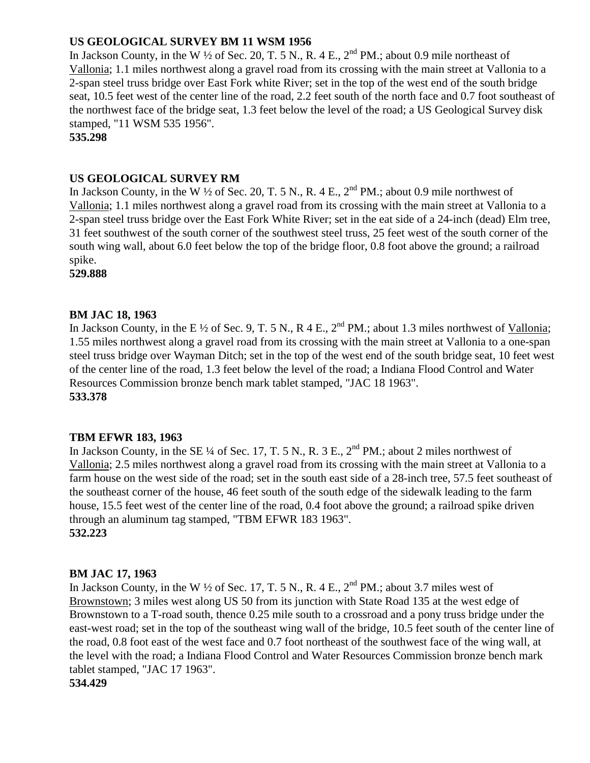**US GEOLOGICAL SURVEY BM 11 WSM 1956**
In Jackson County, in the W ½ of Sec. 20, T. 5 N., R. 4 E., 2nd PM.; about 0.9 mile northeast of Vallonia; 1.1 miles northwest along a gravel road from its crossing with the main street at Vallonia to a 2-span steel truss bridge over East Fork white River; set in the top of the west end of the south bridge seat, 10.5 feet west of the center line of the road, 2.2 feet south of the north face and 0.7 foot southeast of the northwest face of the bridge seat, 1.3 feet below the level of the road; a US Geological Survey disk stamped, "11 WSM 535 1956".
**535.298**

**US GEOLOGICAL SURVEY RM**
In Jackson County, in the W ½ of Sec. 20, T. 5 N., R. 4 E., 2nd PM.; about 0.9 mile northwest of Vallonia; 1.1 miles northwest along a gravel road from its crossing with the main street at Vallonia to a 2-span steel truss bridge over the East Fork White River; set in the eat side of a 24-inch (dead) Elm tree, 31 feet southwest of the south corner of the southwest steel truss, 25 feet west of the south corner of the south wing wall, about 6.0 feet below the top of the bridge floor, 0.8 foot above the ground; a railroad spike.
**529.888**

**BM JAC 18, 1963**
In Jackson County, in the E ½ of Sec. 9, T. 5 N., R 4 E., 2nd PM.; about 1.3 miles northwest of Vallonia; 1.55 miles northwest along a gravel road from its crossing with the main street at Vallonia to a one-span steel truss bridge over Wayman Ditch; set in the top of the west end of the south bridge seat, 10 feet west of the center line of the road, 1.3 feet below the level of the road; a Indiana Flood Control and Water Resources Commission bronze bench mark tablet stamped, "JAC 18 1963".
**533.378**

**TBM EFWR 183, 1963**
In Jackson County, in the SE ¼ of Sec. 17, T. 5 N., R. 3 E., 2nd PM.; about 2 miles northwest of Vallonia; 2.5 miles northwest along a gravel road from its crossing with the main street at Vallonia to a farm house on the west side of the road; set in the south east side of a 28-inch tree, 57.5 feet southeast of the southeast corner of the house, 46 feet south of the south edge of the sidewalk leading to the farm house, 15.5 feet west of the center line of the road, 0.4 foot above the ground; a railroad spike driven through an aluminum tag stamped, "TBM EFWR 183 1963".
**532.223**

**BM JAC 17, 1963**
In Jackson County, in the W ½ of Sec. 17, T. 5 N., R. 4 E., 2nd PM.; about 3.7 miles west of Brownstown; 3 miles west along US 50 from its junction with State Road 135 at the west edge of Brownstown to a T-road south, thence 0.25 mile south to a crossroad and a pony truss bridge under the east-west road; set in the top of the southeast wing wall of the bridge, 10.5 feet south of the center line of the road, 0.8 foot east of the west face and 0.7 foot northeast of the southwest face of the wing wall, at the level with the road; a Indiana Flood Control and Water Resources Commission bronze bench mark tablet stamped, "JAC 17 1963".
**534.429**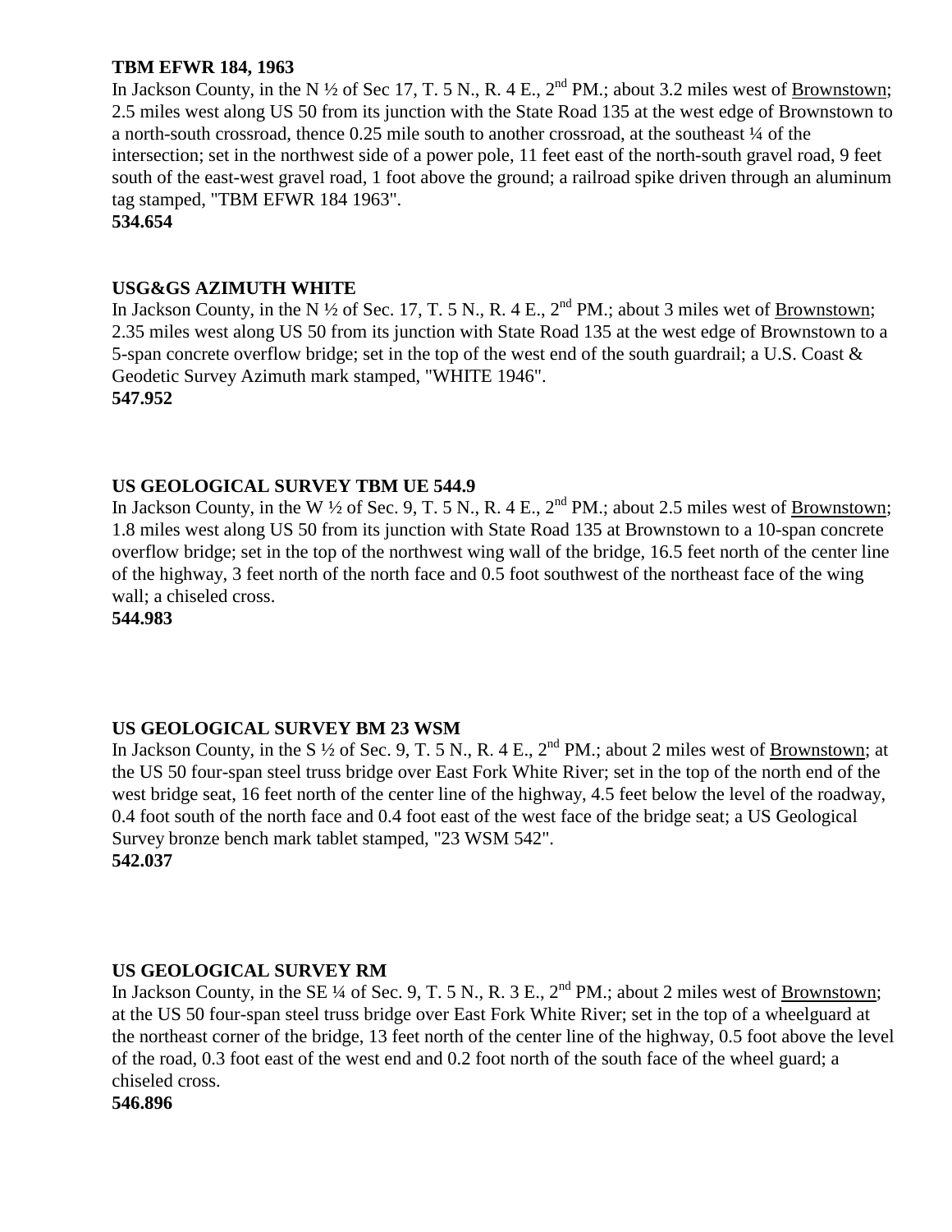**TBM EFWR 184, 1963**
In Jackson County, in the N ½ of Sec 17, T. 5 N., R. 4 E., 2nd PM.; about 3.2 miles west of Brownstown; 2.5 miles west along US 50 from its junction with the State Road 135 at the west edge of Brownstown to a north-south crossroad, thence 0.25 mile south to another crossroad, at the southeast ¼ of the intersection; set in the northwest side of a power pole, 11 feet east of the north-south gravel road, 9 feet south of the east-west gravel road, 1 foot above the ground; a railroad spike driven through an aluminum tag stamped, "TBM EFWR 184 1963".
**534.654**

**USG&GS AZIMUTH WHITE**
In Jackson County, in the N ½ of Sec. 17, T. 5 N., R. 4 E., 2nd PM.; about 3 miles wet of Brownstown; 2.35 miles west along US 50 from its junction with State Road 135 at the west edge of Brownstown to a 5-span concrete overflow bridge; set in the top of the west end of the south guardrail; a U.S. Coast & Geodetic Survey Azimuth mark stamped, "WHITE 1946".
**547.952**

**US GEOLOGICAL SURVEY TBM UE 544.9**
In Jackson County, in the W ½ of Sec. 9, T. 5 N., R. 4 E., 2nd PM.; about 2.5 miles west of Brownstown; 1.8 miles west along US 50 from its junction with State Road 135 at Brownstown to a 10-span concrete overflow bridge; set in the top of the northwest wing wall of the bridge, 16.5 feet north of the center line of the highway, 3 feet north of the north face and 0.5 foot southwest of the northeast face of the wing wall; a chiseled cross.
**544.983**

**US GEOLOGICAL SURVEY BM 23 WSM**
In Jackson County, in the S ½ of Sec. 9, T. 5 N., R. 4 E., 2nd PM.; about 2 miles west of Brownstown; at the US 50 four-span steel truss bridge over East Fork White River; set in the top of the north end of the west bridge seat, 16 feet north of the center line of the highway, 4.5 feet below the level of the roadway, 0.4 foot south of the north face and 0.4 foot east of the west face of the bridge seat; a US Geological Survey bronze bench mark tablet stamped, "23 WSM 542".
**542.037**

**US GEOLOGICAL SURVEY RM**
In Jackson County, in the SE ¼ of Sec. 9, T. 5 N., R. 3 E., 2nd PM.; about 2 miles west of Brownstown; at the US 50 four-span steel truss bridge over East Fork White River; set in the top of a wheelguard at the northeast corner of the bridge, 13 feet north of the center line of the highway, 0.5 foot above the level of the road, 0.3 foot east of the west end and 0.2 foot north of the south face of the wheel guard; a chiseled cross.
**546.896**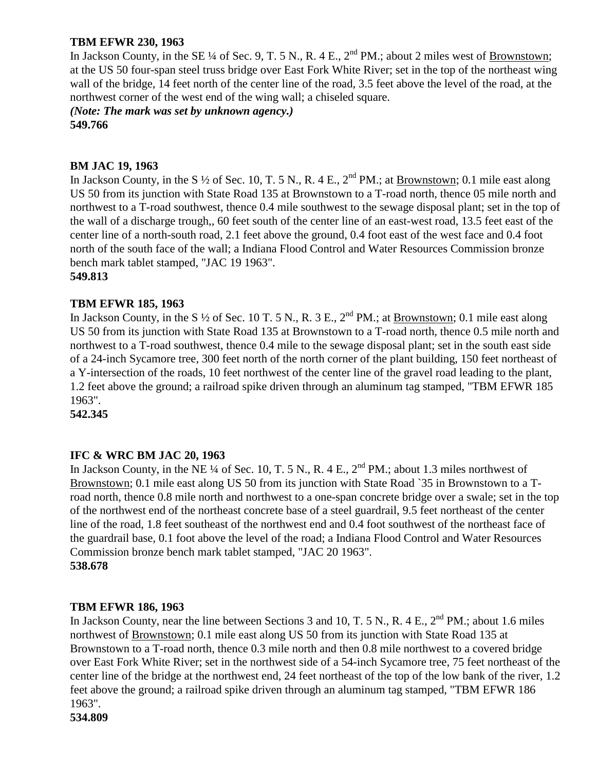**TBM EFWR 230, 1963**

In Jackson County, in the SE ¼ of Sec. 9, T. 5 N., R. 4 E., 2nd PM.; about 2 miles west of Brownstown; at the US 50 four-span steel truss bridge over East Fork White River; set in the top of the northeast wing wall of the bridge, 14 feet north of the center line of the road, 3.5 feet above the level of the road, at the northwest corner of the west end of the wing wall; a chiseled square.

***(Note: The mark was set by unknown agency.)***

**549.766**

**BM JAC 19, 1963**

In Jackson County, in the S ½ of Sec. 10, T. 5 N., R. 4 E., 2nd PM.; at Brownstown; 0.1 mile east along US 50 from its junction with State Road 135 at Brownstown to a T-road north, thence 05 mile north and northwest to a T-road southwest, thence 0.4 mile southwest to the sewage disposal plant; set in the top of the wall of a discharge trough,, 60 feet south of the center line of an east-west road, 13.5 feet east of the center line of a north-south road, 2.1 feet above the ground, 0.4 foot east of the west face and 0.4 foot north of the south face of the wall; a Indiana Flood Control and Water Resources Commission bronze bench mark tablet stamped, "JAC 19 1963".

**549.813**

**TBM EFWR 185, 1963**

In Jackson County, in the S ½ of Sec. 10 T. 5 N., R. 3 E., 2nd PM.; at Brownstown; 0.1 mile east along US 50 from its junction with State Road 135 at Brownstown to a T-road north, thence 0.5 mile north and northwest to a T-road southwest, thence 0.4 mile to the sewage disposal plant; set in the south east side of a 24-inch Sycamore tree, 300 feet north of the north corner of the plant building, 150 feet northeast of a Y-intersection of the roads, 10 feet northwest of the center line of the gravel road leading to the plant, 1.2 feet above the ground; a railroad spike driven through an aluminum tag stamped, "TBM EFWR 185 1963".

**542.345**

**IFC & WRC BM JAC 20, 1963**

In Jackson County, in the NE ¼ of Sec. 10, T. 5 N., R. 4 E., 2nd PM.; about 1.3 miles northwest of Brownstown; 0.1 mile east along US 50 from its junction with State Road `35 in Brownstown to a T-road north, thence 0.8 mile north and northwest to a one-span concrete bridge over a swale; set in the top of the northwest end of the northeast concrete base of a steel guardrail, 9.5 feet northeast of the center line of the road, 1.8 feet southeast of the northwest end and 0.4 foot southwest of the northeast face of the guardrail base, 0.1 foot above the level of the road; a Indiana Flood Control and Water Resources Commission bronze bench mark tablet stamped, "JAC 20 1963".

**538.678**

**TBM EFWR 186, 1963**

In Jackson County, near the line between Sections 3 and 10, T. 5 N., R. 4 E., 2nd PM.; about 1.6 miles northwest of Brownstown; 0.1 mile east along US 50 from its junction with State Road 135 at Brownstown to a T-road north, thence 0.3 mile north and then 0.8 mile northwest to a covered bridge over East Fork White River; set in the northwest side of a 54-inch Sycamore tree, 75 feet northeast of the center line of the bridge at the northwest end, 24 feet northeast of the top of the low bank of the river, 1.2 feet above the ground; a railroad spike driven through an aluminum tag stamped, "TBM EFWR 186 1963".

**534.809**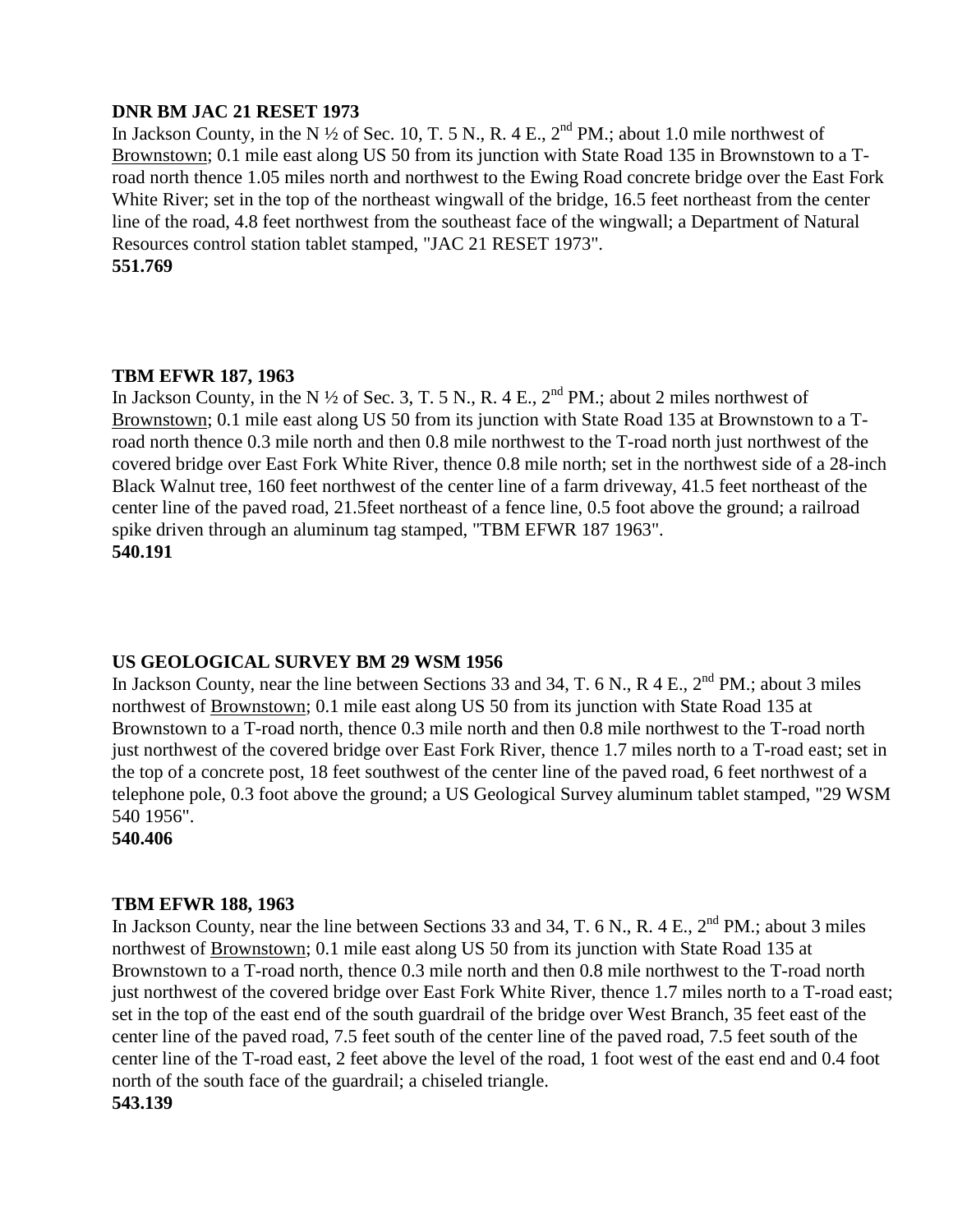**DNR BM JAC 21 RESET 1973**
In Jackson County, in the N ½ of Sec. 10, T. 5 N., R. 4 E., 2nd PM.; about 1.0 mile northwest of Brownstown; 0.1 mile east along US 50 from its junction with State Road 135 in Brownstown to a T-road north thence 1.05 miles north and northwest to the Ewing Road concrete bridge over the East Fork White River; set in the top of the northeast wingwall of the bridge, 16.5 feet northeast from the center line of the road, 4.8 feet northwest from the southeast face of the wingwall; a Department of Natural Resources control station tablet stamped, "JAC 21 RESET 1973".
**551.769**

**TBM EFWR 187, 1963**
In Jackson County, in the N ½ of Sec. 3, T. 5 N., R. 4 E., 2nd PM.; about 2 miles northwest of Brownstown; 0.1 mile east along US 50 from its junction with State Road 135 at Brownstown to a T-road north thence 0.3 mile north and then 0.8 mile northwest to the T-road north just northwest of the covered bridge over East Fork White River, thence 0.8 mile north; set in the northwest side of a 28-inch Black Walnut tree, 160 feet northwest of the center line of a farm driveway, 41.5 feet northeast of the center line of the paved road, 21.5feet northeast of a fence line, 0.5 foot above the ground; a railroad spike driven through an aluminum tag stamped, "TBM EFWR 187 1963".
**540.191**

**US GEOLOGICAL SURVEY BM 29 WSM 1956**
In Jackson County, near the line between Sections 33 and 34, T. 6 N., R 4 E., 2nd PM.; about 3 miles northwest of Brownstown; 0.1 mile east along US 50 from its junction with State Road 135 at Brownstown to a T-road north, thence 0.3 mile north and then 0.8 mile northwest to the T-road north just northwest of the covered bridge over East Fork River, thence 1.7 miles north to a T-road east; set in the top of a concrete post, 18 feet southwest of the center line of the paved road, 6 feet northwest of a telephone pole, 0.3 foot above the ground; a US Geological Survey aluminum tablet stamped, "29 WSM 540 1956".
**540.406**

**TBM EFWR 188, 1963**
In Jackson County, near the line between Sections 33 and 34, T. 6 N., R. 4 E., 2nd PM.; about 3 miles northwest of Brownstown; 0.1 mile east along US 50 from its junction with State Road 135 at Brownstown to a T-road north, thence 0.3 mile north and then 0.8 mile northwest to the T-road north just northwest of the covered bridge over East Fork White River, thence 1.7 miles north to a T-road east; set in the top of the east end of the south guardrail of the bridge over West Branch, 35 feet east of the center line of the paved road, 7.5 feet south of the center line of the paved road, 7.5 feet south of the center line of the T-road east, 2 feet above the level of the road, 1 foot west of the east end and 0.4 foot north of the south face of the guardrail; a chiseled triangle.
**543.139**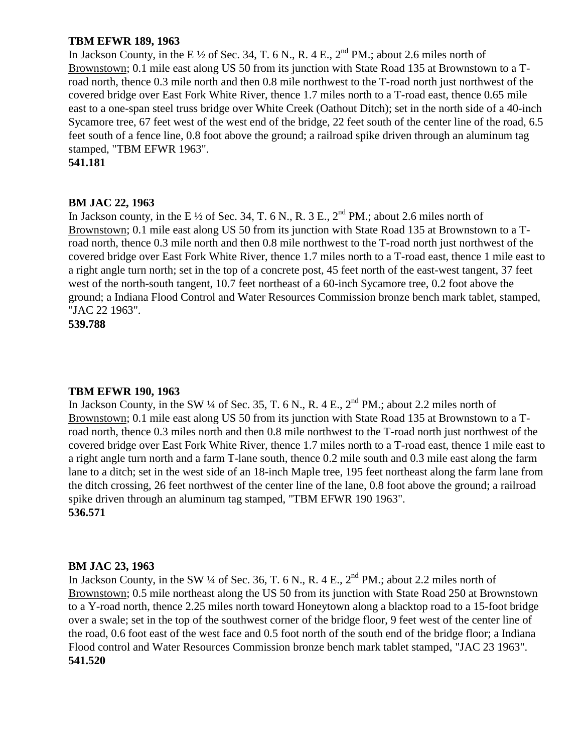**TBM EFWR 189, 1963**

In Jackson County, in the E ½ of Sec. 34, T. 6 N., R. 4 E., 2nd PM.; about 2.6 miles north of Brownstown; 0.1 mile east along US 50 from its junction with State Road 135 at Brownstown to a T-road north, thence 0.3 mile north and then 0.8 mile northwest to the T-road north just northwest of the covered bridge over East Fork White River, thence 1.7 miles north to a T-road east, thence 0.65 mile east to a one-span steel truss bridge over White Creek (Oathout Ditch); set in the north side of a 40-inch Sycamore tree, 67 feet west of the west end of the bridge, 22 feet south of the center line of the road, 6.5 feet south of a fence line, 0.8 foot above the ground; a railroad spike driven through an aluminum tag stamped, "TBM EFWR 1963".

**541.181**

**BM JAC 22, 1963**

In Jackson county, in the E ½ of Sec. 34, T. 6 N., R. 3 E., 2nd PM.; about 2.6 miles north of Brownstown; 0.1 mile east along US 50 from its junction with State Road 135 at Brownstown to a T-road north, thence 0.3 mile north and then 0.8 mile northwest to the T-road north just northwest of the covered bridge over East Fork White River, thence 1.7 miles north to a T-road east, thence 1 mile east to a right angle turn north; set in the top of a concrete post, 45 feet north of the east-west tangent, 37 feet west of the north-south tangent, 10.7 feet northeast of a 60-inch Sycamore tree, 0.2 foot above the ground; a Indiana Flood Control and Water Resources Commission bronze bench mark tablet, stamped, "JAC 22 1963".

**539.788**

**TBM EFWR 190, 1963**

In Jackson County, in the SW ¼ of Sec. 35, T. 6 N., R. 4 E., 2nd PM.; about 2.2 miles north of Brownstown; 0.1 mile east along US 50 from its junction with State Road 135 at Brownstown to a T-road north, thence 0.3 miles north and then 0.8 mile northwest to the T-road north just northwest of the covered bridge over East Fork White River, thence 1.7 miles north to a T-road east, thence 1 mile east to a right angle turn north and a farm T-lane south, thence 0.2 mile south and 0.3 mile east along the farm lane to a ditch; set in the west side of an 18-inch Maple tree, 195 feet northeast along the farm lane from the ditch crossing, 26 feet northwest of the center line of the lane, 0.8 foot above the ground; a railroad spike driven through an aluminum tag stamped, "TBM EFWR 190 1963".

**536.571**

**BM JAC 23, 1963**

In Jackson County, in the SW ¼ of Sec. 36, T. 6 N., R. 4 E., 2nd PM.; about 2.2 miles north of Brownstown; 0.5 mile northeast along the US 50 from its junction with State Road 250 at Brownstown to a Y-road north, thence 2.25 miles north toward Honeytown along a blacktop road to a 15-foot bridge over a swale; set in the top of the southwest corner of the bridge floor, 9 feet west of the center line of the road, 0.6 foot east of the west face and 0.5 foot north of the south end of the bridge floor; a Indiana Flood control and Water Resources Commission bronze bench mark tablet stamped, "JAC 23 1963".

**541.520**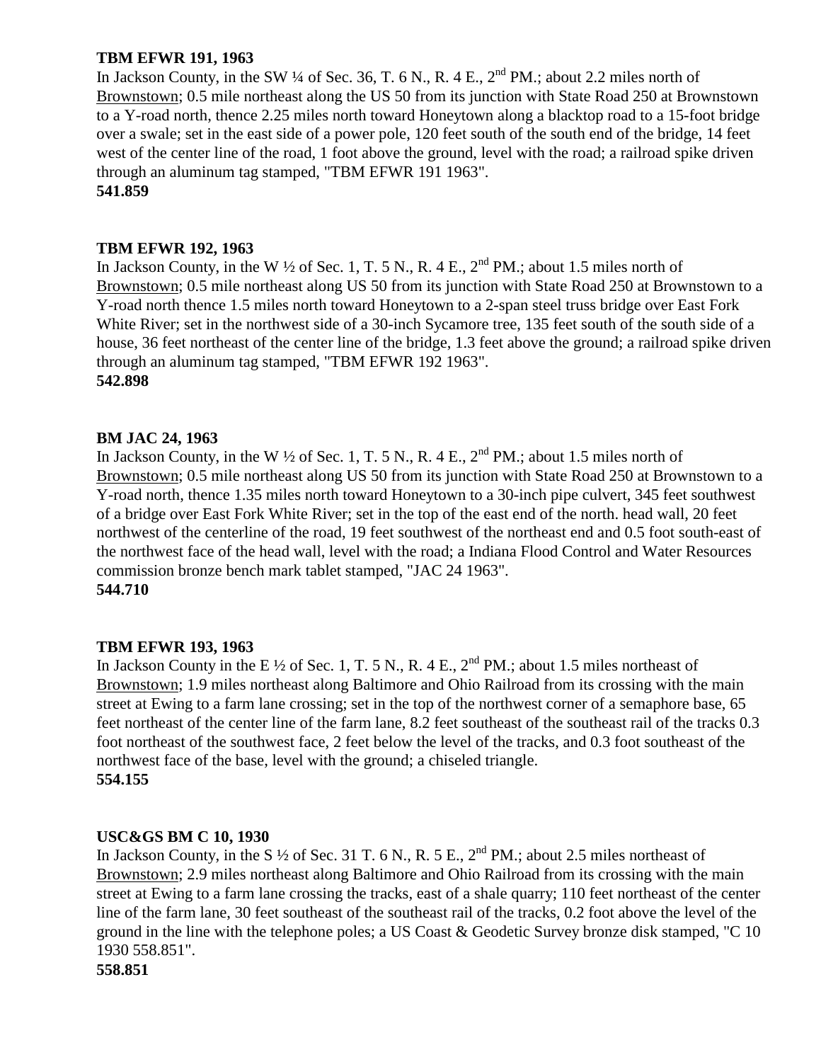**TBM EFWR 191, 1963**
In Jackson County, in the SW ¼ of Sec. 36, T. 6 N., R. 4 E., 2nd PM.; about 2.2 miles north of Brownstown; 0.5 mile northeast along the US 50 from its junction with State Road 250 at Brownstown to a Y-road north, thence 2.25 miles north toward Honeytown along a blacktop road to a 15-foot bridge over a swale; set in the east side of a power pole, 120 feet south of the south end of the bridge, 14 feet west of the center line of the road, 1 foot above the ground, level with the road; a railroad spike driven through an aluminum tag stamped, "TBM EFWR 191 1963".
**541.859**

**TBM EFWR 192, 1963**
In Jackson County, in the W ½ of Sec. 1, T. 5 N., R. 4 E., 2nd PM.; about 1.5 miles north of Brownstown; 0.5 mile northeast along US 50 from its junction with State Road 250 at Brownstown to a Y-road north thence 1.5 miles north toward Honeytown to a 2-span steel truss bridge over East Fork White River; set in the northwest side of a 30-inch Sycamore tree, 135 feet south of the south side of a house, 36 feet northeast of the center line of the bridge, 1.3 feet above the ground; a railroad spike driven through an aluminum tag stamped, "TBM EFWR 192 1963".
**542.898**

**BM JAC 24, 1963**
In Jackson County, in the W ½ of Sec. 1, T. 5 N., R. 4 E., 2nd PM.; about 1.5 miles north of Brownstown; 0.5 mile northeast along US 50 from its junction with State Road 250 at Brownstown to a Y-road north, thence 1.35 miles north toward Honeytown to a 30-inch pipe culvert, 345 feet southwest of a bridge over East Fork White River; set in the top of the east end of the north. head wall, 20 feet northwest of the centerline of the road, 19 feet southwest of the northeast end and 0.5 foot south-east of the northwest face of the head wall, level with the road; a Indiana Flood Control and Water Resources commission bronze bench mark tablet stamped, "JAC 24 1963".
**544.710**

**TBM EFWR 193, 1963**
In Jackson County in the E ½ of Sec. 1, T. 5 N., R. 4 E., 2nd PM.; about 1.5 miles northeast of Brownstown; 1.9 miles northeast along Baltimore and Ohio Railroad from its crossing with the main street at Ewing to a farm lane crossing; set in the top of the northwest corner of a semaphore base, 65 feet northeast of the center line of the farm lane, 8.2 feet southeast of the southeast rail of the tracks 0.3 foot northeast of the southwest face, 2 feet below the level of the tracks, and 0.3 foot southeast of the northwest face of the base, level with the ground; a chiseled triangle.
**554.155**

**USC&GS BM C 10, 1930**
In Jackson County, in the S ½ of Sec. 31 T. 6 N., R. 5 E., 2nd PM.; about 2.5 miles northeast of Brownstown; 2.9 miles northeast along Baltimore and Ohio Railroad from its crossing with the main street at Ewing to a farm lane crossing the tracks, east of a shale quarry; 110 feet northeast of the center line of the farm lane, 30 feet southeast of the southeast rail of the tracks, 0.2 foot above the level of the ground in the line with the telephone poles; a US Coast & Geodetic Survey bronze disk stamped, "C 10 1930 558.851".
**558.851**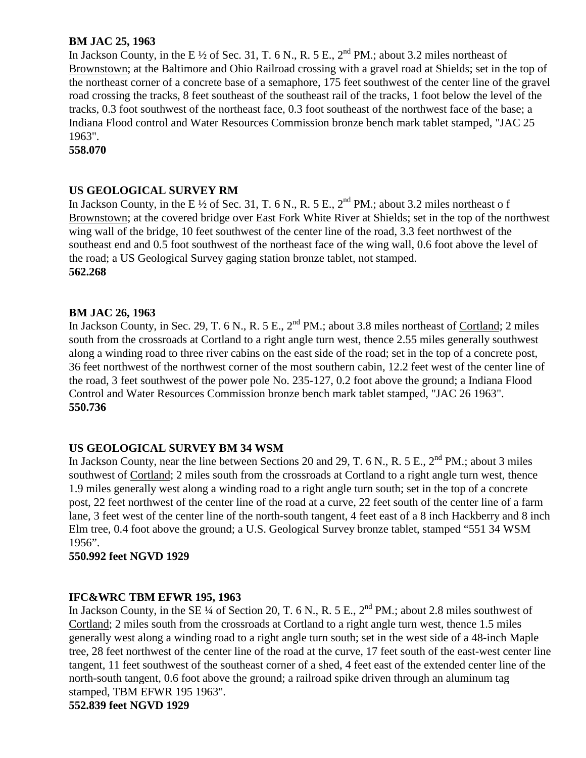**BM JAC 25, 1963**
In Jackson County, in the E ½ of Sec. 31, T. 6 N., R. 5 E., 2nd PM.; about 3.2 miles northeast of Brownstown; at the Baltimore and Ohio Railroad crossing with a gravel road at Shields; set in the top of the northeast corner of a concrete base of a semaphore, 175 feet southwest of the center line of the gravel road crossing the tracks, 8 feet southeast of the southeast rail of the tracks, 1 foot below the level of the tracks, 0.3 foot southwest of the northeast face, 0.3 foot southeast of the northwest face of the base; a Indiana Flood control and Water Resources Commission bronze bench mark tablet stamped, "JAC 25 1963".
**558.070**

**US GEOLOGICAL SURVEY RM**
In Jackson County, in the E ½ of Sec. 31, T. 6 N., R. 5 E., 2nd PM.; about 3.2 miles northeast o f Brownstown; at the covered bridge over East Fork White River at Shields; set in the top of the northwest wing wall of the bridge, 10 feet southwest of the center line of the road, 3.3 feet northwest of the southeast end and 0.5 foot southwest of the northeast face of the wing wall, 0.6 foot above the level of the road; a US Geological Survey gaging station bronze tablet, not stamped.
**562.268**

**BM JAC 26, 1963**
In Jackson County, in Sec. 29, T. 6 N., R. 5 E., 2nd PM.; about 3.8 miles northeast of Cortland; 2 miles south from the crossroads at Cortland to a right angle turn west, thence 2.55 miles generally southwest along a winding road to three river cabins on the east side of the road; set in the top of a concrete post, 36 feet northwest of the northwest corner of the most southern cabin, 12.2 feet west of the center line of the road, 3 feet southwest of the power pole No. 235-127, 0.2 foot above the ground; a Indiana Flood Control and Water Resources Commission bronze bench mark tablet stamped, "JAC 26 1963".
**550.736**

**US GEOLOGICAL SURVEY BM 34 WSM**
In Jackson County, near the line between Sections 20 and 29, T. 6 N., R. 5 E., 2nd PM.; about 3 miles southwest of Cortland; 2 miles south from the crossroads at Cortland to a right angle turn west, thence 1.9 miles generally west along a winding road to a right angle turn south; set in the top of a concrete post, 22 feet northwest of the center line of the road at a curve, 22 feet south of the center line of a farm lane, 3 feet west of the center line of the north-south tangent, 4 feet east of a 8 inch Hackberry and 8 inch Elm tree, 0.4 foot above the ground; a U.S. Geological Survey bronze tablet, stamped "551 34 WSM 1956".
**550.992 feet NGVD 1929**

**IFC&WRC TBM EFWR 195, 1963**
In Jackson County, in the SE ¼ of Section 20, T. 6 N., R. 5 E., 2nd PM.; about 2.8 miles southwest of Cortland; 2 miles south from the crossroads at Cortland to a right angle turn west, thence 1.5 miles generally west along a winding road to a right angle turn south; set in the west side of a 48-inch Maple tree, 28 feet northwest of the center line of the road at the curve, 17 feet south of the east-west center line tangent, 11 feet southwest of the southeast corner of a shed, 4 feet east of the extended center line of the north-south tangent, 0.6 foot above the ground; a railroad spike driven through an aluminum tag stamped, TBM EFWR 195 1963".
**552.839 feet NGVD 1929**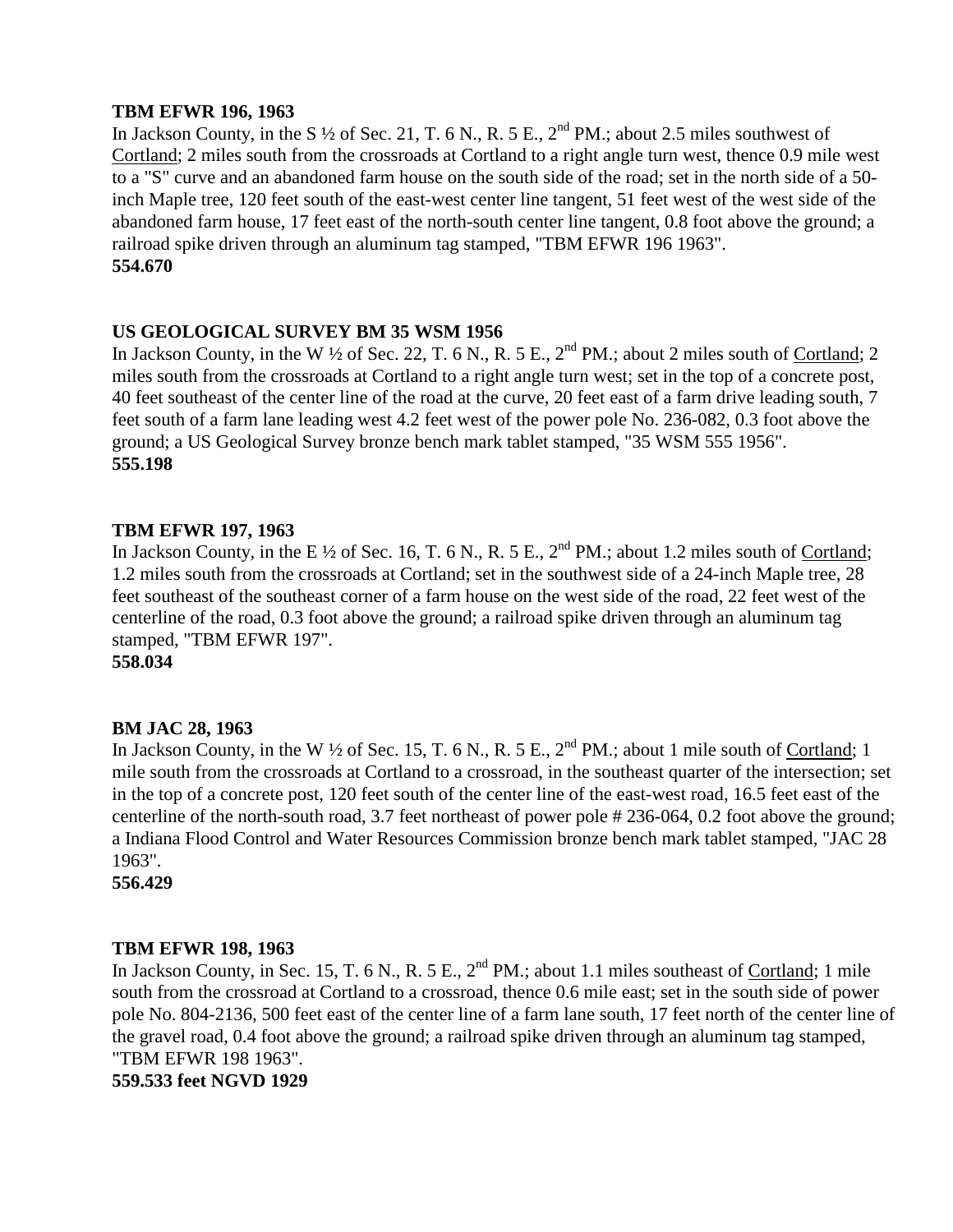**TBM EFWR 196, 1963**
In Jackson County, in the S ½ of Sec. 21, T. 6 N., R. 5 E., 2nd PM.; about 2.5 miles southwest of Cortland; 2 miles south from the crossroads at Cortland to a right angle turn west, thence 0.9 mile west to a "S" curve and an abandoned farm house on the south side of the road; set in the north side of a 50-inch Maple tree, 120 feet south of the east-west center line tangent, 51 feet west of the west side of the abandoned farm house, 17 feet east of the north-south center line tangent, 0.8 foot above the ground; a railroad spike driven through an aluminum tag stamped, "TBM EFWR 196 1963".
**554.670**

**US GEOLOGICAL SURVEY BM 35 WSM 1956**
In Jackson County, in the W ½ of Sec. 22, T. 6 N., R. 5 E., 2nd PM.; about 2 miles south of Cortland; 2 miles south from the crossroads at Cortland to a right angle turn west; set in the top of a concrete post, 40 feet southeast of the center line of the road at the curve, 20 feet east of a farm drive leading south, 7 feet south of a farm lane leading west 4.2 feet west of the power pole No. 236-082, 0.3 foot above the ground; a US Geological Survey bronze bench mark tablet stamped, "35 WSM 555 1956".
**555.198**

**TBM EFWR 197, 1963**
In Jackson County, in the E ½ of Sec. 16, T. 6 N., R. 5 E., 2nd PM.; about 1.2 miles south of Cortland; 1.2 miles south from the crossroads at Cortland; set in the southwest side of a 24-inch Maple tree, 28 feet southeast of the southeast corner of a farm house on the west side of the road, 22 feet west of the centerline of the road, 0.3 foot above the ground; a railroad spike driven through an aluminum tag stamped, "TBM EFWR 197".
**558.034**

**BM JAC 28, 1963**
In Jackson County, in the W ½ of Sec. 15, T. 6 N., R. 5 E., 2nd PM.; about 1 mile south of Cortland; 1 mile south from the crossroads at Cortland to a crossroad, in the southeast quarter of the intersection; set in the top of a concrete post, 120 feet south of the center line of the east-west road, 16.5 feet east of the centerline of the north-south road, 3.7 feet northeast of power pole # 236-064, 0.2 foot above the ground; a Indiana Flood Control and Water Resources Commission bronze bench mark tablet stamped, "JAC 28 1963".
**556.429**

**TBM EFWR 198, 1963**
In Jackson County, in Sec. 15, T. 6 N., R. 5 E., 2nd PM.; about 1.1 miles southeast of Cortland; 1 mile south from the crossroad at Cortland to a crossroad, thence 0.6 mile east; set in the south side of power pole No. 804-2136, 500 feet east of the center line of a farm lane south, 17 feet north of the center line of the gravel road, 0.4 foot above the ground; a railroad spike driven through an aluminum tag stamped, "TBM EFWR 198 1963".
**559.533 feet NGVD 1929**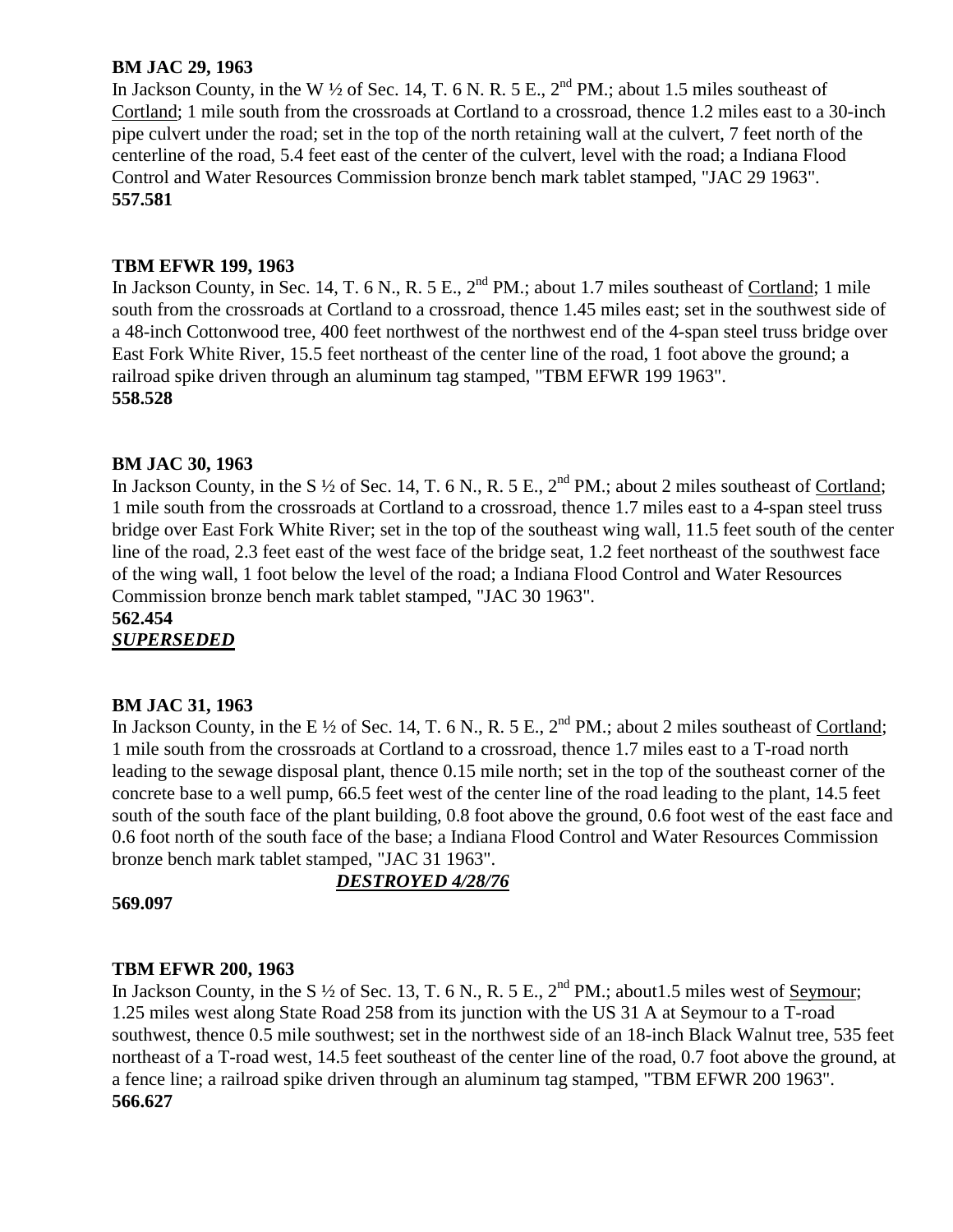**BM JAC 29, 1963**
In Jackson County, in the W ½ of Sec. 14, T. 6 N. R. 5 E., 2nd PM.; about 1.5 miles southeast of Cortland; 1 mile south from the crossroads at Cortland to a crossroad, thence 1.2 miles east to a 30-inch pipe culvert under the road; set in the top of the north retaining wall at the culvert, 7 feet north of the centerline of the road, 5.4 feet east of the center of the culvert, level with the road; a Indiana Flood Control and Water Resources Commission bronze bench mark tablet stamped, "JAC 29 1963".
**557.581**

**TBM EFWR 199, 1963**
In Jackson County, in Sec. 14, T. 6 N., R. 5 E., 2nd PM.; about 1.7 miles southeast of Cortland; 1 mile south from the crossroads at Cortland to a crossroad, thence 1.45 miles east; set in the southwest side of a 48-inch Cottonwood tree, 400 feet northwest of the northwest end of the 4-span steel truss bridge over East Fork White River, 15.5 feet northeast of the center line of the road, 1 foot above the ground; a railroad spike driven through an aluminum tag stamped, "TBM EFWR 199 1963".
**558.528**

**BM JAC 30, 1963**
In Jackson County, in the S ½ of Sec. 14, T. 6 N., R. 5 E., 2nd PM.; about 2 miles southeast of Cortland; 1 mile south from the crossroads at Cortland to a crossroad, thence 1.7 miles east to a 4-span steel truss bridge over East Fork White River; set in the top of the southeast wing wall, 11.5 feet south of the center line of the road, 2.3 feet east of the west face of the bridge seat, 1.2 feet northeast of the southwest face of the wing wall, 1 foot below the level of the road; a Indiana Flood Control and Water Resources Commission bronze bench mark tablet stamped, "JAC 30 1963".
**562.454**
***SUPERSEDED***

**BM JAC 31, 1963**
In Jackson County, in the E ½ of Sec. 14, T. 6 N., R. 5 E., 2nd PM.; about 2 miles southeast of Cortland; 1 mile south from the crossroads at Cortland to a crossroad, thence 1.7 miles east to a T-road north leading to the sewage disposal plant, thence 0.15 mile north; set in the top of the southeast corner of the concrete base to a well pump, 66.5 feet west of the center line of the road leading to the plant, 14.5 feet south of the south face of the plant building, 0.8 foot above the ground, 0.6 foot west of the east face and 0.6 foot north of the south face of the base; a Indiana Flood Control and Water Resources Commission bronze bench mark tablet stamped, "JAC 31 1963".
***DESTROYED 4/28/76***
**569.097**

**TBM EFWR 200, 1963**
In Jackson County, in the S ½ of Sec. 13, T. 6 N., R. 5 E., 2nd PM.; about1.5 miles west of Seymour; 1.25 miles west along State Road 258 from its junction with the US 31 A at Seymour to a T-road southwest, thence 0.5 mile southwest; set in the northwest side of an 18-inch Black Walnut tree, 535 feet northeast of a T-road west, 14.5 feet southeast of the center line of the road, 0.7 foot above the ground, at a fence line; a railroad spike driven through an aluminum tag stamped, "TBM EFWR 200 1963".
**566.627**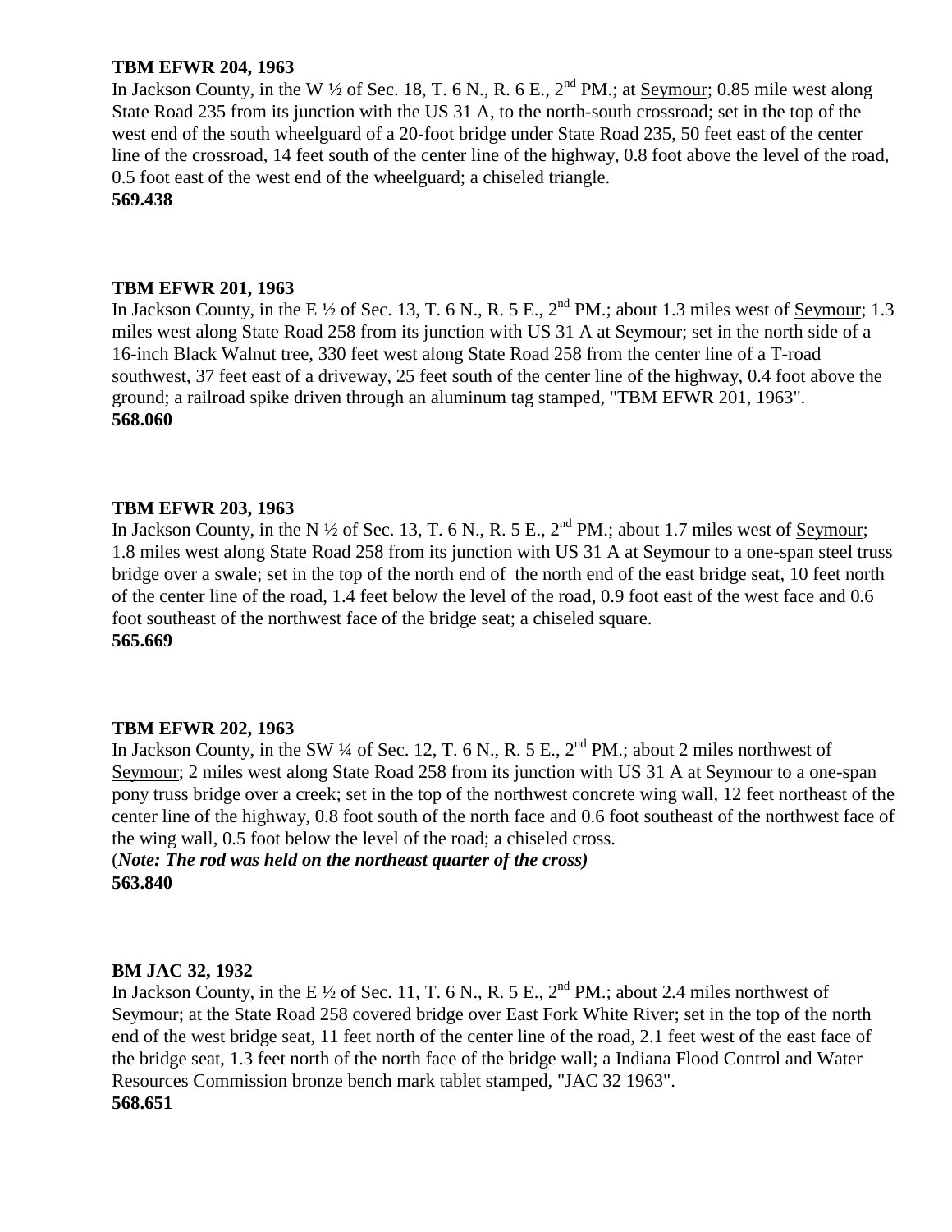**TBM EFWR 204, 1963**
In Jackson County, in the W ½ of Sec. 18, T. 6 N., R. 6 E., 2nd PM.; at Seymour; 0.85 mile west along State Road 235 from its junction with the US 31 A, to the north-south crossroad; set in the top of the west end of the south wheelguard of a 20-foot bridge under State Road 235, 50 feet east of the center line of the crossroad, 14 feet south of the center line of the highway, 0.8 foot above the level of the road, 0.5 foot east of the west end of the wheelguard; a chiseled triangle.
**569.438**

**TBM EFWR 201, 1963**
In Jackson County, in the E ½ of Sec. 13, T. 6 N., R. 5 E., 2nd PM.; about 1.3 miles west of Seymour; 1.3 miles west along State Road 258 from its junction with US 31 A at Seymour; set in the north side of a 16-inch Black Walnut tree, 330 feet west along State Road 258 from the center line of a T-road southwest, 37 feet east of a driveway, 25 feet south of the center line of the highway, 0.4 foot above the ground; a railroad spike driven through an aluminum tag stamped, "TBM EFWR 201, 1963".
**568.060**

**TBM EFWR 203, 1963**
In Jackson County, in the N ½ of Sec. 13, T. 6 N., R. 5 E., 2nd PM.; about 1.7 miles west of Seymour; 1.8 miles west along State Road 258 from its junction with US 31 A at Seymour to a one-span steel truss bridge over a swale; set in the top of the north end of the north end of the east bridge seat, 10 feet north of the center line of the road, 1.4 feet below the level of the road, 0.9 foot east of the west face and 0.6 foot southeast of the northwest face of the bridge seat; a chiseled square.
**565.669**

**TBM EFWR 202, 1963**
In Jackson County, in the SW ¼ of Sec. 12, T. 6 N., R. 5 E., 2nd PM.; about 2 miles northwest of Seymour; 2 miles west along State Road 258 from its junction with US 31 A at Seymour to a one-span pony truss bridge over a creek; set in the top of the northwest concrete wing wall, 12 feet northeast of the center line of the highway, 0.8 foot south of the north face and 0.6 foot southeast of the northwest face of the wing wall, 0.5 foot below the level of the road; a chiseled cross.
(***Note: The rod was held on the northeast quarter of the cross)***
**563.840**

**BM JAC 32, 1932**
In Jackson County, in the E ½ of Sec. 11, T. 6 N., R. 5 E., 2nd PM.; about 2.4 miles northwest of Seymour; at the State Road 258 covered bridge over East Fork White River; set in the top of the north end of the west bridge seat, 11 feet north of the center line of the road, 2.1 feet west of the east face of the bridge seat, 1.3 feet north of the north face of the bridge wall; a Indiana Flood Control and Water Resources Commission bronze bench mark tablet stamped, "JAC 32 1963".
**568.651**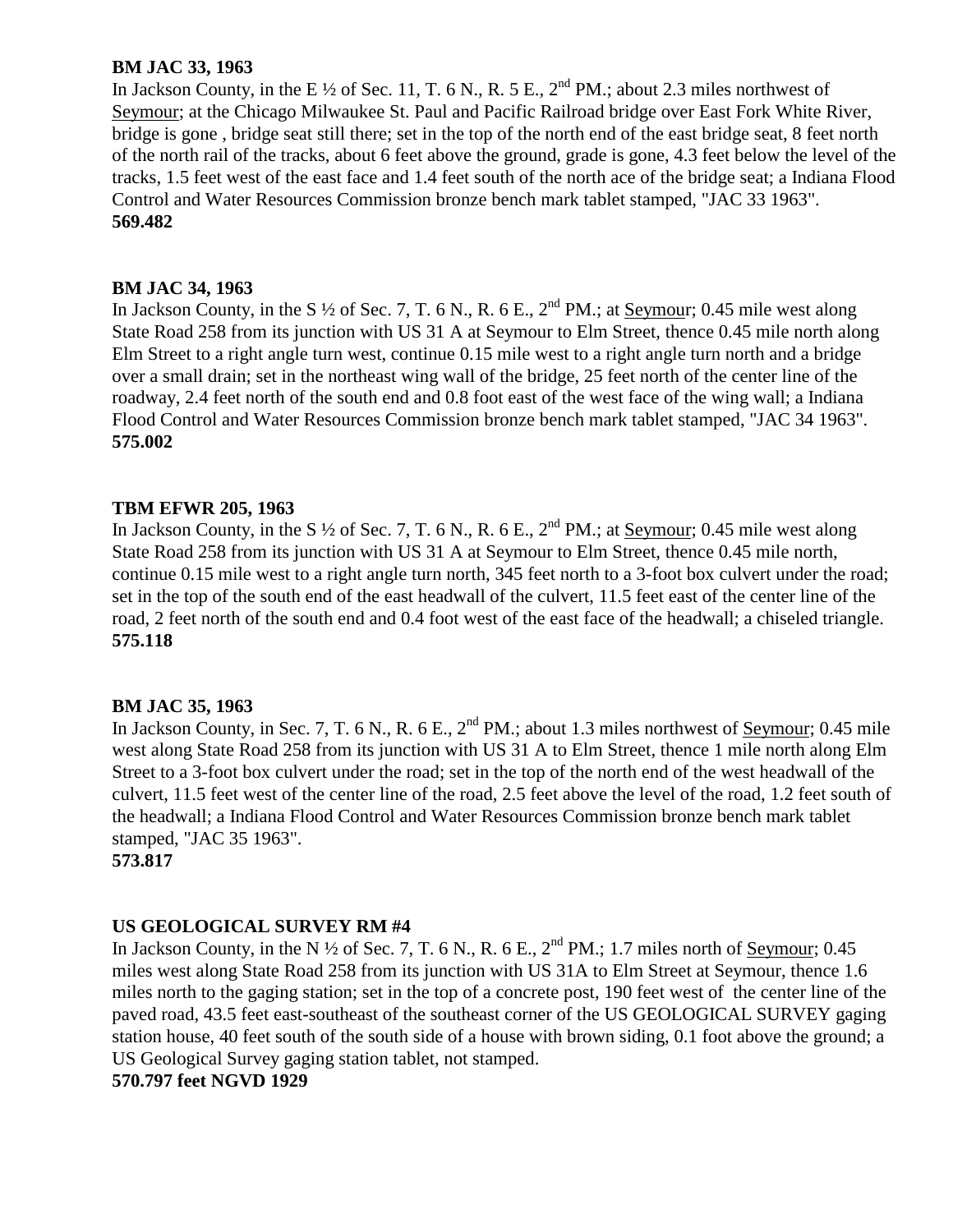**BM JAC 33, 1963**

In Jackson County, in the E ½ of Sec. 11, T. 6 N., R. 5 E., 2nd PM.; about 2.3 miles northwest of Seymour; at the Chicago Milwaukee St. Paul and Pacific Railroad bridge over East Fork White River, bridge is gone , bridge seat still there; set in the top of the north end of the east bridge seat, 8 feet north of the north rail of the tracks, about 6 feet above the ground, grade is gone, 4.3 feet below the level of the tracks, 1.5 feet west of the east face and 1.4 feet south of the north ace of the bridge seat; a Indiana Flood Control and Water Resources Commission bronze bench mark tablet stamped, "JAC 33 1963".

**569.482**

**BM JAC 34, 1963**

In Jackson County, in the S ½ of Sec. 7, T. 6 N., R. 6 E., 2nd PM.; at Seymour; 0.45 mile west along State Road 258 from its junction with US 31 A at Seymour to Elm Street, thence 0.45 mile north along Elm Street to a right angle turn west, continue 0.15 mile west to a right angle turn north and a bridge over a small drain; set in the northeast wing wall of the bridge, 25 feet north of the center line of the roadway, 2.4 feet north of the south end and 0.8 foot east of the west face of the wing wall; a Indiana Flood Control and Water Resources Commission bronze bench mark tablet stamped, "JAC 34 1963".

**575.002**

**TBM EFWR 205, 1963**

In Jackson County, in the S ½ of Sec. 7, T. 6 N., R. 6 E., 2nd PM.; at Seymour; 0.45 mile west along State Road 258 from its junction with US 31 A at Seymour to Elm Street, thence 0.45 mile north, continue 0.15 mile west to a right angle turn north, 345 feet north to a 3-foot box culvert under the road; set in the top of the south end of the east headwall of the culvert, 11.5 feet east of the center line of the road, 2 feet north of the south end and 0.4 foot west of the east face of the headwall; a chiseled triangle.

**575.118**

**BM JAC 35, 1963**

In Jackson County, in Sec. 7, T. 6 N., R. 6 E., 2nd PM.; about 1.3 miles northwest of Seymour; 0.45 mile west along State Road 258 from its junction with US 31 A to Elm Street, thence 1 mile north along Elm Street to a 3-foot box culvert under the road; set in the top of the north end of the west headwall of the culvert, 11.5 feet west of the center line of the road, 2.5 feet above the level of the road, 1.2 feet south of the headwall; a Indiana Flood Control and Water Resources Commission bronze bench mark tablet stamped, "JAC 35 1963".

**573.817**

**US GEOLOGICAL SURVEY RM #4**

In Jackson County, in the N ½ of Sec. 7, T. 6 N., R. 6 E., 2nd PM.; 1.7 miles north of Seymour; 0.45 miles west along State Road 258 from its junction with US 31A to Elm Street at Seymour, thence 1.6 miles north to the gaging station; set in the top of a concrete post, 190 feet west of the center line of the paved road, 43.5 feet east-southeast of the southeast corner of the US GEOLOGICAL SURVEY gaging station house, 40 feet south of the south side of a house with brown siding, 0.1 foot above the ground; a US Geological Survey gaging station tablet, not stamped.

**570.797 feet NGVD 1929**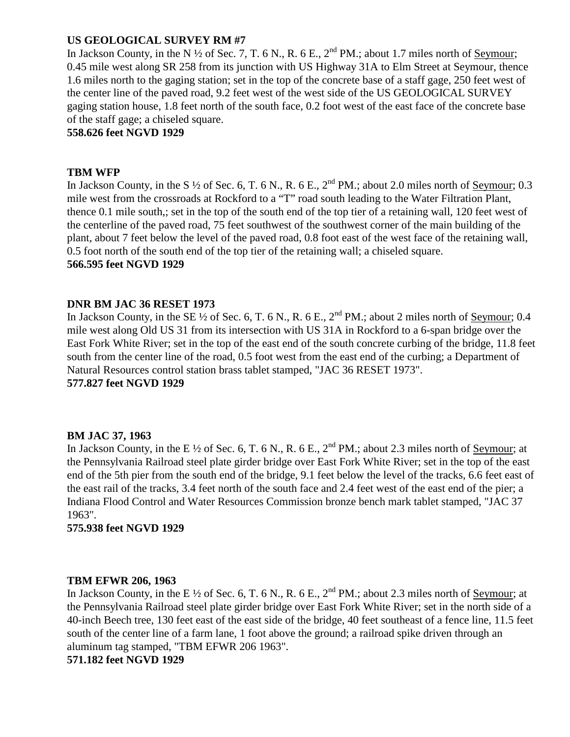**US GEOLOGICAL SURVEY RM #7**

In Jackson County, in the N ½ of Sec. 7, T. 6 N., R. 6 E., 2nd PM.; about 1.7 miles north of Seymour; 0.45 mile west along SR 258 from its junction with US Highway 31A to Elm Street at Seymour, thence 1.6 miles north to the gaging station; set in the top of the concrete base of a staff gage, 250 feet west of the center line of the paved road, 9.2 feet west of the west side of the US GEOLOGICAL SURVEY gaging station house, 1.8 feet north of the south face, 0.2 foot west of the east face of the concrete base of the staff gage; a chiseled square.

**558.626 feet NGVD 1929**

**TBM WFP**

In Jackson County, in the S ½ of Sec. 6, T. 6 N., R. 6 E., 2nd PM.; about 2.0 miles north of Seymour; 0.3 mile west from the crossroads at Rockford to a "T" road south leading to the Water Filtration Plant, thence 0.1 mile south,; set in the top of the south end of the top tier of a retaining wall, 120 feet west of the centerline of the paved road, 75 feet southwest of the southwest corner of the main building of the plant, about 7 feet below the level of the paved road, 0.8 foot east of the west face of the retaining wall, 0.5 foot north of the south end of the top tier of the retaining wall; a chiseled square.

**566.595 feet NGVD 1929**

**DNR BM JAC 36 RESET 1973**

In Jackson County, in the SE ½ of Sec. 6, T. 6 N., R. 6 E., 2nd PM.; about 2 miles north of Seymour; 0.4 mile west along Old US 31 from its intersection with US 31A in Rockford to a 6-span bridge over the East Fork White River; set in the top of the east end of the south concrete curbing of the bridge, 11.8 feet south from the center line of the road, 0.5 foot west from the east end of the curbing; a Department of Natural Resources control station brass tablet stamped, "JAC 36 RESET 1973".

**577.827 feet NGVD 1929**

**BM JAC 37, 1963**

In Jackson County, in the E ½ of Sec. 6, T. 6 N., R. 6 E., 2nd PM.; about 2.3 miles north of Seymour; at the Pennsylvania Railroad steel plate girder bridge over East Fork White River; set in the top of the east end of the 5th pier from the south end of the bridge, 9.1 feet below the level of the tracks, 6.6 feet east of the east rail of the tracks, 3.4 feet north of the south face and 2.4 feet west of the east end of the pier; a Indiana Flood Control and Water Resources Commission bronze bench mark tablet stamped, "JAC 37 1963".

**575.938 feet NGVD 1929**

**TBM EFWR 206, 1963**

In Jackson County, in the E ½ of Sec. 6, T. 6 N., R. 6 E., 2nd PM.; about 2.3 miles north of Seymour; at the Pennsylvania Railroad steel plate girder bridge over East Fork White River; set in the north side of a 40-inch Beech tree, 130 feet east of the east side of the bridge, 40 feet southeast of a fence line, 11.5 feet south of the center line of a farm lane, 1 foot above the ground; a railroad spike driven through an aluminum tag stamped, "TBM EFWR 206 1963".

**571.182 feet NGVD 1929**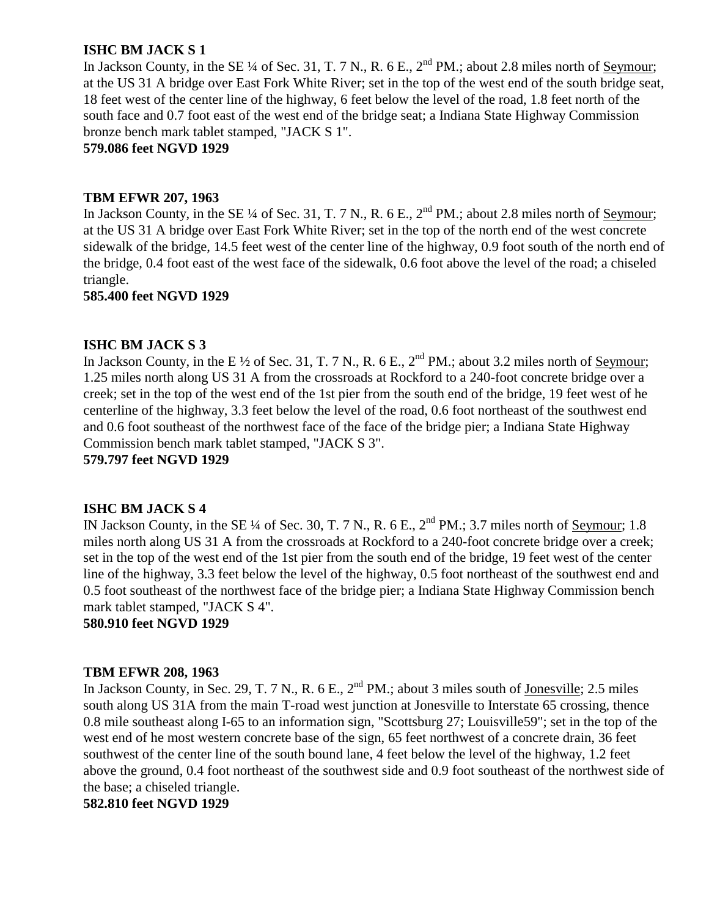**ISHC BM JACK S 1**

In Jackson County, in the SE ¼ of Sec. 31, T. 7 N., R. 6 E., 2nd PM.; about 2.8 miles north of Seymour; at the US 31 A bridge over East Fork White River; set in the top of the west end of the south bridge seat, 18 feet west of the center line of the highway, 6 feet below the level of the road, 1.8 feet north of the south face and 0.7 foot east of the west end of the bridge seat; a Indiana State Highway Commission bronze bench mark tablet stamped, "JACK S 1".

**579.086 feet NGVD 1929**

**TBM EFWR 207, 1963**

In Jackson County, in the SE ¼ of Sec. 31, T. 7 N., R. 6 E., 2nd PM.; about 2.8 miles north of Seymour; at the US 31 A bridge over East Fork White River; set in the top of the north end of the west concrete sidewalk of the bridge, 14.5 feet west of the center line of the highway, 0.9 foot south of the north end of the bridge, 0.4 foot east of the west face of the sidewalk, 0.6 foot above the level of the road; a chiseled triangle.

**585.400 feet NGVD 1929**

**ISHC BM JACK S 3**

In Jackson County, in the E ½ of Sec. 31, T. 7 N., R. 6 E., 2nd PM.; about 3.2 miles north of Seymour; 1.25 miles north along US 31 A from the crossroads at Rockford to a 240-foot concrete bridge over a creek; set in the top of the west end of the 1st pier from the south end of the bridge, 19 feet west of he centerline of the highway, 3.3 feet below the level of the road, 0.6 foot northeast of the southwest end and 0.6 foot southeast of the northwest face of the face of the bridge pier; a Indiana State Highway Commission bench mark tablet stamped, "JACK S 3".

**579.797 feet NGVD 1929**

**ISHC BM JACK S 4**

IN Jackson County, in the SE ¼ of Sec. 30, T. 7 N., R. 6 E., 2nd PM.; 3.7 miles north of Seymour; 1.8 miles north along US 31 A from the crossroads at Rockford to a 240-foot concrete bridge over a creek; set in the top of the west end of the 1st pier from the south end of the bridge, 19 feet west of the center line of the highway, 3.3 feet below the level of the highway, 0.5 foot northeast of the southwest end and 0.5 foot southeast of the northwest face of the bridge pier; a Indiana State Highway Commission bench mark tablet stamped, "JACK S 4".

**580.910 feet NGVD 1929**

**TBM EFWR 208, 1963**

In Jackson County, in Sec. 29, T. 7 N., R. 6 E., 2nd PM.; about 3 miles south of Jonesville; 2.5 miles south along US 31A from the main T-road west junction at Jonesville to Interstate 65 crossing, thence 0.8 mile southeast along I-65 to an information sign, "Scottsburg 27; Louisville59"; set in the top of the west end of he most western concrete base of the sign, 65 feet northwest of a concrete drain, 36 feet southwest of the center line of the south bound lane, 4 feet below the level of the highway, 1.2 feet above the ground, 0.4 foot northeast of the southwest side and 0.9 foot southeast of the northwest side of the base; a chiseled triangle.

**582.810 feet NGVD 1929**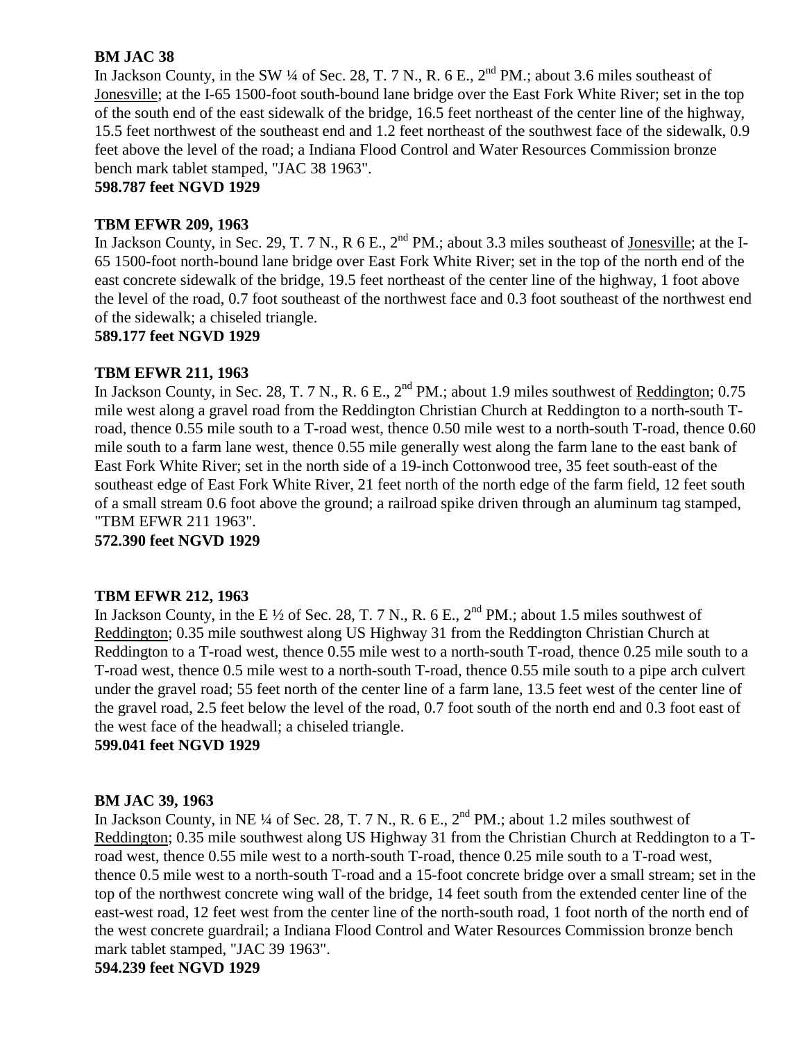**BM JAC 38**

In Jackson County, in the SW ¼ of Sec. 28, T. 7 N., R. 6 E., 2nd PM.; about 3.6 miles southeast of Jonesville; at the I-65 1500-foot south-bound lane bridge over the East Fork White River; set in the top of the south end of the east sidewalk of the bridge, 16.5 feet northeast of the center line of the highway, 15.5 feet northwest of the southeast end and 1.2 feet northeast of the southwest face of the sidewalk, 0.9 feet above the level of the road; a Indiana Flood Control and Water Resources Commission bronze bench mark tablet stamped, "JAC 38 1963".

**598.787 feet NGVD 1929**

**TBM EFWR 209, 1963**

In Jackson County, in Sec. 29, T. 7 N., R 6 E., 2nd PM.; about 3.3 miles southeast of Jonesville; at the I-65 1500-foot north-bound lane bridge over East Fork White River; set in the top of the north end of the east concrete sidewalk of the bridge, 19.5 feet northeast of the center line of the highway, 1 foot above the level of the road, 0.7 foot southeast of the northwest face and 0.3 foot southeast of the northwest end of the sidewalk; a chiseled triangle.

**589.177 feet NGVD 1929**

**TBM EFWR 211, 1963**

In Jackson County, in Sec. 28, T. 7 N., R. 6 E., 2nd PM.; about 1.9 miles southwest of Reddington; 0.75 mile west along a gravel road from the Reddington Christian Church at Reddington to a north-south T-road, thence 0.55 mile south to a T-road west, thence 0.50 mile west to a north-south T-road, thence 0.60 mile south to a farm lane west, thence 0.55 mile generally west along the farm lane to the east bank of East Fork White River; set in the north side of a 19-inch Cottonwood tree, 35 feet south-east of the southeast edge of East Fork White River, 21 feet north of the north edge of the farm field, 12 feet south of a small stream 0.6 foot above the ground; a railroad spike driven through an aluminum tag stamped, "TBM EFWR 211 1963".

**572.390 feet NGVD 1929**

**TBM EFWR 212, 1963**

In Jackson County, in the E ½ of Sec. 28, T. 7 N., R. 6 E., 2nd PM.; about 1.5 miles southwest of Reddington; 0.35 mile southwest along US Highway 31 from the Reddington Christian Church at Reddington to a T-road west, thence 0.55 mile west to a north-south T-road, thence 0.25 mile south to a T-road west, thence 0.5 mile west to a north-south T-road, thence 0.55 mile south to a pipe arch culvert under the gravel road; 55 feet north of the center line of a farm lane, 13.5 feet west of the center line of the gravel road, 2.5 feet below the level of the road, 0.7 foot south of the north end and 0.3 foot east of the west face of the headwall; a chiseled triangle.

**599.041 feet NGVD 1929**

**BM JAC 39, 1963**

In Jackson County, in NE ¼ of Sec. 28, T. 7 N., R. 6 E., 2nd PM.; about 1.2 miles southwest of Reddington; 0.35 mile southwest along US Highway 31 from the Christian Church at Reddington to a T-road west, thence 0.55 mile west to a north-south T-road, thence 0.25 mile south to a T-road west, thence 0.5 mile west to a north-south T-road and a 15-foot concrete bridge over a small stream; set in the top of the northwest concrete wing wall of the bridge, 14 feet south from the extended center line of the east-west road, 12 feet west from the center line of the north-south road, 1 foot north of the north end of the west concrete guardrail; a Indiana Flood Control and Water Resources Commission bronze bench mark tablet stamped, "JAC 39 1963".

**594.239 feet NGVD 1929**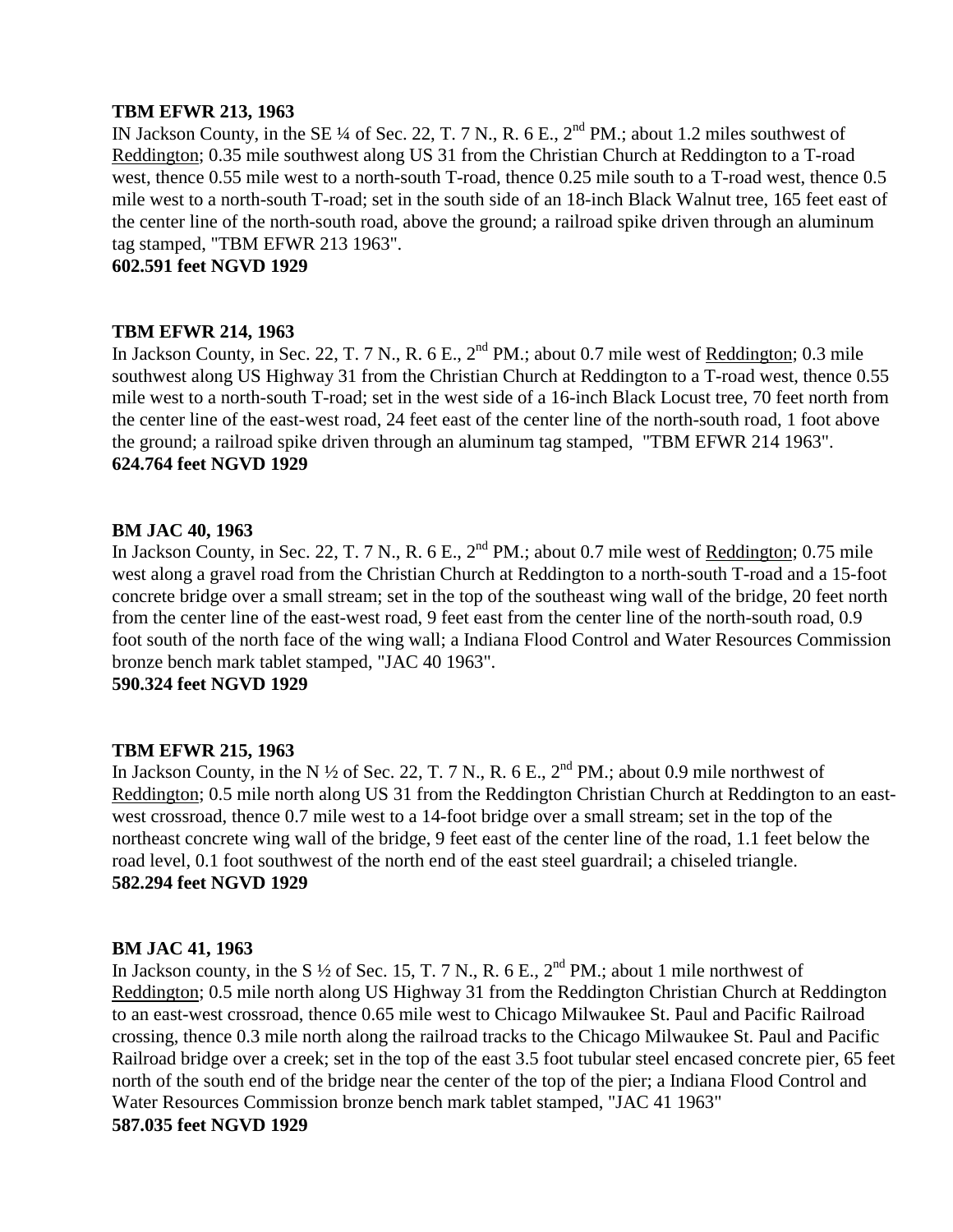**TBM EFWR 213, 1963**

IN Jackson County, in the SE ¼ of Sec. 22, T. 7 N., R. 6 E., 2nd PM.; about 1.2 miles southwest of Reddington; 0.35 mile southwest along US 31 from the Christian Church at Reddington to a T-road west, thence 0.55 mile west to a north-south T-road, thence 0.25 mile south to a T-road west, thence 0.5 mile west to a north-south T-road; set in the south side of an 18-inch Black Walnut tree, 165 feet east of the center line of the north-south road, above the ground; a railroad spike driven through an aluminum tag stamped, "TBM EFWR 213 1963".

**602.591 feet NGVD 1929**

**TBM EFWR 214, 1963**

In Jackson County, in Sec. 22, T. 7 N., R. 6 E., 2nd PM.; about 0.7 mile west of Reddington; 0.3 mile southwest along US Highway 31 from the Christian Church at Reddington to a T-road west, thence 0.55 mile west to a north-south T-road; set in the west side of a 16-inch Black Locust tree, 70 feet north from the center line of the east-west road, 24 feet east of the center line of the north-south road, 1 foot above the ground; a railroad spike driven through an aluminum tag stamped, "TBM EFWR 214 1963".

**624.764 feet NGVD 1929**

**BM JAC 40, 1963**

In Jackson County, in Sec. 22, T. 7 N., R. 6 E., 2nd PM.; about 0.7 mile west of Reddington; 0.75 mile west along a gravel road from the Christian Church at Reddington to a north-south T-road and a 15-foot concrete bridge over a small stream; set in the top of the southeast wing wall of the bridge, 20 feet north from the center line of the east-west road, 9 feet east from the center line of the north-south road, 0.9 foot south of the north face of the wing wall; a Indiana Flood Control and Water Resources Commission bronze bench mark tablet stamped, "JAC 40 1963".

**590.324 feet NGVD 1929**

**TBM EFWR 215, 1963**

In Jackson County, in the N ½ of Sec. 22, T. 7 N., R. 6 E., 2nd PM.; about 0.9 mile northwest of Reddington; 0.5 mile north along US 31 from the Reddington Christian Church at Reddington to an east-west crossroad, thence 0.7 mile west to a 14-foot bridge over a small stream; set in the top of the northeast concrete wing wall of the bridge, 9 feet east of the center line of the road, 1.1 feet below the road level, 0.1 foot southwest of the north end of the east steel guardrail; a chiseled triangle.

**582.294 feet NGVD 1929**

**BM JAC 41, 1963**

In Jackson county, in the S ½ of Sec. 15, T. 7 N., R. 6 E., 2nd PM.; about 1 mile northwest of Reddington; 0.5 mile north along US Highway 31 from the Reddington Christian Church at Reddington to an east-west crossroad, thence 0.65 mile west to Chicago Milwaukee St. Paul and Pacific Railroad crossing, thence 0.3 mile north along the railroad tracks to the Chicago Milwaukee St. Paul and Pacific Railroad bridge over a creek; set in the top of the east 3.5 foot tubular steel encased concrete pier, 65 feet north of the south end of the bridge near the center of the top of the pier; a Indiana Flood Control and Water Resources Commission bronze bench mark tablet stamped, "JAC 41 1963"

**587.035 feet NGVD 1929**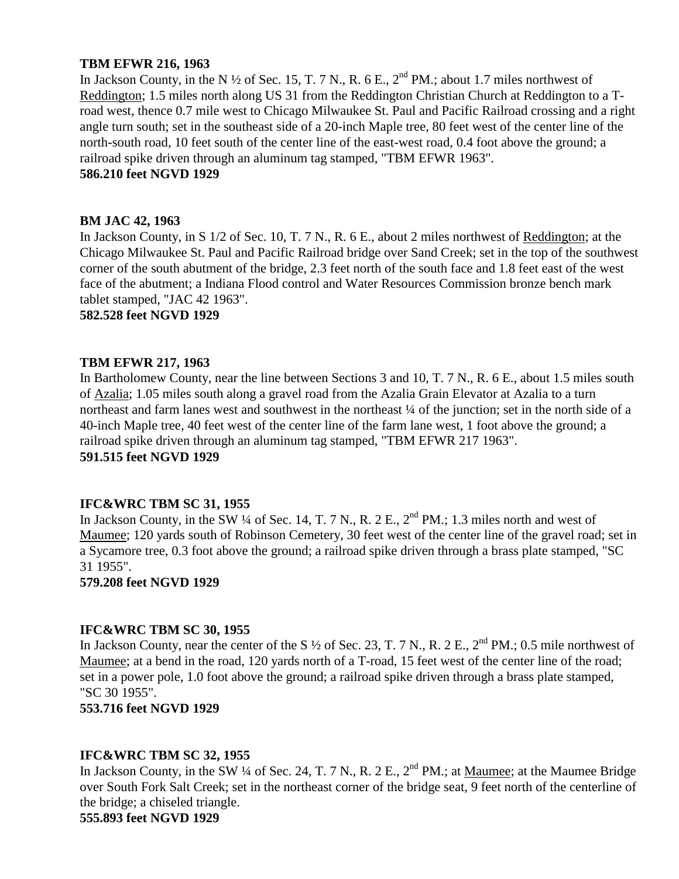**TBM EFWR 216, 1963**
In Jackson County, in the N ½ of Sec. 15, T. 7 N., R. 6 E., 2nd PM.; about 1.7 miles northwest of Reddington; 1.5 miles north along US 31 from the Reddington Christian Church at Reddington to a T-road west, thence 0.7 mile west to Chicago Milwaukee St. Paul and Pacific Railroad crossing and a right angle turn south; set in the southeast side of a 20-inch Maple tree, 80 feet west of the center line of the north-south road, 10 feet south of the center line of the east-west road, 0.4 foot above the ground; a railroad spike driven through an aluminum tag stamped, "TBM EFWR 1963".
**586.210 feet NGVD 1929**

**BM JAC 42, 1963**
In Jackson County, in S 1/2 of Sec. 10, T. 7 N., R. 6 E., about 2 miles northwest of Reddington; at the Chicago Milwaukee St. Paul and Pacific Railroad bridge over Sand Creek; set in the top of the southwest corner of the south abutment of the bridge, 2.3 feet north of the south face and 1.8 feet east of the west face of the abutment; a Indiana Flood control and Water Resources Commission bronze bench mark tablet stamped, "JAC 42 1963".
**582.528 feet NGVD 1929**

**TBM EFWR 217, 1963**
In Bartholomew County, near the line between Sections 3 and 10, T. 7 N., R. 6 E., about 1.5 miles south of Azalia; 1.05 miles south along a gravel road from the Azalia Grain Elevator at Azalia to a turn northeast and farm lanes west and southwest in the northeast ¼ of the junction; set in the north side of a 40-inch Maple tree, 40 feet west of the center line of the farm lane west, 1 foot above the ground; a railroad spike driven through an aluminum tag stamped, "TBM EFWR 217 1963".
**591.515 feet NGVD 1929**

**IFC&WRC TBM SC 31, 1955**
In Jackson County, in the SW ¼ of Sec. 14, T. 7 N., R. 2 E., 2nd PM.; 1.3 miles north and west of Maumee; 120 yards south of Robinson Cemetery, 30 feet west of the center line of the gravel road; set in a Sycamore tree, 0.3 foot above the ground; a railroad spike driven through a brass plate stamped, "SC 31 1955".
**579.208 feet NGVD 1929**

**IFC&WRC TBM SC 30, 1955**
In Jackson County, near the center of the S ½ of Sec. 23, T. 7 N., R. 2 E., 2nd PM.; 0.5 mile northwest of Maumee; at a bend in the road, 120 yards north of a T-road, 15 feet west of the center line of the road; set in a power pole, 1.0 foot above the ground; a railroad spike driven through a brass plate stamped, "SC 30 1955".
**553.716 feet NGVD 1929**

**IFC&WRC TBM SC 32, 1955**
In Jackson County, in the SW ¼ of Sec. 24, T. 7 N., R. 2 E., 2nd PM.; at Maumee; at the Maumee Bridge over South Fork Salt Creek; set in the northeast corner of the bridge seat, 9 feet north of the centerline of the bridge; a chiseled triangle.
**555.893 feet NGVD 1929**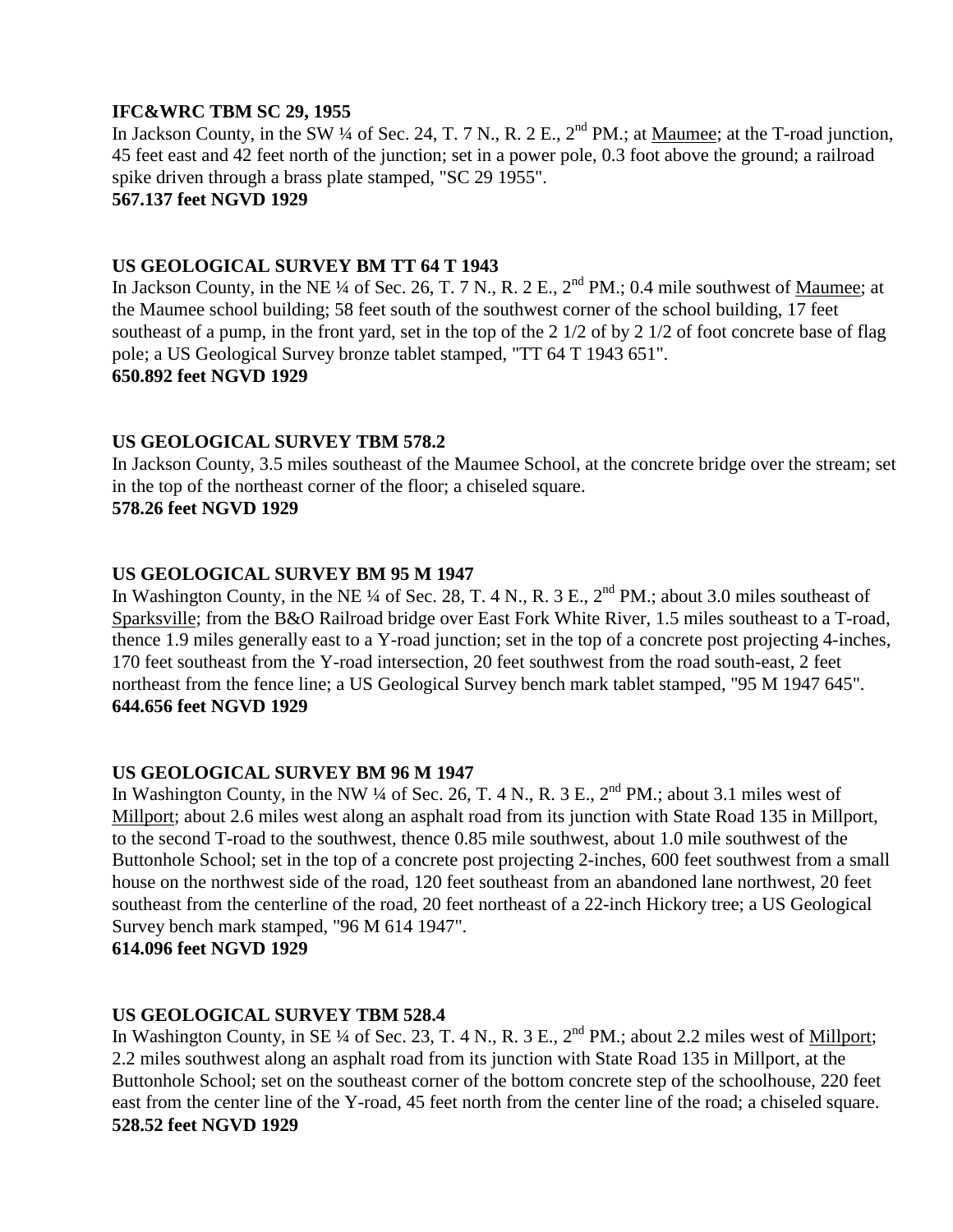**IFC&WRC TBM SC 29, 1955**
In Jackson County, in the SW ¼ of Sec. 24, T. 7 N., R. 2 E., 2nd PM.; at Maumee; at the T-road junction, 45 feet east and 42 feet north of the junction; set in a power pole, 0.3 foot above the ground; a railroad spike driven through a brass plate stamped, "SC 29 1955".
**567.137 feet NGVD 1929**

**US GEOLOGICAL SURVEY BM TT 64 T 1943**
In Jackson County, in the NE ¼ of Sec. 26, T. 7 N., R. 2 E., 2nd PM.; 0.4 mile southwest of Maumee; at the Maumee school building; 58 feet south of the southwest corner of the school building, 17 feet southeast of a pump, in the front yard, set in the top of the 2 1/2 of by 2 1/2 of foot concrete base of flag pole; a US Geological Survey bronze tablet stamped, "TT 64 T 1943 651".
**650.892 feet NGVD 1929**

**US GEOLOGICAL SURVEY TBM 578.2**
In Jackson County, 3.5 miles southeast of the Maumee School, at the concrete bridge over the stream; set in the top of the northeast corner of the floor; a chiseled square.
**578.26 feet NGVD 1929**

**US GEOLOGICAL SURVEY BM 95 M 1947**
In Washington County, in the NE ¼ of Sec. 28, T. 4 N., R. 3 E., 2nd PM.; about 3.0 miles southeast of Sparksville; from the B&O Railroad bridge over East Fork White River, 1.5 miles southeast to a T-road, thence 1.9 miles generally east to a Y-road junction; set in the top of a concrete post projecting 4-inches, 170 feet southeast from the Y-road intersection, 20 feet southwest from the road south-east, 2 feet northeast from the fence line; a US Geological Survey bench mark tablet stamped, "95 M 1947 645".
**644.656 feet NGVD 1929**

**US GEOLOGICAL SURVEY BM 96 M 1947**
In Washington County, in the NW ¼ of Sec. 26, T. 4 N., R. 3 E., 2nd PM.; about 3.1 miles west of Millport; about 2.6 miles west along an asphalt road from its junction with State Road 135 in Millport, to the second T-road to the southwest, thence 0.85 mile southwest, about 1.0 mile southwest of the Buttonhole School; set in the top of a concrete post projecting 2-inches, 600 feet southwest from a small house on the northwest side of the road, 120 feet southeast from an abandoned lane northwest, 20 feet southeast from the centerline of the road, 20 feet northeast of a 22-inch Hickory tree; a US Geological Survey bench mark stamped, "96 M 614 1947".
**614.096 feet NGVD 1929**

**US GEOLOGICAL SURVEY TBM 528.4**
In Washington County, in SE ¼ of Sec. 23, T. 4 N., R. 3 E., 2nd PM.; about 2.2 miles west of Millport; 2.2 miles southwest along an asphalt road from its junction with State Road 135 in Millport, at the Buttonhole School; set on the southeast corner of the bottom concrete step of the schoolhouse, 220 feet east from the center line of the Y-road, 45 feet north from the center line of the road; a chiseled square.
**528.52 feet NGVD 1929**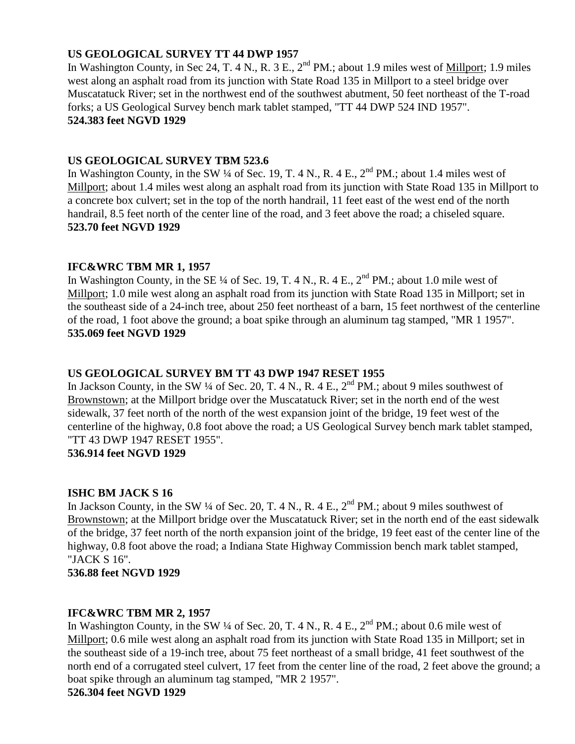**US GEOLOGICAL SURVEY TT 44 DWP 1957**
In Washington County, in Sec 24, T. 4 N., R. 3 E., 2nd PM.; about 1.9 miles west of Millport; 1.9 miles west along an asphalt road from its junction with State Road 135 in Millport to a steel bridge over Muscatatuck River; set in the northwest end of the southwest abutment, 50 feet northeast of the T-road forks; a US Geological Survey bench mark tablet stamped, "TT 44 DWP 524 IND 1957".
**524.383 feet NGVD 1929**

**US GEOLOGICAL SURVEY TBM 523.6**
In Washington County, in the SW ¼ of Sec. 19, T. 4 N., R. 4 E., 2nd PM.; about 1.4 miles west of Millport; about 1.4 miles west along an asphalt road from its junction with State Road 135 in Millport to a concrete box culvert; set in the top of the north handrail, 11 feet east of the west end of the north handrail, 8.5 feet north of the center line of the road, and 3 feet above the road; a chiseled square.
**523.70 feet NGVD 1929**

**IFC&WRC TBM MR 1, 1957**
In Washington County, in the SE ¼ of Sec. 19, T. 4 N., R. 4 E., 2nd PM.; about 1.0 mile west of Millport; 1.0 mile west along an asphalt road from its junction with State Road 135 in Millport; set in the southeast side of a 24-inch tree, about 250 feet northeast of a barn, 15 feet northwest of the centerline of the road, 1 foot above the ground; a boat spike through an aluminum tag stamped, "MR 1 1957".
**535.069 feet NGVD 1929**

**US GEOLOGICAL SURVEY BM TT 43 DWP 1947 RESET 1955**
In Jackson County, in the SW ¼ of Sec. 20, T. 4 N., R. 4 E., 2nd PM.; about 9 miles southwest of Brownstown; at the Millport bridge over the Muscatatuck River; set in the north end of the west sidewalk, 37 feet north of the north of the west expansion joint of the bridge, 19 feet west of the centerline of the highway, 0.8 foot above the road; a US Geological Survey bench mark tablet stamped, "TT 43 DWP 1947 RESET 1955".
**536.914 feet NGVD 1929**

**ISHC BM JACK S 16**
In Jackson County, in the SW ¼ of Sec. 20, T. 4 N., R. 4 E., 2nd PM.; about 9 miles southwest of Brownstown; at the Millport bridge over the Muscatatuck River; set in the north end of the east sidewalk of the bridge, 37 feet north of the north expansion joint of the bridge, 19 feet east of the center line of the highway, 0.8 foot above the road; a Indiana State Highway Commission bench mark tablet stamped, "JACK S 16".
**536.88 feet NGVD 1929**

**IFC&WRC TBM MR 2, 1957**
In Washington County, in the SW ¼ of Sec. 20, T. 4 N., R. 4 E., 2nd PM.; about 0.6 mile west of Millport; 0.6 mile west along an asphalt road from its junction with State Road 135 in Millport; set in the southeast side of a 19-inch tree, about 75 feet northeast of a small bridge, 41 feet southwest of the north end of a corrugated steel culvert, 17 feet from the center line of the road, 2 feet above the ground; a boat spike through an aluminum tag stamped, "MR 2 1957".
**526.304 feet NGVD 1929**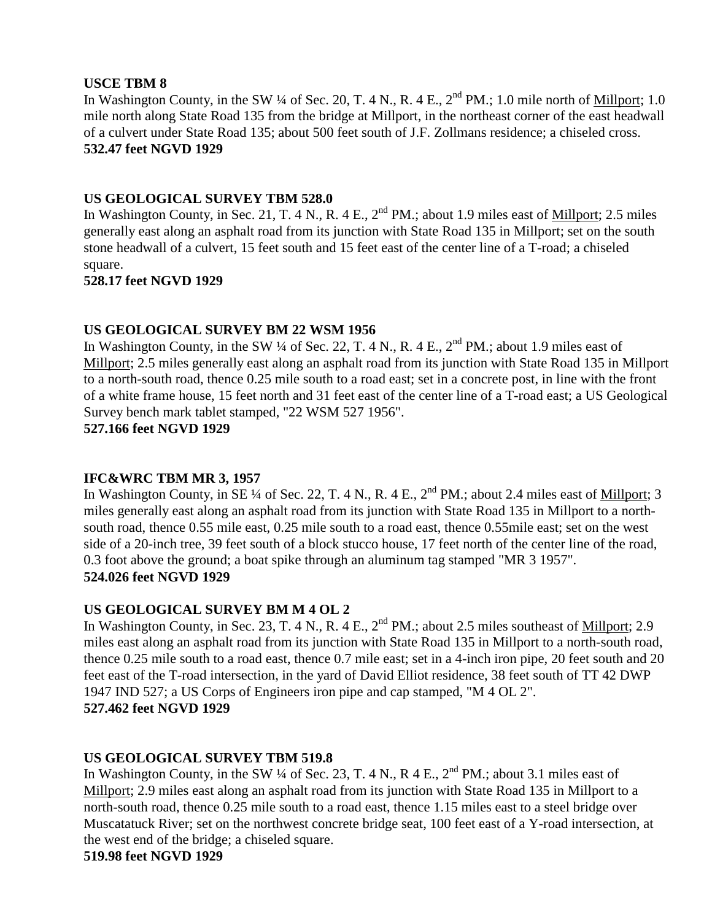**USCE TBM 8**

In Washington County, in the SW ¼ of Sec. 20, T. 4 N., R. 4 E., 2nd PM.; 1.0 mile north of Millport; 1.0 mile north along State Road 135 from the bridge at Millport, in the northeast corner of the east headwall of a culvert under State Road 135; about 500 feet south of J.F. Zollmans residence; a chiseled cross.

**532.47 feet NGVD 1929**

**US GEOLOGICAL SURVEY TBM 528.0**

In Washington County, in Sec. 21, T. 4 N., R. 4 E., 2nd PM.; about 1.9 miles east of Millport; 2.5 miles generally east along an asphalt road from its junction with State Road 135 in Millport; set on the south stone headwall of a culvert, 15 feet south and 15 feet east of the center line of a T-road; a chiseled square.

**528.17 feet NGVD 1929**

**US GEOLOGICAL SURVEY BM 22 WSM 1956**

In Washington County, in the SW ¼ of Sec. 22, T. 4 N., R. 4 E., 2nd PM.; about 1.9 miles east of Millport; 2.5 miles generally east along an asphalt road from its junction with State Road 135 in Millport to a north-south road, thence 0.25 mile south to a road east; set in a concrete post, in line with the front of a white frame house, 15 feet north and 31 feet east of the center line of a T-road east; a US Geological Survey bench mark tablet stamped, "22 WSM 527 1956".

**527.166 feet NGVD 1929**

**IFC&WRC TBM MR 3, 1957**

In Washington County, in SE ¼ of Sec. 22, T. 4 N., R. 4 E., 2nd PM.; about 2.4 miles east of Millport; 3 miles generally east along an asphalt road from its junction with State Road 135 in Millport to a north-south road, thence 0.55 mile east, 0.25 mile south to a road east, thence 0.55mile east; set on the west side of a 20-inch tree, 39 feet south of a block stucco house, 17 feet north of the center line of the road, 0.3 foot above the ground; a boat spike through an aluminum tag stamped "MR 3 1957".

**524.026 feet NGVD 1929**

**US GEOLOGICAL SURVEY BM M 4 OL 2**

In Washington County, in Sec. 23, T. 4 N., R. 4 E., 2nd PM.; about 2.5 miles southeast of Millport; 2.9 miles east along an asphalt road from its junction with State Road 135 in Millport to a north-south road, thence 0.25 mile south to a road east, thence 0.7 mile east; set in a 4-inch iron pipe, 20 feet south and 20 feet east of the T-road intersection, in the yard of David Elliot residence, 38 feet south of TT 42 DWP 1947 IND 527; a US Corps of Engineers iron pipe and cap stamped, "M 4 OL 2".

**527.462 feet NGVD 1929**

**US GEOLOGICAL SURVEY TBM 519.8**

In Washington County, in the SW ¼ of Sec. 23, T. 4 N., R 4 E., 2nd PM.; about 3.1 miles east of Millport; 2.9 miles east along an asphalt road from its junction with State Road 135 in Millport to a north-south road, thence 0.25 mile south to a road east, thence 1.15 miles east to a steel bridge over Muscatatuck River; set on the northwest concrete bridge seat, 100 feet east of a Y-road intersection, at the west end of the bridge; a chiseled square.

**519.98 feet NGVD 1929**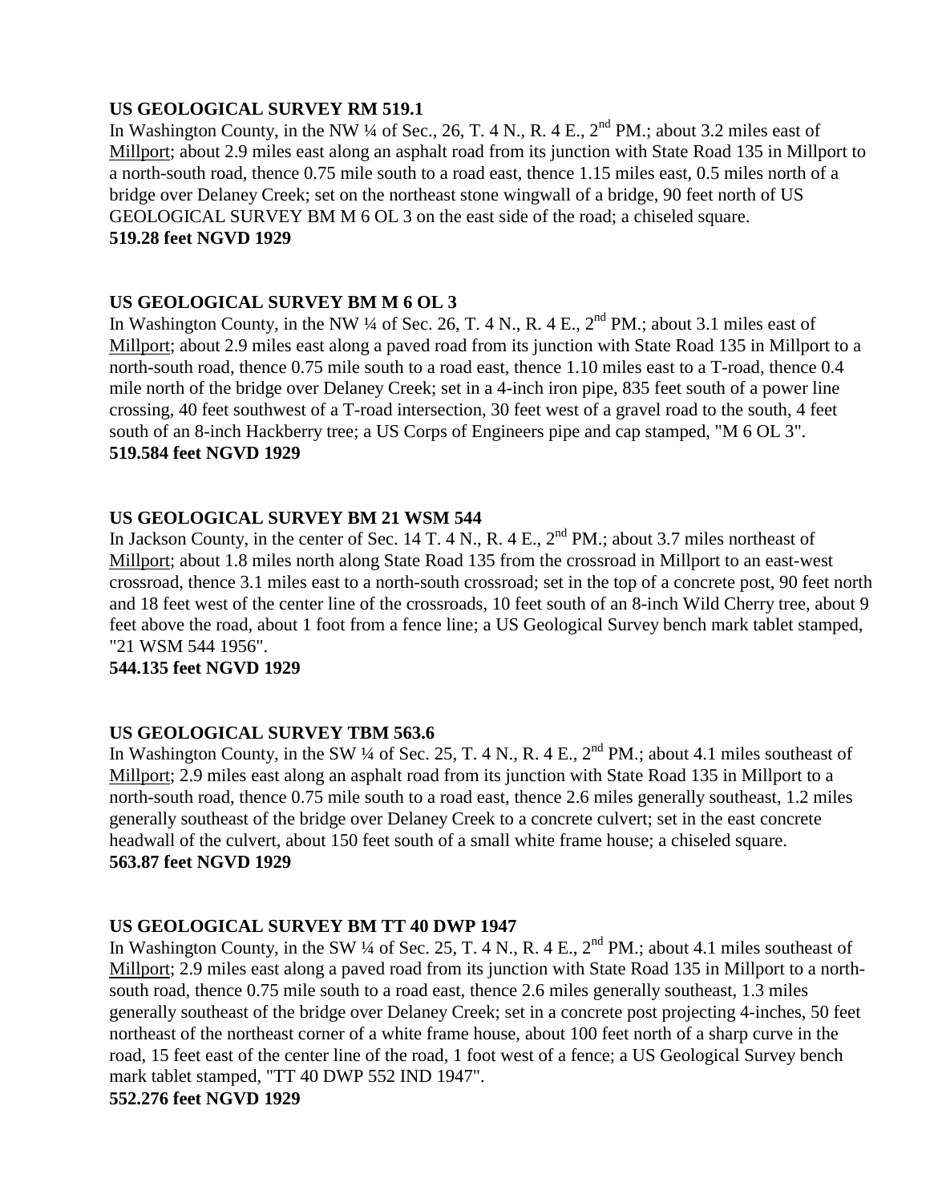**US GEOLOGICAL SURVEY RM 519.1**

In Washington County, in the NW ¼ of Sec., 26, T. 4 N., R. 4 E., 2nd PM.; about 3.2 miles east of Millport; about 2.9 miles east along an asphalt road from its junction with State Road 135 in Millport to a north-south road, thence 0.75 mile south to a road east, thence 1.15 miles east, 0.5 miles north of a bridge over Delaney Creek; set on the northeast stone wingwall of a bridge, 90 feet north of US GEOLOGICAL SURVEY BM M 6 OL 3 on the east side of the road; a chiseled square.

**519.28 feet NGVD 1929**

**US GEOLOGICAL SURVEY BM M 6 OL 3**

In Washington County, in the NW ¼ of Sec. 26, T. 4 N., R. 4 E., 2nd PM.; about 3.1 miles east of Millport; about 2.9 miles east along a paved road from its junction with State Road 135 in Millport to a north-south road, thence 0.75 mile south to a road east, thence 1.10 miles east to a T-road, thence 0.4 mile north of the bridge over Delaney Creek; set in a 4-inch iron pipe, 835 feet south of a power line crossing, 40 feet southwest of a T-road intersection, 30 feet west of a gravel road to the south, 4 feet south of an 8-inch Hackberry tree; a US Corps of Engineers pipe and cap stamped, "M 6 OL 3".

**519.584 feet NGVD 1929**

**US GEOLOGICAL SURVEY BM 21 WSM 544**

In Jackson County, in the center of Sec. 14 T. 4 N., R. 4 E., 2nd PM.; about 3.7 miles northeast of Millport; about 1.8 miles north along State Road 135 from the crossroad in Millport to an east-west crossroad, thence 3.1 miles east to a north-south crossroad; set in the top of a concrete post, 90 feet north and 18 feet west of the center line of the crossroads, 10 feet south of an 8-inch Wild Cherry tree, about 9 feet above the road, about 1 foot from a fence line; a US Geological Survey bench mark tablet stamped, "21 WSM 544 1956".

**544.135 feet NGVD 1929**

**US GEOLOGICAL SURVEY TBM 563.6**

In Washington County, in the SW ¼ of Sec. 25, T. 4 N., R. 4 E., 2nd PM.; about 4.1 miles southeast of Millport; 2.9 miles east along an asphalt road from its junction with State Road 135 in Millport to a north-south road, thence 0.75 mile south to a road east, thence 2.6 miles generally southeast, 1.2 miles generally southeast of the bridge over Delaney Creek to a concrete culvert; set in the east concrete headwall of the culvert, about 150 feet south of a small white frame house; a chiseled square.

**563.87 feet NGVD 1929**

**US GEOLOGICAL SURVEY BM TT 40 DWP 1947**

In Washington County, in the SW ¼ of Sec. 25, T. 4 N., R. 4 E., 2nd PM.; about 4.1 miles southeast of Millport; 2.9 miles east along a paved road from its junction with State Road 135 in Millport to a north-south road, thence 0.75 mile south to a road east, thence 2.6 miles generally southeast, 1.3 miles generally southeast of the bridge over Delaney Creek; set in a concrete post projecting 4-inches, 50 feet northeast of the northeast corner of a white frame house, about 100 feet north of a sharp curve in the road, 15 feet east of the center line of the road, 1 foot west of a fence; a US Geological Survey bench mark tablet stamped, "TT 40 DWP 552 IND 1947".

**552.276 feet NGVD 1929**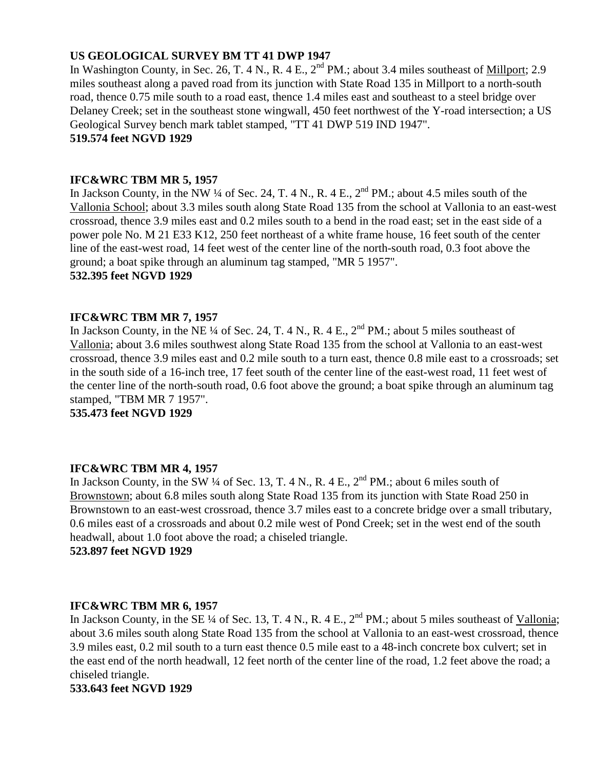**US GEOLOGICAL SURVEY BM TT 41 DWP 1947**
In Washington County, in Sec. 26, T. 4 N., R. 4 E., 2nd PM.; about 3.4 miles southeast of Millport; 2.9 miles southeast along a paved road from its junction with State Road 135 in Millport to a north-south road, thence 0.75 mile south to a road east, thence 1.4 miles east and southeast to a steel bridge over Delaney Creek; set in the southeast stone wingwall, 450 feet northwest of the Y-road intersection; a US Geological Survey bench mark tablet stamped, "TT 41 DWP 519 IND 1947".
**519.574 feet NGVD 1929**

**IFC&WRC TBM MR 5, 1957**
In Jackson County, in the NW ¼ of Sec. 24, T. 4 N., R. 4 E., 2nd PM.; about 4.5 miles south of the Vallonia School; about 3.3 miles south along State Road 135 from the school at Vallonia to an east-west crossroad, thence 3.9 miles east and 0.2 miles south to a bend in the road east; set in the east side of a power pole No. M 21 E33 K12, 250 feet northeast of a white frame house, 16 feet south of the center line of the east-west road, 14 feet west of the center line of the north-south road, 0.3 foot above the ground; a boat spike through an aluminum tag stamped, "MR 5 1957".
**532.395 feet NGVD 1929**

**IFC&WRC TBM MR 7, 1957**
In Jackson County, in the NE ¼ of Sec. 24, T. 4 N., R. 4 E., 2nd PM.; about 5 miles southeast of Vallonia; about 3.6 miles southwest along State Road 135 from the school at Vallonia to an east-west crossroad, thence 3.9 miles east and 0.2 mile south to a turn east, thence 0.8 mile east to a crossroads; set in the south side of a 16-inch tree, 17 feet south of the center line of the east-west road, 11 feet west of the center line of the north-south road, 0.6 foot above the ground; a boat spike through an aluminum tag stamped, "TBM MR 7 1957".
**535.473 feet NGVD 1929**

**IFC&WRC TBM MR 4, 1957**
In Jackson County, in the SW ¼ of Sec. 13, T. 4 N., R. 4 E., 2nd PM.; about 6 miles south of Brownstown; about 6.8 miles south along State Road 135 from its junction with State Road 250 in Brownstown to an east-west crossroad, thence 3.7 miles east to a concrete bridge over a small tributary, 0.6 miles east of a crossroads and about 0.2 mile west of Pond Creek; set in the west end of the south headwall, about 1.0 foot above the road; a chiseled triangle.
**523.897 feet NGVD 1929**

**IFC&WRC TBM MR 6, 1957**
In Jackson County, in the SE ¼ of Sec. 13, T. 4 N., R. 4 E., 2nd PM.; about 5 miles southeast of Vallonia; about 3.6 miles south along State Road 135 from the school at Vallonia to an east-west crossroad, thence 3.9 miles east, 0.2 mil south to a turn east thence 0.5 mile east to a 48-inch concrete box culvert; set in the east end of the north headwall, 12 feet north of the center line of the road, 1.2 feet above the road; a chiseled triangle.
**533.643 feet NGVD 1929**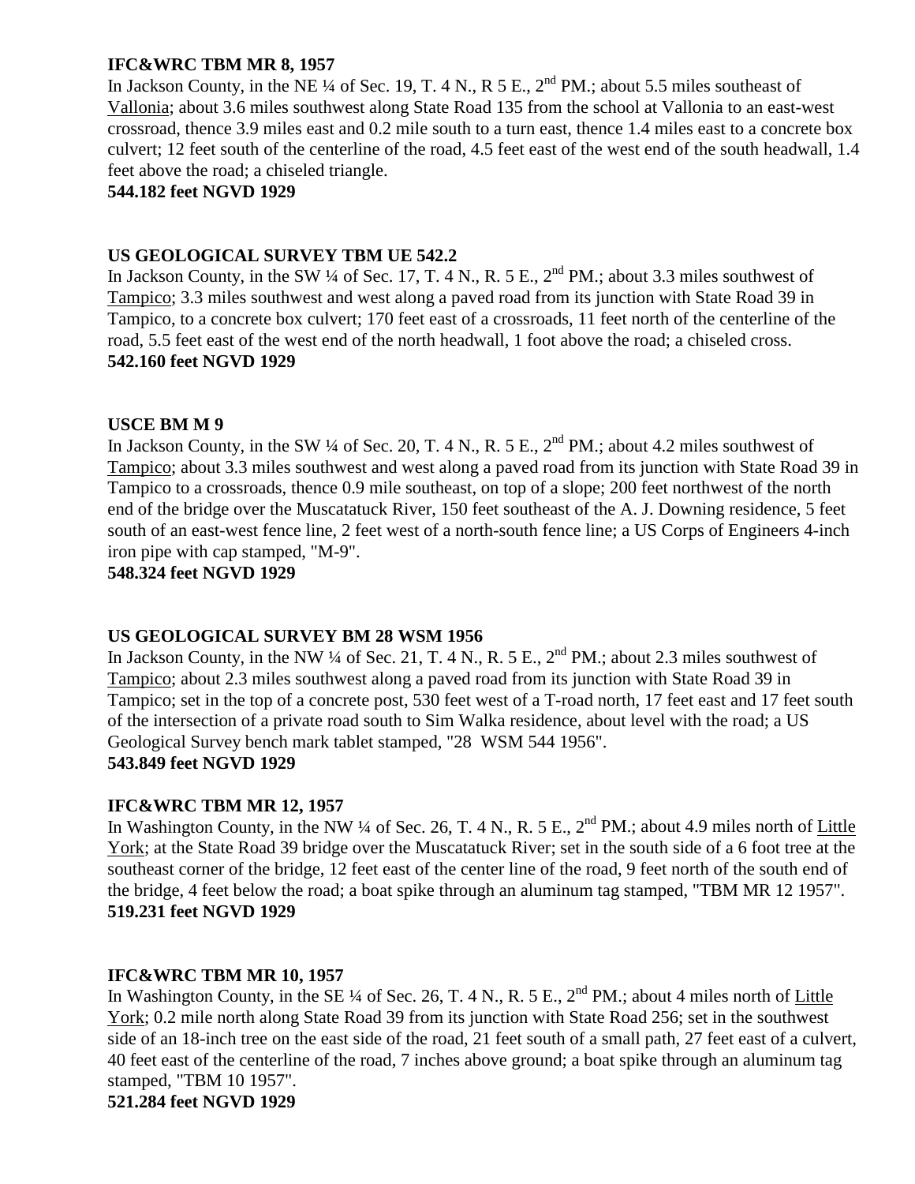**IFC&WRC TBM MR 8, 1957**
In Jackson County, in the NE ¼ of Sec. 19, T. 4 N., R 5 E., 2nd PM.; about 5.5 miles southeast of Vallonia; about 3.6 miles southwest along State Road 135 from the school at Vallonia to an east-west crossroad, thence 3.9 miles east and 0.2 mile south to a turn east, thence 1.4 miles east to a concrete box culvert; 12 feet south of the centerline of the road, 4.5 feet east of the west end of the south headwall, 1.4 feet above the road; a chiseled triangle.
**544.182 feet NGVD 1929**

**US GEOLOGICAL SURVEY TBM UE 542.2**
In Jackson County, in the SW ¼ of Sec. 17, T. 4 N., R. 5 E., 2nd PM.; about 3.3 miles southwest of Tampico; 3.3 miles southwest and west along a paved road from its junction with State Road 39 in Tampico, to a concrete box culvert; 170 feet east of a crossroads, 11 feet north of the centerline of the road, 5.5 feet east of the west end of the north headwall, 1 foot above the road; a chiseled cross.
**542.160 feet NGVD 1929**

**USCE BM M 9**
In Jackson County, in the SW ¼ of Sec. 20, T. 4 N., R. 5 E., 2nd PM.; about 4.2 miles southwest of Tampico; about 3.3 miles southwest and west along a paved road from its junction with State Road 39 in Tampico to a crossroads, thence 0.9 mile southeast, on top of a slope; 200 feet northwest of the north end of the bridge over the Muscatatuck River, 150 feet southeast of the A. J. Downing residence, 5 feet south of an east-west fence line, 2 feet west of a north-south fence line; a US Corps of Engineers 4-inch iron pipe with cap stamped, "M-9".
**548.324 feet NGVD 1929**

**US GEOLOGICAL SURVEY BM 28 WSM 1956**
In Jackson County, in the NW ¼ of Sec. 21, T. 4 N., R. 5 E., 2nd PM.; about 2.3 miles southwest of Tampico; about 2.3 miles southwest along a paved road from its junction with State Road 39 in Tampico; set in the top of a concrete post, 530 feet west of a T-road north, 17 feet east and 17 feet south of the intersection of a private road south to Sim Walka residence, about level with the road; a US Geological Survey bench mark tablet stamped, "28 WSM 544 1956".
**543.849 feet NGVD 1929**

**IFC&WRC TBM MR 12, 1957**
In Washington County, in the NW ¼ of Sec. 26, T. 4 N., R. 5 E., 2nd PM.; about 4.9 miles north of Little York; at the State Road 39 bridge over the Muscatatuck River; set in the south side of a 6 foot tree at the southeast corner of the bridge, 12 feet east of the center line of the road, 9 feet north of the south end of the bridge, 4 feet below the road; a boat spike through an aluminum tag stamped, "TBM MR 12 1957".
**519.231 feet NGVD 1929**

**IFC&WRC TBM MR 10, 1957**
In Washington County, in the SE ¼ of Sec. 26, T. 4 N., R. 5 E., 2nd PM.; about 4 miles north of Little York; 0.2 mile north along State Road 39 from its junction with State Road 256; set in the southwest side of an 18-inch tree on the east side of the road, 21 feet south of a small path, 27 feet east of a culvert, 40 feet east of the centerline of the road, 7 inches above ground; a boat spike through an aluminum tag stamped, "TBM 10 1957".
**521.284 feet NGVD 1929**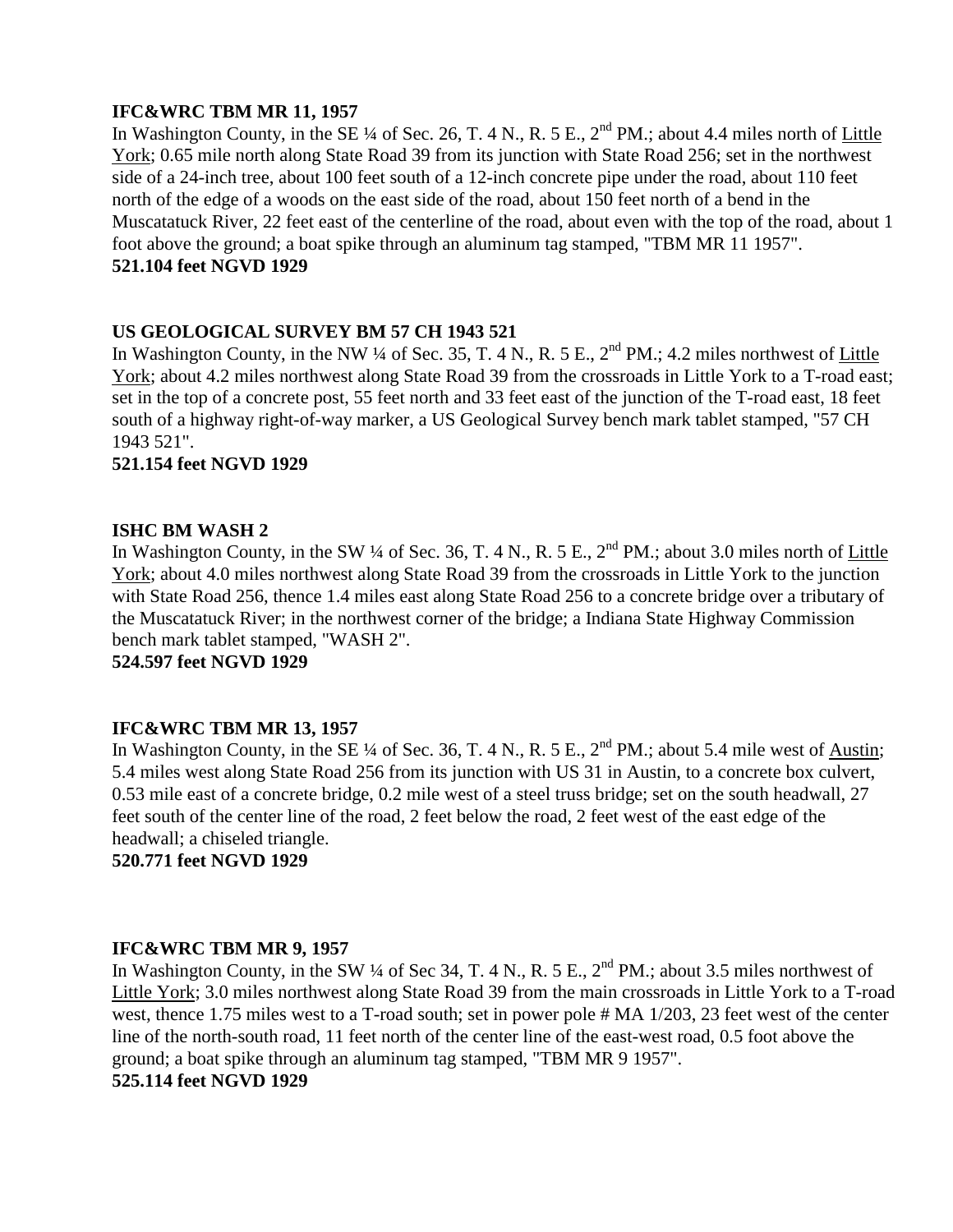**IFC&WRC TBM MR 11, 1957**
In Washington County, in the SE ¼ of Sec. 26, T. 4 N., R. 5 E., 2nd PM.; about 4.4 miles north of Little York; 0.65 mile north along State Road 39 from its junction with State Road 256; set in the northwest side of a 24-inch tree, about 100 feet south of a 12-inch concrete pipe under the road, about 110 feet north of the edge of a woods on the east side of the road, about 150 feet north of a bend in the Muscatatuck River, 22 feet east of the centerline of the road, about even with the top of the road, about 1 foot above the ground; a boat spike through an aluminum tag stamped, "TBM MR 11 1957".
**521.104 feet NGVD 1929**

**US GEOLOGICAL SURVEY BM 57 CH 1943 521**
In Washington County, in the NW ¼ of Sec. 35, T. 4 N., R. 5 E., 2nd PM.; 4.2 miles northwest of Little York; about 4.2 miles northwest along State Road 39 from the crossroads in Little York to a T-road east; set in the top of a concrete post, 55 feet north and 33 feet east of the junction of the T-road east, 18 feet south of a highway right-of-way marker, a US Geological Survey bench mark tablet stamped, "57 CH 1943 521".
**521.154 feet NGVD 1929**

**ISHC BM WASH 2**
In Washington County, in the SW ¼ of Sec. 36, T. 4 N., R. 5 E., 2nd PM.; about 3.0 miles north of Little York; about 4.0 miles northwest along State Road 39 from the crossroads in Little York to the junction with State Road 256, thence 1.4 miles east along State Road 256 to a concrete bridge over a tributary of the Muscatatuck River; in the northwest corner of the bridge; a Indiana State Highway Commission bench mark tablet stamped, "WASH 2".
**524.597 feet NGVD 1929**

**IFC&WRC TBM MR 13, 1957**
In Washington County, in the SE ¼ of Sec. 36, T. 4 N., R. 5 E., 2nd PM.; about 5.4 mile west of Austin; 5.4 miles west along State Road 256 from its junction with US 31 in Austin, to a concrete box culvert, 0.53 mile east of a concrete bridge, 0.2 mile west of a steel truss bridge; set on the south headwall, 27 feet south of the center line of the road, 2 feet below the road, 2 feet west of the east edge of the headwall; a chiseled triangle.
**520.771 feet NGVD 1929**

**IFC&WRC TBM MR 9, 1957**
In Washington County, in the SW ¼ of Sec 34, T. 4 N., R. 5 E., 2nd PM.; about 3.5 miles northwest of Little York; 3.0 miles northwest along State Road 39 from the main crossroads in Little York to a T-road west, thence 1.75 miles west to a T-road south; set in power pole # MA 1/203, 23 feet west of the center line of the north-south road, 11 feet north of the center line of the east-west road, 0.5 foot above the ground; a boat spike through an aluminum tag stamped, "TBM MR 9 1957".
**525.114 feet NGVD 1929**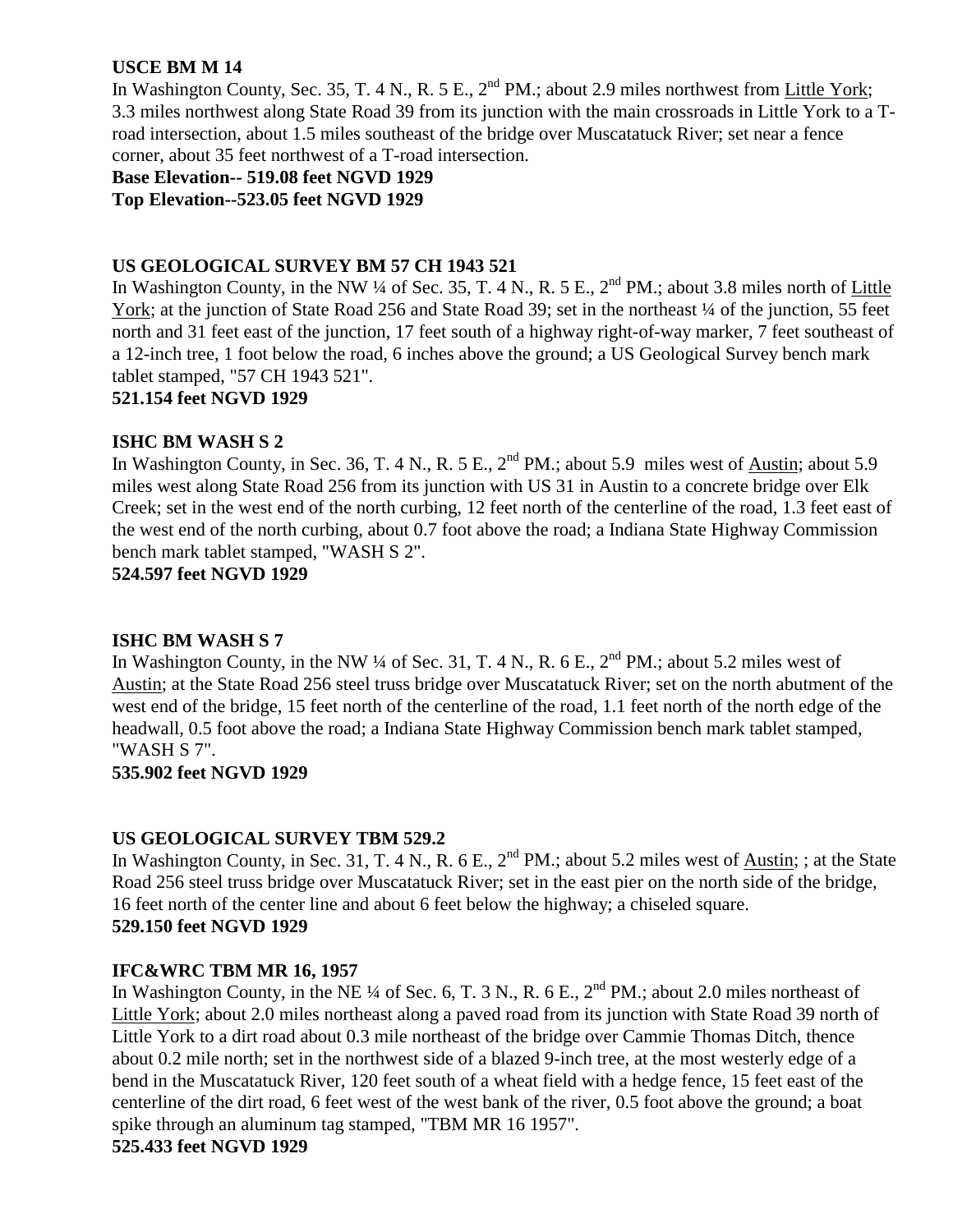**USCE BM M 14**

In Washington County, Sec. 35, T. 4 N., R. 5 E., 2nd PM.; about 2.9 miles northwest from Little York; 3.3 miles northwest along State Road 39 from its junction with the main crossroads in Little York to a T-road intersection, about 1.5 miles southeast of the bridge over Muscatatuck River; set near a fence corner, about 35 feet northwest of a T-road intersection.

**Base Elevation-- 519.08 feet NGVD 1929**
**Top Elevation--523.05 feet NGVD 1929**

**US GEOLOGICAL SURVEY BM 57 CH 1943 521**

In Washington County, in the NW ¼ of Sec. 35, T. 4 N., R. 5 E., 2nd PM.; about 3.8 miles north of Little York; at the junction of State Road 256 and State Road 39; set in the northeast ¼ of the junction, 55 feet north and 31 feet east of the junction, 17 feet south of a highway right-of-way marker, 7 feet southeast of a 12-inch tree, 1 foot below the road, 6 inches above the ground; a US Geological Survey bench mark tablet stamped, "57 CH 1943 521".

**521.154 feet NGVD 1929**

**ISHC BM WASH S 2**

In Washington County, in Sec. 36, T. 4 N., R. 5 E., 2nd PM.; about 5.9 miles west of Austin; about 5.9 miles west along State Road 256 from its junction with US 31 in Austin to a concrete bridge over Elk Creek; set in the west end of the north curbing, 12 feet north of the centerline of the road, 1.3 feet east of the west end of the north curbing, about 0.7 foot above the road; a Indiana State Highway Commission bench mark tablet stamped, "WASH S 2".

**524.597 feet NGVD 1929**

**ISHC BM WASH S 7**

In Washington County, in the NW ¼ of Sec. 31, T. 4 N., R. 6 E., 2nd PM.; about 5.2 miles west of Austin; at the State Road 256 steel truss bridge over Muscatatuck River; set on the north abutment of the west end of the bridge, 15 feet north of the centerline of the road, 1.1 feet north of the north edge of the headwall, 0.5 foot above the road; a Indiana State Highway Commission bench mark tablet stamped, "WASH S 7".

**535.902 feet NGVD 1929**

**US GEOLOGICAL SURVEY TBM 529.2**

In Washington County, in Sec. 31, T. 4 N., R. 6 E., 2nd PM.; about 5.2 miles west of Austin; ; at the State Road 256 steel truss bridge over Muscatatuck River; set in the east pier on the north side of the bridge, 16 feet north of the center line and about 6 feet below the highway; a chiseled square.

**529.150 feet NGVD 1929**

**IFC&WRC TBM MR 16, 1957**

In Washington County, in the NE ¼ of Sec. 6, T. 3 N., R. 6 E., 2nd PM.; about 2.0 miles northeast of Little York; about 2.0 miles northeast along a paved road from its junction with State Road 39 north of Little York to a dirt road about 0.3 mile northeast of the bridge over Cammie Thomas Ditch, thence about 0.2 mile north; set in the northwest side of a blazed 9-inch tree, at the most westerly edge of a bend in the Muscatatuck River, 120 feet south of a wheat field with a hedge fence, 15 feet east of the centerline of the dirt road, 6 feet west of the west bank of the river, 0.5 foot above the ground; a boat spike through an aluminum tag stamped, "TBM MR 16 1957".

**525.433 feet NGVD 1929**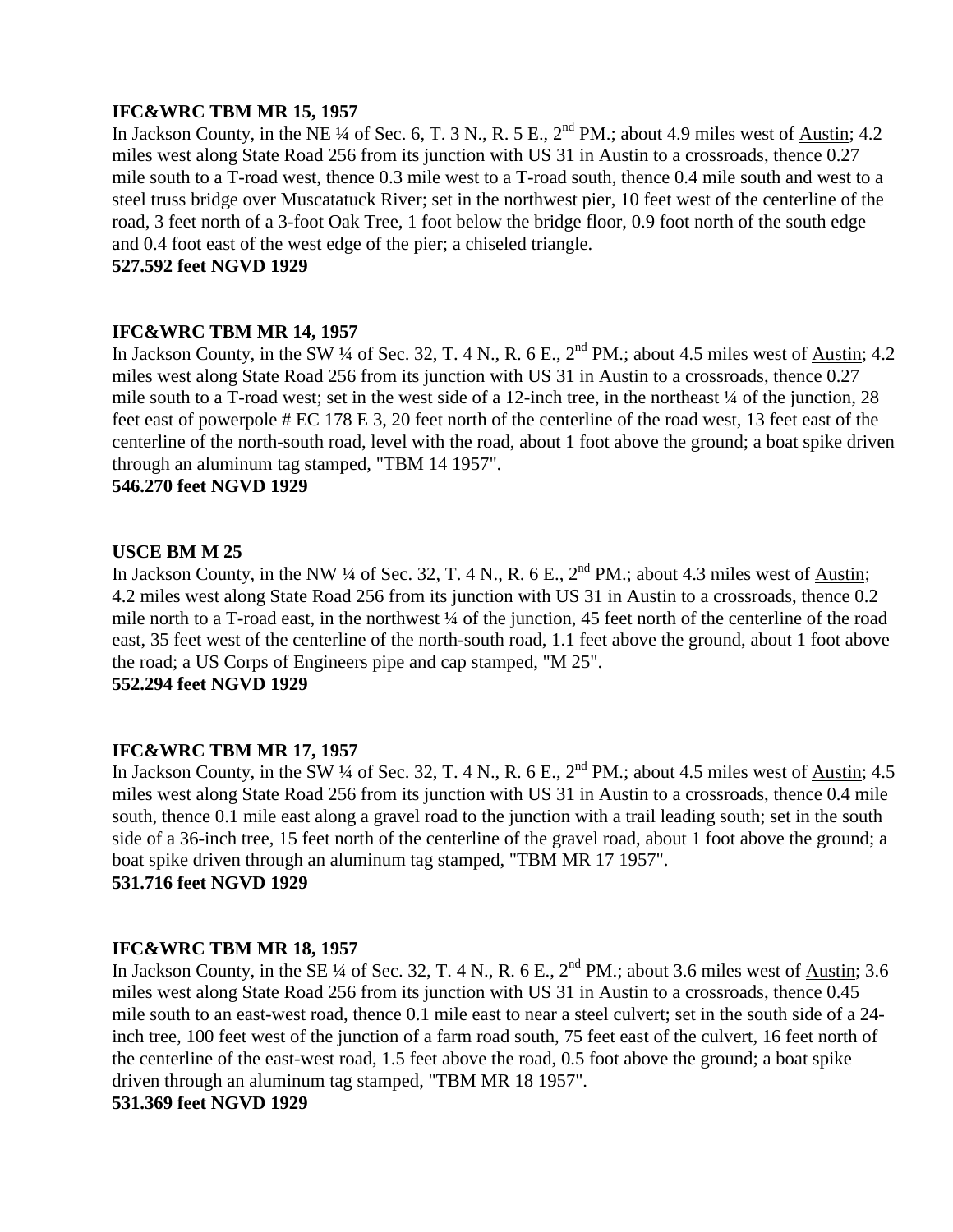**IFC&WRC TBM MR 15, 1957**
In Jackson County, in the NE ¼ of Sec. 6, T. 3 N., R. 5 E., 2nd PM.; about 4.9 miles west of Austin; 4.2 miles west along State Road 256 from its junction with US 31 in Austin to a crossroads, thence 0.27 mile south to a T-road west, thence 0.3 mile west to a T-road south, thence 0.4 mile south and west to a steel truss bridge over Muscatatuck River; set in the northwest pier, 10 feet west of the centerline of the road, 3 feet north of a 3-foot Oak Tree, 1 foot below the bridge floor, 0.9 foot north of the south edge and 0.4 foot east of the west edge of the pier; a chiseled triangle.
**527.592 feet NGVD 1929**

**IFC&WRC TBM MR 14, 1957**
In Jackson County, in the SW ¼ of Sec. 32, T. 4 N., R. 6 E., 2nd PM.; about 4.5 miles west of Austin; 4.2 miles west along State Road 256 from its junction with US 31 in Austin to a crossroads, thence 0.27 mile south to a T-road west; set in the west side of a 12-inch tree, in the northeast ¼ of the junction, 28 feet east of powerpole # EC 178 E 3, 20 feet north of the centerline of the road west, 13 feet east of the centerline of the north-south road, level with the road, about 1 foot above the ground; a boat spike driven through an aluminum tag stamped, "TBM 14 1957".
**546.270 feet NGVD 1929**

**USCE BM M 25**
In Jackson County, in the NW ¼ of Sec. 32, T. 4 N., R. 6 E., 2nd PM.; about 4.3 miles west of Austin; 4.2 miles west along State Road 256 from its junction with US 31 in Austin to a crossroads, thence 0.2 mile north to a T-road east, in the northwest ¼ of the junction, 45 feet north of the centerline of the road east, 35 feet west of the centerline of the north-south road, 1.1 feet above the ground, about 1 foot above the road; a US Corps of Engineers pipe and cap stamped, "M 25".
**552.294 feet NGVD 1929**

**IFC&WRC TBM MR 17, 1957**
In Jackson County, in the SW ¼ of Sec. 32, T. 4 N., R. 6 E., 2nd PM.; about 4.5 miles west of Austin; 4.5 miles west along State Road 256 from its junction with US 31 in Austin to a crossroads, thence 0.4 mile south, thence 0.1 mile east along a gravel road to the junction with a trail leading south; set in the south side of a 36-inch tree, 15 feet north of the centerline of the gravel road, about 1 foot above the ground; a boat spike driven through an aluminum tag stamped, "TBM MR 17 1957".
**531.716 feet NGVD 1929**

**IFC&WRC TBM MR 18, 1957**
In Jackson County, in the SE ¼ of Sec. 32, T. 4 N., R. 6 E., 2nd PM.; about 3.6 miles west of Austin; 3.6 miles west along State Road 256 from its junction with US 31 in Austin to a crossroads, thence 0.45 mile south to an east-west road, thence 0.1 mile east to near a steel culvert; set in the south side of a 24-inch tree, 100 feet west of the junction of a farm road south, 75 feet east of the culvert, 16 feet north of the centerline of the east-west road, 1.5 feet above the road, 0.5 foot above the ground; a boat spike driven through an aluminum tag stamped, "TBM MR 18 1957".
**531.369 feet NGVD 1929**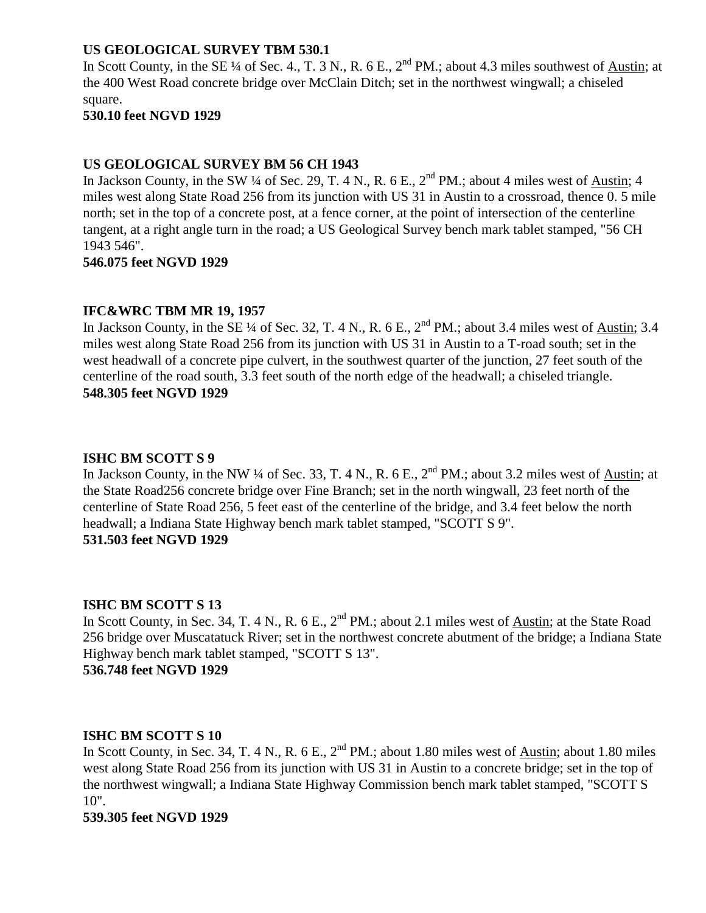**US GEOLOGICAL SURVEY TBM 530.1**

In Scott County, in the SE ¼ of Sec. 4., T. 3 N., R. 6 E., 2nd PM.; about 4.3 miles southwest of Austin; at the 400 West Road concrete bridge over McClain Ditch; set in the northwest wingwall; a chiseled square.

**530.10 feet NGVD 1929**

**US GEOLOGICAL SURVEY BM 56 CH 1943**

In Jackson County, in the SW ¼ of Sec. 29, T. 4 N., R. 6 E., 2nd PM.; about 4 miles west of Austin; 4 miles west along State Road 256 from its junction with US 31 in Austin to a crossroad, thence 0. 5 mile north; set in the top of a concrete post, at a fence corner, at the point of intersection of the centerline tangent, at a right angle turn in the road; a US Geological Survey bench mark tablet stamped, "56 CH 1943 546".

**546.075 feet NGVD 1929**

**IFC&WRC TBM MR 19, 1957**

In Jackson County, in the SE ¼ of Sec. 32, T. 4 N., R. 6 E., 2nd PM.; about 3.4 miles west of Austin; 3.4 miles west along State Road 256 from its junction with US 31 in Austin to a T-road south; set in the west headwall of a concrete pipe culvert, in the southwest quarter of the junction, 27 feet south of the centerline of the road south, 3.3 feet south of the north edge of the headwall; a chiseled triangle.

**548.305 feet NGVD 1929**

**ISHC BM SCOTT S 9**

In Jackson County, in the NW ¼ of Sec. 33, T. 4 N., R. 6 E., 2nd PM.; about 3.2 miles west of Austin; at the State Road256 concrete bridge over Fine Branch; set in the north wingwall, 23 feet north of the centerline of State Road 256, 5 feet east of the centerline of the bridge, and 3.4 feet below the north headwall; a Indiana State Highway bench mark tablet stamped, "SCOTT S 9".

**531.503 feet NGVD 1929**

**ISHC BM SCOTT S 13**

In Scott County, in Sec. 34, T. 4 N., R. 6 E., 2nd PM.; about 2.1 miles west of Austin; at the State Road 256 bridge over Muscatatuck River; set in the northwest concrete abutment of the bridge; a Indiana State Highway bench mark tablet stamped, "SCOTT S 13".

**536.748 feet NGVD 1929**

**ISHC BM SCOTT S 10**

In Scott County, in Sec. 34, T. 4 N., R. 6 E., 2nd PM.; about 1.80 miles west of Austin; about 1.80 miles west along State Road 256 from its junction with US 31 in Austin to a concrete bridge; set in the top of the northwest wingwall; a Indiana State Highway Commission bench mark tablet stamped, "SCOTT S 10".

**539.305 feet NGVD 1929**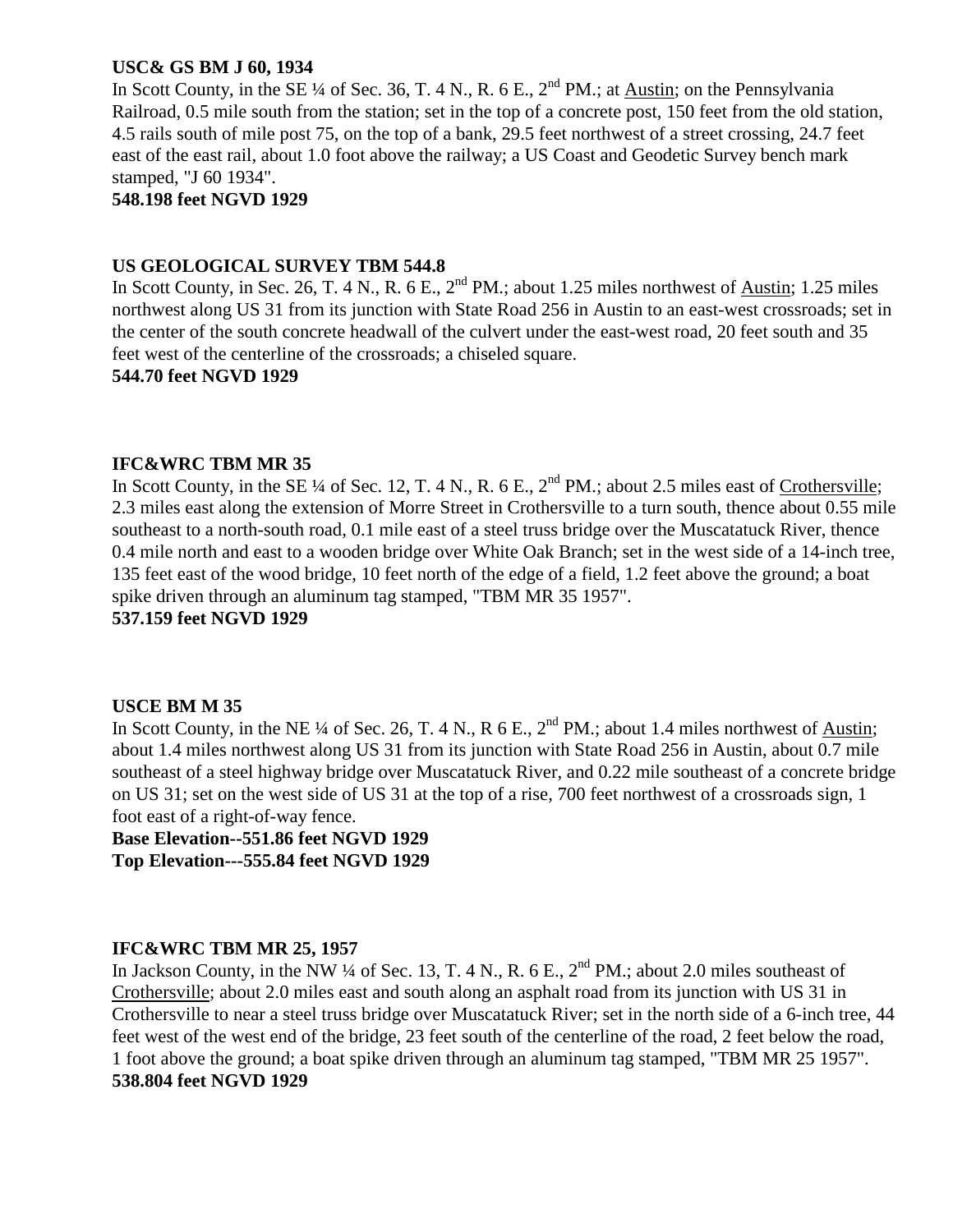**USC& GS BM J 60, 1934**
In Scott County, in the SE ¼ of Sec. 36, T. 4 N., R. 6 E., 2nd PM.; at Austin; on the Pennsylvania Railroad, 0.5 mile south from the station; set in the top of a concrete post, 150 feet from the old station, 4.5 rails south of mile post 75, on the top of a bank, 29.5 feet northwest of a street crossing, 24.7 feet east of the east rail, about 1.0 foot above the railway; a US Coast and Geodetic Survey bench mark stamped, "J 60 1934".
**548.198 feet NGVD 1929**

**US GEOLOGICAL SURVEY TBM 544.8**
In Scott County, in Sec. 26, T. 4 N., R. 6 E., 2nd PM.; about 1.25 miles northwest of Austin; 1.25 miles northwest along US 31 from its junction with State Road 256 in Austin to an east-west crossroads; set in the center of the south concrete headwall of the culvert under the east-west road, 20 feet south and 35 feet west of the centerline of the crossroads; a chiseled square.
**544.70 feet NGVD 1929**

**IFC&WRC TBM MR 35**
In Scott County, in the SE ¼ of Sec. 12, T. 4 N., R. 6 E., 2nd PM.; about 2.5 miles east of Crothersville; 2.3 miles east along the extension of Morre Street in Crothersville to a turn south, thence about 0.55 mile southeast to a north-south road, 0.1 mile east of a steel truss bridge over the Muscatatuck River, thence 0.4 mile north and east to a wooden bridge over White Oak Branch; set in the west side of a 14-inch tree, 135 feet east of the wood bridge, 10 feet north of the edge of a field, 1.2 feet above the ground; a boat spike driven through an aluminum tag stamped, "TBM MR 35 1957".
**537.159 feet NGVD 1929**

**USCE BM M 35**
In Scott County, in the NE ¼ of Sec. 26, T. 4 N., R 6 E., 2nd PM.; about 1.4 miles northwest of Austin; about 1.4 miles northwest along US 31 from its junction with State Road 256 in Austin, about 0.7 mile southeast of a steel highway bridge over Muscatatuck River, and 0.22 mile southeast of a concrete bridge on US 31; set on the west side of US 31 at the top of a rise, 700 feet northwest of a crossroads sign, 1 foot east of a right-of-way fence.
**Base Elevation--551.86 feet NGVD 1929**
**Top Elevation---555.84 feet NGVD 1929**

**IFC&WRC TBM MR 25, 1957**
In Jackson County, in the NW ¼ of Sec. 13, T. 4 N., R. 6 E., 2nd PM.; about 2.0 miles southeast of Crothersville; about 2.0 miles east and south along an asphalt road from its junction with US 31 in Crothersville to near a steel truss bridge over Muscatatuck River; set in the north side of a 6-inch tree, 44 feet west of the west end of the bridge, 23 feet south of the centerline of the road, 2 feet below the road, 1 foot above the ground; a boat spike driven through an aluminum tag stamped, "TBM MR 25 1957".
**538.804 feet NGVD 1929**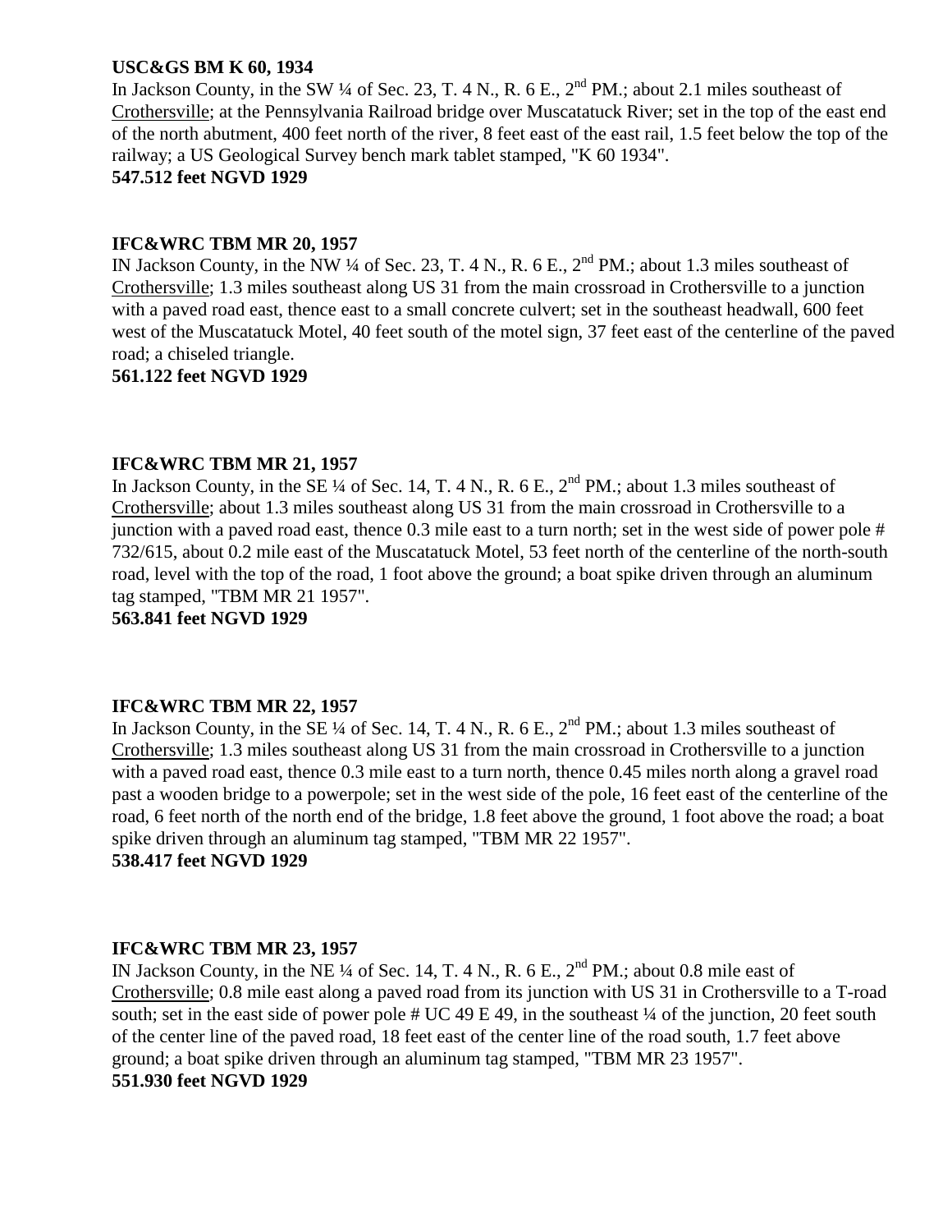**USC&GS BM K 60, 1934**
In Jackson County, in the SW ¼ of Sec. 23, T. 4 N., R. 6 E., 2nd PM.; about 2.1 miles southeast of Crothersville; at the Pennsylvania Railroad bridge over Muscatatuck River; set in the top of the east end of the north abutment, 400 feet north of the river, 8 feet east of the east rail, 1.5 feet below the top of the railway; a US Geological Survey bench mark tablet stamped, "K 60 1934".
**547.512 feet NGVD 1929**

**IFC&WRC TBM MR 20, 1957**
IN Jackson County, in the NW ¼ of Sec. 23, T. 4 N., R. 6 E., 2nd PM.; about 1.3 miles southeast of Crothersville; 1.3 miles southeast along US 31 from the main crossroad in Crothersville to a junction with a paved road east, thence east to a small concrete culvert; set in the southeast headwall, 600 feet west of the Muscatatuck Motel, 40 feet south of the motel sign, 37 feet east of the centerline of the paved road; a chiseled triangle.
**561.122 feet NGVD 1929**

**IFC&WRC TBM MR 21, 1957**
In Jackson County, in the SE ¼ of Sec. 14, T. 4 N., R. 6 E., 2nd PM.; about 1.3 miles southeast of Crothersville; about 1.3 miles southeast along US 31 from the main crossroad in Crothersville to a junction with a paved road east, thence 0.3 mile east to a turn north; set in the west side of power pole # 732/615, about 0.2 mile east of the Muscatatuck Motel, 53 feet north of the centerline of the north-south road, level with the top of the road, 1 foot above the ground; a boat spike driven through an aluminum tag stamped, "TBM MR 21 1957".
**563.841 feet NGVD 1929**

**IFC&WRC TBM MR 22, 1957**
In Jackson County, in the SE ¼ of Sec. 14, T. 4 N., R. 6 E., 2nd PM.; about 1.3 miles southeast of Crothersville; 1.3 miles southeast along US 31 from the main crossroad in Crothersville to a junction with a paved road east, thence 0.3 mile east to a turn north, thence 0.45 miles north along a gravel road past a wooden bridge to a powerpole; set in the west side of the pole, 16 feet east of the centerline of the road, 6 feet north of the north end of the bridge, 1.8 feet above the ground, 1 foot above the road; a boat spike driven through an aluminum tag stamped, "TBM MR 22 1957".
**538.417 feet NGVD 1929**

**IFC&WRC TBM MR 23, 1957**
IN Jackson County, in the NE ¼ of Sec. 14, T. 4 N., R. 6 E., 2nd PM.; about 0.8 mile east of Crothersville; 0.8 mile east along a paved road from its junction with US 31 in Crothersville to a T-road south; set in the east side of power pole # UC 49 E 49, in the southeast ¼ of the junction, 20 feet south of the center line of the paved road, 18 feet east of the center line of the road south, 1.7 feet above ground; a boat spike driven through an aluminum tag stamped, "TBM MR 23 1957".
**551.930 feet NGVD 1929**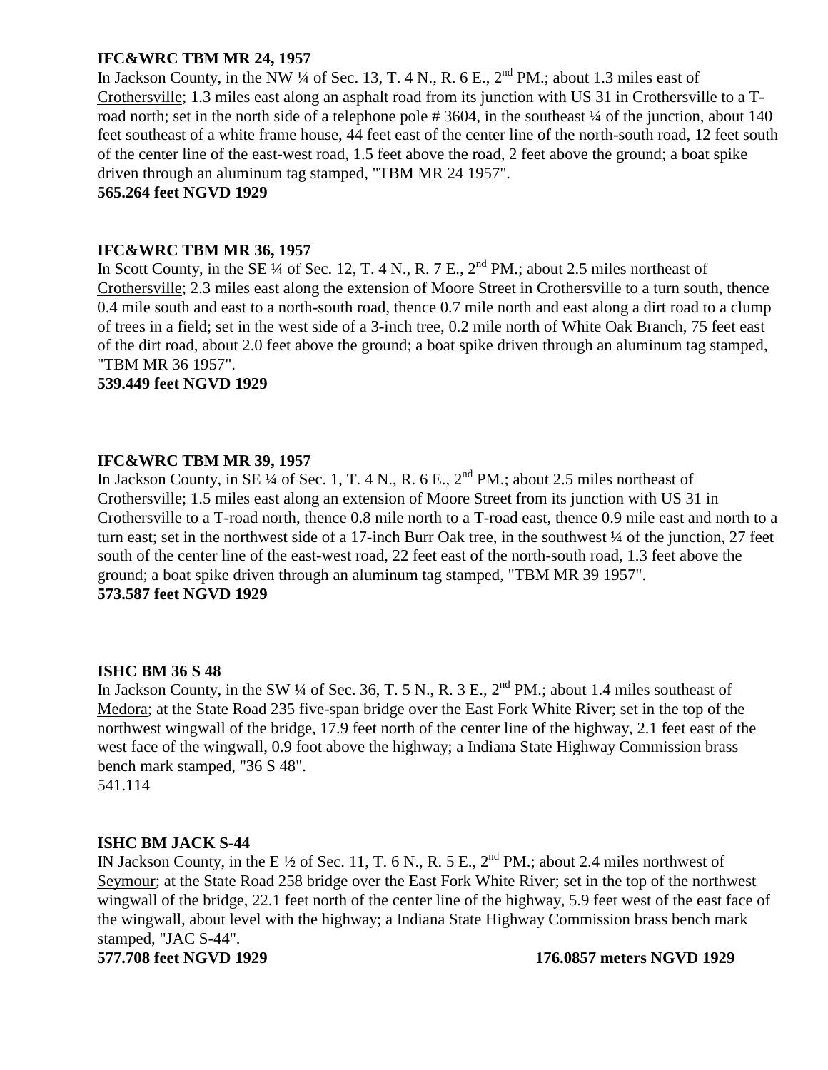**IFC&WRC TBM MR 24, 1957**
In Jackson County, in the NW ¼ of Sec. 13, T. 4 N., R. 6 E., 2nd PM.; about 1.3 miles east of Crothersville; 1.3 miles east along an asphalt road from its junction with US 31 in Crothersville to a T-road north; set in the north side of a telephone pole # 3604, in the southeast ¼ of the junction, about 140 feet southeast of a white frame house, 44 feet east of the center line of the north-south road, 12 feet south of the center line of the east-west road, 1.5 feet above the road, 2 feet above the ground; a boat spike driven through an aluminum tag stamped, "TBM MR 24 1957".
**565.264 feet NGVD 1929**

**IFC&WRC TBM MR 36, 1957**
In Scott County, in the SE ¼ of Sec. 12, T. 4 N., R. 7 E., 2nd PM.; about 2.5 miles northeast of Crothersville; 2.3 miles east along the extension of Moore Street in Crothersville to a turn south, thence 0.4 mile south and east to a north-south road, thence 0.7 mile north and east along a dirt road to a clump of trees in a field; set in the west side of a 3-inch tree, 0.2 mile north of White Oak Branch, 75 feet east of the dirt road, about 2.0 feet above the ground; a boat spike driven through an aluminum tag stamped, "TBM MR 36 1957".
**539.449 feet NGVD 1929**

**IFC&WRC TBM MR 39, 1957**
In Jackson County, in SE ¼ of Sec. 1, T. 4 N., R. 6 E., 2nd PM.; about 2.5 miles northeast of Crothersville; 1.5 miles east along an extension of Moore Street from its junction with US 31 in Crothersville to a T-road north, thence 0.8 mile north to a T-road east, thence 0.9 mile east and north to a turn east; set in the northwest side of a 17-inch Burr Oak tree, in the southwest ¼ of the junction, 27 feet south of the center line of the east-west road, 22 feet east of the north-south road, 1.3 feet above the ground; a boat spike driven through an aluminum tag stamped, "TBM MR 39 1957".
**573.587 feet NGVD 1929**

**ISHC BM 36 S 48**
In Jackson County, in the SW ¼ of Sec. 36, T. 5 N., R. 3 E., 2nd PM.; about 1.4 miles southeast of Medora; at the State Road 235 five-span bridge over the East Fork White River; set in the top of the northwest wingwall of the bridge, 17.9 feet north of the center line of the highway, 2.1 feet east of the west face of the wingwall, 0.9 foot above the highway; a Indiana State Highway Commission brass bench mark stamped, "36 S 48".
541.114

**ISHC BM JACK S-44**
IN Jackson County, in the E ½ of Sec. 11, T. 6 N., R. 5 E., 2nd PM.; about 2.4 miles northwest of Seymour; at the State Road 258 bridge over the East Fork White River; set in the top of the northwest wingwall of the bridge, 22.1 feet north of the center line of the highway, 5.9 feet west of the east face of the wingwall, about level with the highway; a Indiana State Highway Commission brass bench mark stamped, "JAC S-44".
**577.708 feet NGVD 1929** **176.0857 meters NGVD 1929**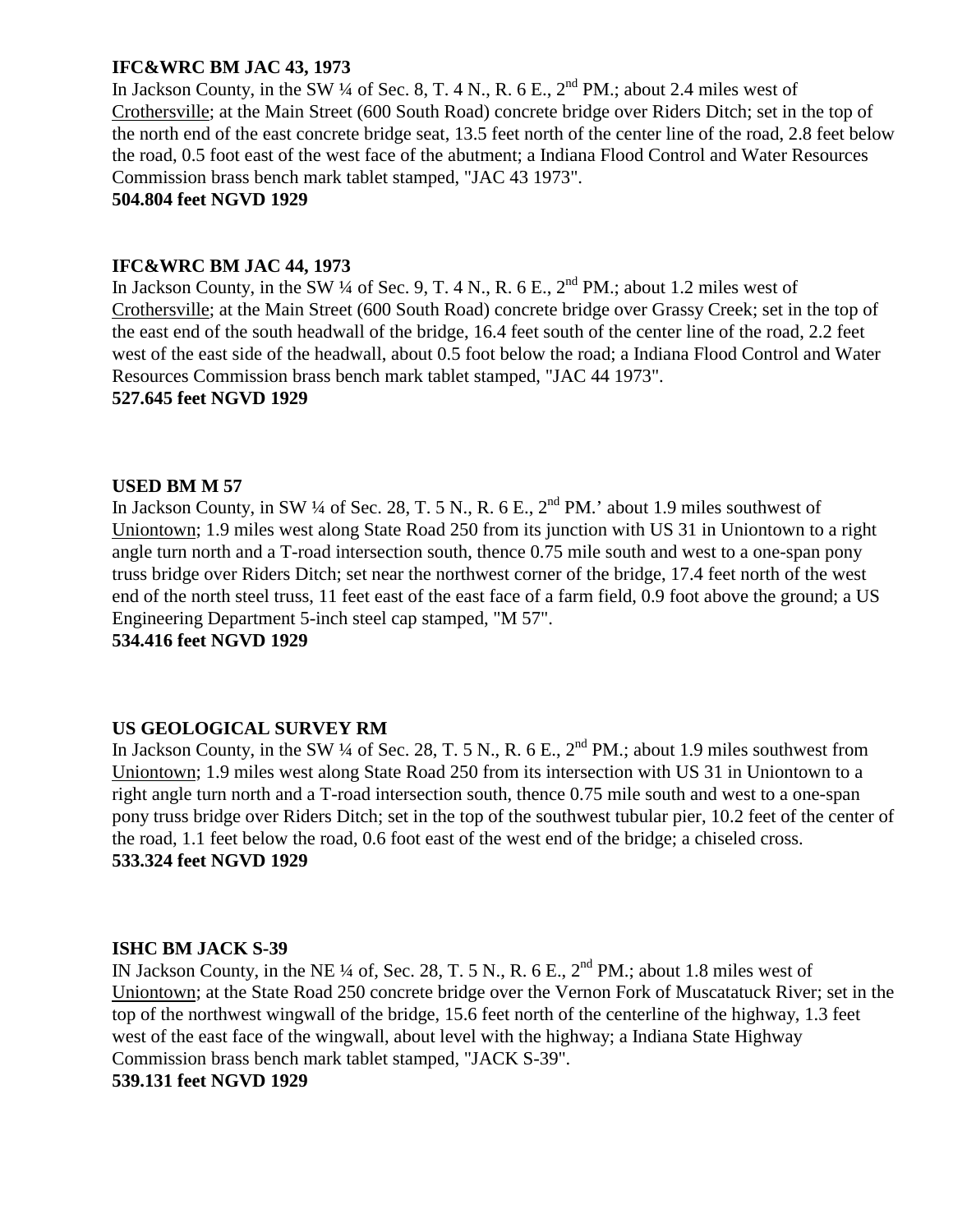**IFC&WRC BM JAC 43, 1973**
In Jackson County, in the SW ¼ of Sec. 8, T. 4 N., R. 6 E., 2nd PM.; about 2.4 miles west of Crothersville; at the Main Street (600 South Road) concrete bridge over Riders Ditch; set in the top of the north end of the east concrete bridge seat, 13.5 feet north of the center line of the road, 2.8 feet below the road, 0.5 foot east of the west face of the abutment; a Indiana Flood Control and Water Resources Commission brass bench mark tablet stamped, "JAC 43 1973".
**504.804 feet NGVD 1929**

**IFC&WRC BM JAC 44, 1973**
In Jackson County, in the SW ¼ of Sec. 9, T. 4 N., R. 6 E., 2nd PM.; about 1.2 miles west of Crothersville; at the Main Street (600 South Road) concrete bridge over Grassy Creek; set in the top of the east end of the south headwall of the bridge, 16.4 feet south of the center line of the road, 2.2 feet west of the east side of the headwall, about 0.5 foot below the road; a Indiana Flood Control and Water Resources Commission brass bench mark tablet stamped, "JAC 44 1973".
**527.645 feet NGVD 1929**

**USED BM M 57**
In Jackson County, in SW ¼ of Sec. 28, T. 5 N., R. 6 E., 2nd PM.' about 1.9 miles southwest of Uniontown; 1.9 miles west along State Road 250 from its junction with US 31 in Uniontown to a right angle turn north and a T-road intersection south, thence 0.75 mile south and west to a one-span pony truss bridge over Riders Ditch; set near the northwest corner of the bridge, 17.4 feet north of the west end of the north steel truss, 11 feet east of the east face of a farm field, 0.9 foot above the ground; a US Engineering Department 5-inch steel cap stamped, "M 57".
**534.416 feet NGVD 1929**

**US GEOLOGICAL SURVEY RM**
In Jackson County, in the SW ¼ of Sec. 28, T. 5 N., R. 6 E., 2nd PM.; about 1.9 miles southwest from Uniontown; 1.9 miles west along State Road 250 from its intersection with US 31 in Uniontown to a right angle turn north and a T-road intersection south, thence 0.75 mile south and west to a one-span pony truss bridge over Riders Ditch; set in the top of the southwest tubular pier, 10.2 feet of the center of the road, 1.1 feet below the road, 0.6 foot east of the west end of the bridge; a chiseled cross.
**533.324 feet NGVD 1929**

**ISHC BM JACK S-39**
IN Jackson County, in the NE ¼ of, Sec. 28, T. 5 N., R. 6 E., 2nd PM.; about 1.8 miles west of Uniontown; at the State Road 250 concrete bridge over the Vernon Fork of Muscatatuck River; set in the top of the northwest wingwall of the bridge, 15.6 feet north of the centerline of the highway, 1.3 feet west of the east face of the wingwall, about level with the highway; a Indiana State Highway Commission brass bench mark tablet stamped, "JACK S-39".
**539.131 feet NGVD 1929**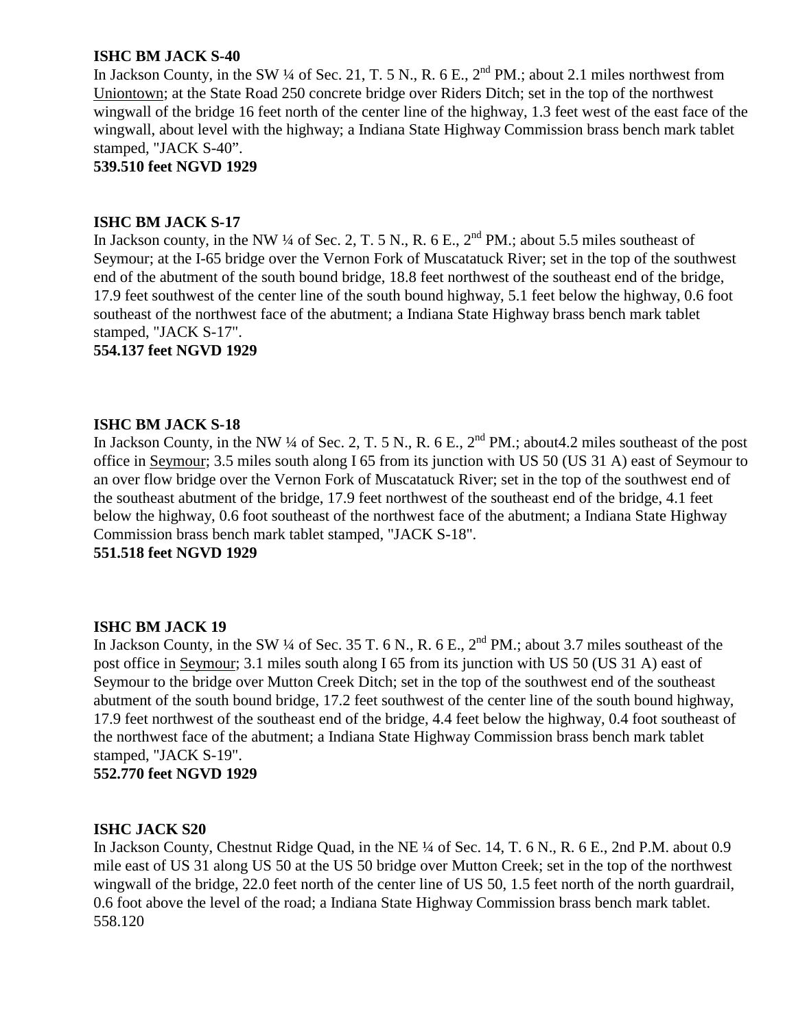**ISHC BM JACK S-40**
In Jackson County, in the SW ¼ of Sec. 21, T. 5 N., R. 6 E., 2nd PM.; about 2.1 miles northwest from Uniontown; at the State Road 250 concrete bridge over Riders Ditch; set in the top of the northwest wingwall of the bridge 16 feet north of the center line of the highway, 1.3 feet west of the east face of the wingwall, about level with the highway; a Indiana State Highway Commission brass bench mark tablet stamped, "JACK S-40".
**539.510 feet NGVD 1929**

**ISHC BM JACK S-17**
In Jackson county, in the NW ¼ of Sec. 2, T. 5 N., R. 6 E., 2nd PM.; about 5.5 miles southeast of Seymour; at the I-65 bridge over the Vernon Fork of Muscatatuck River; set in the top of the southwest end of the abutment of the south bound bridge, 18.8 feet northwest of the southeast end of the bridge, 17.9 feet southwest of the center line of the south bound highway, 5.1 feet below the highway, 0.6 foot southeast of the northwest face of the abutment; a Indiana State Highway brass bench mark tablet stamped, "JACK S-17".
**554.137 feet NGVD 1929**

**ISHC BM JACK S-18**
In Jackson County, in the NW ¼ of Sec. 2, T. 5 N., R. 6 E., 2nd PM.; about4.2 miles southeast of the post office in Seymour; 3.5 miles south along I 65 from its junction with US 50 (US 31 A) east of Seymour to an over flow bridge over the Vernon Fork of Muscatatuck River; set in the top of the southwest end of the southeast abutment of the bridge, 17.9 feet northwest of the southeast end of the bridge, 4.1 feet below the highway, 0.6 foot southeast of the northwest face of the abutment; a Indiana State Highway Commission brass bench mark tablet stamped, "JACK S-18".
**551.518 feet NGVD 1929**

**ISHC BM JACK 19**
In Jackson County, in the SW ¼ of Sec. 35 T. 6 N., R. 6 E., 2nd PM.; about 3.7 miles southeast of the post office in Seymour; 3.1 miles south along I 65 from its junction with US 50 (US 31 A) east of Seymour to the bridge over Mutton Creek Ditch; set in the top of the southwest end of the southeast abutment of the south bound bridge, 17.2 feet southwest of the center line of the south bound highway, 17.9 feet northwest of the southeast end of the bridge, 4.4 feet below the highway, 0.4 foot southeast of the northwest face of the abutment; a Indiana State Highway Commission brass bench mark tablet stamped, "JACK S-19".
**552.770 feet NGVD 1929**

**ISHC JACK S20**
In Jackson County, Chestnut Ridge Quad, in the NE ¼ of Sec. 14, T. 6 N., R. 6 E., 2nd P.M. about 0.9 mile east of US 31 along US 50 at the US 50 bridge over Mutton Creek; set in the top of the northwest wingwall of the bridge, 22.0 feet north of the center line of US 50, 1.5 feet north of the north guardrail, 0.6 foot above the level of the road; a Indiana State Highway Commission brass bench mark tablet.
558.120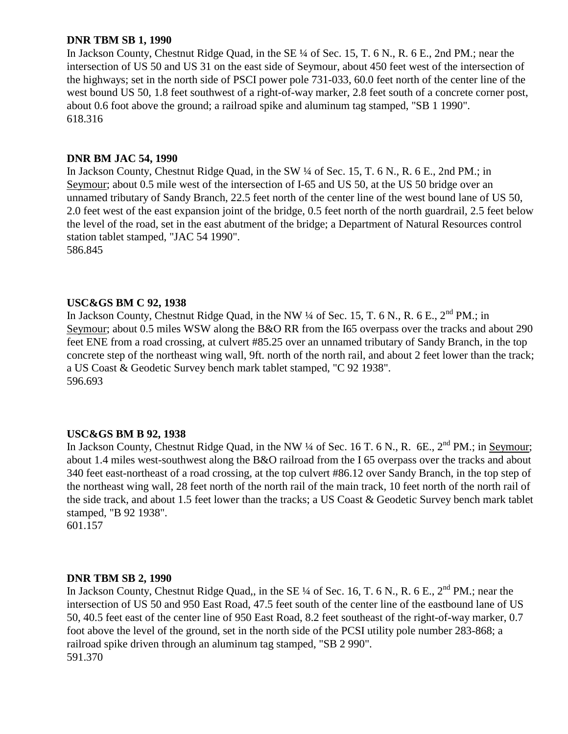**DNR TBM SB 1, 1990**

In Jackson County, Chestnut Ridge Quad, in the SE ¼ of Sec. 15, T. 6 N., R. 6 E., 2nd PM.; near the intersection of US 50 and US 31 on the east side of Seymour, about 450 feet west of the intersection of the highways; set in the north side of PSCI power pole 731-033, 60.0 feet north of the center line of the west bound US 50, 1.8 feet southwest of a right-of-way marker, 2.8 feet south of a concrete corner post, about 0.6 foot above the ground; a railroad spike and aluminum tag stamped, "SB 1 1990".
618.316

**DNR BM JAC 54, 1990**

In Jackson County, Chestnut Ridge Quad, in the SW ¼ of Sec. 15, T. 6 N., R. 6 E., 2nd PM.; in Seymour; about 0.5 mile west of the intersection of I-65 and US 50, at the US 50 bridge over an unnamed tributary of Sandy Branch, 22.5 feet north of the center line of the west bound lane of US 50, 2.0 feet west of the east expansion joint of the bridge, 0.5 feet north of the north guardrail, 2.5 feet below the level of the road, set in the east abutment of the bridge; a Department of Natural Resources control station tablet stamped, "JAC 54 1990".
586.845

**USC&GS BM C 92, 1938**

In Jackson County, Chestnut Ridge Quad, in the NW ¼ of Sec. 15, T. 6 N., R. 6 E., 2nd PM.; in Seymour; about 0.5 miles WSW along the B&O RR from the I65 overpass over the tracks and about 290 feet ENE from a road crossing, at culvert #85.25 over an unnamed tributary of Sandy Branch, in the top concrete step of the northeast wing wall, 9ft. north of the north rail, and about 2 feet lower than the track; a US Coast & Geodetic Survey bench mark tablet stamped, "C 92 1938".
596.693

**USC&GS BM B 92, 1938**

In Jackson County, Chestnut Ridge Quad, in the NW ¼ of Sec. 16 T. 6 N., R. 6E., 2nd PM.; in Seymour; about 1.4 miles west-southwest along the B&O railroad from the I 65 overpass over the tracks and about 340 feet east-northeast of a road crossing, at the top culvert #86.12 over Sandy Branch, in the top step of the northeast wing wall, 28 feet north of the north rail of the main track, 10 feet north of the north rail of the side track, and about 1.5 feet lower than the tracks; a US Coast & Geodetic Survey bench mark tablet stamped, "B 92 1938".
601.157

**DNR TBM SB 2, 1990**

In Jackson County, Chestnut Ridge Quad,, in the SE ¼ of Sec. 16, T. 6 N., R. 6 E., 2nd PM.; near the intersection of US 50 and 950 East Road, 47.5 feet south of the center line of the eastbound lane of US 50, 40.5 feet east of the center line of 950 East Road, 8.2 feet southeast of the right-of-way marker, 0.7 foot above the level of the ground, set in the north side of the PCSI utility pole number 283-868; a railroad spike driven through an aluminum tag stamped, "SB 2 990".
591.370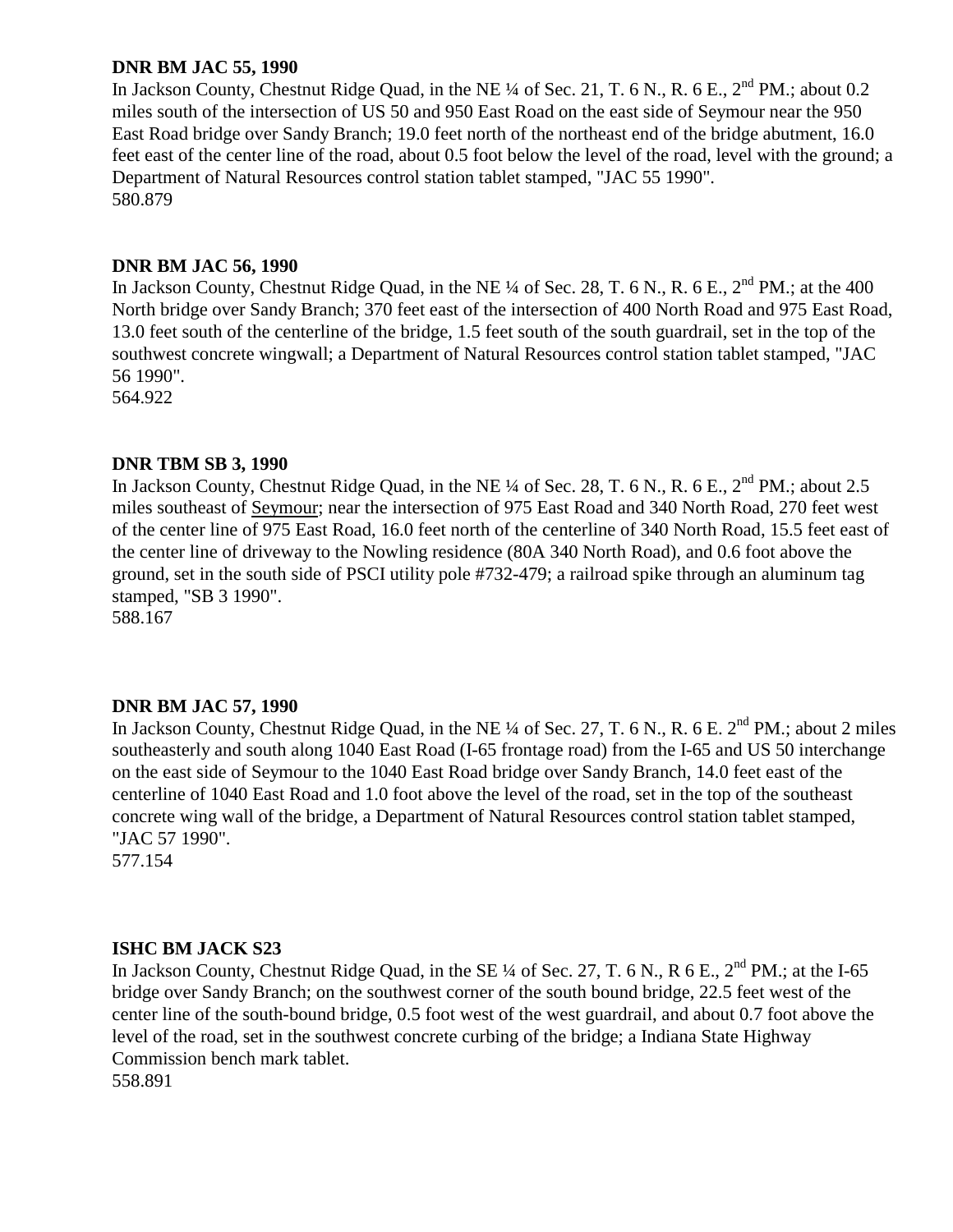**DNR BM JAC 55, 1990**

In Jackson County, Chestnut Ridge Quad, in the NE ¼ of Sec. 21, T. 6 N., R. 6 E., 2nd PM.; about 0.2 miles south of the intersection of US 50 and 950 East Road on the east side of Seymour near the 950 East Road bridge over Sandy Branch; 19.0 feet north of the northeast end of the bridge abutment, 16.0 feet east of the center line of the road, about 0.5 foot below the level of the road, level with the ground; a Department of Natural Resources control station tablet stamped, "JAC 55 1990".

580.879

**DNR BM JAC 56, 1990**

In Jackson County, Chestnut Ridge Quad, in the NE ¼ of Sec. 28, T. 6 N., R. 6 E., 2nd PM.; at the 400 North bridge over Sandy Branch; 370 feet east of the intersection of 400 North Road and 975 East Road, 13.0 feet south of the centerline of the bridge, 1.5 feet south of the south guardrail, set in the top of the southwest concrete wingwall; a Department of Natural Resources control station tablet stamped, "JAC 56 1990".

564.922

**DNR TBM SB 3, 1990**

In Jackson County, Chestnut Ridge Quad, in the NE ¼ of Sec. 28, T. 6 N., R. 6 E., 2nd PM.; about 2.5 miles southeast of Seymour; near the intersection of 975 East Road and 340 North Road, 270 feet west of the center line of 975 East Road, 16.0 feet north of the centerline of 340 North Road, 15.5 feet east of the center line of driveway to the Nowling residence (80A 340 North Road), and 0.6 foot above the ground, set in the south side of PSCI utility pole #732-479; a railroad spike through an aluminum tag stamped, "SB 3 1990".

588.167

**DNR BM JAC 57, 1990**

In Jackson County, Chestnut Ridge Quad, in the NE ¼ of Sec. 27, T. 6 N., R. 6 E. 2nd PM.; about 2 miles southeasterly and south along 1040 East Road (I-65 frontage road) from the I-65 and US 50 interchange on the east side of Seymour to the 1040 East Road bridge over Sandy Branch, 14.0 feet east of the centerline of 1040 East Road and 1.0 foot above the level of the road, set in the top of the southeast concrete wing wall of the bridge, a Department of Natural Resources control station tablet stamped, "JAC 57 1990".

577.154

**ISHC BM JACK S23**

In Jackson County, Chestnut Ridge Quad, in the SE ¼ of Sec. 27, T. 6 N., R 6 E., 2nd PM.; at the I-65 bridge over Sandy Branch; on the southwest corner of the south bound bridge, 22.5 feet west of the center line of the south-bound bridge, 0.5 foot west of the west guardrail, and about 0.7 foot above the level of the road, set in the southwest concrete curbing of the bridge; a Indiana State Highway Commission bench mark tablet.

558.891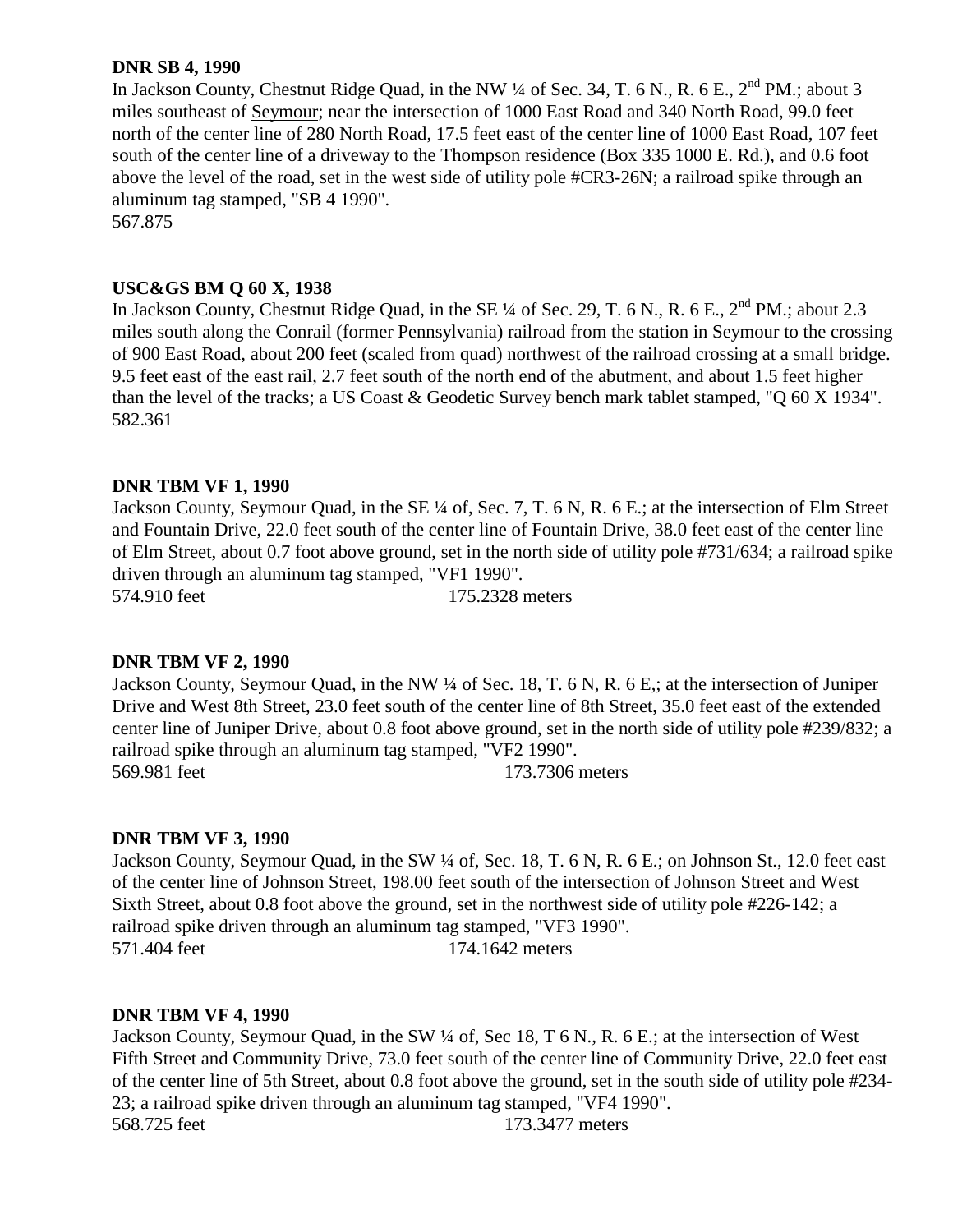**DNR SB 4, 1990**

In Jackson County, Chestnut Ridge Quad, in the NW ¼ of Sec. 34, T. 6 N., R. 6 E., 2nd PM.; about 3 miles southeast of Seymour; near the intersection of 1000 East Road and 340 North Road, 99.0 feet north of the center line of 280 North Road, 17.5 feet east of the center line of 1000 East Road, 107 feet south of the center line of a driveway to the Thompson residence (Box 335 1000 E. Rd.), and 0.6 foot above the level of the road, set in the west side of utility pole #CR3-26N; a railroad spike through an aluminum tag stamped, "SB 4 1990".

567.875

**USC&GS BM Q 60 X, 1938**

In Jackson County, Chestnut Ridge Quad, in the SE ¼ of Sec. 29, T. 6 N., R. 6 E., 2nd PM.; about 2.3 miles south along the Conrail (former Pennsylvania) railroad from the station in Seymour to the crossing of 900 East Road, about 200 feet (scaled from quad) northwest of the railroad crossing at a small bridge. 9.5 feet east of the east rail, 2.7 feet south of the north end of the abutment, and about 1.5 feet higher than the level of the tracks; a US Coast & Geodetic Survey bench mark tablet stamped, "Q 60 X 1934".

582.361

**DNR TBM VF 1, 1990**

Jackson County, Seymour Quad, in the SE ¼ of, Sec. 7, T. 6 N, R. 6 E.; at the intersection of Elm Street and Fountain Drive, 22.0 feet south of the center line of Fountain Drive, 38.0 feet east of the center line of Elm Street, about 0.7 foot above ground, set in the north side of utility pole #731/634; a railroad spike driven through an aluminum tag stamped, "VF1 1990".

574.910 feet 175.2328 meters

**DNR TBM VF 2, 1990**

Jackson County, Seymour Quad, in the NW ¼ of Sec. 18, T. 6 N, R. 6 E,; at the intersection of Juniper Drive and West 8th Street, 23.0 feet south of the center line of 8th Street, 35.0 feet east of the extended center line of Juniper Drive, about 0.8 foot above ground, set in the north side of utility pole #239/832; a railroad spike through an aluminum tag stamped, "VF2 1990".

569.981 feet 173.7306 meters

**DNR TBM VF 3, 1990**

Jackson County, Seymour Quad, in the SW ¼ of, Sec. 18, T. 6 N, R. 6 E.; on Johnson St., 12.0 feet east of the center line of Johnson Street, 198.00 feet south of the intersection of Johnson Street and West Sixth Street, about 0.8 foot above the ground, set in the northwest side of utility pole #226-142; a railroad spike driven through an aluminum tag stamped, "VF3 1990".

571.404 feet 174.1642 meters

**DNR TBM VF 4, 1990**

Jackson County, Seymour Quad, in the SW ¼ of, Sec 18, T 6 N., R. 6 E.; at the intersection of West Fifth Street and Community Drive, 73.0 feet south of the center line of Community Drive, 22.0 feet east of the center line of 5th Street, about 0.8 foot above the ground, set in the south side of utility pole #234-23; a railroad spike driven through an aluminum tag stamped, "VF4 1990".

568.725 feet 173.3477 meters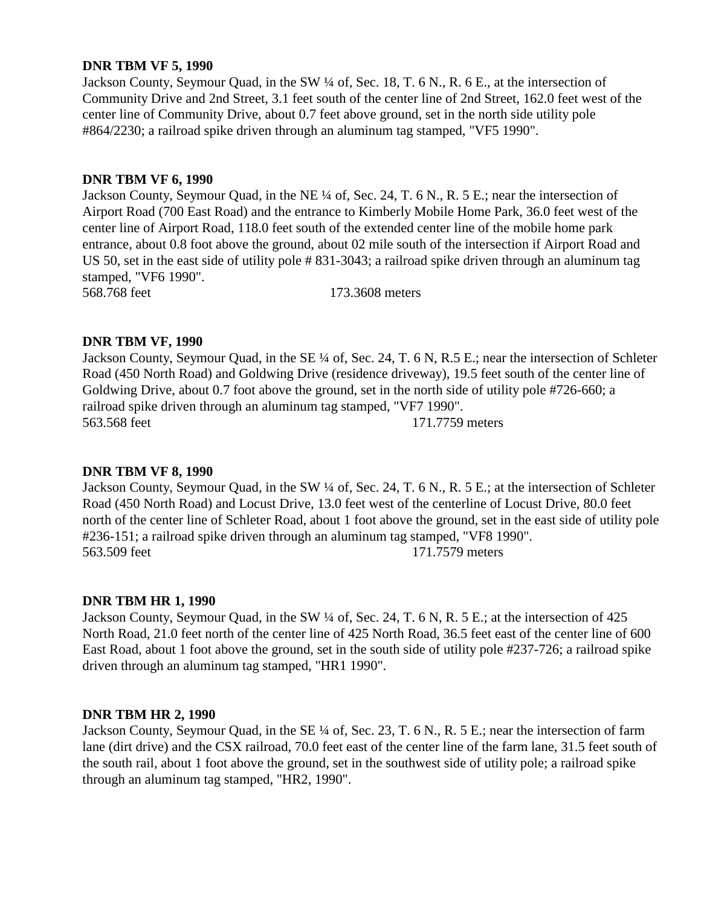**DNR TBM VF 5, 1990**

Jackson County, Seymour Quad, in the SW ¼ of, Sec. 18, T. 6 N., R. 6 E., at the intersection of Community Drive and 2nd Street, 3.1 feet south of the center line of 2nd Street, 162.0 feet west of the center line of Community Drive, about 0.7 feet above ground, set in the north side utility pole #864/2230; a railroad spike driven through an aluminum tag stamped, "VF5 1990".

**DNR TBM VF 6, 1990**

Jackson County, Seymour Quad, in the NE ¼ of, Sec. 24, T. 6 N., R. 5 E.; near the intersection of Airport Road (700 East Road) and the entrance to Kimberly Mobile Home Park, 36.0 feet west of the center line of Airport Road, 118.0 feet south of the extended center line of the mobile home park entrance, about 0.8 foot above the ground, about 02 mile south of the intersection if Airport Road and US 50, set in the east side of utility pole # 831-3043; a railroad spike driven through an aluminum tag stamped, "VF6 1990".

568.768 feet 173.3608 meters

**DNR TBM VF, 1990**

Jackson County, Seymour Quad, in the SE ¼ of, Sec. 24, T. 6 N, R.5 E.; near the intersection of Schleter Road (450 North Road) and Goldwing Drive (residence driveway), 19.5 feet south of the center line of Goldwing Drive, about 0.7 foot above the ground, set in the north side of utility pole #726-660; a railroad spike driven through an aluminum tag stamped, "VF7 1990".

563.568 feet 171.7759 meters

**DNR TBM VF 8, 1990**

Jackson County, Seymour Quad, in the SW ¼ of, Sec. 24, T. 6 N., R. 5 E.; at the intersection of Schleter Road (450 North Road) and Locust Drive, 13.0 feet west of the centerline of Locust Drive, 80.0 feet north of the center line of Schleter Road, about 1 foot above the ground, set in the east side of utility pole #236-151; a railroad spike driven through an aluminum tag stamped, "VF8 1990".

563.509 feet 171.7579 meters

**DNR TBM HR 1, 1990**

Jackson County, Seymour Quad, in the SW ¼ of, Sec. 24, T. 6 N, R. 5 E.; at the intersection of 425 North Road, 21.0 feet north of the center line of 425 North Road, 36.5 feet east of the center line of 600 East Road, about 1 foot above the ground, set in the south side of utility pole #237-726; a railroad spike driven through an aluminum tag stamped, "HR1 1990".

**DNR TBM HR 2, 1990**

Jackson County, Seymour Quad, in the SE ¼ of, Sec. 23, T. 6 N., R. 5 E.; near the intersection of farm lane (dirt drive) and the CSX railroad, 70.0 feet east of the center line of the farm lane, 31.5 feet south of the south rail, about 1 foot above the ground, set in the southwest side of utility pole; a railroad spike through an aluminum tag stamped, "HR2, 1990".